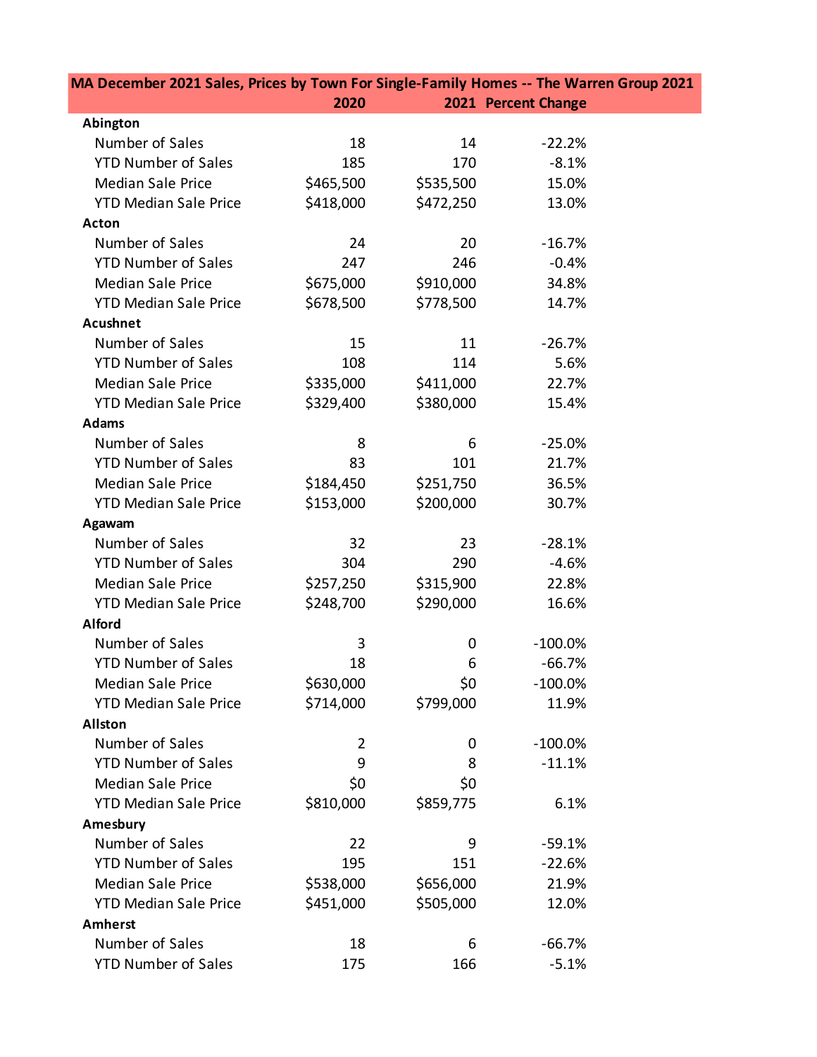| MA December 2021 Sales, Prices by Town For Single-Family Homes -- The Warren Group 2021 | | | |
|---|---|---|---|
| | 2020 | 2021 | Percent Change |
| **Abington** | | | |
| Number of Sales | 18 | 14 | -22.2% |
| YTD Number of Sales | 185 | 170 | -8.1% |
| Median Sale Price | $465,500 | $535,500 | 15.0% |
| YTD Median Sale Price | $418,000 | $472,250 | 13.0% |
| **Acton** | | | |
| Number of Sales | 24 | 20 | -16.7% |
| YTD Number of Sales | 247 | 246 | -0.4% |
| Median Sale Price | $675,000 | $910,000 | 34.8% |
| YTD Median Sale Price | $678,500 | $778,500 | 14.7% |
| **Acushnet** | | | |
| Number of Sales | 15 | 11 | -26.7% |
| YTD Number of Sales | 108 | 114 | 5.6% |
| Median Sale Price | $335,000 | $411,000 | 22.7% |
| YTD Median Sale Price | $329,400 | $380,000 | 15.4% |
| **Adams** | | | |
| Number of Sales | 8 | 6 | -25.0% |
| YTD Number of Sales | 83 | 101 | 21.7% |
| Median Sale Price | $184,450 | $251,750 | 36.5% |
| YTD Median Sale Price | $153,000 | $200,000 | 30.7% |
| **Agawam** | | | |
| Number of Sales | 32 | 23 | -28.1% |
| YTD Number of Sales | 304 | 290 | -4.6% |
| Median Sale Price | $257,250 | $315,900 | 22.8% |
| YTD Median Sale Price | $248,700 | $290,000 | 16.6% |
| **Alford** | | | |
| Number of Sales | 3 | 0 | -100.0% |
| YTD Number of Sales | 18 | 6 | -66.7% |
| Median Sale Price | $630,000 | $0 | -100.0% |
| YTD Median Sale Price | $714,000 | $799,000 | 11.9% |
| **Allston** | | | |
| Number of Sales | 2 | 0 | -100.0% |
| YTD Number of Sales | 9 | 8 | -11.1% |
| Median Sale Price | $0 | $0 | |
| YTD Median Sale Price | $810,000 | $859,775 | 6.1% |
| **Amesbury** | | | |
| Number of Sales | 22 | 9 | -59.1% |
| YTD Number of Sales | 195 | 151 | -22.6% |
| Median Sale Price | $538,000 | $656,000 | 21.9% |
| YTD Median Sale Price | $451,000 | $505,000 | 12.0% |
| **Amherst** | | | |
| Number of Sales | 18 | 6 | -66.7% |
| YTD Number of Sales | 175 | 166 | -5.1% |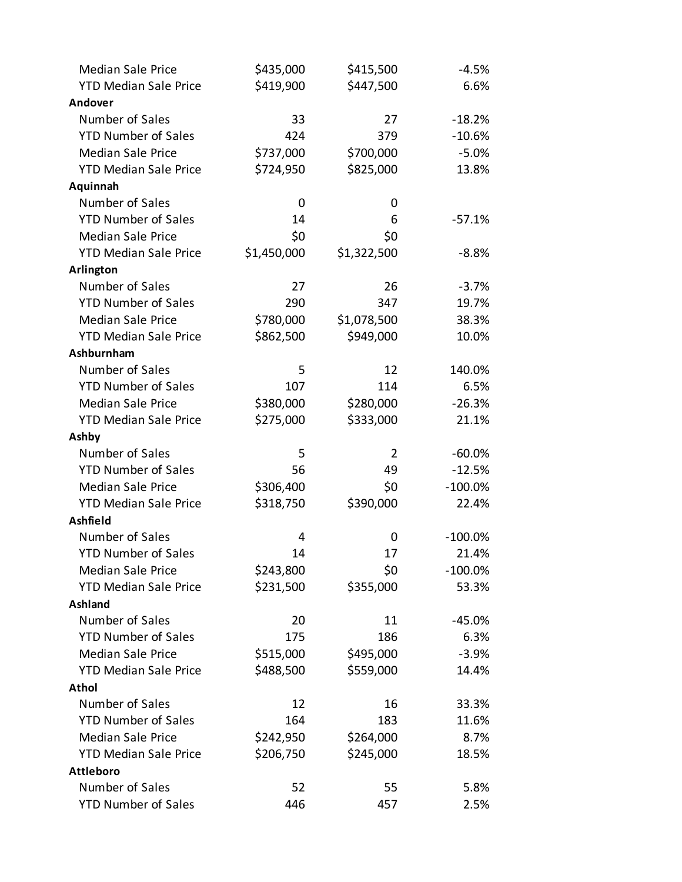| | | | |
|---|---|---|---|
| Median Sale Price | $435,000 | $415,500 | -4.5% |
| YTD Median Sale Price | $419,900 | $447,500 | 6.6% |
| **Andover** | | | |
| Number of Sales | 33 | 27 | -18.2% |
| YTD Number of Sales | 424 | 379 | -10.6% |
| Median Sale Price | $737,000 | $700,000 | -5.0% |
| YTD Median Sale Price | $724,950 | $825,000 | 13.8% |
| **Aquinnah** | | | |
| Number of Sales | 0 | 0 | |
| YTD Number of Sales | 14 | 6 | -57.1% |
| Median Sale Price | $0 | $0 | |
| YTD Median Sale Price | $1,450,000 | $1,322,500 | -8.8% |
| **Arlington** | | | |
| Number of Sales | 27 | 26 | -3.7% |
| YTD Number of Sales | 290 | 347 | 19.7% |
| Median Sale Price | $780,000 | $1,078,500 | 38.3% |
| YTD Median Sale Price | $862,500 | $949,000 | 10.0% |
| **Ashburnham** | | | |
| Number of Sales | 5 | 12 | 140.0% |
| YTD Number of Sales | 107 | 114 | 6.5% |
| Median Sale Price | $380,000 | $280,000 | -26.3% |
| YTD Median Sale Price | $275,000 | $333,000 | 21.1% |
| **Ashby** | | | |
| Number of Sales | 5 | 2 | -60.0% |
| YTD Number of Sales | 56 | 49 | -12.5% |
| Median Sale Price | $306,400 | $0 | -100.0% |
| YTD Median Sale Price | $318,750 | $390,000 | 22.4% |
| **Ashfield** | | | |
| Number of Sales | 4 | 0 | -100.0% |
| YTD Number of Sales | 14 | 17 | 21.4% |
| Median Sale Price | $243,800 | $0 | -100.0% |
| YTD Median Sale Price | $231,500 | $355,000 | 53.3% |
| **Ashland** | | | |
| Number of Sales | 20 | 11 | -45.0% |
| YTD Number of Sales | 175 | 186 | 6.3% |
| Median Sale Price | $515,000 | $495,000 | -3.9% |
| YTD Median Sale Price | $488,500 | $559,000 | 14.4% |
| **Athol** | | | |
| Number of Sales | 12 | 16 | 33.3% |
| YTD Number of Sales | 164 | 183 | 11.6% |
| Median Sale Price | $242,950 | $264,000 | 8.7% |
| YTD Median Sale Price | $206,750 | $245,000 | 18.5% |
| **Attleboro** | | | |
| Number of Sales | 52 | 55 | 5.8% |
| YTD Number of Sales | 446 | 457 | 2.5% |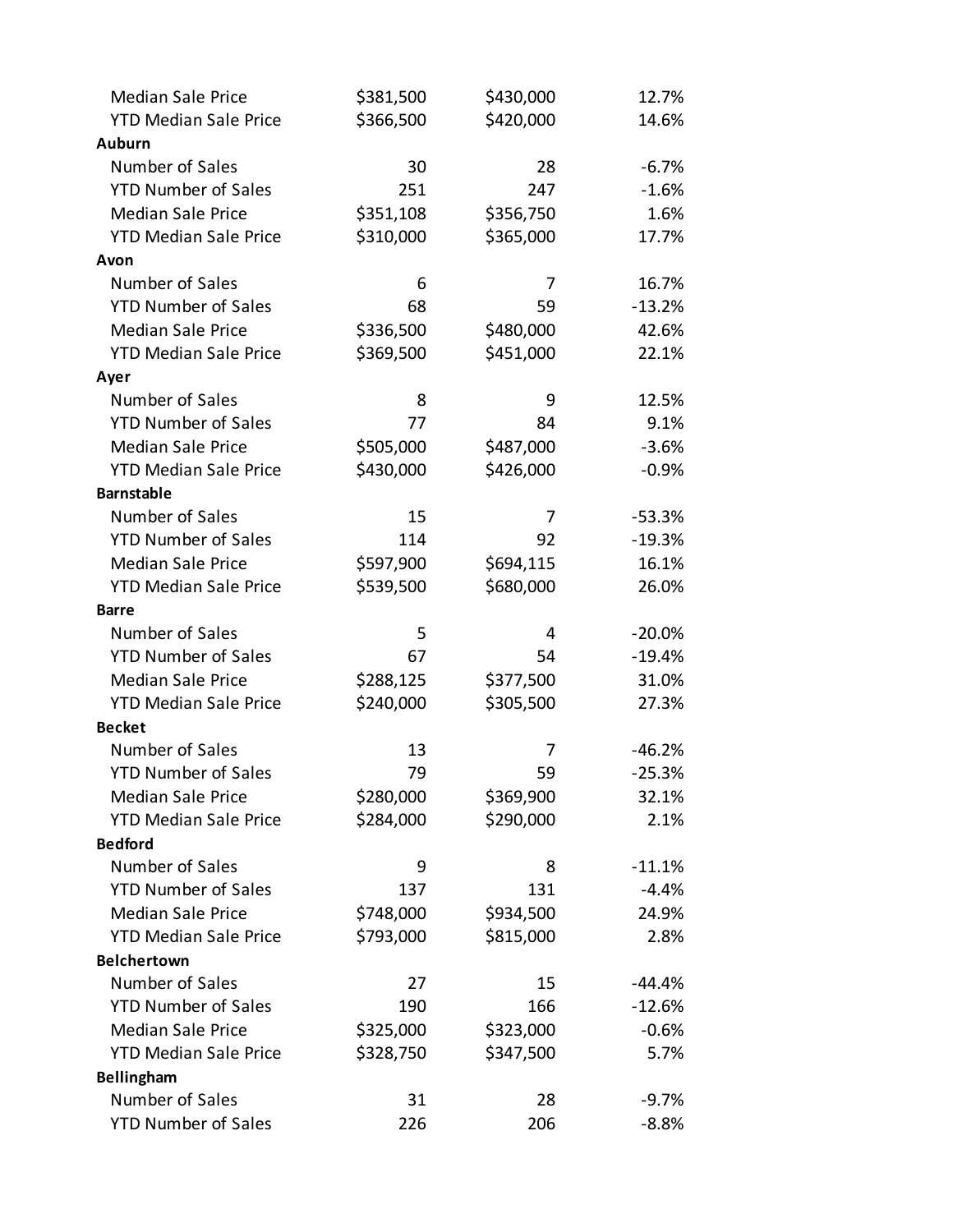| | | | |
|---|---|---|---|
| Median Sale Price | $381,500 | $430,000 | 12.7% |
| YTD Median Sale Price | $366,500 | $420,000 | 14.6% |
| **Auburn** | | | |
| Number of Sales | 30 | 28 | -6.7% |
| YTD Number of Sales | 251 | 247 | -1.6% |
| Median Sale Price | $351,108 | $356,750 | 1.6% |
| YTD Median Sale Price | $310,000 | $365,000 | 17.7% |
| **Avon** | | | |
| Number of Sales | 6 | 7 | 16.7% |
| YTD Number of Sales | 68 | 59 | -13.2% |
| Median Sale Price | $336,500 | $480,000 | 42.6% |
| YTD Median Sale Price | $369,500 | $451,000 | 22.1% |
| **Ayer** | | | |
| Number of Sales | 8 | 9 | 12.5% |
| YTD Number of Sales | 77 | 84 | 9.1% |
| Median Sale Price | $505,000 | $487,000 | -3.6% |
| YTD Median Sale Price | $430,000 | $426,000 | -0.9% |
| **Barnstable** | | | |
| Number of Sales | 15 | 7 | -53.3% |
| YTD Number of Sales | 114 | 92 | -19.3% |
| Median Sale Price | $597,900 | $694,115 | 16.1% |
| YTD Median Sale Price | $539,500 | $680,000 | 26.0% |
| **Barre** | | | |
| Number of Sales | 5 | 4 | -20.0% |
| YTD Number of Sales | 67 | 54 | -19.4% |
| Median Sale Price | $288,125 | $377,500 | 31.0% |
| YTD Median Sale Price | $240,000 | $305,500 | 27.3% |
| **Becket** | | | |
| Number of Sales | 13 | 7 | -46.2% |
| YTD Number of Sales | 79 | 59 | -25.3% |
| Median Sale Price | $280,000 | $369,900 | 32.1% |
| YTD Median Sale Price | $284,000 | $290,000 | 2.1% |
| **Bedford** | | | |
| Number of Sales | 9 | 8 | -11.1% |
| YTD Number of Sales | 137 | 131 | -4.4% |
| Median Sale Price | $748,000 | $934,500 | 24.9% |
| YTD Median Sale Price | $793,000 | $815,000 | 2.8% |
| **Belchertown** | | | |
| Number of Sales | 27 | 15 | -44.4% |
| YTD Number of Sales | 190 | 166 | -12.6% |
| Median Sale Price | $325,000 | $323,000 | -0.6% |
| YTD Median Sale Price | $328,750 | $347,500 | 5.7% |
| **Bellingham** | | | |
| Number of Sales | 31 | 28 | -9.7% |
| YTD Number of Sales | 226 | 206 | -8.8% |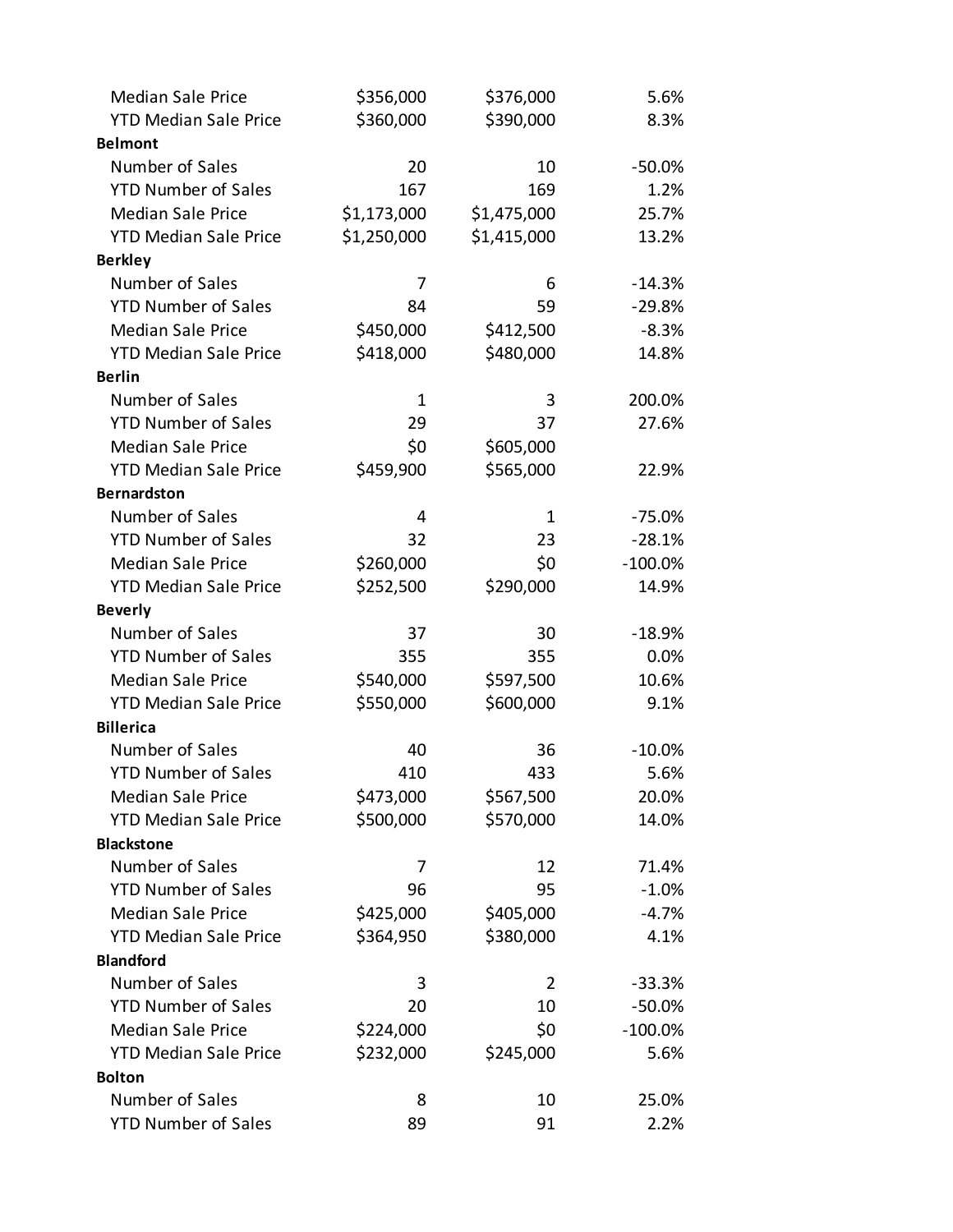| | | | |
|---|---|---|---|
| Median Sale Price | $356,000 | $376,000 | 5.6% |
| YTD Median Sale Price | $360,000 | $390,000 | 8.3% |
| **Belmont** | | | |
| Number of Sales | 20 | 10 | -50.0% |
| YTD Number of Sales | 167 | 169 | 1.2% |
| Median Sale Price | $1,173,000 | $1,475,000 | 25.7% |
| YTD Median Sale Price | $1,250,000 | $1,415,000 | 13.2% |
| **Berkley** | | | |
| Number of Sales | 7 | 6 | -14.3% |
| YTD Number of Sales | 84 | 59 | -29.8% |
| Median Sale Price | $450,000 | $412,500 | -8.3% |
| YTD Median Sale Price | $418,000 | $480,000 | 14.8% |
| **Berlin** | | | |
| Number of Sales | 1 | 3 | 200.0% |
| YTD Number of Sales | 29 | 37 | 27.6% |
| Median Sale Price | $0 | $605,000 | |
| YTD Median Sale Price | $459,900 | $565,000 | 22.9% |
| **Bernardston** | | | |
| Number of Sales | 4 | 1 | -75.0% |
| YTD Number of Sales | 32 | 23 | -28.1% |
| Median Sale Price | $260,000 | $0 | -100.0% |
| YTD Median Sale Price | $252,500 | $290,000 | 14.9% |
| **Beverly** | | | |
| Number of Sales | 37 | 30 | -18.9% |
| YTD Number of Sales | 355 | 355 | 0.0% |
| Median Sale Price | $540,000 | $597,500 | 10.6% |
| YTD Median Sale Price | $550,000 | $600,000 | 9.1% |
| **Billerica** | | | |
| Number of Sales | 40 | 36 | -10.0% |
| YTD Number of Sales | 410 | 433 | 5.6% |
| Median Sale Price | $473,000 | $567,500 | 20.0% |
| YTD Median Sale Price | $500,000 | $570,000 | 14.0% |
| **Blackstone** | | | |
| Number of Sales | 7 | 12 | 71.4% |
| YTD Number of Sales | 96 | 95 | -1.0% |
| Median Sale Price | $425,000 | $405,000 | -4.7% |
| YTD Median Sale Price | $364,950 | $380,000 | 4.1% |
| **Blandford** | | | |
| Number of Sales | 3 | 2 | -33.3% |
| YTD Number of Sales | 20 | 10 | -50.0% |
| Median Sale Price | $224,000 | $0 | -100.0% |
| YTD Median Sale Price | $232,000 | $245,000 | 5.6% |
| **Bolton** | | | |
| Number of Sales | 8 | 10 | 25.0% |
| YTD Number of Sales | 89 | 91 | 2.2% |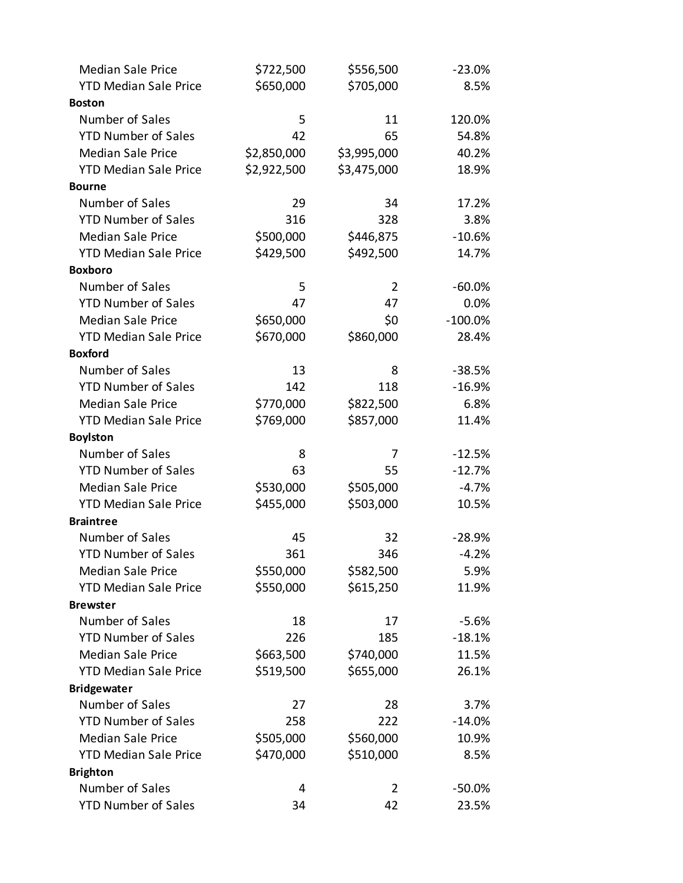| | | | |
|---|---|---|---|
| Median Sale Price | $722,500 | $556,500 | -23.0% |
| YTD Median Sale Price | $650,000 | $705,000 | 8.5% |
| **Boston** | | | |
| Number of Sales | 5 | 11 | 120.0% |
| YTD Number of Sales | 42 | 65 | 54.8% |
| Median Sale Price | $2,850,000 | $3,995,000 | 40.2% |
| YTD Median Sale Price | $2,922,500 | $3,475,000 | 18.9% |
| **Bourne** | | | |
| Number of Sales | 29 | 34 | 17.2% |
| YTD Number of Sales | 316 | 328 | 3.8% |
| Median Sale Price | $500,000 | $446,875 | -10.6% |
| YTD Median Sale Price | $429,500 | $492,500 | 14.7% |
| **Boxboro** | | | |
| Number of Sales | 5 | 2 | -60.0% |
| YTD Number of Sales | 47 | 47 | 0.0% |
| Median Sale Price | $650,000 | $0 | -100.0% |
| YTD Median Sale Price | $670,000 | $860,000 | 28.4% |
| **Boxford** | | | |
| Number of Sales | 13 | 8 | -38.5% |
| YTD Number of Sales | 142 | 118 | -16.9% |
| Median Sale Price | $770,000 | $822,500 | 6.8% |
| YTD Median Sale Price | $769,000 | $857,000 | 11.4% |
| **Boylston** | | | |
| Number of Sales | 8 | 7 | -12.5% |
| YTD Number of Sales | 63 | 55 | -12.7% |
| Median Sale Price | $530,000 | $505,000 | -4.7% |
| YTD Median Sale Price | $455,000 | $503,000 | 10.5% |
| **Braintree** | | | |
| Number of Sales | 45 | 32 | -28.9% |
| YTD Number of Sales | 361 | 346 | -4.2% |
| Median Sale Price | $550,000 | $582,500 | 5.9% |
| YTD Median Sale Price | $550,000 | $615,250 | 11.9% |
| **Brewster** | | | |
| Number of Sales | 18 | 17 | -5.6% |
| YTD Number of Sales | 226 | 185 | -18.1% |
| Median Sale Price | $663,500 | $740,000 | 11.5% |
| YTD Median Sale Price | $519,500 | $655,000 | 26.1% |
| **Bridgewater** | | | |
| Number of Sales | 27 | 28 | 3.7% |
| YTD Number of Sales | 258 | 222 | -14.0% |
| Median Sale Price | $505,000 | $560,000 | 10.9% |
| YTD Median Sale Price | $470,000 | $510,000 | 8.5% |
| **Brighton** | | | |
| Number of Sales | 4 | 2 | -50.0% |
| YTD Number of Sales | 34 | 42 | 23.5% |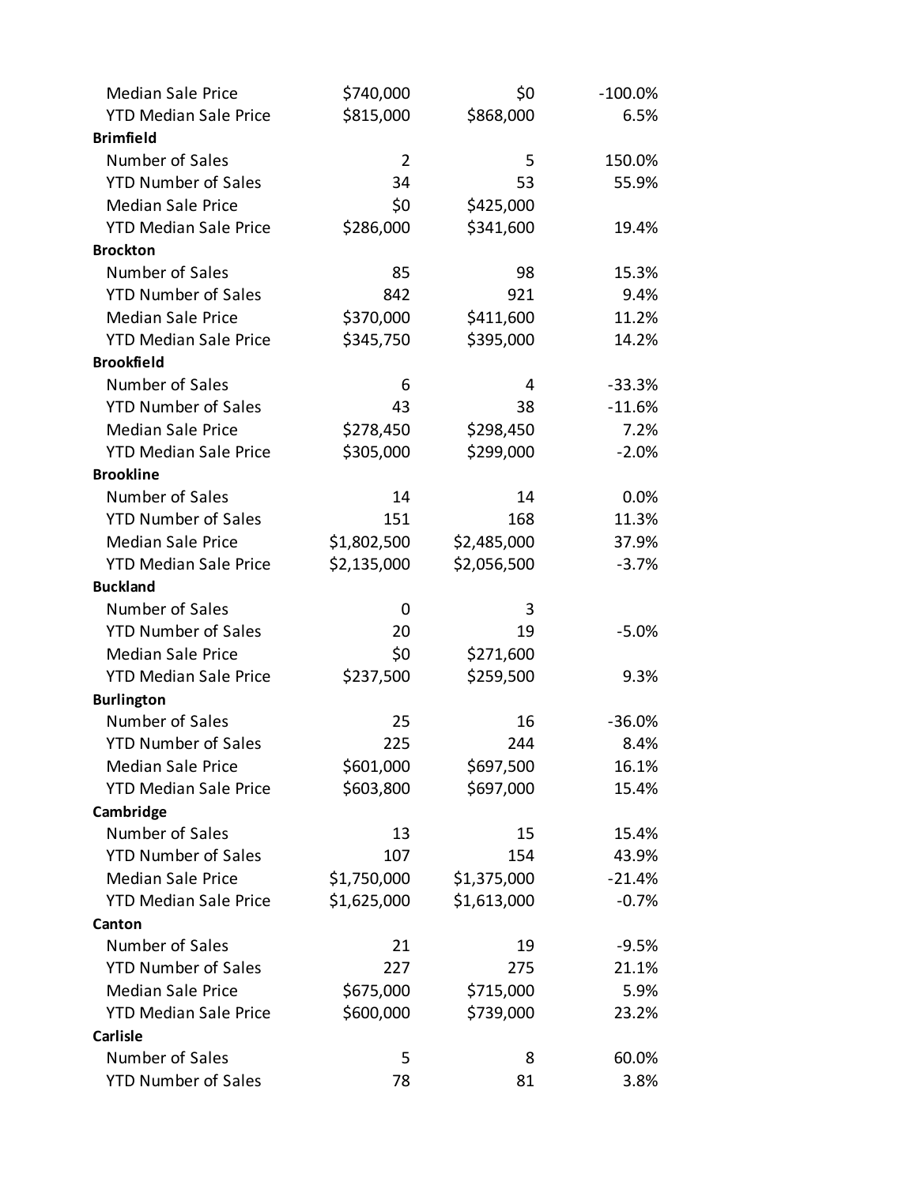| | | | |
|---|---|---|---|
| Median Sale Price | $740,000 | $0 | -100.0% |
| YTD Median Sale Price | $815,000 | $868,000 | 6.5% |
| **Brimfield** | | | |
| Number of Sales | 2 | 5 | 150.0% |
| YTD Number of Sales | 34 | 53 | 55.9% |
| Median Sale Price | $0 | $425,000 | |
| YTD Median Sale Price | $286,000 | $341,600 | 19.4% |
| **Brockton** | | | |
| Number of Sales | 85 | 98 | 15.3% |
| YTD Number of Sales | 842 | 921 | 9.4% |
| Median Sale Price | $370,000 | $411,600 | 11.2% |
| YTD Median Sale Price | $345,750 | $395,000 | 14.2% |
| **Brookfield** | | | |
| Number of Sales | 6 | 4 | -33.3% |
| YTD Number of Sales | 43 | 38 | -11.6% |
| Median Sale Price | $278,450 | $298,450 | 7.2% |
| YTD Median Sale Price | $305,000 | $299,000 | -2.0% |
| **Brookline** | | | |
| Number of Sales | 14 | 14 | 0.0% |
| YTD Number of Sales | 151 | 168 | 11.3% |
| Median Sale Price | $1,802,500 | $2,485,000 | 37.9% |
| YTD Median Sale Price | $2,135,000 | $2,056,500 | -3.7% |
| **Buckland** | | | |
| Number of Sales | 0 | 3 | |
| YTD Number of Sales | 20 | 19 | -5.0% |
| Median Sale Price | $0 | $271,600 | |
| YTD Median Sale Price | $237,500 | $259,500 | 9.3% |
| **Burlington** | | | |
| Number of Sales | 25 | 16 | -36.0% |
| YTD Number of Sales | 225 | 244 | 8.4% |
| Median Sale Price | $601,000 | $697,500 | 16.1% |
| YTD Median Sale Price | $603,800 | $697,000 | 15.4% |
| **Cambridge** | | | |
| Number of Sales | 13 | 15 | 15.4% |
| YTD Number of Sales | 107 | 154 | 43.9% |
| Median Sale Price | $1,750,000 | $1,375,000 | -21.4% |
| YTD Median Sale Price | $1,625,000 | $1,613,000 | -0.7% |
| **Canton** | | | |
| Number of Sales | 21 | 19 | -9.5% |
| YTD Number of Sales | 227 | 275 | 21.1% |
| Median Sale Price | $675,000 | $715,000 | 5.9% |
| YTD Median Sale Price | $600,000 | $739,000 | 23.2% |
| **Carlisle** | | | |
| Number of Sales | 5 | 8 | 60.0% |
| YTD Number of Sales | 78 | 81 | 3.8% |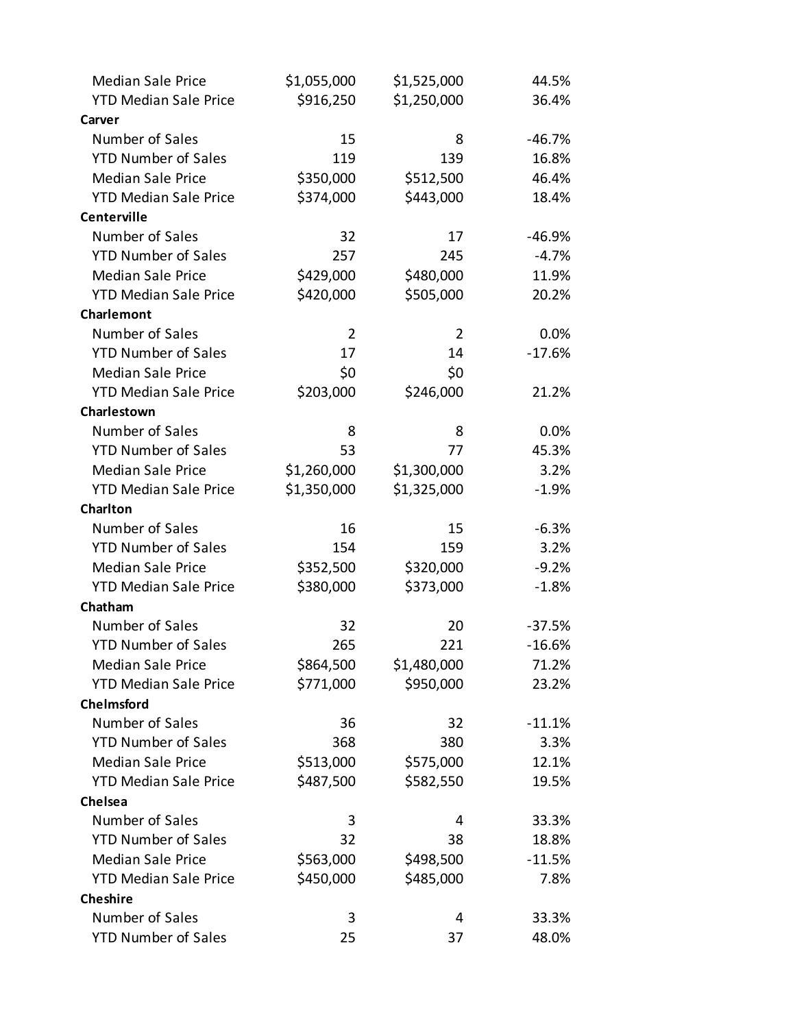| | | | |
|---|---|---|---|
| Median Sale Price | $1,055,000 | $1,525,000 | 44.5% |
| YTD Median Sale Price | $916,250 | $1,250,000 | 36.4% |
| **Carver** | | | |
| Number of Sales | 15 | 8 | -46.7% |
| YTD Number of Sales | 119 | 139 | 16.8% |
| Median Sale Price | $350,000 | $512,500 | 46.4% |
| YTD Median Sale Price | $374,000 | $443,000 | 18.4% |
| **Centerville** | | | |
| Number of Sales | 32 | 17 | -46.9% |
| YTD Number of Sales | 257 | 245 | -4.7% |
| Median Sale Price | $429,000 | $480,000 | 11.9% |
| YTD Median Sale Price | $420,000 | $505,000 | 20.2% |
| **Charlemont** | | | |
| Number of Sales | 2 | 2 | 0.0% |
| YTD Number of Sales | 17 | 14 | -17.6% |
| Median Sale Price | $0 | $0 | |
| YTD Median Sale Price | $203,000 | $246,000 | 21.2% |
| **Charlestown** | | | |
| Number of Sales | 8 | 8 | 0.0% |
| YTD Number of Sales | 53 | 77 | 45.3% |
| Median Sale Price | $1,260,000 | $1,300,000 | 3.2% |
| YTD Median Sale Price | $1,350,000 | $1,325,000 | -1.9% |
| **Charlton** | | | |
| Number of Sales | 16 | 15 | -6.3% |
| YTD Number of Sales | 154 | 159 | 3.2% |
| Median Sale Price | $352,500 | $320,000 | -9.2% |
| YTD Median Sale Price | $380,000 | $373,000 | -1.8% |
| **Chatham** | | | |
| Number of Sales | 32 | 20 | -37.5% |
| YTD Number of Sales | 265 | 221 | -16.6% |
| Median Sale Price | $864,500 | $1,480,000 | 71.2% |
| YTD Median Sale Price | $771,000 | $950,000 | 23.2% |
| **Chelmsford** | | | |
| Number of Sales | 36 | 32 | -11.1% |
| YTD Number of Sales | 368 | 380 | 3.3% |
| Median Sale Price | $513,000 | $575,000 | 12.1% |
| YTD Median Sale Price | $487,500 | $582,550 | 19.5% |
| **Chelsea** | | | |
| Number of Sales | 3 | 4 | 33.3% |
| YTD Number of Sales | 32 | 38 | 18.8% |
| Median Sale Price | $563,000 | $498,500 | -11.5% |
| YTD Median Sale Price | $450,000 | $485,000 | 7.8% |
| **Cheshire** | | | |
| Number of Sales | 3 | 4 | 33.3% |
| YTD Number of Sales | 25 | 37 | 48.0% |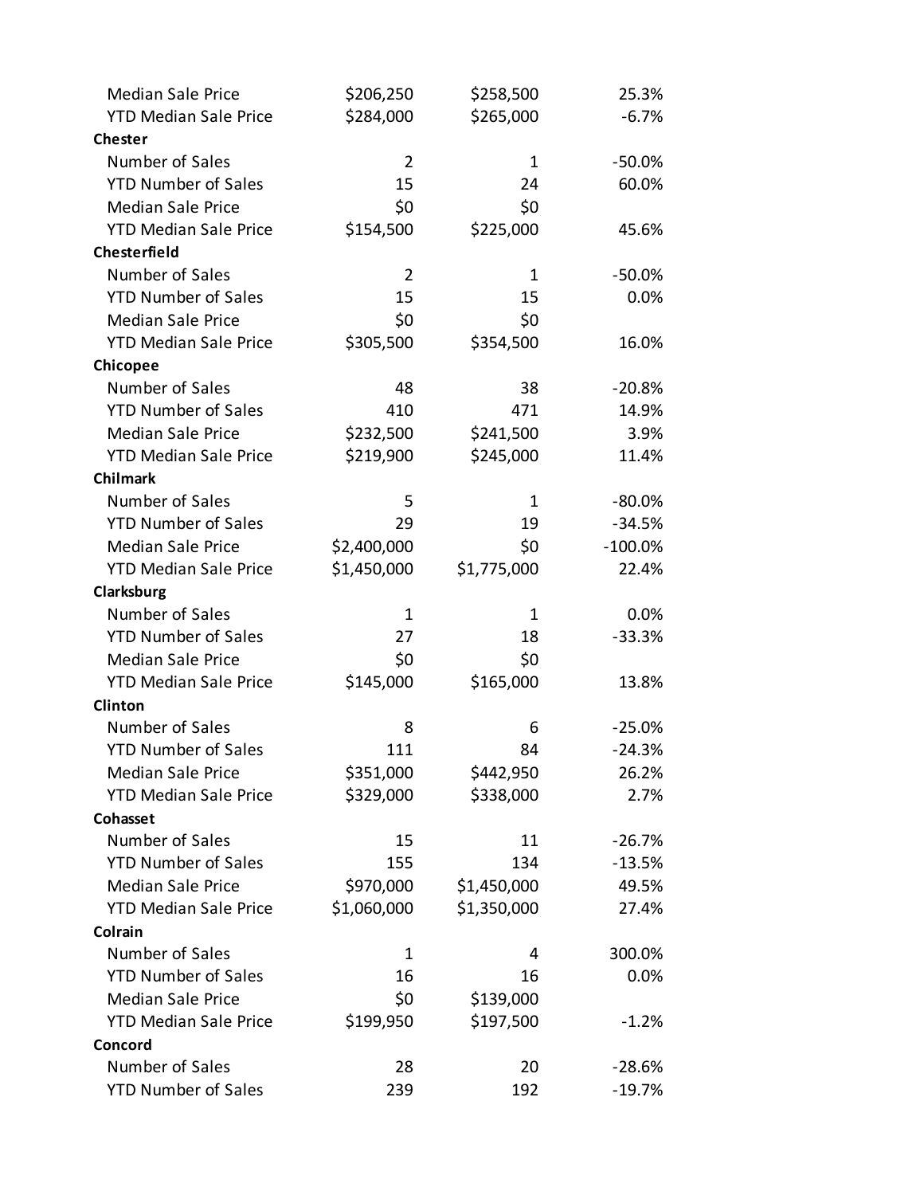| | | | |
|---|---|---|---|
| Median Sale Price | $206,250 | $258,500 | 25.3% |
| YTD Median Sale Price | $284,000 | $265,000 | -6.7% |
| **Chester** | | | |
| Number of Sales | 2 | 1 | -50.0% |
| YTD Number of Sales | 15 | 24 | 60.0% |
| Median Sale Price | $0 | $0 | |
| YTD Median Sale Price | $154,500 | $225,000 | 45.6% |
| **Chesterfield** | | | |
| Number of Sales | 2 | 1 | -50.0% |
| YTD Number of Sales | 15 | 15 | 0.0% |
| Median Sale Price | $0 | $0 | |
| YTD Median Sale Price | $305,500 | $354,500 | 16.0% |
| **Chicopee** | | | |
| Number of Sales | 48 | 38 | -20.8% |
| YTD Number of Sales | 410 | 471 | 14.9% |
| Median Sale Price | $232,500 | $241,500 | 3.9% |
| YTD Median Sale Price | $219,900 | $245,000 | 11.4% |
| **Chilmark** | | | |
| Number of Sales | 5 | 1 | -80.0% |
| YTD Number of Sales | 29 | 19 | -34.5% |
| Median Sale Price | $2,400,000 | $0 | -100.0% |
| YTD Median Sale Price | $1,450,000 | $1,775,000 | 22.4% |
| **Clarksburg** | | | |
| Number of Sales | 1 | 1 | 0.0% |
| YTD Number of Sales | 27 | 18 | -33.3% |
| Median Sale Price | $0 | $0 | |
| YTD Median Sale Price | $145,000 | $165,000 | 13.8% |
| **Clinton** | | | |
| Number of Sales | 8 | 6 | -25.0% |
| YTD Number of Sales | 111 | 84 | -24.3% |
| Median Sale Price | $351,000 | $442,950 | 26.2% |
| YTD Median Sale Price | $329,000 | $338,000 | 2.7% |
| **Cohasset** | | | |
| Number of Sales | 15 | 11 | -26.7% |
| YTD Number of Sales | 155 | 134 | -13.5% |
| Median Sale Price | $970,000 | $1,450,000 | 49.5% |
| YTD Median Sale Price | $1,060,000 | $1,350,000 | 27.4% |
| **Colrain** | | | |
| Number of Sales | 1 | 4 | 300.0% |
| YTD Number of Sales | 16 | 16 | 0.0% |
| Median Sale Price | $0 | $139,000 | |
| YTD Median Sale Price | $199,950 | $197,500 | -1.2% |
| **Concord** | | | |
| Number of Sales | 28 | 20 | -28.6% |
| YTD Number of Sales | 239 | 192 | -19.7% |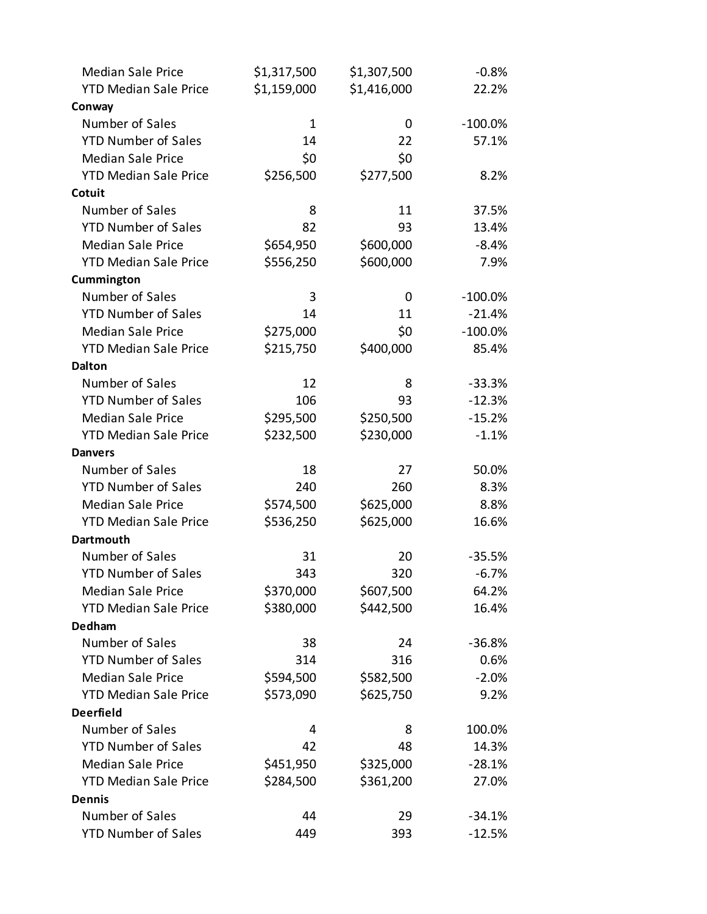| | | | |
|---|---|---|---|
| Median Sale Price | $1,317,500 | $1,307,500 | -0.8% |
| YTD Median Sale Price | $1,159,000 | $1,416,000 | 22.2% |
| **Conway** | | | |
| Number of Sales | 1 | 0 | -100.0% |
| YTD Number of Sales | 14 | 22 | 57.1% |
| Median Sale Price | $0 | $0 | |
| YTD Median Sale Price | $256,500 | $277,500 | 8.2% |
| **Cotuit** | | | |
| Number of Sales | 8 | 11 | 37.5% |
| YTD Number of Sales | 82 | 93 | 13.4% |
| Median Sale Price | $654,950 | $600,000 | -8.4% |
| YTD Median Sale Price | $556,250 | $600,000 | 7.9% |
| **Cummington** | | | |
| Number of Sales | 3 | 0 | -100.0% |
| YTD Number of Sales | 14 | 11 | -21.4% |
| Median Sale Price | $275,000 | $0 | -100.0% |
| YTD Median Sale Price | $215,750 | $400,000 | 85.4% |
| **Dalton** | | | |
| Number of Sales | 12 | 8 | -33.3% |
| YTD Number of Sales | 106 | 93 | -12.3% |
| Median Sale Price | $295,500 | $250,500 | -15.2% |
| YTD Median Sale Price | $232,500 | $230,000 | -1.1% |
| **Danvers** | | | |
| Number of Sales | 18 | 27 | 50.0% |
| YTD Number of Sales | 240 | 260 | 8.3% |
| Median Sale Price | $574,500 | $625,000 | 8.8% |
| YTD Median Sale Price | $536,250 | $625,000 | 16.6% |
| **Dartmouth** | | | |
| Number of Sales | 31 | 20 | -35.5% |
| YTD Number of Sales | 343 | 320 | -6.7% |
| Median Sale Price | $370,000 | $607,500 | 64.2% |
| YTD Median Sale Price | $380,000 | $442,500 | 16.4% |
| **Dedham** | | | |
| Number of Sales | 38 | 24 | -36.8% |
| YTD Number of Sales | 314 | 316 | 0.6% |
| Median Sale Price | $594,500 | $582,500 | -2.0% |
| YTD Median Sale Price | $573,090 | $625,750 | 9.2% |
| **Deerfield** | | | |
| Number of Sales | 4 | 8 | 100.0% |
| YTD Number of Sales | 42 | 48 | 14.3% |
| Median Sale Price | $451,950 | $325,000 | -28.1% |
| YTD Median Sale Price | $284,500 | $361,200 | 27.0% |
| **Dennis** | | | |
| Number of Sales | 44 | 29 | -34.1% |
| YTD Number of Sales | 449 | 393 | -12.5% |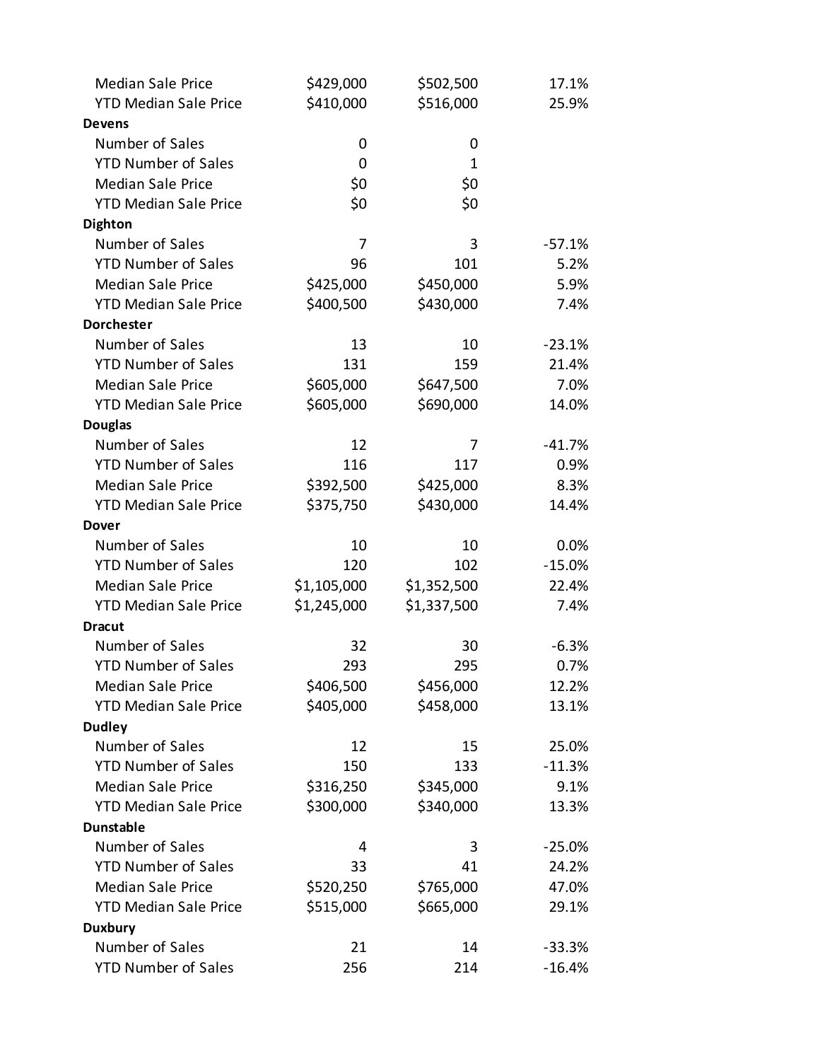| | | | |
|---|---|---|---|
| Median Sale Price | $429,000 | $502,500 | 17.1% |
| YTD Median Sale Price | $410,000 | $516,000 | 25.9% |
| **Devens** | | | |
| Number of Sales | 0 | 0 | |
| YTD Number of Sales | 0 | 1 | |
| Median Sale Price | $0 | $0 | |
| YTD Median Sale Price | $0 | $0 | |
| **Dighton** | | | |
| Number of Sales | 7 | 3 | -57.1% |
| YTD Number of Sales | 96 | 101 | 5.2% |
| Median Sale Price | $425,000 | $450,000 | 5.9% |
| YTD Median Sale Price | $400,500 | $430,000 | 7.4% |
| **Dorchester** | | | |
| Number of Sales | 13 | 10 | -23.1% |
| YTD Number of Sales | 131 | 159 | 21.4% |
| Median Sale Price | $605,000 | $647,500 | 7.0% |
| YTD Median Sale Price | $605,000 | $690,000 | 14.0% |
| **Douglas** | | | |
| Number of Sales | 12 | 7 | -41.7% |
| YTD Number of Sales | 116 | 117 | 0.9% |
| Median Sale Price | $392,500 | $425,000 | 8.3% |
| YTD Median Sale Price | $375,750 | $430,000 | 14.4% |
| **Dover** | | | |
| Number of Sales | 10 | 10 | 0.0% |
| YTD Number of Sales | 120 | 102 | -15.0% |
| Median Sale Price | $1,105,000 | $1,352,500 | 22.4% |
| YTD Median Sale Price | $1,245,000 | $1,337,500 | 7.4% |
| **Dracut** | | | |
| Number of Sales | 32 | 30 | -6.3% |
| YTD Number of Sales | 293 | 295 | 0.7% |
| Median Sale Price | $406,500 | $456,000 | 12.2% |
| YTD Median Sale Price | $405,000 | $458,000 | 13.1% |
| **Dudley** | | | |
| Number of Sales | 12 | 15 | 25.0% |
| YTD Number of Sales | 150 | 133 | -11.3% |
| Median Sale Price | $316,250 | $345,000 | 9.1% |
| YTD Median Sale Price | $300,000 | $340,000 | 13.3% |
| **Dunstable** | | | |
| Number of Sales | 4 | 3 | -25.0% |
| YTD Number of Sales | 33 | 41 | 24.2% |
| Median Sale Price | $520,250 | $765,000 | 47.0% |
| YTD Median Sale Price | $515,000 | $665,000 | 29.1% |
| **Duxbury** | | | |
| Number of Sales | 21 | 14 | -33.3% |
| YTD Number of Sales | 256 | 214 | -16.4% |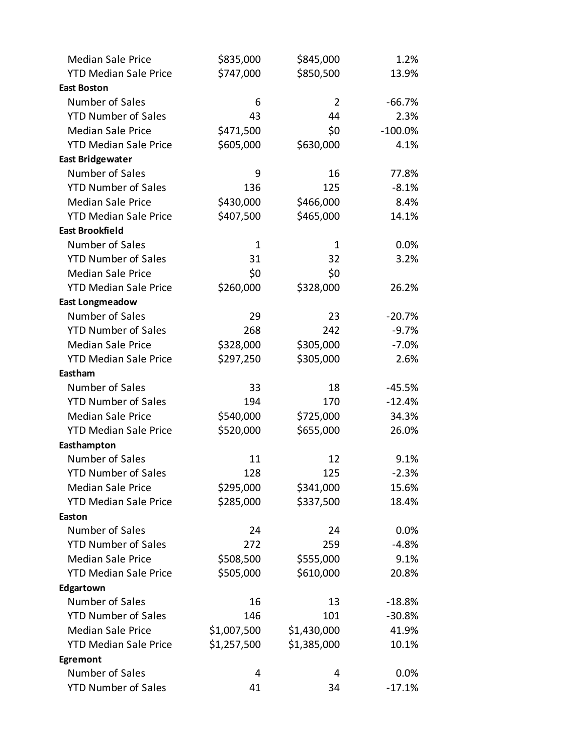| | | | |
|---|---|---|---|
| Median Sale Price | $835,000 | $845,000 | 1.2% |
| YTD Median Sale Price | $747,000 | $850,500 | 13.9% |
| **East Boston** | | | |
| Number of Sales | 6 | 2 | -66.7% |
| YTD Number of Sales | 43 | 44 | 2.3% |
| Median Sale Price | $471,500 | $0 | -100.0% |
| YTD Median Sale Price | $605,000 | $630,000 | 4.1% |
| **East Bridgewater** | | | |
| Number of Sales | 9 | 16 | 77.8% |
| YTD Number of Sales | 136 | 125 | -8.1% |
| Median Sale Price | $430,000 | $466,000 | 8.4% |
| YTD Median Sale Price | $407,500 | $465,000 | 14.1% |
| **East Brookfield** | | | |
| Number of Sales | 1 | 1 | 0.0% |
| YTD Number of Sales | 31 | 32 | 3.2% |
| Median Sale Price | $0 | $0 | |
| YTD Median Sale Price | $260,000 | $328,000 | 26.2% |
| **East Longmeadow** | | | |
| Number of Sales | 29 | 23 | -20.7% |
| YTD Number of Sales | 268 | 242 | -9.7% |
| Median Sale Price | $328,000 | $305,000 | -7.0% |
| YTD Median Sale Price | $297,250 | $305,000 | 2.6% |
| **Eastham** | | | |
| Number of Sales | 33 | 18 | -45.5% |
| YTD Number of Sales | 194 | 170 | -12.4% |
| Median Sale Price | $540,000 | $725,000 | 34.3% |
| YTD Median Sale Price | $520,000 | $655,000 | 26.0% |
| **Easthampton** | | | |
| Number of Sales | 11 | 12 | 9.1% |
| YTD Number of Sales | 128 | 125 | -2.3% |
| Median Sale Price | $295,000 | $341,000 | 15.6% |
| YTD Median Sale Price | $285,000 | $337,500 | 18.4% |
| **Easton** | | | |
| Number of Sales | 24 | 24 | 0.0% |
| YTD Number of Sales | 272 | 259 | -4.8% |
| Median Sale Price | $508,500 | $555,000 | 9.1% |
| YTD Median Sale Price | $505,000 | $610,000 | 20.8% |
| **Edgartown** | | | |
| Number of Sales | 16 | 13 | -18.8% |
| YTD Number of Sales | 146 | 101 | -30.8% |
| Median Sale Price | $1,007,500 | $1,430,000 | 41.9% |
| YTD Median Sale Price | $1,257,500 | $1,385,000 | 10.1% |
| **Egremont** | | | |
| Number of Sales | 4 | 4 | 0.0% |
| YTD Number of Sales | 41 | 34 | -17.1% |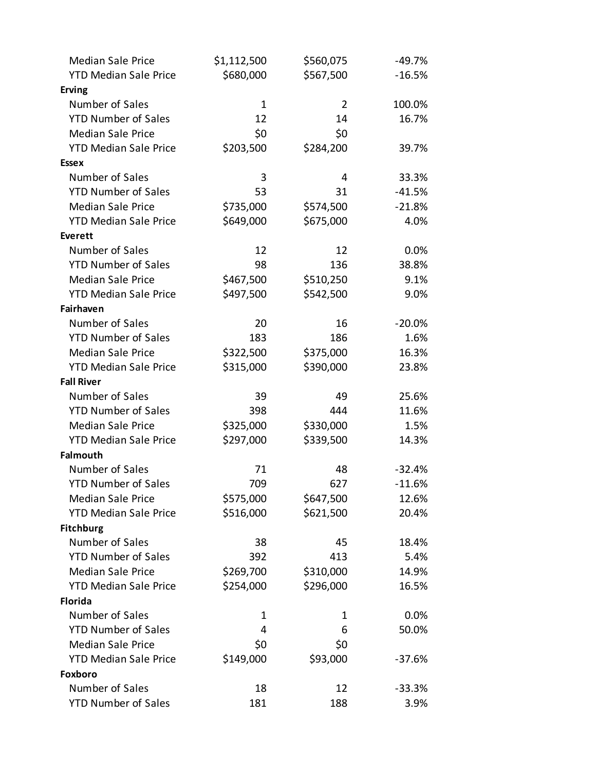| | | | |
|---|---|---|---|
| Median Sale Price | $1,112,500 | $560,075 | -49.7% |
| YTD Median Sale Price | $680,000 | $567,500 | -16.5% |
| **Erving** | | | |
| Number of Sales | 1 | 2 | 100.0% |
| YTD Number of Sales | 12 | 14 | 16.7% |
| Median Sale Price | $0 | $0 | |
| YTD Median Sale Price | $203,500 | $284,200 | 39.7% |
| **Essex** | | | |
| Number of Sales | 3 | 4 | 33.3% |
| YTD Number of Sales | 53 | 31 | -41.5% |
| Median Sale Price | $735,000 | $574,500 | -21.8% |
| YTD Median Sale Price | $649,000 | $675,000 | 4.0% |
| **Everett** | | | |
| Number of Sales | 12 | 12 | 0.0% |
| YTD Number of Sales | 98 | 136 | 38.8% |
| Median Sale Price | $467,500 | $510,250 | 9.1% |
| YTD Median Sale Price | $497,500 | $542,500 | 9.0% |
| **Fairhaven** | | | |
| Number of Sales | 20 | 16 | -20.0% |
| YTD Number of Sales | 183 | 186 | 1.6% |
| Median Sale Price | $322,500 | $375,000 | 16.3% |
| YTD Median Sale Price | $315,000 | $390,000 | 23.8% |
| **Fall River** | | | |
| Number of Sales | 39 | 49 | 25.6% |
| YTD Number of Sales | 398 | 444 | 11.6% |
| Median Sale Price | $325,000 | $330,000 | 1.5% |
| YTD Median Sale Price | $297,000 | $339,500 | 14.3% |
| **Falmouth** | | | |
| Number of Sales | 71 | 48 | -32.4% |
| YTD Number of Sales | 709 | 627 | -11.6% |
| Median Sale Price | $575,000 | $647,500 | 12.6% |
| YTD Median Sale Price | $516,000 | $621,500 | 20.4% |
| **Fitchburg** | | | |
| Number of Sales | 38 | 45 | 18.4% |
| YTD Number of Sales | 392 | 413 | 5.4% |
| Median Sale Price | $269,700 | $310,000 | 14.9% |
| YTD Median Sale Price | $254,000 | $296,000 | 16.5% |
| **Florida** | | | |
| Number of Sales | 1 | 1 | 0.0% |
| YTD Number of Sales | 4 | 6 | 50.0% |
| Median Sale Price | $0 | $0 | |
| YTD Median Sale Price | $149,000 | $93,000 | -37.6% |
| **Foxboro** | | | |
| Number of Sales | 18 | 12 | -33.3% |
| YTD Number of Sales | 181 | 188 | 3.9% |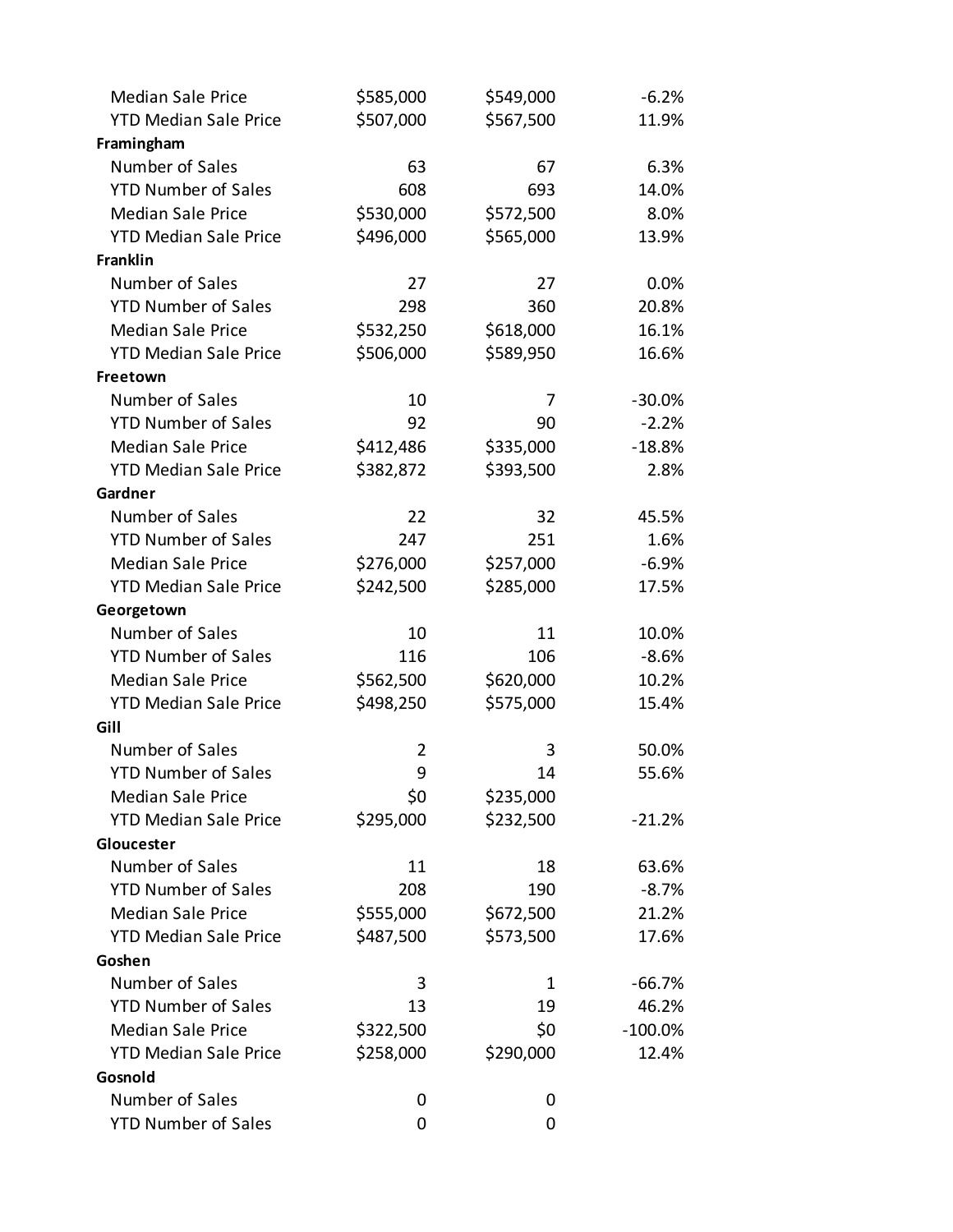| | | | |
|---|---|---|---|
| Median Sale Price | $585,000 | $549,000 | -6.2% |
| YTD Median Sale Price | $507,000 | $567,500 | 11.9% |
| **Framingham** | | | |
| Number of Sales | 63 | 67 | 6.3% |
| YTD Number of Sales | 608 | 693 | 14.0% |
| Median Sale Price | $530,000 | $572,500 | 8.0% |
| YTD Median Sale Price | $496,000 | $565,000 | 13.9% |
| **Franklin** | | | |
| Number of Sales | 27 | 27 | 0.0% |
| YTD Number of Sales | 298 | 360 | 20.8% |
| Median Sale Price | $532,250 | $618,000 | 16.1% |
| YTD Median Sale Price | $506,000 | $589,950 | 16.6% |
| **Freetown** | | | |
| Number of Sales | 10 | 7 | -30.0% |
| YTD Number of Sales | 92 | 90 | -2.2% |
| Median Sale Price | $412,486 | $335,000 | -18.8% |
| YTD Median Sale Price | $382,872 | $393,500 | 2.8% |
| **Gardner** | | | |
| Number of Sales | 22 | 32 | 45.5% |
| YTD Number of Sales | 247 | 251 | 1.6% |
| Median Sale Price | $276,000 | $257,000 | -6.9% |
| YTD Median Sale Price | $242,500 | $285,000 | 17.5% |
| **Georgetown** | | | |
| Number of Sales | 10 | 11 | 10.0% |
| YTD Number of Sales | 116 | 106 | -8.6% |
| Median Sale Price | $562,500 | $620,000 | 10.2% |
| YTD Median Sale Price | $498,250 | $575,000 | 15.4% |
| **Gill** | | | |
| Number of Sales | 2 | 3 | 50.0% |
| YTD Number of Sales | 9 | 14 | 55.6% |
| Median Sale Price | $0 | $235,000 | |
| YTD Median Sale Price | $295,000 | $232,500 | -21.2% |
| **Gloucester** | | | |
| Number of Sales | 11 | 18 | 63.6% |
| YTD Number of Sales | 208 | 190 | -8.7% |
| Median Sale Price | $555,000 | $672,500 | 21.2% |
| YTD Median Sale Price | $487,500 | $573,500 | 17.6% |
| **Goshen** | | | |
| Number of Sales | 3 | 1 | -66.7% |
| YTD Number of Sales | 13 | 19 | 46.2% |
| Median Sale Price | $322,500 | $0 | -100.0% |
| YTD Median Sale Price | $258,000 | $290,000 | 12.4% |
| **Gosnold** | | | |
| Number of Sales | 0 | 0 | |
| YTD Number of Sales | 0 | 0 | |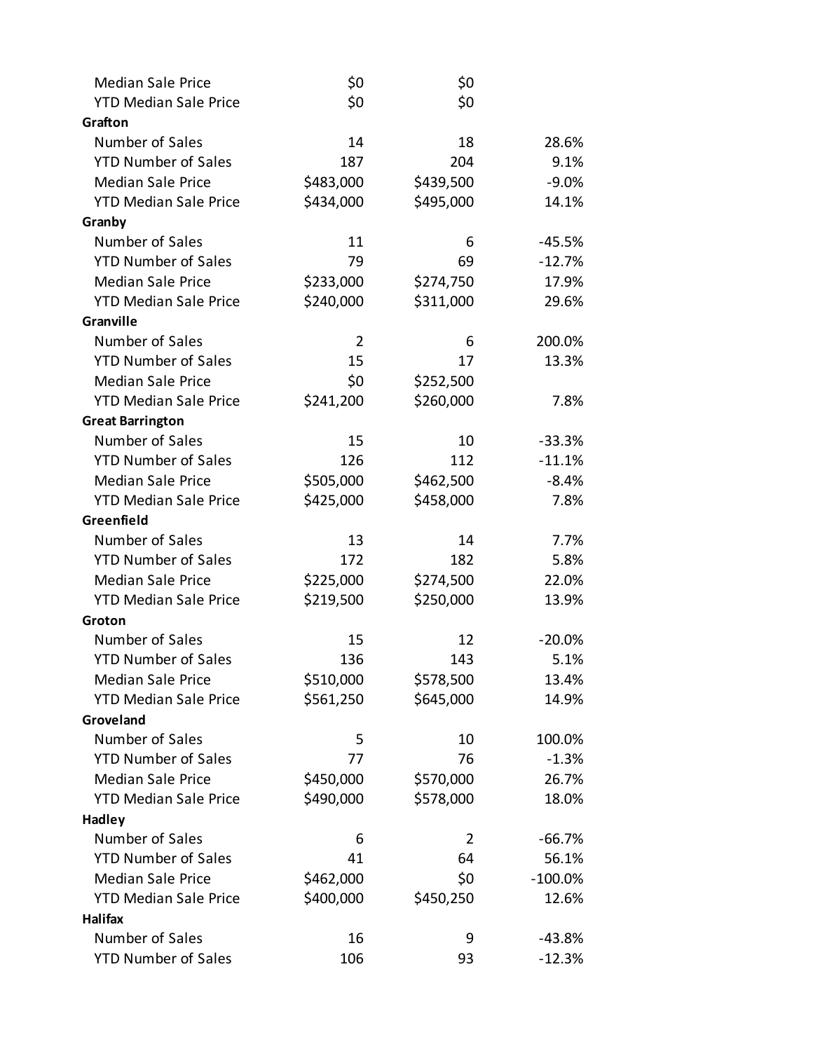| | | | |
|---|---|---|---|
| Median Sale Price | $0 | $0 | |
| YTD Median Sale Price | $0 | $0 | |
| **Grafton** | | | |
| Number of Sales | 14 | 18 | 28.6% |
| YTD Number of Sales | 187 | 204 | 9.1% |
| Median Sale Price | $483,000 | $439,500 | -9.0% |
| YTD Median Sale Price | $434,000 | $495,000 | 14.1% |
| **Granby** | | | |
| Number of Sales | 11 | 6 | -45.5% |
| YTD Number of Sales | 79 | 69 | -12.7% |
| Median Sale Price | $233,000 | $274,750 | 17.9% |
| YTD Median Sale Price | $240,000 | $311,000 | 29.6% |
| **Granville** | | | |
| Number of Sales | 2 | 6 | 200.0% |
| YTD Number of Sales | 15 | 17 | 13.3% |
| Median Sale Price | $0 | $252,500 | |
| YTD Median Sale Price | $241,200 | $260,000 | 7.8% |
| **Great Barrington** | | | |
| Number of Sales | 15 | 10 | -33.3% |
| YTD Number of Sales | 126 | 112 | -11.1% |
| Median Sale Price | $505,000 | $462,500 | -8.4% |
| YTD Median Sale Price | $425,000 | $458,000 | 7.8% |
| **Greenfield** | | | |
| Number of Sales | 13 | 14 | 7.7% |
| YTD Number of Sales | 172 | 182 | 5.8% |
| Median Sale Price | $225,000 | $274,500 | 22.0% |
| YTD Median Sale Price | $219,500 | $250,000 | 13.9% |
| **Groton** | | | |
| Number of Sales | 15 | 12 | -20.0% |
| YTD Number of Sales | 136 | 143 | 5.1% |
| Median Sale Price | $510,000 | $578,500 | 13.4% |
| YTD Median Sale Price | $561,250 | $645,000 | 14.9% |
| **Groveland** | | | |
| Number of Sales | 5 | 10 | 100.0% |
| YTD Number of Sales | 77 | 76 | -1.3% |
| Median Sale Price | $450,000 | $570,000 | 26.7% |
| YTD Median Sale Price | $490,000 | $578,000 | 18.0% |
| **Hadley** | | | |
| Number of Sales | 6 | 2 | -66.7% |
| YTD Number of Sales | 41 | 64 | 56.1% |
| Median Sale Price | $462,000 | $0 | -100.0% |
| YTD Median Sale Price | $400,000 | $450,250 | 12.6% |
| **Halifax** | | | |
| Number of Sales | 16 | 9 | -43.8% |
| YTD Number of Sales | 106 | 93 | -12.3% |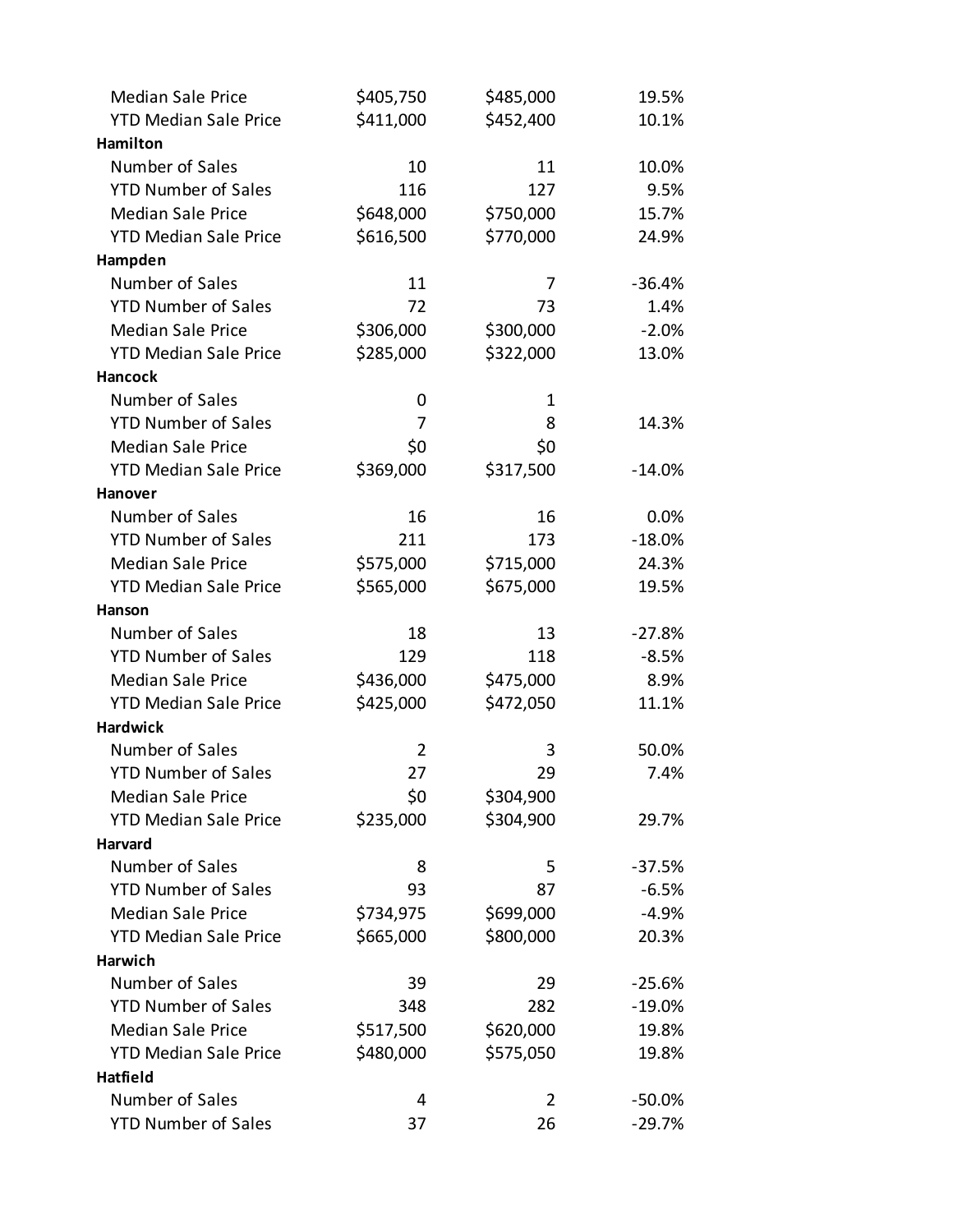| | | | |
|---|---|---|---|
| Median Sale Price | $405,750 | $485,000 | 19.5% |
| YTD Median Sale Price | $411,000 | $452,400 | 10.1% |
| **Hamilton** | | | |
| Number of Sales | 10 | 11 | 10.0% |
| YTD Number of Sales | 116 | 127 | 9.5% |
| Median Sale Price | $648,000 | $750,000 | 15.7% |
| YTD Median Sale Price | $616,500 | $770,000 | 24.9% |
| **Hampden** | | | |
| Number of Sales | 11 | 7 | -36.4% |
| YTD Number of Sales | 72 | 73 | 1.4% |
| Median Sale Price | $306,000 | $300,000 | -2.0% |
| YTD Median Sale Price | $285,000 | $322,000 | 13.0% |
| **Hancock** | | | |
| Number of Sales | 0 | 1 | |
| YTD Number of Sales | 7 | 8 | 14.3% |
| Median Sale Price | $0 | $0 | |
| YTD Median Sale Price | $369,000 | $317,500 | -14.0% |
| **Hanover** | | | |
| Number of Sales | 16 | 16 | 0.0% |
| YTD Number of Sales | 211 | 173 | -18.0% |
| Median Sale Price | $575,000 | $715,000 | 24.3% |
| YTD Median Sale Price | $565,000 | $675,000 | 19.5% |
| **Hanson** | | | |
| Number of Sales | 18 | 13 | -27.8% |
| YTD Number of Sales | 129 | 118 | -8.5% |
| Median Sale Price | $436,000 | $475,000 | 8.9% |
| YTD Median Sale Price | $425,000 | $472,050 | 11.1% |
| **Hardwick** | | | |
| Number of Sales | 2 | 3 | 50.0% |
| YTD Number of Sales | 27 | 29 | 7.4% |
| Median Sale Price | $0 | $304,900 | |
| YTD Median Sale Price | $235,000 | $304,900 | 29.7% |
| **Harvard** | | | |
| Number of Sales | 8 | 5 | -37.5% |
| YTD Number of Sales | 93 | 87 | -6.5% |
| Median Sale Price | $734,975 | $699,000 | -4.9% |
| YTD Median Sale Price | $665,000 | $800,000 | 20.3% |
| **Harwich** | | | |
| Number of Sales | 39 | 29 | -25.6% |
| YTD Number of Sales | 348 | 282 | -19.0% |
| Median Sale Price | $517,500 | $620,000 | 19.8% |
| YTD Median Sale Price | $480,000 | $575,050 | 19.8% |
| **Hatfield** | | | |
| Number of Sales | 4 | 2 | -50.0% |
| YTD Number of Sales | 37 | 26 | -29.7% |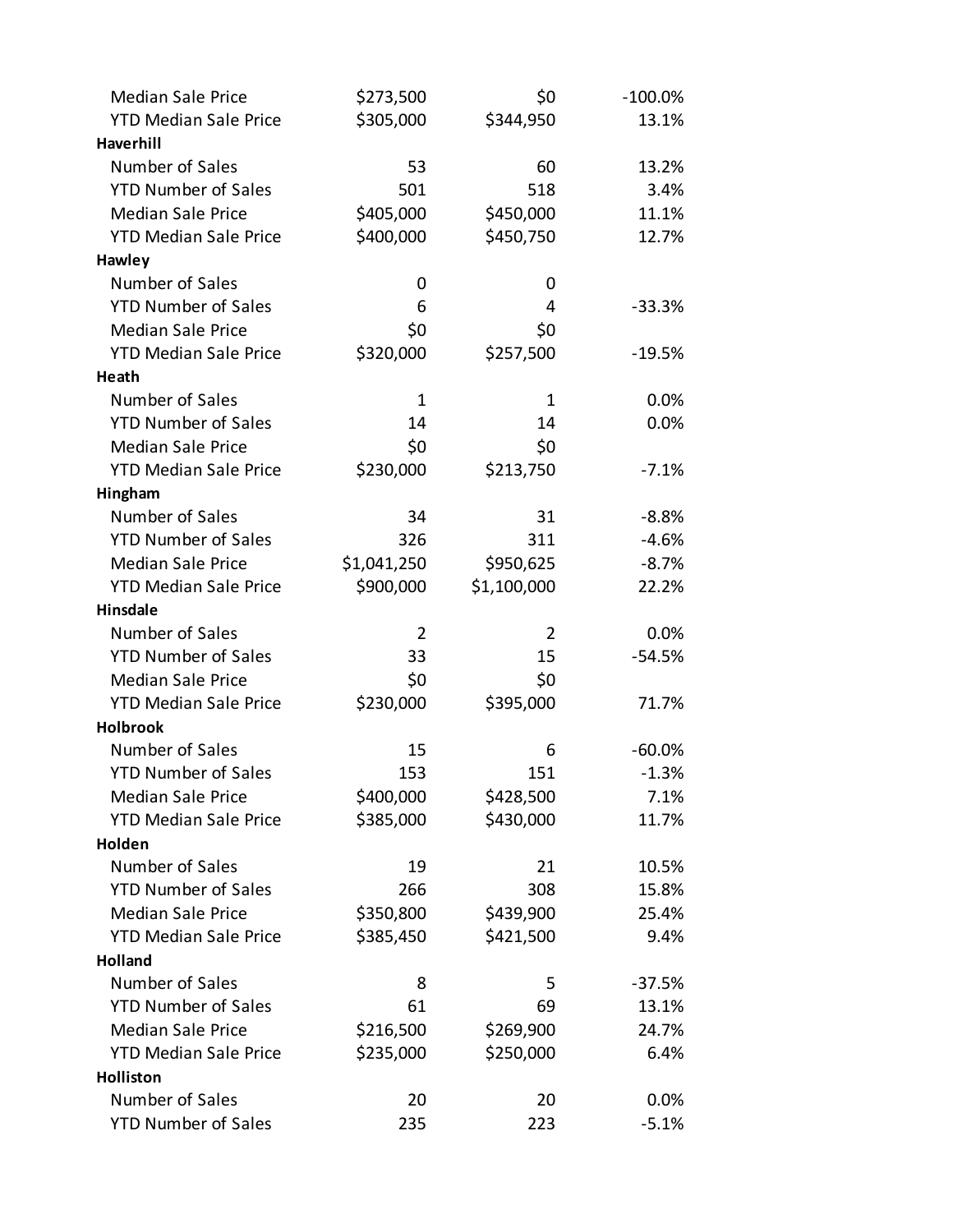| | | | |
|---|---|---|---|
| Median Sale Price | $273,500 | $0 | -100.0% |
| YTD Median Sale Price | $305,000 | $344,950 | 13.1% |
| **Haverhill** | | | |
| Number of Sales | 53 | 60 | 13.2% |
| YTD Number of Sales | 501 | 518 | 3.4% |
| Median Sale Price | $405,000 | $450,000 | 11.1% |
| YTD Median Sale Price | $400,000 | $450,750 | 12.7% |
| **Hawley** | | | |
| Number of Sales | 0 | 0 | |
| YTD Number of Sales | 6 | 4 | -33.3% |
| Median Sale Price | $0 | $0 | |
| YTD Median Sale Price | $320,000 | $257,500 | -19.5% |
| **Heath** | | | |
| Number of Sales | 1 | 1 | 0.0% |
| YTD Number of Sales | 14 | 14 | 0.0% |
| Median Sale Price | $0 | $0 | |
| YTD Median Sale Price | $230,000 | $213,750 | -7.1% |
| **Hingham** | | | |
| Number of Sales | 34 | 31 | -8.8% |
| YTD Number of Sales | 326 | 311 | -4.6% |
| Median Sale Price | $1,041,250 | $950,625 | -8.7% |
| YTD Median Sale Price | $900,000 | $1,100,000 | 22.2% |
| **Hinsdale** | | | |
| Number of Sales | 2 | 2 | 0.0% |
| YTD Number of Sales | 33 | 15 | -54.5% |
| Median Sale Price | $0 | $0 | |
| YTD Median Sale Price | $230,000 | $395,000 | 71.7% |
| **Holbrook** | | | |
| Number of Sales | 15 | 6 | -60.0% |
| YTD Number of Sales | 153 | 151 | -1.3% |
| Median Sale Price | $400,000 | $428,500 | 7.1% |
| YTD Median Sale Price | $385,000 | $430,000 | 11.7% |
| **Holden** | | | |
| Number of Sales | 19 | 21 | 10.5% |
| YTD Number of Sales | 266 | 308 | 15.8% |
| Median Sale Price | $350,800 | $439,900 | 25.4% |
| YTD Median Sale Price | $385,450 | $421,500 | 9.4% |
| **Holland** | | | |
| Number of Sales | 8 | 5 | -37.5% |
| YTD Number of Sales | 61 | 69 | 13.1% |
| Median Sale Price | $216,500 | $269,900 | 24.7% |
| YTD Median Sale Price | $235,000 | $250,000 | 6.4% |
| **Holliston** | | | |
| Number of Sales | 20 | 20 | 0.0% |
| YTD Number of Sales | 235 | 223 | -5.1% |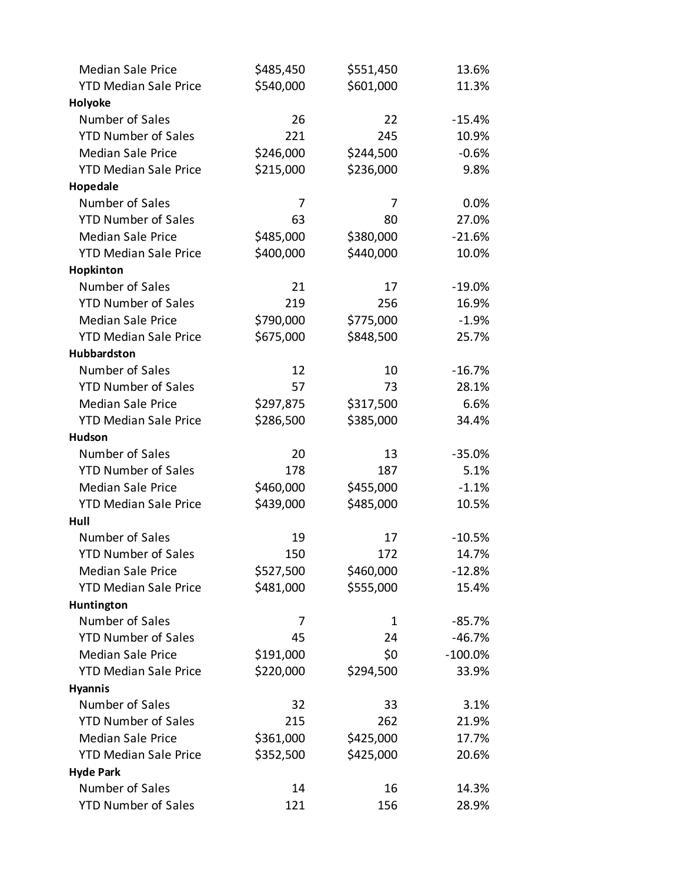| | | | |
|---|---|---|---|
| Median Sale Price | $485,450 | $551,450 | 13.6% |
| YTD Median Sale Price | $540,000 | $601,000 | 11.3% |
| **Holyoke** | | | |
| Number of Sales | 26 | 22 | -15.4% |
| YTD Number of Sales | 221 | 245 | 10.9% |
| Median Sale Price | $246,000 | $244,500 | -0.6% |
| YTD Median Sale Price | $215,000 | $236,000 | 9.8% |
| **Hopedale** | | | |
| Number of Sales | 7 | 7 | 0.0% |
| YTD Number of Sales | 63 | 80 | 27.0% |
| Median Sale Price | $485,000 | $380,000 | -21.6% |
| YTD Median Sale Price | $400,000 | $440,000 | 10.0% |
| **Hopkinton** | | | |
| Number of Sales | 21 | 17 | -19.0% |
| YTD Number of Sales | 219 | 256 | 16.9% |
| Median Sale Price | $790,000 | $775,000 | -1.9% |
| YTD Median Sale Price | $675,000 | $848,500 | 25.7% |
| **Hubbardston** | | | |
| Number of Sales | 12 | 10 | -16.7% |
| YTD Number of Sales | 57 | 73 | 28.1% |
| Median Sale Price | $297,875 | $317,500 | 6.6% |
| YTD Median Sale Price | $286,500 | $385,000 | 34.4% |
| **Hudson** | | | |
| Number of Sales | 20 | 13 | -35.0% |
| YTD Number of Sales | 178 | 187 | 5.1% |
| Median Sale Price | $460,000 | $455,000 | -1.1% |
| YTD Median Sale Price | $439,000 | $485,000 | 10.5% |
| **Hull** | | | |
| Number of Sales | 19 | 17 | -10.5% |
| YTD Number of Sales | 150 | 172 | 14.7% |
| Median Sale Price | $527,500 | $460,000 | -12.8% |
| YTD Median Sale Price | $481,000 | $555,000 | 15.4% |
| **Huntington** | | | |
| Number of Sales | 7 | 1 | -85.7% |
| YTD Number of Sales | 45 | 24 | -46.7% |
| Median Sale Price | $191,000 | $0 | -100.0% |
| YTD Median Sale Price | $220,000 | $294,500 | 33.9% |
| **Hyannis** | | | |
| Number of Sales | 32 | 33 | 3.1% |
| YTD Number of Sales | 215 | 262 | 21.9% |
| Median Sale Price | $361,000 | $425,000 | 17.7% |
| YTD Median Sale Price | $352,500 | $425,000 | 20.6% |
| **Hyde Park** | | | |
| Number of Sales | 14 | 16 | 14.3% |
| YTD Number of Sales | 121 | 156 | 28.9% |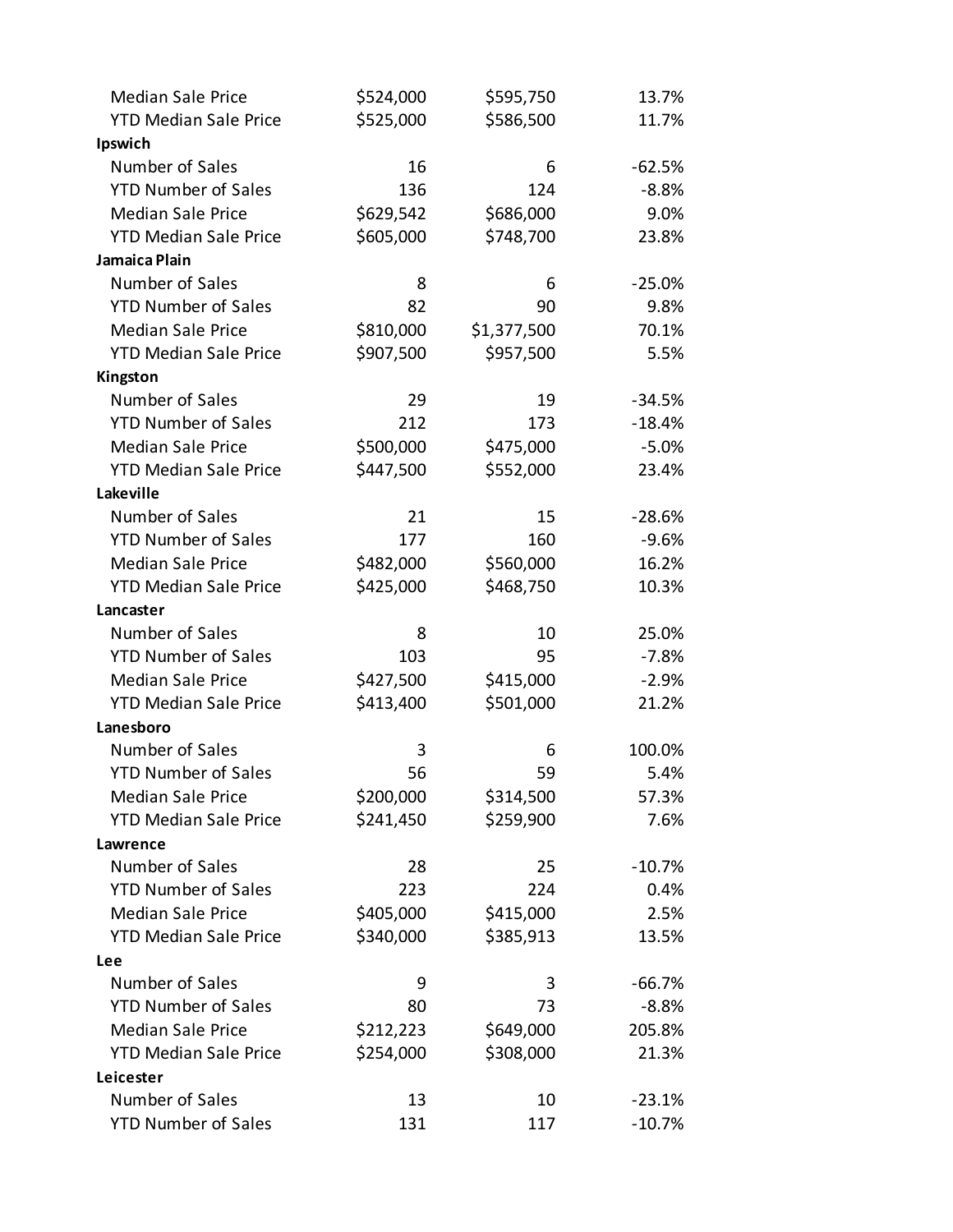| | | | |
|---|---|---|---|
| Median Sale Price | $524,000 | $595,750 | 13.7% |
| YTD Median Sale Price | $525,000 | $586,500 | 11.7% |
| **Ipswich** | | | |
| Number of Sales | 16 | 6 | -62.5% |
| YTD Number of Sales | 136 | 124 | -8.8% |
| Median Sale Price | $629,542 | $686,000 | 9.0% |
| YTD Median Sale Price | $605,000 | $748,700 | 23.8% |
| **Jamaica Plain** | | | |
| Number of Sales | 8 | 6 | -25.0% |
| YTD Number of Sales | 82 | 90 | 9.8% |
| Median Sale Price | $810,000 | $1,377,500 | 70.1% |
| YTD Median Sale Price | $907,500 | $957,500 | 5.5% |
| **Kingston** | | | |
| Number of Sales | 29 | 19 | -34.5% |
| YTD Number of Sales | 212 | 173 | -18.4% |
| Median Sale Price | $500,000 | $475,000 | -5.0% |
| YTD Median Sale Price | $447,500 | $552,000 | 23.4% |
| **Lakeville** | | | |
| Number of Sales | 21 | 15 | -28.6% |
| YTD Number of Sales | 177 | 160 | -9.6% |
| Median Sale Price | $482,000 | $560,000 | 16.2% |
| YTD Median Sale Price | $425,000 | $468,750 | 10.3% |
| **Lancaster** | | | |
| Number of Sales | 8 | 10 | 25.0% |
| YTD Number of Sales | 103 | 95 | -7.8% |
| Median Sale Price | $427,500 | $415,000 | -2.9% |
| YTD Median Sale Price | $413,400 | $501,000 | 21.2% |
| **Lanesboro** | | | |
| Number of Sales | 3 | 6 | 100.0% |
| YTD Number of Sales | 56 | 59 | 5.4% |
| Median Sale Price | $200,000 | $314,500 | 57.3% |
| YTD Median Sale Price | $241,450 | $259,900 | 7.6% |
| **Lawrence** | | | |
| Number of Sales | 28 | 25 | -10.7% |
| YTD Number of Sales | 223 | 224 | 0.4% |
| Median Sale Price | $405,000 | $415,000 | 2.5% |
| YTD Median Sale Price | $340,000 | $385,913 | 13.5% |
| **Lee** | | | |
| Number of Sales | 9 | 3 | -66.7% |
| YTD Number of Sales | 80 | 73 | -8.8% |
| Median Sale Price | $212,223 | $649,000 | 205.8% |
| YTD Median Sale Price | $254,000 | $308,000 | 21.3% |
| **Leicester** | | | |
| Number of Sales | 13 | 10 | -23.1% |
| YTD Number of Sales | 131 | 117 | -10.7% |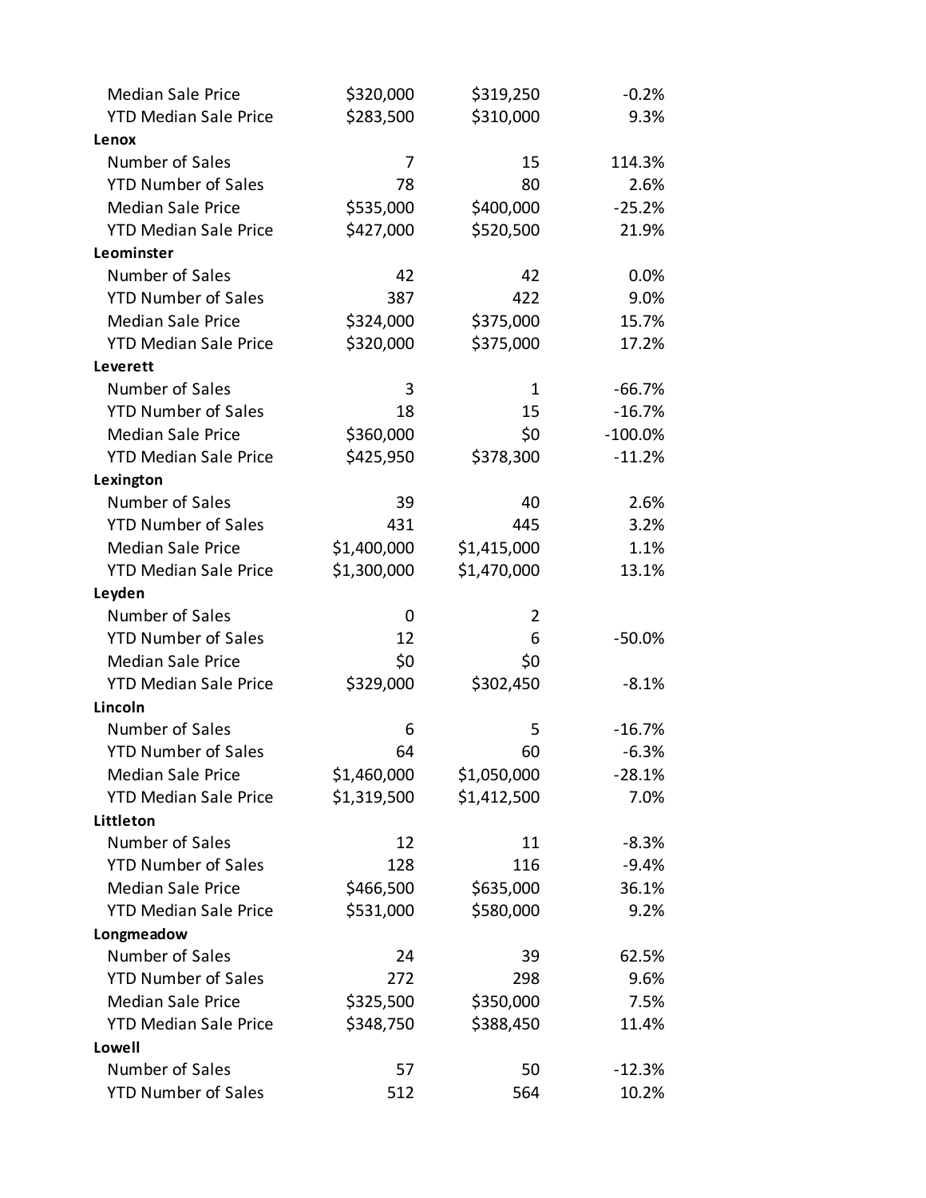| | | | |
|---|---|---|---|
| Median Sale Price | $320,000 | $319,250 | -0.2% |
| YTD Median Sale Price | $283,500 | $310,000 | 9.3% |
| **Lenox** | | | |
| Number of Sales | 7 | 15 | 114.3% |
| YTD Number of Sales | 78 | 80 | 2.6% |
| Median Sale Price | $535,000 | $400,000 | -25.2% |
| YTD Median Sale Price | $427,000 | $520,500 | 21.9% |
| **Leominster** | | | |
| Number of Sales | 42 | 42 | 0.0% |
| YTD Number of Sales | 387 | 422 | 9.0% |
| Median Sale Price | $324,000 | $375,000 | 15.7% |
| YTD Median Sale Price | $320,000 | $375,000 | 17.2% |
| **Leverett** | | | |
| Number of Sales | 3 | 1 | -66.7% |
| YTD Number of Sales | 18 | 15 | -16.7% |
| Median Sale Price | $360,000 | $0 | -100.0% |
| YTD Median Sale Price | $425,950 | $378,300 | -11.2% |
| **Lexington** | | | |
| Number of Sales | 39 | 40 | 2.6% |
| YTD Number of Sales | 431 | 445 | 3.2% |
| Median Sale Price | $1,400,000 | $1,415,000 | 1.1% |
| YTD Median Sale Price | $1,300,000 | $1,470,000 | 13.1% |
| **Leyden** | | | |
| Number of Sales | 0 | 2 | |
| YTD Number of Sales | 12 | 6 | -50.0% |
| Median Sale Price | $0 | $0 | |
| YTD Median Sale Price | $329,000 | $302,450 | -8.1% |
| **Lincoln** | | | |
| Number of Sales | 6 | 5 | -16.7% |
| YTD Number of Sales | 64 | 60 | -6.3% |
| Median Sale Price | $1,460,000 | $1,050,000 | -28.1% |
| YTD Median Sale Price | $1,319,500 | $1,412,500 | 7.0% |
| **Littleton** | | | |
| Number of Sales | 12 | 11 | -8.3% |
| YTD Number of Sales | 128 | 116 | -9.4% |
| Median Sale Price | $466,500 | $635,000 | 36.1% |
| YTD Median Sale Price | $531,000 | $580,000 | 9.2% |
| **Longmeadow** | | | |
| Number of Sales | 24 | 39 | 62.5% |
| YTD Number of Sales | 272 | 298 | 9.6% |
| Median Sale Price | $325,500 | $350,000 | 7.5% |
| YTD Median Sale Price | $348,750 | $388,450 | 11.4% |
| **Lowell** | | | |
| Number of Sales | 57 | 50 | -12.3% |
| YTD Number of Sales | 512 | 564 | 10.2% |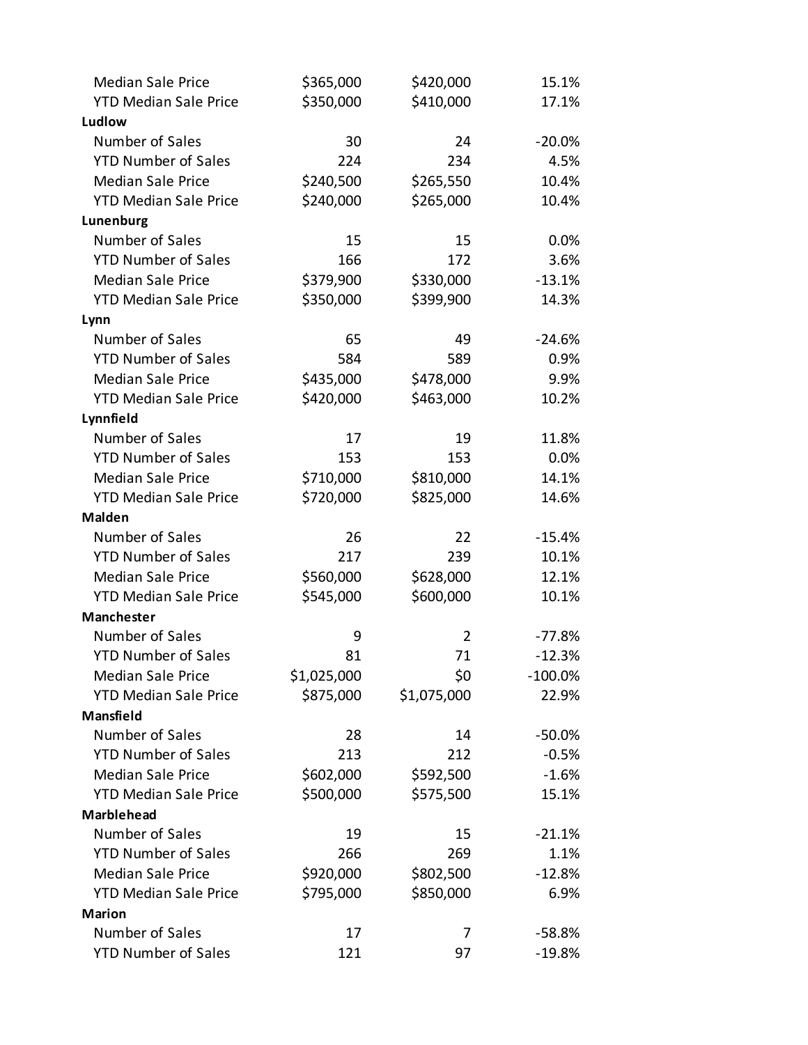| | | | |
|---|---|---|---|
| Median Sale Price | $365,000 | $420,000 | 15.1% |
| YTD Median Sale Price | $350,000 | $410,000 | 17.1% |
| **Ludlow** | | | |
| Number of Sales | 30 | 24 | -20.0% |
| YTD Number of Sales | 224 | 234 | 4.5% |
| Median Sale Price | $240,500 | $265,550 | 10.4% |
| YTD Median Sale Price | $240,000 | $265,000 | 10.4% |
| **Lunenburg** | | | |
| Number of Sales | 15 | 15 | 0.0% |
| YTD Number of Sales | 166 | 172 | 3.6% |
| Median Sale Price | $379,900 | $330,000 | -13.1% |
| YTD Median Sale Price | $350,000 | $399,900 | 14.3% |
| **Lynn** | | | |
| Number of Sales | 65 | 49 | -24.6% |
| YTD Number of Sales | 584 | 589 | 0.9% |
| Median Sale Price | $435,000 | $478,000 | 9.9% |
| YTD Median Sale Price | $420,000 | $463,000 | 10.2% |
| **Lynnfield** | | | |
| Number of Sales | 17 | 19 | 11.8% |
| YTD Number of Sales | 153 | 153 | 0.0% |
| Median Sale Price | $710,000 | $810,000 | 14.1% |
| YTD Median Sale Price | $720,000 | $825,000 | 14.6% |
| **Malden** | | | |
| Number of Sales | 26 | 22 | -15.4% |
| YTD Number of Sales | 217 | 239 | 10.1% |
| Median Sale Price | $560,000 | $628,000 | 12.1% |
| YTD Median Sale Price | $545,000 | $600,000 | 10.1% |
| **Manchester** | | | |
| Number of Sales | 9 | 2 | -77.8% |
| YTD Number of Sales | 81 | 71 | -12.3% |
| Median Sale Price | $1,025,000 | $0 | -100.0% |
| YTD Median Sale Price | $875,000 | $1,075,000 | 22.9% |
| **Mansfield** | | | |
| Number of Sales | 28 | 14 | -50.0% |
| YTD Number of Sales | 213 | 212 | -0.5% |
| Median Sale Price | $602,000 | $592,500 | -1.6% |
| YTD Median Sale Price | $500,000 | $575,500 | 15.1% |
| **Marblehead** | | | |
| Number of Sales | 19 | 15 | -21.1% |
| YTD Number of Sales | 266 | 269 | 1.1% |
| Median Sale Price | $920,000 | $802,500 | -12.8% |
| YTD Median Sale Price | $795,000 | $850,000 | 6.9% |
| **Marion** | | | |
| Number of Sales | 17 | 7 | -58.8% |
| YTD Number of Sales | 121 | 97 | -19.8% |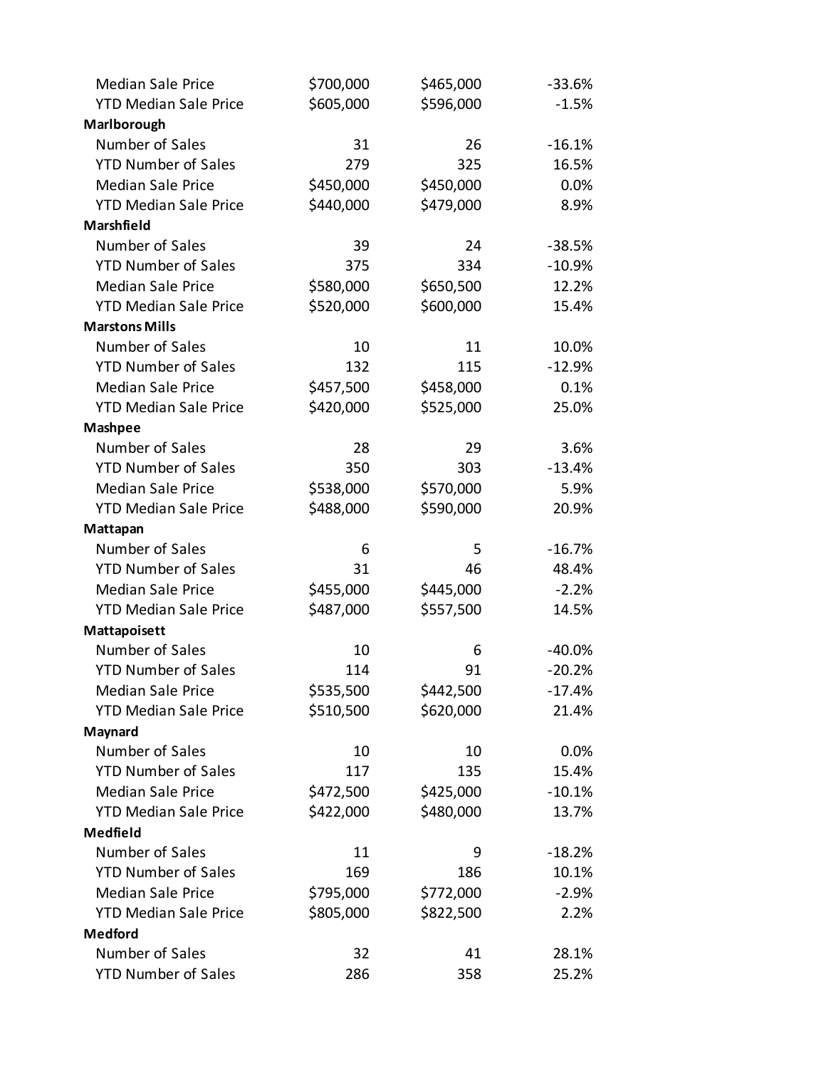| | | | |
|---|---|---|---|
| Median Sale Price | $700,000 | $465,000 | -33.6% |
| YTD Median Sale Price | $605,000 | $596,000 | -1.5% |
| **Marlborough** | | | |
| Number of Sales | 31 | 26 | -16.1% |
| YTD Number of Sales | 279 | 325 | 16.5% |
| Median Sale Price | $450,000 | $450,000 | 0.0% |
| YTD Median Sale Price | $440,000 | $479,000 | 8.9% |
| **Marshfield** | | | |
| Number of Sales | 39 | 24 | -38.5% |
| YTD Number of Sales | 375 | 334 | -10.9% |
| Median Sale Price | $580,000 | $650,500 | 12.2% |
| YTD Median Sale Price | $520,000 | $600,000 | 15.4% |
| **Marstons Mills** | | | |
| Number of Sales | 10 | 11 | 10.0% |
| YTD Number of Sales | 132 | 115 | -12.9% |
| Median Sale Price | $457,500 | $458,000 | 0.1% |
| YTD Median Sale Price | $420,000 | $525,000 | 25.0% |
| **Mashpee** | | | |
| Number of Sales | 28 | 29 | 3.6% |
| YTD Number of Sales | 350 | 303 | -13.4% |
| Median Sale Price | $538,000 | $570,000 | 5.9% |
| YTD Median Sale Price | $488,000 | $590,000 | 20.9% |
| **Mattapan** | | | |
| Number of Sales | 6 | 5 | -16.7% |
| YTD Number of Sales | 31 | 46 | 48.4% |
| Median Sale Price | $455,000 | $445,000 | -2.2% |
| YTD Median Sale Price | $487,000 | $557,500 | 14.5% |
| **Mattapoisett** | | | |
| Number of Sales | 10 | 6 | -40.0% |
| YTD Number of Sales | 114 | 91 | -20.2% |
| Median Sale Price | $535,500 | $442,500 | -17.4% |
| YTD Median Sale Price | $510,500 | $620,000 | 21.4% |
| **Maynard** | | | |
| Number of Sales | 10 | 10 | 0.0% |
| YTD Number of Sales | 117 | 135 | 15.4% |
| Median Sale Price | $472,500 | $425,000 | -10.1% |
| YTD Median Sale Price | $422,000 | $480,000 | 13.7% |
| **Medfield** | | | |
| Number of Sales | 11 | 9 | -18.2% |
| YTD Number of Sales | 169 | 186 | 10.1% |
| Median Sale Price | $795,000 | $772,000 | -2.9% |
| YTD Median Sale Price | $805,000 | $822,500 | 2.2% |
| **Medford** | | | |
| Number of Sales | 32 | 41 | 28.1% |
| YTD Number of Sales | 286 | 358 | 25.2% |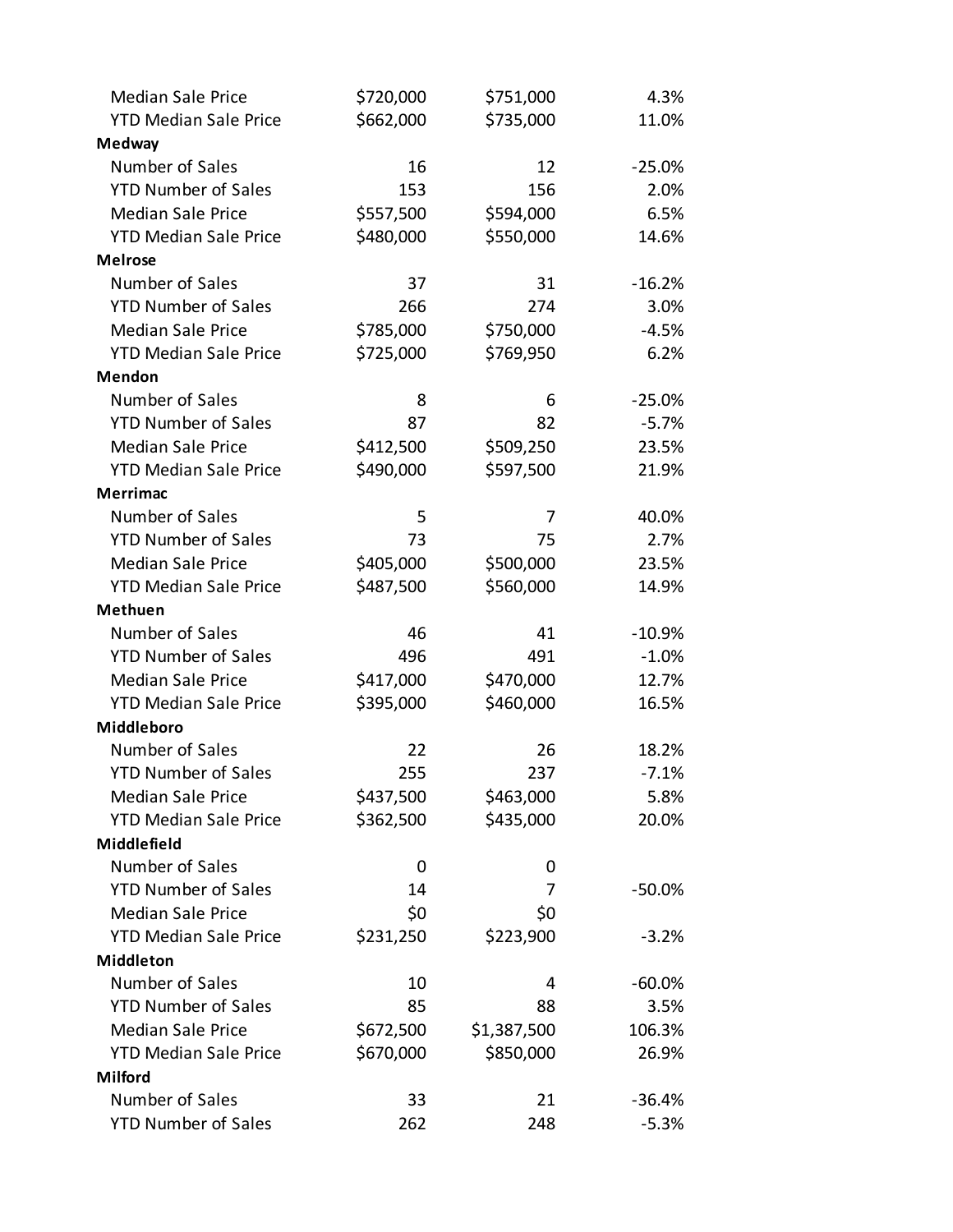| | | | |
|---|---|---|---|
| Median Sale Price | $720,000 | $751,000 | 4.3% |
| YTD Median Sale Price | $662,000 | $735,000 | 11.0% |
| **Medway** | | | |
| Number of Sales | 16 | 12 | -25.0% |
| YTD Number of Sales | 153 | 156 | 2.0% |
| Median Sale Price | $557,500 | $594,000 | 6.5% |
| YTD Median Sale Price | $480,000 | $550,000 | 14.6% |
| **Melrose** | | | |
| Number of Sales | 37 | 31 | -16.2% |
| YTD Number of Sales | 266 | 274 | 3.0% |
| Median Sale Price | $785,000 | $750,000 | -4.5% |
| YTD Median Sale Price | $725,000 | $769,950 | 6.2% |
| **Mendon** | | | |
| Number of Sales | 8 | 6 | -25.0% |
| YTD Number of Sales | 87 | 82 | -5.7% |
| Median Sale Price | $412,500 | $509,250 | 23.5% |
| YTD Median Sale Price | $490,000 | $597,500 | 21.9% |
| **Merrimac** | | | |
| Number of Sales | 5 | 7 | 40.0% |
| YTD Number of Sales | 73 | 75 | 2.7% |
| Median Sale Price | $405,000 | $500,000 | 23.5% |
| YTD Median Sale Price | $487,500 | $560,000 | 14.9% |
| **Methuen** | | | |
| Number of Sales | 46 | 41 | -10.9% |
| YTD Number of Sales | 496 | 491 | -1.0% |
| Median Sale Price | $417,000 | $470,000 | 12.7% |
| YTD Median Sale Price | $395,000 | $460,000 | 16.5% |
| **Middleboro** | | | |
| Number of Sales | 22 | 26 | 18.2% |
| YTD Number of Sales | 255 | 237 | -7.1% |
| Median Sale Price | $437,500 | $463,000 | 5.8% |
| YTD Median Sale Price | $362,500 | $435,000 | 20.0% |
| **Middlefield** | | | |
| Number of Sales | 0 | 0 | |
| YTD Number of Sales | 14 | 7 | -50.0% |
| Median Sale Price | $0 | $0 | |
| YTD Median Sale Price | $231,250 | $223,900 | -3.2% |
| **Middleton** | | | |
| Number of Sales | 10 | 4 | -60.0% |
| YTD Number of Sales | 85 | 88 | 3.5% |
| Median Sale Price | $672,500 | $1,387,500 | 106.3% |
| YTD Median Sale Price | $670,000 | $850,000 | 26.9% |
| **Milford** | | | |
| Number of Sales | 33 | 21 | -36.4% |
| YTD Number of Sales | 262 | 248 | -5.3% |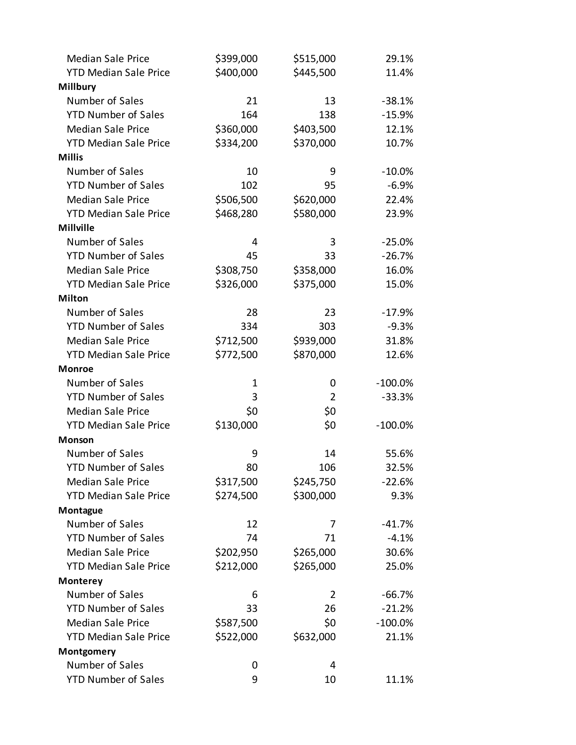| | | | |
|---|---|---|---|
| Median Sale Price | $399,000 | $515,000 | 29.1% |
| YTD Median Sale Price | $400,000 | $445,500 | 11.4% |
| **Millbury** | | | |
| Number of Sales | 21 | 13 | -38.1% |
| YTD Number of Sales | 164 | 138 | -15.9% |
| Median Sale Price | $360,000 | $403,500 | 12.1% |
| YTD Median Sale Price | $334,200 | $370,000 | 10.7% |
| **Millis** | | | |
| Number of Sales | 10 | 9 | -10.0% |
| YTD Number of Sales | 102 | 95 | -6.9% |
| Median Sale Price | $506,500 | $620,000 | 22.4% |
| YTD Median Sale Price | $468,280 | $580,000 | 23.9% |
| **Millville** | | | |
| Number of Sales | 4 | 3 | -25.0% |
| YTD Number of Sales | 45 | 33 | -26.7% |
| Median Sale Price | $308,750 | $358,000 | 16.0% |
| YTD Median Sale Price | $326,000 | $375,000 | 15.0% |
| **Milton** | | | |
| Number of Sales | 28 | 23 | -17.9% |
| YTD Number of Sales | 334 | 303 | -9.3% |
| Median Sale Price | $712,500 | $939,000 | 31.8% |
| YTD Median Sale Price | $772,500 | $870,000 | 12.6% |
| **Monroe** | | | |
| Number of Sales | 1 | 0 | -100.0% |
| YTD Number of Sales | 3 | 2 | -33.3% |
| Median Sale Price | $0 | $0 | |
| YTD Median Sale Price | $130,000 | $0 | -100.0% |
| **Monson** | | | |
| Number of Sales | 9 | 14 | 55.6% |
| YTD Number of Sales | 80 | 106 | 32.5% |
| Median Sale Price | $317,500 | $245,750 | -22.6% |
| YTD Median Sale Price | $274,500 | $300,000 | 9.3% |
| **Montague** | | | |
| Number of Sales | 12 | 7 | -41.7% |
| YTD Number of Sales | 74 | 71 | -4.1% |
| Median Sale Price | $202,950 | $265,000 | 30.6% |
| YTD Median Sale Price | $212,000 | $265,000 | 25.0% |
| **Monterey** | | | |
| Number of Sales | 6 | 2 | -66.7% |
| YTD Number of Sales | 33 | 26 | -21.2% |
| Median Sale Price | $587,500 | $0 | -100.0% |
| YTD Median Sale Price | $522,000 | $632,000 | 21.1% |
| **Montgomery** | | | |
| Number of Sales | 0 | 4 | |
| YTD Number of Sales | 9 | 10 | 11.1% |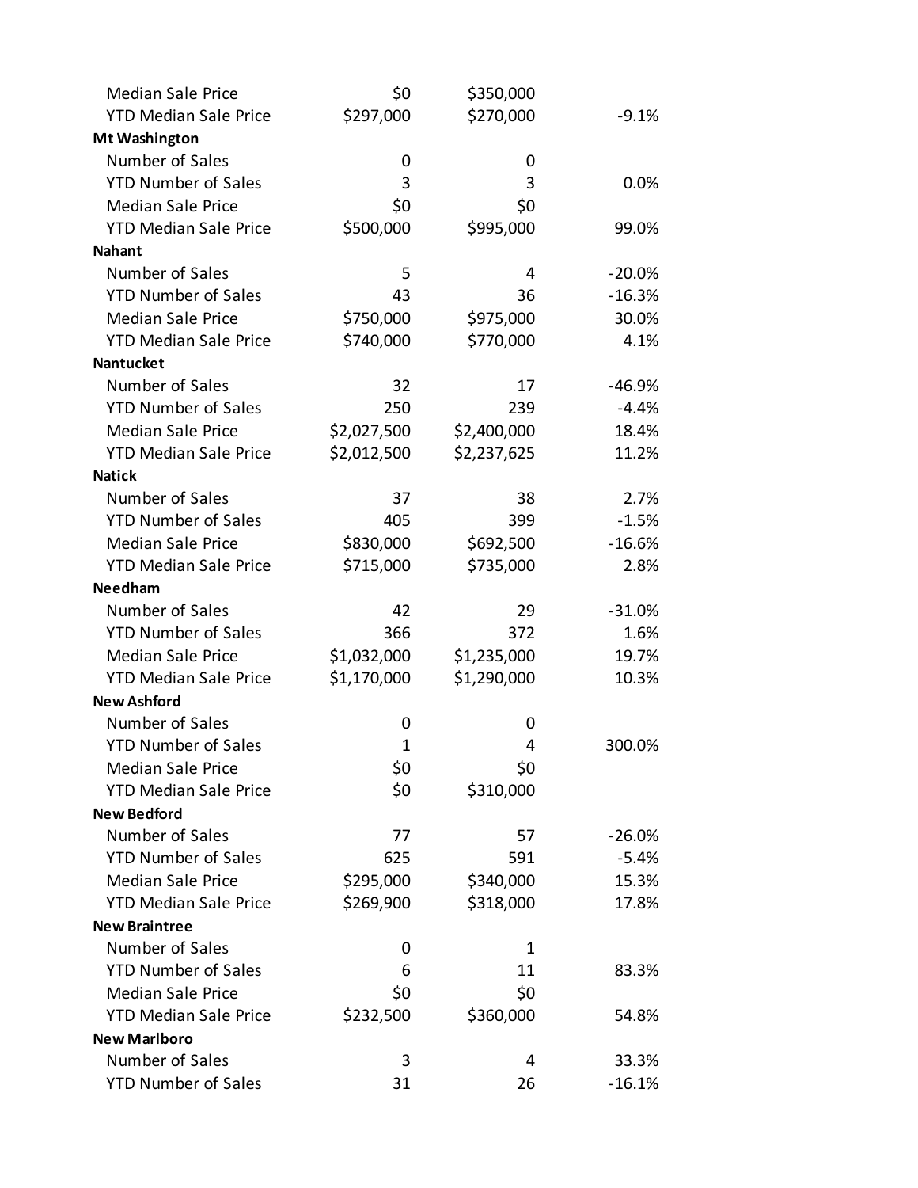| | | | |
|---|---|---|---|
| Median Sale Price | $0 | $350,000 | |
| YTD Median Sale Price | $297,000 | $270,000 | -9.1% |
| **Mt Washington** | | | |
| Number of Sales | 0 | 0 | |
| YTD Number of Sales | 3 | 3 | 0.0% |
| Median Sale Price | $0 | $0 | |
| YTD Median Sale Price | $500,000 | $995,000 | 99.0% |
| **Nahant** | | | |
| Number of Sales | 5 | 4 | -20.0% |
| YTD Number of Sales | 43 | 36 | -16.3% |
| Median Sale Price | $750,000 | $975,000 | 30.0% |
| YTD Median Sale Price | $740,000 | $770,000 | 4.1% |
| **Nantucket** | | | |
| Number of Sales | 32 | 17 | -46.9% |
| YTD Number of Sales | 250 | 239 | -4.4% |
| Median Sale Price | $2,027,500 | $2,400,000 | 18.4% |
| YTD Median Sale Price | $2,012,500 | $2,237,625 | 11.2% |
| **Natick** | | | |
| Number of Sales | 37 | 38 | 2.7% |
| YTD Number of Sales | 405 | 399 | -1.5% |
| Median Sale Price | $830,000 | $692,500 | -16.6% |
| YTD Median Sale Price | $715,000 | $735,000 | 2.8% |
| **Needham** | | | |
| Number of Sales | 42 | 29 | -31.0% |
| YTD Number of Sales | 366 | 372 | 1.6% |
| Median Sale Price | $1,032,000 | $1,235,000 | 19.7% |
| YTD Median Sale Price | $1,170,000 | $1,290,000 | 10.3% |
| **New Ashford** | | | |
| Number of Sales | 0 | 0 | |
| YTD Number of Sales | 1 | 4 | 300.0% |
| Median Sale Price | $0 | $0 | |
| YTD Median Sale Price | $0 | $310,000 | |
| **New Bedford** | | | |
| Number of Sales | 77 | 57 | -26.0% |
| YTD Number of Sales | 625 | 591 | -5.4% |
| Median Sale Price | $295,000 | $340,000 | 15.3% |
| YTD Median Sale Price | $269,900 | $318,000 | 17.8% |
| **New Braintree** | | | |
| Number of Sales | 0 | 1 | |
| YTD Number of Sales | 6 | 11 | 83.3% |
| Median Sale Price | $0 | $0 | |
| YTD Median Sale Price | $232,500 | $360,000 | 54.8% |
| **New Marlboro** | | | |
| Number of Sales | 3 | 4 | 33.3% |
| YTD Number of Sales | 31 | 26 | -16.1% |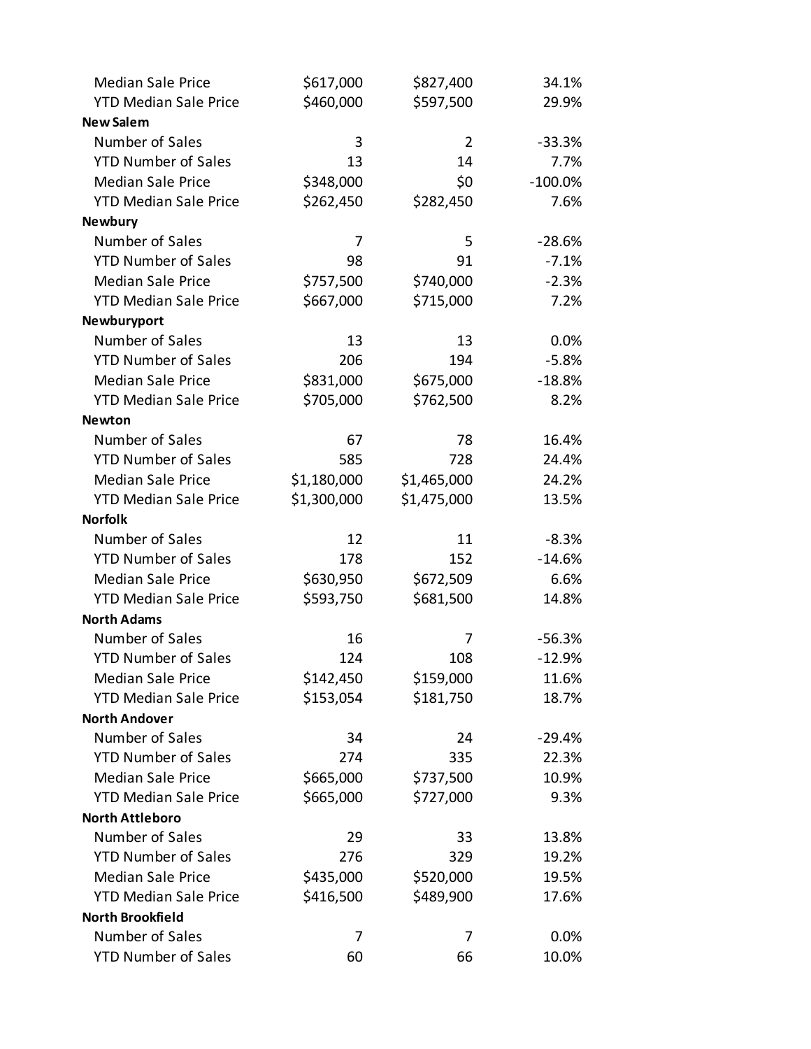| | | | |
|---|---|---|---|
| Median Sale Price | $617,000 | $827,400 | 34.1% |
| YTD Median Sale Price | $460,000 | $597,500 | 29.9% |
| **New Salem** | | | |
| Number of Sales | 3 | 2 | -33.3% |
| YTD Number of Sales | 13 | 14 | 7.7% |
| Median Sale Price | $348,000 | $0 | -100.0% |
| YTD Median Sale Price | $262,450 | $282,450 | 7.6% |
| **Newbury** | | | |
| Number of Sales | 7 | 5 | -28.6% |
| YTD Number of Sales | 98 | 91 | -7.1% |
| Median Sale Price | $757,500 | $740,000 | -2.3% |
| YTD Median Sale Price | $667,000 | $715,000 | 7.2% |
| **Newburyport** | | | |
| Number of Sales | 13 | 13 | 0.0% |
| YTD Number of Sales | 206 | 194 | -5.8% |
| Median Sale Price | $831,000 | $675,000 | -18.8% |
| YTD Median Sale Price | $705,000 | $762,500 | 8.2% |
| **Newton** | | | |
| Number of Sales | 67 | 78 | 16.4% |
| YTD Number of Sales | 585 | 728 | 24.4% |
| Median Sale Price | $1,180,000 | $1,465,000 | 24.2% |
| YTD Median Sale Price | $1,300,000 | $1,475,000 | 13.5% |
| **Norfolk** | | | |
| Number of Sales | 12 | 11 | -8.3% |
| YTD Number of Sales | 178 | 152 | -14.6% |
| Median Sale Price | $630,950 | $672,509 | 6.6% |
| YTD Median Sale Price | $593,750 | $681,500 | 14.8% |
| **North Adams** | | | |
| Number of Sales | 16 | 7 | -56.3% |
| YTD Number of Sales | 124 | 108 | -12.9% |
| Median Sale Price | $142,450 | $159,000 | 11.6% |
| YTD Median Sale Price | $153,054 | $181,750 | 18.7% |
| **North Andover** | | | |
| Number of Sales | 34 | 24 | -29.4% |
| YTD Number of Sales | 274 | 335 | 22.3% |
| Median Sale Price | $665,000 | $737,500 | 10.9% |
| YTD Median Sale Price | $665,000 | $727,000 | 9.3% |
| **North Attleboro** | | | |
| Number of Sales | 29 | 33 | 13.8% |
| YTD Number of Sales | 276 | 329 | 19.2% |
| Median Sale Price | $435,000 | $520,000 | 19.5% |
| YTD Median Sale Price | $416,500 | $489,900 | 17.6% |
| **North Brookfield** | | | |
| Number of Sales | 7 | 7 | 0.0% |
| YTD Number of Sales | 60 | 66 | 10.0% |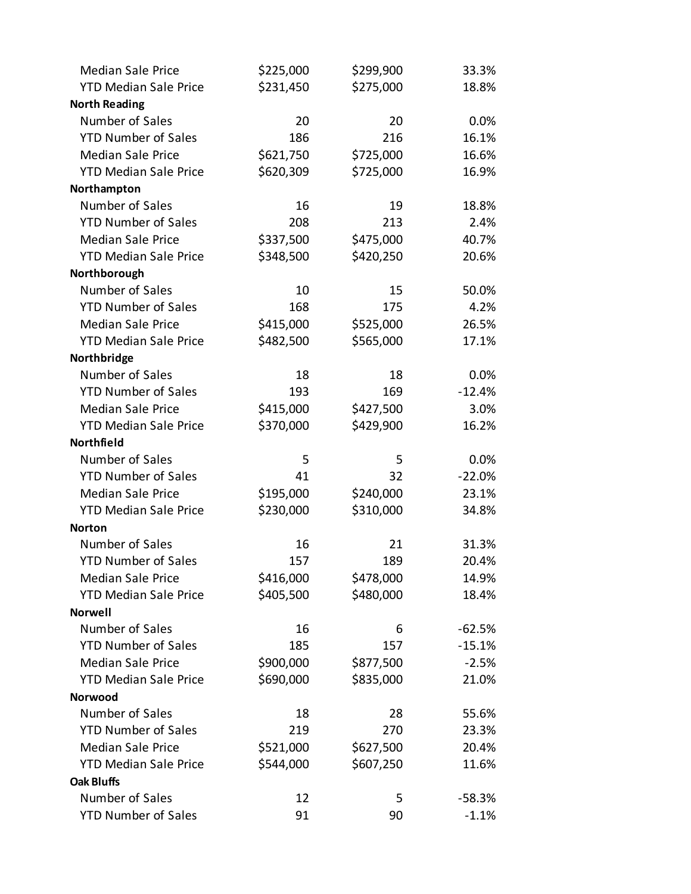| | | | |
|---|---|---|---|
| Median Sale Price | $225,000 | $299,900 | 33.3% |
| YTD Median Sale Price | $231,450 | $275,000 | 18.8% |
| **North Reading** | | | |
| Number of Sales | 20 | 20 | 0.0% |
| YTD Number of Sales | 186 | 216 | 16.1% |
| Median Sale Price | $621,750 | $725,000 | 16.6% |
| YTD Median Sale Price | $620,309 | $725,000 | 16.9% |
| **Northampton** | | | |
| Number of Sales | 16 | 19 | 18.8% |
| YTD Number of Sales | 208 | 213 | 2.4% |
| Median Sale Price | $337,500 | $475,000 | 40.7% |
| YTD Median Sale Price | $348,500 | $420,250 | 20.6% |
| **Northborough** | | | |
| Number of Sales | 10 | 15 | 50.0% |
| YTD Number of Sales | 168 | 175 | 4.2% |
| Median Sale Price | $415,000 | $525,000 | 26.5% |
| YTD Median Sale Price | $482,500 | $565,000 | 17.1% |
| **Northbridge** | | | |
| Number of Sales | 18 | 18 | 0.0% |
| YTD Number of Sales | 193 | 169 | -12.4% |
| Median Sale Price | $415,000 | $427,500 | 3.0% |
| YTD Median Sale Price | $370,000 | $429,900 | 16.2% |
| **Northfield** | | | |
| Number of Sales | 5 | 5 | 0.0% |
| YTD Number of Sales | 41 | 32 | -22.0% |
| Median Sale Price | $195,000 | $240,000 | 23.1% |
| YTD Median Sale Price | $230,000 | $310,000 | 34.8% |
| **Norton** | | | |
| Number of Sales | 16 | 21 | 31.3% |
| YTD Number of Sales | 157 | 189 | 20.4% |
| Median Sale Price | $416,000 | $478,000 | 14.9% |
| YTD Median Sale Price | $405,500 | $480,000 | 18.4% |
| **Norwell** | | | |
| Number of Sales | 16 | 6 | -62.5% |
| YTD Number of Sales | 185 | 157 | -15.1% |
| Median Sale Price | $900,000 | $877,500 | -2.5% |
| YTD Median Sale Price | $690,000 | $835,000 | 21.0% |
| **Norwood** | | | |
| Number of Sales | 18 | 28 | 55.6% |
| YTD Number of Sales | 219 | 270 | 23.3% |
| Median Sale Price | $521,000 | $627,500 | 20.4% |
| YTD Median Sale Price | $544,000 | $607,250 | 11.6% |
| **Oak Bluffs** | | | |
| Number of Sales | 12 | 5 | -58.3% |
| YTD Number of Sales | 91 | 90 | -1.1% |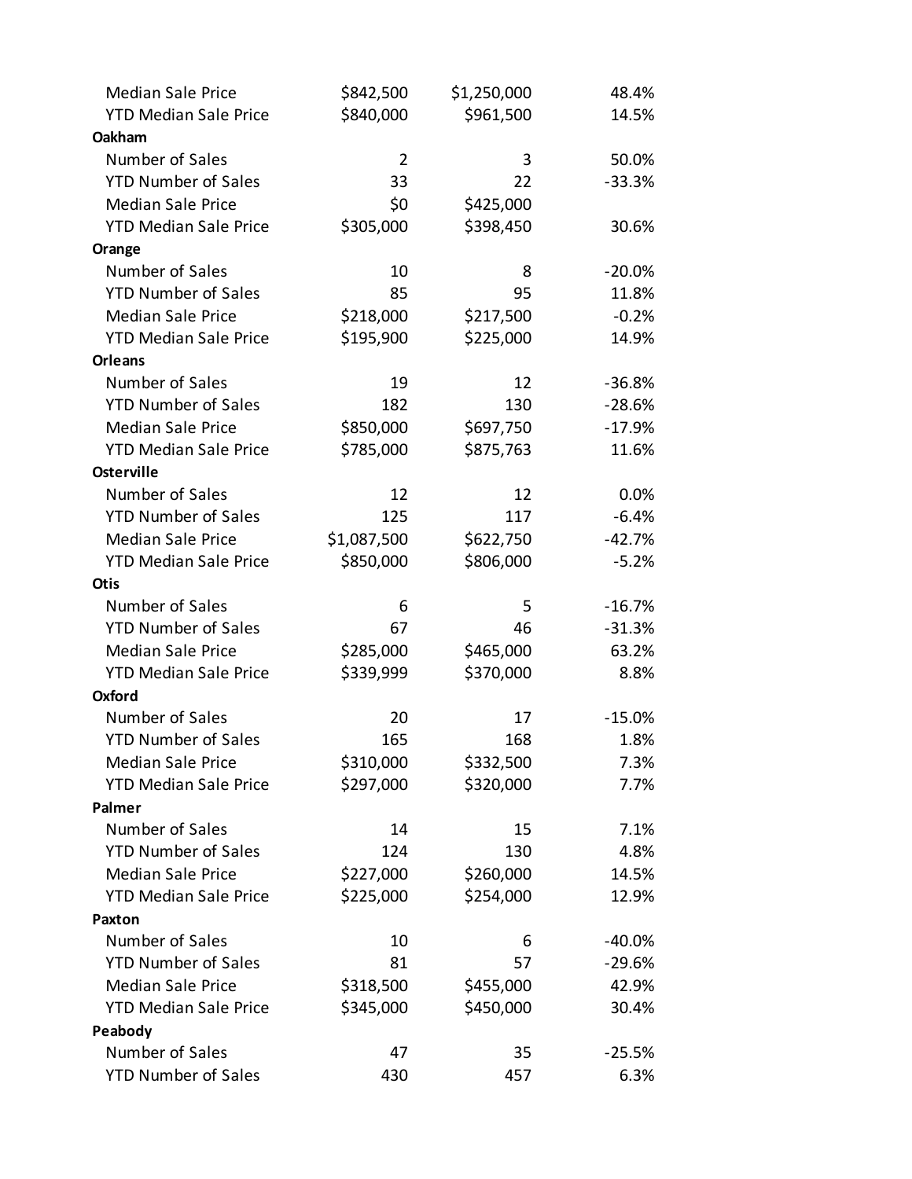| | | | |
|---|---|---|---|
| Median Sale Price | $842,500 | $1,250,000 | 48.4% |
| YTD Median Sale Price | $840,000 | $961,500 | 14.5% |
| **Oakham** | | | |
| Number of Sales | 2 | 3 | 50.0% |
| YTD Number of Sales | 33 | 22 | -33.3% |
| Median Sale Price | $0 | $425,000 | |
| YTD Median Sale Price | $305,000 | $398,450 | 30.6% |
| **Orange** | | | |
| Number of Sales | 10 | 8 | -20.0% |
| YTD Number of Sales | 85 | 95 | 11.8% |
| Median Sale Price | $218,000 | $217,500 | -0.2% |
| YTD Median Sale Price | $195,900 | $225,000 | 14.9% |
| **Orleans** | | | |
| Number of Sales | 19 | 12 | -36.8% |
| YTD Number of Sales | 182 | 130 | -28.6% |
| Median Sale Price | $850,000 | $697,750 | -17.9% |
| YTD Median Sale Price | $785,000 | $875,763 | 11.6% |
| **Osterville** | | | |
| Number of Sales | 12 | 12 | 0.0% |
| YTD Number of Sales | 125 | 117 | -6.4% |
| Median Sale Price | $1,087,500 | $622,750 | -42.7% |
| YTD Median Sale Price | $850,000 | $806,000 | -5.2% |
| **Otis** | | | |
| Number of Sales | 6 | 5 | -16.7% |
| YTD Number of Sales | 67 | 46 | -31.3% |
| Median Sale Price | $285,000 | $465,000 | 63.2% |
| YTD Median Sale Price | $339,999 | $370,000 | 8.8% |
| **Oxford** | | | |
| Number of Sales | 20 | 17 | -15.0% |
| YTD Number of Sales | 165 | 168 | 1.8% |
| Median Sale Price | $310,000 | $332,500 | 7.3% |
| YTD Median Sale Price | $297,000 | $320,000 | 7.7% |
| **Palmer** | | | |
| Number of Sales | 14 | 15 | 7.1% |
| YTD Number of Sales | 124 | 130 | 4.8% |
| Median Sale Price | $227,000 | $260,000 | 14.5% |
| YTD Median Sale Price | $225,000 | $254,000 | 12.9% |
| **Paxton** | | | |
| Number of Sales | 10 | 6 | -40.0% |
| YTD Number of Sales | 81 | 57 | -29.6% |
| Median Sale Price | $318,500 | $455,000 | 42.9% |
| YTD Median Sale Price | $345,000 | $450,000 | 30.4% |
| **Peabody** | | | |
| Number of Sales | 47 | 35 | -25.5% |
| YTD Number of Sales | 430 | 457 | 6.3% |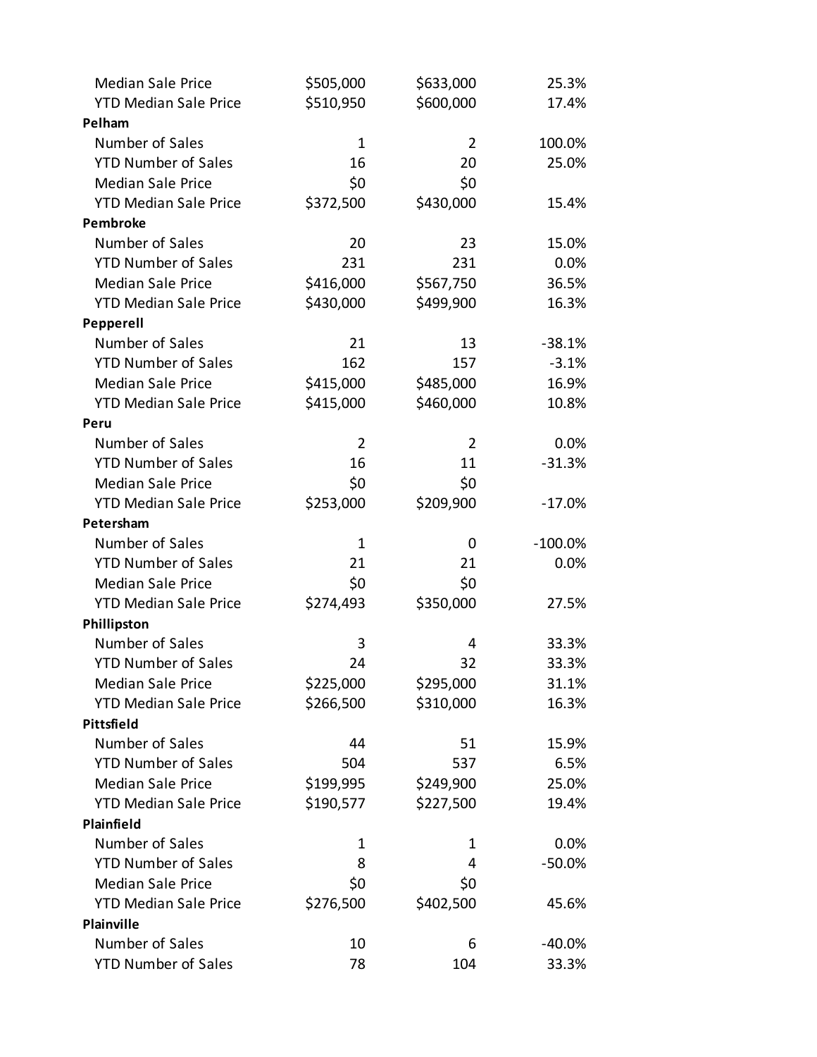| | | | |
|---|---|---|---|
| Median Sale Price | $505,000 | $633,000 | 25.3% |
| YTD Median Sale Price | $510,950 | $600,000 | 17.4% |
| **Pelham** | | | |
| Number of Sales | 1 | 2 | 100.0% |
| YTD Number of Sales | 16 | 20 | 25.0% |
| Median Sale Price | $0 | $0 | |
| YTD Median Sale Price | $372,500 | $430,000 | 15.4% |
| **Pembroke** | | | |
| Number of Sales | 20 | 23 | 15.0% |
| YTD Number of Sales | 231 | 231 | 0.0% |
| Median Sale Price | $416,000 | $567,750 | 36.5% |
| YTD Median Sale Price | $430,000 | $499,900 | 16.3% |
| **Pepperell** | | | |
| Number of Sales | 21 | 13 | -38.1% |
| YTD Number of Sales | 162 | 157 | -3.1% |
| Median Sale Price | $415,000 | $485,000 | 16.9% |
| YTD Median Sale Price | $415,000 | $460,000 | 10.8% |
| **Peru** | | | |
| Number of Sales | 2 | 2 | 0.0% |
| YTD Number of Sales | 16 | 11 | -31.3% |
| Median Sale Price | $0 | $0 | |
| YTD Median Sale Price | $253,000 | $209,900 | -17.0% |
| **Petersham** | | | |
| Number of Sales | 1 | 0 | -100.0% |
| YTD Number of Sales | 21 | 21 | 0.0% |
| Median Sale Price | $0 | $0 | |
| YTD Median Sale Price | $274,493 | $350,000 | 27.5% |
| **Phillipston** | | | |
| Number of Sales | 3 | 4 | 33.3% |
| YTD Number of Sales | 24 | 32 | 33.3% |
| Median Sale Price | $225,000 | $295,000 | 31.1% |
| YTD Median Sale Price | $266,500 | $310,000 | 16.3% |
| **Pittsfield** | | | |
| Number of Sales | 44 | 51 | 15.9% |
| YTD Number of Sales | 504 | 537 | 6.5% |
| Median Sale Price | $199,995 | $249,900 | 25.0% |
| YTD Median Sale Price | $190,577 | $227,500 | 19.4% |
| **Plainfield** | | | |
| Number of Sales | 1 | 1 | 0.0% |
| YTD Number of Sales | 8 | 4 | -50.0% |
| Median Sale Price | $0 | $0 | |
| YTD Median Sale Price | $276,500 | $402,500 | 45.6% |
| **Plainville** | | | |
| Number of Sales | 10 | 6 | -40.0% |
| YTD Number of Sales | 78 | 104 | 33.3% |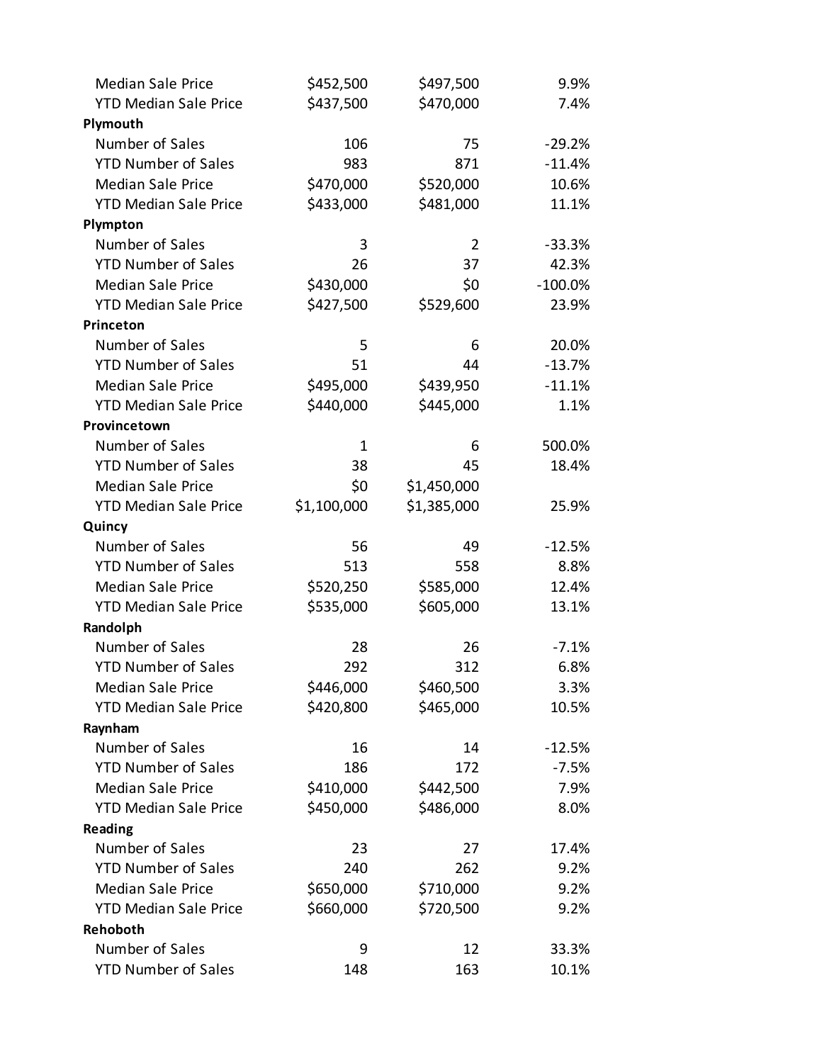| | | | |
|---|---|---|---|
| Median Sale Price | $452,500 | $497,500 | 9.9% |
| YTD Median Sale Price | $437,500 | $470,000 | 7.4% |
| **Plymouth** | | | |
| Number of Sales | 106 | 75 | -29.2% |
| YTD Number of Sales | 983 | 871 | -11.4% |
| Median Sale Price | $470,000 | $520,000 | 10.6% |
| YTD Median Sale Price | $433,000 | $481,000 | 11.1% |
| **Plympton** | | | |
| Number of Sales | 3 | 2 | -33.3% |
| YTD Number of Sales | 26 | 37 | 42.3% |
| Median Sale Price | $430,000 | $0 | -100.0% |
| YTD Median Sale Price | $427,500 | $529,600 | 23.9% |
| **Princeton** | | | |
| Number of Sales | 5 | 6 | 20.0% |
| YTD Number of Sales | 51 | 44 | -13.7% |
| Median Sale Price | $495,000 | $439,950 | -11.1% |
| YTD Median Sale Price | $440,000 | $445,000 | 1.1% |
| **Provincetown** | | | |
| Number of Sales | 1 | 6 | 500.0% |
| YTD Number of Sales | 38 | 45 | 18.4% |
| Median Sale Price | $0 | $1,450,000 | |
| YTD Median Sale Price | $1,100,000 | $1,385,000 | 25.9% |
| **Quincy** | | | |
| Number of Sales | 56 | 49 | -12.5% |
| YTD Number of Sales | 513 | 558 | 8.8% |
| Median Sale Price | $520,250 | $585,000 | 12.4% |
| YTD Median Sale Price | $535,000 | $605,000 | 13.1% |
| **Randolph** | | | |
| Number of Sales | 28 | 26 | -7.1% |
| YTD Number of Sales | 292 | 312 | 6.8% |
| Median Sale Price | $446,000 | $460,500 | 3.3% |
| YTD Median Sale Price | $420,800 | $465,000 | 10.5% |
| **Raynham** | | | |
| Number of Sales | 16 | 14 | -12.5% |
| YTD Number of Sales | 186 | 172 | -7.5% |
| Median Sale Price | $410,000 | $442,500 | 7.9% |
| YTD Median Sale Price | $450,000 | $486,000 | 8.0% |
| **Reading** | | | |
| Number of Sales | 23 | 27 | 17.4% |
| YTD Number of Sales | 240 | 262 | 9.2% |
| Median Sale Price | $650,000 | $710,000 | 9.2% |
| YTD Median Sale Price | $660,000 | $720,500 | 9.2% |
| **Rehoboth** | | | |
| Number of Sales | 9 | 12 | 33.3% |
| YTD Number of Sales | 148 | 163 | 10.1% |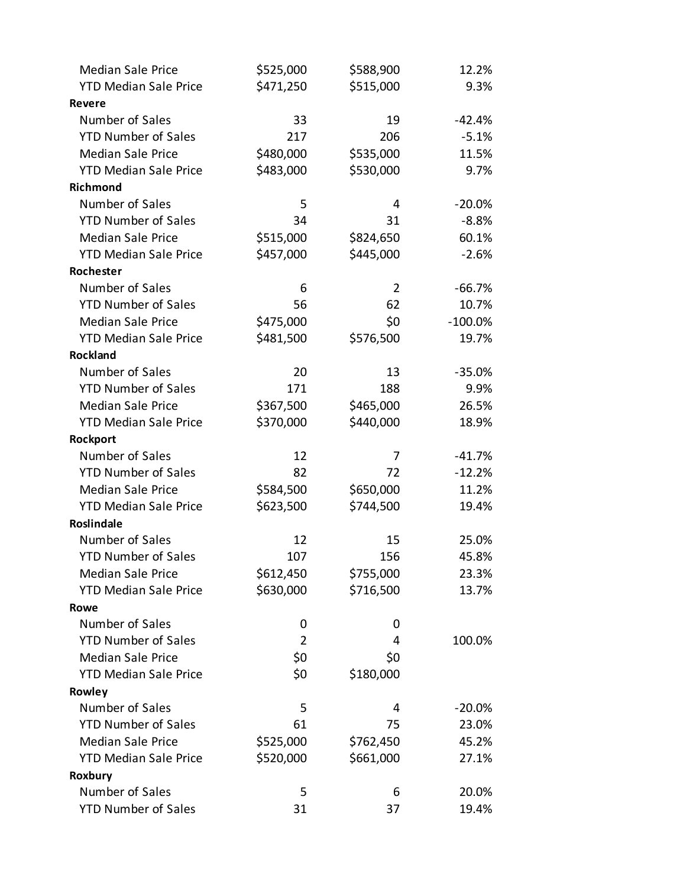| | | | |
|---|---|---|---|
| Median Sale Price | $525,000 | $588,900 | 12.2% |
| YTD Median Sale Price | $471,250 | $515,000 | 9.3% |
| **Revere** | | | |
| Number of Sales | 33 | 19 | -42.4% |
| YTD Number of Sales | 217 | 206 | -5.1% |
| Median Sale Price | $480,000 | $535,000 | 11.5% |
| YTD Median Sale Price | $483,000 | $530,000 | 9.7% |
| **Richmond** | | | |
| Number of Sales | 5 | 4 | -20.0% |
| YTD Number of Sales | 34 | 31 | -8.8% |
| Median Sale Price | $515,000 | $824,650 | 60.1% |
| YTD Median Sale Price | $457,000 | $445,000 | -2.6% |
| **Rochester** | | | |
| Number of Sales | 6 | 2 | -66.7% |
| YTD Number of Sales | 56 | 62 | 10.7% |
| Median Sale Price | $475,000 | $0 | -100.0% |
| YTD Median Sale Price | $481,500 | $576,500 | 19.7% |
| **Rockland** | | | |
| Number of Sales | 20 | 13 | -35.0% |
| YTD Number of Sales | 171 | 188 | 9.9% |
| Median Sale Price | $367,500 | $465,000 | 26.5% |
| YTD Median Sale Price | $370,000 | $440,000 | 18.9% |
| **Rockport** | | | |
| Number of Sales | 12 | 7 | -41.7% |
| YTD Number of Sales | 82 | 72 | -12.2% |
| Median Sale Price | $584,500 | $650,000 | 11.2% |
| YTD Median Sale Price | $623,500 | $744,500 | 19.4% |
| **Roslindale** | | | |
| Number of Sales | 12 | 15 | 25.0% |
| YTD Number of Sales | 107 | 156 | 45.8% |
| Median Sale Price | $612,450 | $755,000 | 23.3% |
| YTD Median Sale Price | $630,000 | $716,500 | 13.7% |
| **Rowe** | | | |
| Number of Sales | 0 | 0 | |
| YTD Number of Sales | 2 | 4 | 100.0% |
| Median Sale Price | $0 | $0 | |
| YTD Median Sale Price | $0 | $180,000 | |
| **Rowley** | | | |
| Number of Sales | 5 | 4 | -20.0% |
| YTD Number of Sales | 61 | 75 | 23.0% |
| Median Sale Price | $525,000 | $762,450 | 45.2% |
| YTD Median Sale Price | $520,000 | $661,000 | 27.1% |
| **Roxbury** | | | |
| Number of Sales | 5 | 6 | 20.0% |
| YTD Number of Sales | 31 | 37 | 19.4% |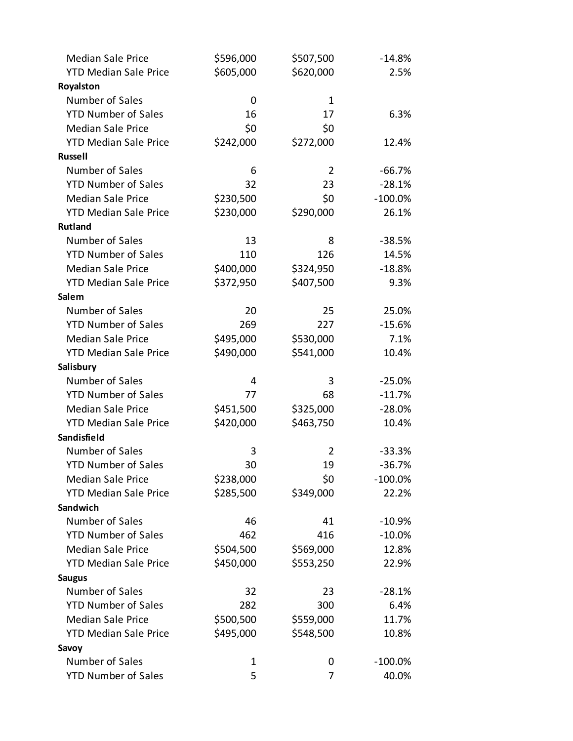| | | | |
|---|---|---|---|
| Median Sale Price | $596,000 | $507,500 | -14.8% |
| YTD Median Sale Price | $605,000 | $620,000 | 2.5% |
| **Royalston** | | | |
| Number of Sales | 0 | 1 | |
| YTD Number of Sales | 16 | 17 | 6.3% |
| Median Sale Price | $0 | $0 | |
| YTD Median Sale Price | $242,000 | $272,000 | 12.4% |
| **Russell** | | | |
| Number of Sales | 6 | 2 | -66.7% |
| YTD Number of Sales | 32 | 23 | -28.1% |
| Median Sale Price | $230,500 | $0 | -100.0% |
| YTD Median Sale Price | $230,000 | $290,000 | 26.1% |
| **Rutland** | | | |
| Number of Sales | 13 | 8 | -38.5% |
| YTD Number of Sales | 110 | 126 | 14.5% |
| Median Sale Price | $400,000 | $324,950 | -18.8% |
| YTD Median Sale Price | $372,950 | $407,500 | 9.3% |
| **Salem** | | | |
| Number of Sales | 20 | 25 | 25.0% |
| YTD Number of Sales | 269 | 227 | -15.6% |
| Median Sale Price | $495,000 | $530,000 | 7.1% |
| YTD Median Sale Price | $490,000 | $541,000 | 10.4% |
| **Salisbury** | | | |
| Number of Sales | 4 | 3 | -25.0% |
| YTD Number of Sales | 77 | 68 | -11.7% |
| Median Sale Price | $451,500 | $325,000 | -28.0% |
| YTD Median Sale Price | $420,000 | $463,750 | 10.4% |
| **Sandisfield** | | | |
| Number of Sales | 3 | 2 | -33.3% |
| YTD Number of Sales | 30 | 19 | -36.7% |
| Median Sale Price | $238,000 | $0 | -100.0% |
| YTD Median Sale Price | $285,500 | $349,000 | 22.2% |
| **Sandwich** | | | |
| Number of Sales | 46 | 41 | -10.9% |
| YTD Number of Sales | 462 | 416 | -10.0% |
| Median Sale Price | $504,500 | $569,000 | 12.8% |
| YTD Median Sale Price | $450,000 | $553,250 | 22.9% |
| **Saugus** | | | |
| Number of Sales | 32 | 23 | -28.1% |
| YTD Number of Sales | 282 | 300 | 6.4% |
| Median Sale Price | $500,500 | $559,000 | 11.7% |
| YTD Median Sale Price | $495,000 | $548,500 | 10.8% |
| **Savoy** | | | |
| Number of Sales | 1 | 0 | -100.0% |
| YTD Number of Sales | 5 | 7 | 40.0% |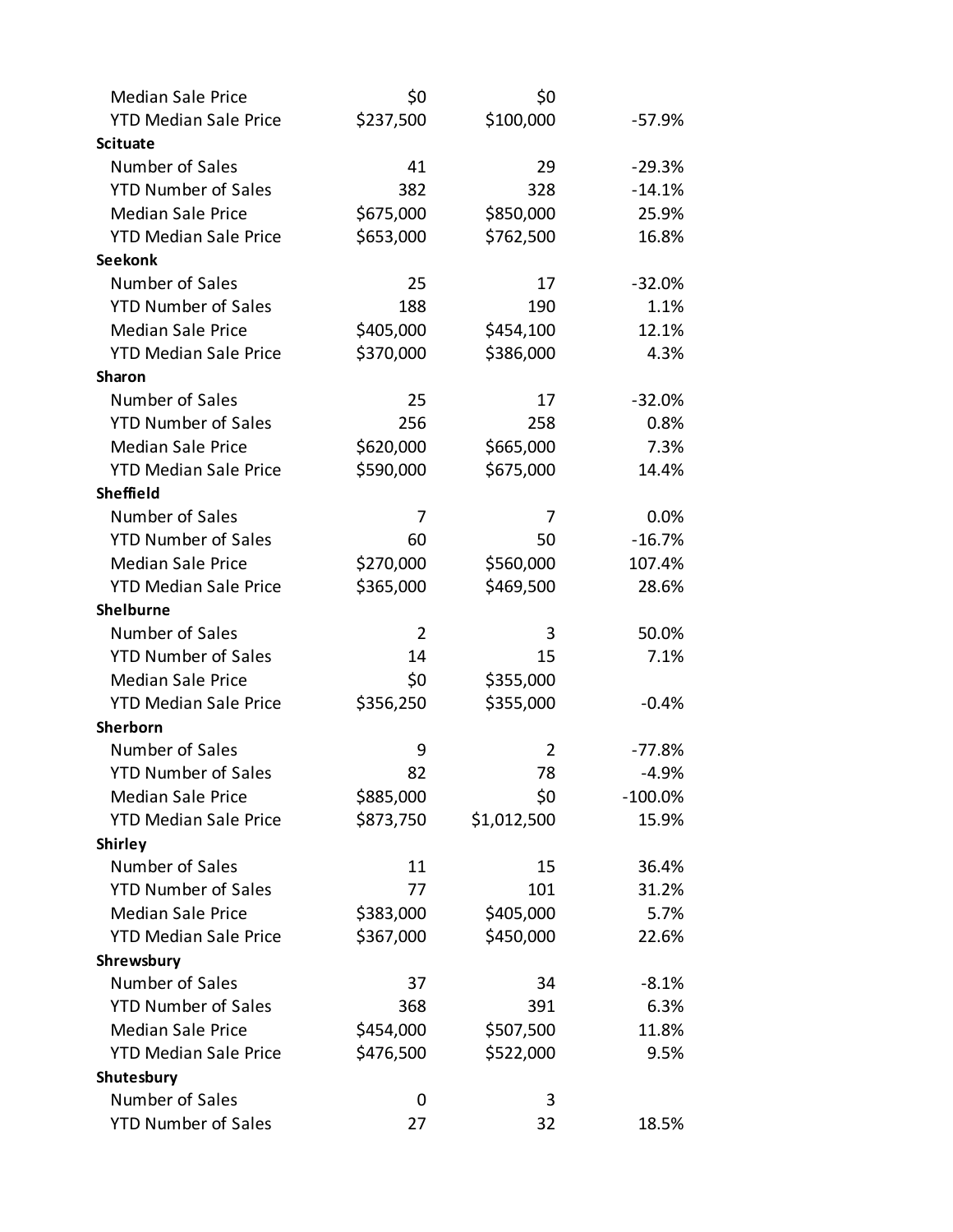| | | | |
|---|---|---|---|
| Median Sale Price | $0 | $0 | |
| YTD Median Sale Price | $237,500 | $100,000 | -57.9% |
| **Scituate** | | | |
| Number of Sales | 41 | 29 | -29.3% |
| YTD Number of Sales | 382 | 328 | -14.1% |
| Median Sale Price | $675,000 | $850,000 | 25.9% |
| YTD Median Sale Price | $653,000 | $762,500 | 16.8% |
| **Seekonk** | | | |
| Number of Sales | 25 | 17 | -32.0% |
| YTD Number of Sales | 188 | 190 | 1.1% |
| Median Sale Price | $405,000 | $454,100 | 12.1% |
| YTD Median Sale Price | $370,000 | $386,000 | 4.3% |
| **Sharon** | | | |
| Number of Sales | 25 | 17 | -32.0% |
| YTD Number of Sales | 256 | 258 | 0.8% |
| Median Sale Price | $620,000 | $665,000 | 7.3% |
| YTD Median Sale Price | $590,000 | $675,000 | 14.4% |
| **Sheffield** | | | |
| Number of Sales | 7 | 7 | 0.0% |
| YTD Number of Sales | 60 | 50 | -16.7% |
| Median Sale Price | $270,000 | $560,000 | 107.4% |
| YTD Median Sale Price | $365,000 | $469,500 | 28.6% |
| **Shelburne** | | | |
| Number of Sales | 2 | 3 | 50.0% |
| YTD Number of Sales | 14 | 15 | 7.1% |
| Median Sale Price | $0 | $355,000 | |
| YTD Median Sale Price | $356,250 | $355,000 | -0.4% |
| **Sherborn** | | | |
| Number of Sales | 9 | 2 | -77.8% |
| YTD Number of Sales | 82 | 78 | -4.9% |
| Median Sale Price | $885,000 | $0 | -100.0% |
| YTD Median Sale Price | $873,750 | $1,012,500 | 15.9% |
| **Shirley** | | | |
| Number of Sales | 11 | 15 | 36.4% |
| YTD Number of Sales | 77 | 101 | 31.2% |
| Median Sale Price | $383,000 | $405,000 | 5.7% |
| YTD Median Sale Price | $367,000 | $450,000 | 22.6% |
| **Shrewsbury** | | | |
| Number of Sales | 37 | 34 | -8.1% |
| YTD Number of Sales | 368 | 391 | 6.3% |
| Median Sale Price | $454,000 | $507,500 | 11.8% |
| YTD Median Sale Price | $476,500 | $522,000 | 9.5% |
| **Shutesbury** | | | |
| Number of Sales | 0 | 3 | |
| YTD Number of Sales | 27 | 32 | 18.5% |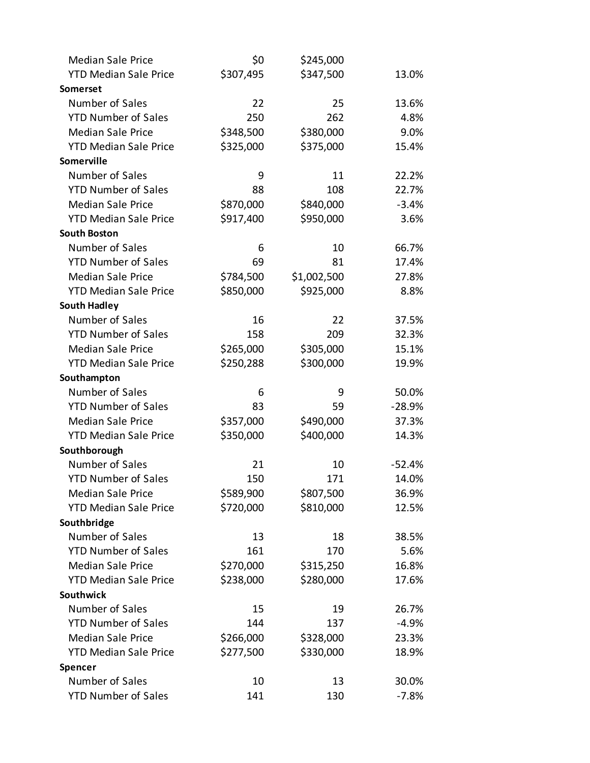| | | | |
|---|---|---|---|
| Median Sale Price | $0 | $245,000 | |
| YTD Median Sale Price | $307,495 | $347,500 | 13.0% |
| **Somerset** | | | |
| Number of Sales | 22 | 25 | 13.6% |
| YTD Number of Sales | 250 | 262 | 4.8% |
| Median Sale Price | $348,500 | $380,000 | 9.0% |
| YTD Median Sale Price | $325,000 | $375,000 | 15.4% |
| **Somerville** | | | |
| Number of Sales | 9 | 11 | 22.2% |
| YTD Number of Sales | 88 | 108 | 22.7% |
| Median Sale Price | $870,000 | $840,000 | -3.4% |
| YTD Median Sale Price | $917,400 | $950,000 | 3.6% |
| **South Boston** | | | |
| Number of Sales | 6 | 10 | 66.7% |
| YTD Number of Sales | 69 | 81 | 17.4% |
| Median Sale Price | $784,500 | $1,002,500 | 27.8% |
| YTD Median Sale Price | $850,000 | $925,000 | 8.8% |
| **South Hadley** | | | |
| Number of Sales | 16 | 22 | 37.5% |
| YTD Number of Sales | 158 | 209 | 32.3% |
| Median Sale Price | $265,000 | $305,000 | 15.1% |
| YTD Median Sale Price | $250,288 | $300,000 | 19.9% |
| **Southampton** | | | |
| Number of Sales | 6 | 9 | 50.0% |
| YTD Number of Sales | 83 | 59 | -28.9% |
| Median Sale Price | $357,000 | $490,000 | 37.3% |
| YTD Median Sale Price | $350,000 | $400,000 | 14.3% |
| **Southborough** | | | |
| Number of Sales | 21 | 10 | -52.4% |
| YTD Number of Sales | 150 | 171 | 14.0% |
| Median Sale Price | $589,900 | $807,500 | 36.9% |
| YTD Median Sale Price | $720,000 | $810,000 | 12.5% |
| **Southbridge** | | | |
| Number of Sales | 13 | 18 | 38.5% |
| YTD Number of Sales | 161 | 170 | 5.6% |
| Median Sale Price | $270,000 | $315,250 | 16.8% |
| YTD Median Sale Price | $238,000 | $280,000 | 17.6% |
| **Southwick** | | | |
| Number of Sales | 15 | 19 | 26.7% |
| YTD Number of Sales | 144 | 137 | -4.9% |
| Median Sale Price | $266,000 | $328,000 | 23.3% |
| YTD Median Sale Price | $277,500 | $330,000 | 18.9% |
| **Spencer** | | | |
| Number of Sales | 10 | 13 | 30.0% |
| YTD Number of Sales | 141 | 130 | -7.8% |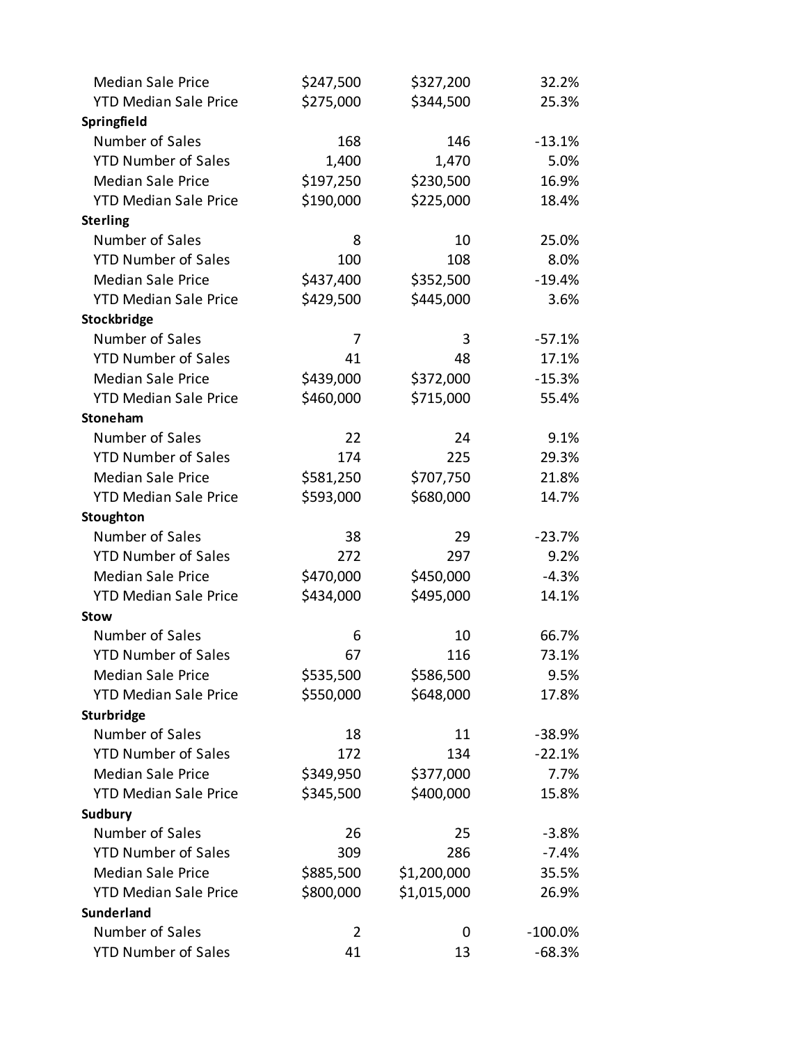| | | | |
|---|---|---|---|
| Median Sale Price | $247,500 | $327,200 | 32.2% |
| YTD Median Sale Price | $275,000 | $344,500 | 25.3% |
| **Springfield** | | | |
| Number of Sales | 168 | 146 | -13.1% |
| YTD Number of Sales | 1,400 | 1,470 | 5.0% |
| Median Sale Price | $197,250 | $230,500 | 16.9% |
| YTD Median Sale Price | $190,000 | $225,000 | 18.4% |
| **Sterling** | | | |
| Number of Sales | 8 | 10 | 25.0% |
| YTD Number of Sales | 100 | 108 | 8.0% |
| Median Sale Price | $437,400 | $352,500 | -19.4% |
| YTD Median Sale Price | $429,500 | $445,000 | 3.6% |
| **Stockbridge** | | | |
| Number of Sales | 7 | 3 | -57.1% |
| YTD Number of Sales | 41 | 48 | 17.1% |
| Median Sale Price | $439,000 | $372,000 | -15.3% |
| YTD Median Sale Price | $460,000 | $715,000 | 55.4% |
| **Stoneham** | | | |
| Number of Sales | 22 | 24 | 9.1% |
| YTD Number of Sales | 174 | 225 | 29.3% |
| Median Sale Price | $581,250 | $707,750 | 21.8% |
| YTD Median Sale Price | $593,000 | $680,000 | 14.7% |
| **Stoughton** | | | |
| Number of Sales | 38 | 29 | -23.7% |
| YTD Number of Sales | 272 | 297 | 9.2% |
| Median Sale Price | $470,000 | $450,000 | -4.3% |
| YTD Median Sale Price | $434,000 | $495,000 | 14.1% |
| **Stow** | | | |
| Number of Sales | 6 | 10 | 66.7% |
| YTD Number of Sales | 67 | 116 | 73.1% |
| Median Sale Price | $535,500 | $586,500 | 9.5% |
| YTD Median Sale Price | $550,000 | $648,000 | 17.8% |
| **Sturbridge** | | | |
| Number of Sales | 18 | 11 | -38.9% |
| YTD Number of Sales | 172 | 134 | -22.1% |
| Median Sale Price | $349,950 | $377,000 | 7.7% |
| YTD Median Sale Price | $345,500 | $400,000 | 15.8% |
| **Sudbury** | | | |
| Number of Sales | 26 | 25 | -3.8% |
| YTD Number of Sales | 309 | 286 | -7.4% |
| Median Sale Price | $885,500 | $1,200,000 | 35.5% |
| YTD Median Sale Price | $800,000 | $1,015,000 | 26.9% |
| **Sunderland** | | | |
| Number of Sales | 2 | 0 | -100.0% |
| YTD Number of Sales | 41 | 13 | -68.3% |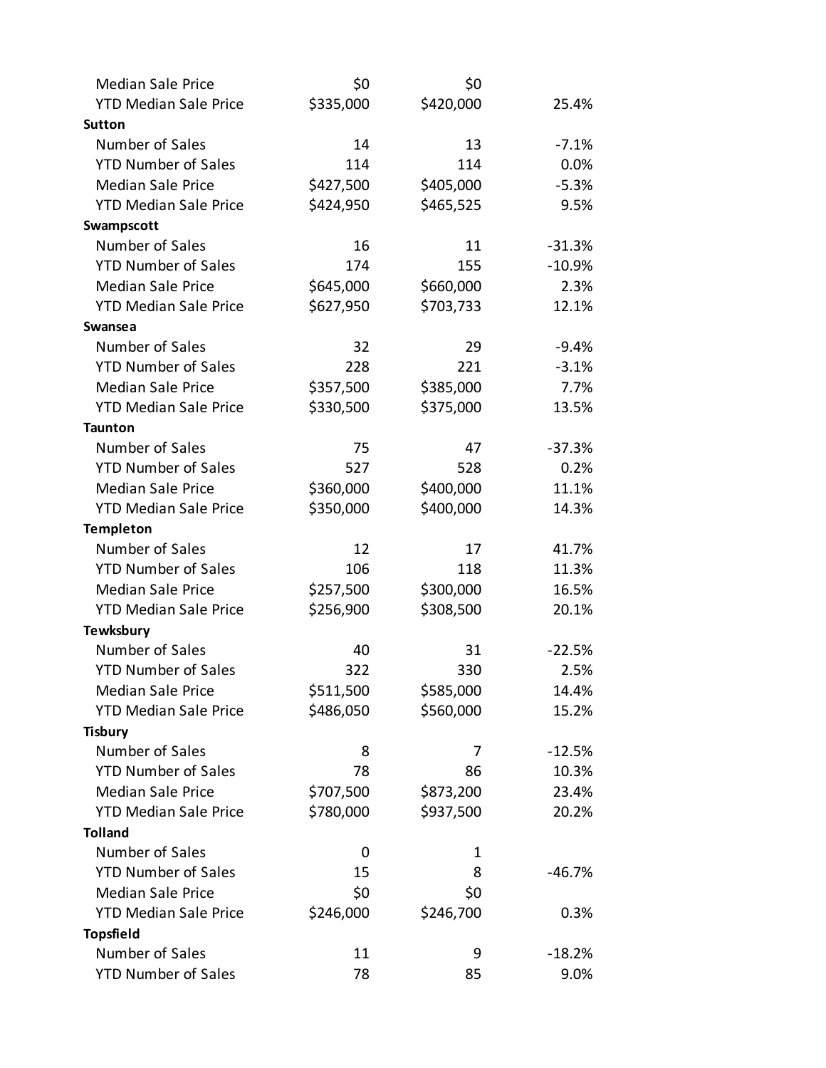| | | | |
|---|---|---|---|
| Median Sale Price | $0 | $0 | |
| YTD Median Sale Price | $335,000 | $420,000 | 25.4% |
| **Sutton** | | | |
| Number of Sales | 14 | 13 | -7.1% |
| YTD Number of Sales | 114 | 114 | 0.0% |
| Median Sale Price | $427,500 | $405,000 | -5.3% |
| YTD Median Sale Price | $424,950 | $465,525 | 9.5% |
| **Swampscott** | | | |
| Number of Sales | 16 | 11 | -31.3% |
| YTD Number of Sales | 174 | 155 | -10.9% |
| Median Sale Price | $645,000 | $660,000 | 2.3% |
| YTD Median Sale Price | $627,950 | $703,733 | 12.1% |
| **Swansea** | | | |
| Number of Sales | 32 | 29 | -9.4% |
| YTD Number of Sales | 228 | 221 | -3.1% |
| Median Sale Price | $357,500 | $385,000 | 7.7% |
| YTD Median Sale Price | $330,500 | $375,000 | 13.5% |
| **Taunton** | | | |
| Number of Sales | 75 | 47 | -37.3% |
| YTD Number of Sales | 527 | 528 | 0.2% |
| Median Sale Price | $360,000 | $400,000 | 11.1% |
| YTD Median Sale Price | $350,000 | $400,000 | 14.3% |
| **Templeton** | | | |
| Number of Sales | 12 | 17 | 41.7% |
| YTD Number of Sales | 106 | 118 | 11.3% |
| Median Sale Price | $257,500 | $300,000 | 16.5% |
| YTD Median Sale Price | $256,900 | $308,500 | 20.1% |
| **Tewksbury** | | | |
| Number of Sales | 40 | 31 | -22.5% |
| YTD Number of Sales | 322 | 330 | 2.5% |
| Median Sale Price | $511,500 | $585,000 | 14.4% |
| YTD Median Sale Price | $486,050 | $560,000 | 15.2% |
| **Tisbury** | | | |
| Number of Sales | 8 | 7 | -12.5% |
| YTD Number of Sales | 78 | 86 | 10.3% |
| Median Sale Price | $707,500 | $873,200 | 23.4% |
| YTD Median Sale Price | $780,000 | $937,500 | 20.2% |
| **Tolland** | | | |
| Number of Sales | 0 | 1 | |
| YTD Number of Sales | 15 | 8 | -46.7% |
| Median Sale Price | $0 | $0 | |
| YTD Median Sale Price | $246,000 | $246,700 | 0.3% |
| **Topsfield** | | | |
| Number of Sales | 11 | 9 | -18.2% |
| YTD Number of Sales | 78 | 85 | 9.0% |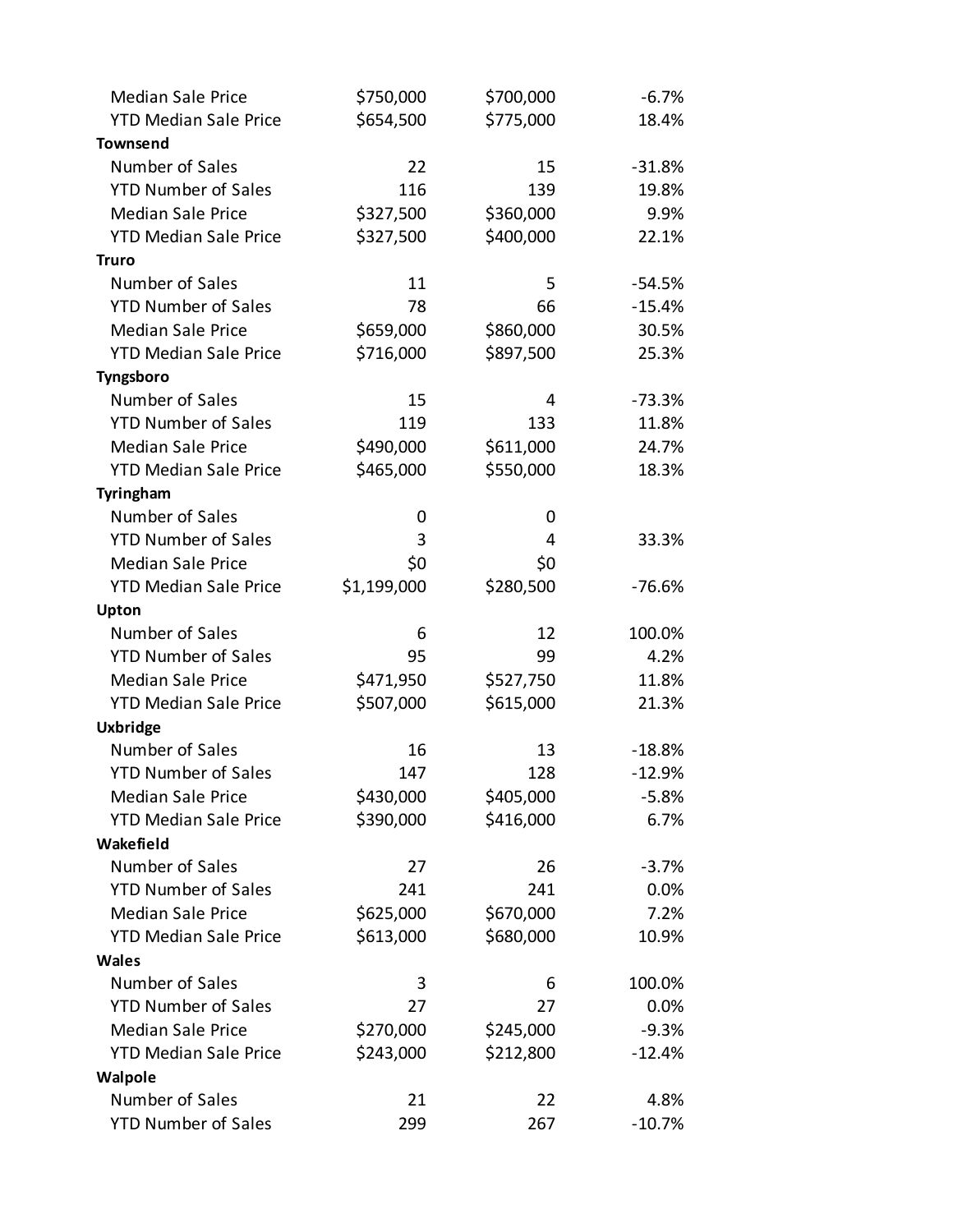| | | | |
|---|---|---|---|
| Median Sale Price | $750,000 | $700,000 | -6.7% |
| YTD Median Sale Price | $654,500 | $775,000 | 18.4% |
| **Townsend** | | | |
| Number of Sales | 22 | 15 | -31.8% |
| YTD Number of Sales | 116 | 139 | 19.8% |
| Median Sale Price | $327,500 | $360,000 | 9.9% |
| YTD Median Sale Price | $327,500 | $400,000 | 22.1% |
| **Truro** | | | |
| Number of Sales | 11 | 5 | -54.5% |
| YTD Number of Sales | 78 | 66 | -15.4% |
| Median Sale Price | $659,000 | $860,000 | 30.5% |
| YTD Median Sale Price | $716,000 | $897,500 | 25.3% |
| **Tyngsboro** | | | |
| Number of Sales | 15 | 4 | -73.3% |
| YTD Number of Sales | 119 | 133 | 11.8% |
| Median Sale Price | $490,000 | $611,000 | 24.7% |
| YTD Median Sale Price | $465,000 | $550,000 | 18.3% |
| **Tyringham** | | | |
| Number of Sales | 0 | 0 | |
| YTD Number of Sales | 3 | 4 | 33.3% |
| Median Sale Price | $0 | $0 | |
| YTD Median Sale Price | $1,199,000 | $280,500 | -76.6% |
| **Upton** | | | |
| Number of Sales | 6 | 12 | 100.0% |
| YTD Number of Sales | 95 | 99 | 4.2% |
| Median Sale Price | $471,950 | $527,750 | 11.8% |
| YTD Median Sale Price | $507,000 | $615,000 | 21.3% |
| **Uxbridge** | | | |
| Number of Sales | 16 | 13 | -18.8% |
| YTD Number of Sales | 147 | 128 | -12.9% |
| Median Sale Price | $430,000 | $405,000 | -5.8% |
| YTD Median Sale Price | $390,000 | $416,000 | 6.7% |
| **Wakefield** | | | |
| Number of Sales | 27 | 26 | -3.7% |
| YTD Number of Sales | 241 | 241 | 0.0% |
| Median Sale Price | $625,000 | $670,000 | 7.2% |
| YTD Median Sale Price | $613,000 | $680,000 | 10.9% |
| **Wales** | | | |
| Number of Sales | 3 | 6 | 100.0% |
| YTD Number of Sales | 27 | 27 | 0.0% |
| Median Sale Price | $270,000 | $245,000 | -9.3% |
| YTD Median Sale Price | $243,000 | $212,800 | -12.4% |
| **Walpole** | | | |
| Number of Sales | 21 | 22 | 4.8% |
| YTD Number of Sales | 299 | 267 | -10.7% |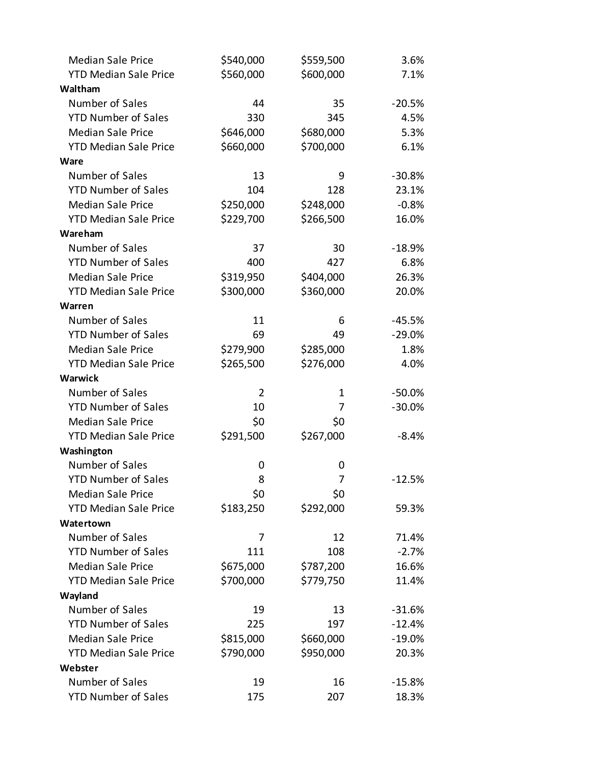| | | | |
|---|---|---|---|
| Median Sale Price | $540,000 | $559,500 | 3.6% |
| YTD Median Sale Price | $560,000 | $600,000 | 7.1% |
| **Waltham** | | | |
| Number of Sales | 44 | 35 | -20.5% |
| YTD Number of Sales | 330 | 345 | 4.5% |
| Median Sale Price | $646,000 | $680,000 | 5.3% |
| YTD Median Sale Price | $660,000 | $700,000 | 6.1% |
| **Ware** | | | |
| Number of Sales | 13 | 9 | -30.8% |
| YTD Number of Sales | 104 | 128 | 23.1% |
| Median Sale Price | $250,000 | $248,000 | -0.8% |
| YTD Median Sale Price | $229,700 | $266,500 | 16.0% |
| **Wareham** | | | |
| Number of Sales | 37 | 30 | -18.9% |
| YTD Number of Sales | 400 | 427 | 6.8% |
| Median Sale Price | $319,950 | $404,000 | 26.3% |
| YTD Median Sale Price | $300,000 | $360,000 | 20.0% |
| **Warren** | | | |
| Number of Sales | 11 | 6 | -45.5% |
| YTD Number of Sales | 69 | 49 | -29.0% |
| Median Sale Price | $279,900 | $285,000 | 1.8% |
| YTD Median Sale Price | $265,500 | $276,000 | 4.0% |
| **Warwick** | | | |
| Number of Sales | 2 | 1 | -50.0% |
| YTD Number of Sales | 10 | 7 | -30.0% |
| Median Sale Price | $0 | $0 | |
| YTD Median Sale Price | $291,500 | $267,000 | -8.4% |
| **Washington** | | | |
| Number of Sales | 0 | 0 | |
| YTD Number of Sales | 8 | 7 | -12.5% |
| Median Sale Price | $0 | $0 | |
| YTD Median Sale Price | $183,250 | $292,000 | 59.3% |
| **Watertown** | | | |
| Number of Sales | 7 | 12 | 71.4% |
| YTD Number of Sales | 111 | 108 | -2.7% |
| Median Sale Price | $675,000 | $787,200 | 16.6% |
| YTD Median Sale Price | $700,000 | $779,750 | 11.4% |
| **Wayland** | | | |
| Number of Sales | 19 | 13 | -31.6% |
| YTD Number of Sales | 225 | 197 | -12.4% |
| Median Sale Price | $815,000 | $660,000 | -19.0% |
| YTD Median Sale Price | $790,000 | $950,000 | 20.3% |
| **Webster** | | | |
| Number of Sales | 19 | 16 | -15.8% |
| YTD Number of Sales | 175 | 207 | 18.3% |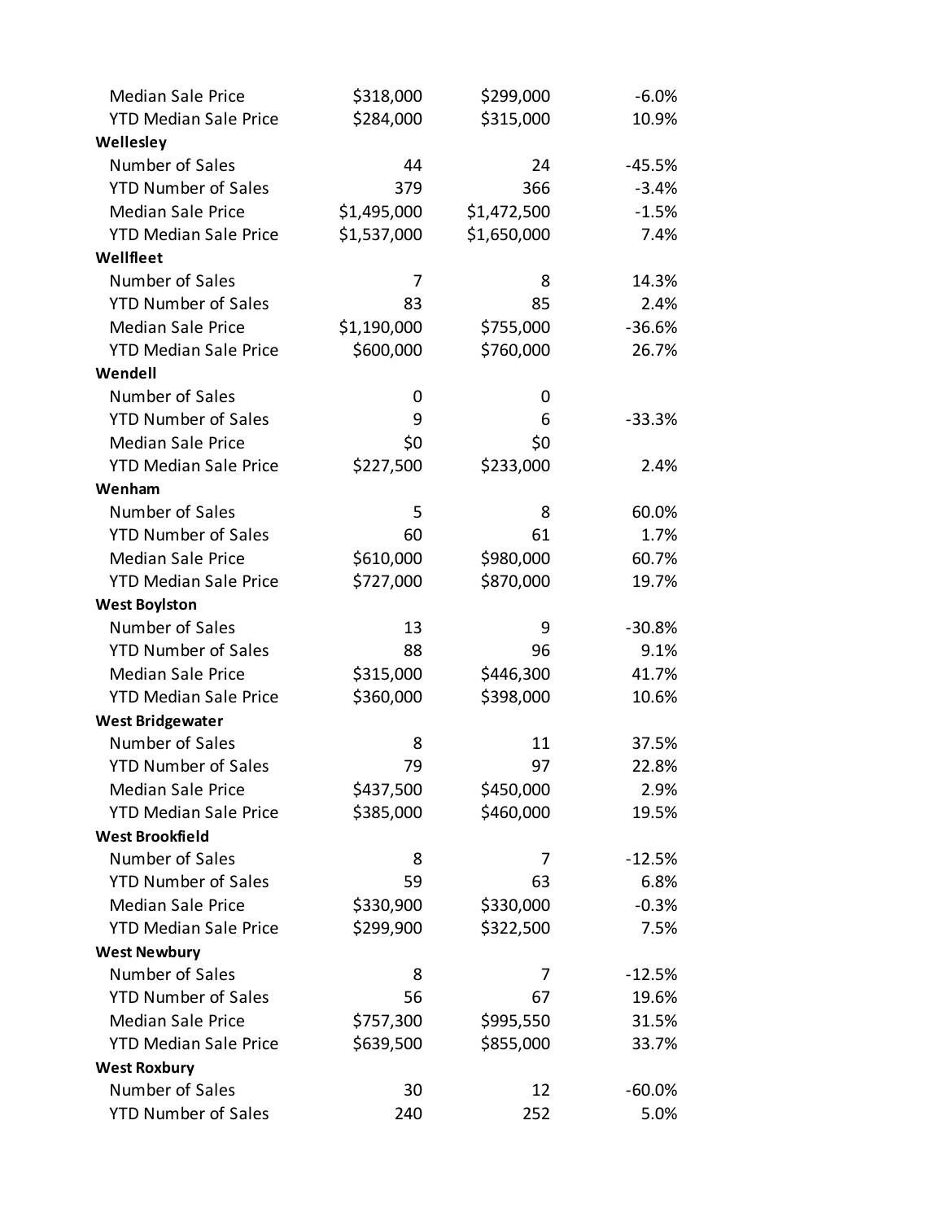| | | | |
|---|---|---|---|
| Median Sale Price | $318,000 | $299,000 | -6.0% |
| YTD Median Sale Price | $284,000 | $315,000 | 10.9% |
| **Wellesley** | | | |
| Number of Sales | 44 | 24 | -45.5% |
| YTD Number of Sales | 379 | 366 | -3.4% |
| Median Sale Price | $1,495,000 | $1,472,500 | -1.5% |
| YTD Median Sale Price | $1,537,000 | $1,650,000 | 7.4% |
| **Wellfleet** | | | |
| Number of Sales | 7 | 8 | 14.3% |
| YTD Number of Sales | 83 | 85 | 2.4% |
| Median Sale Price | $1,190,000 | $755,000 | -36.6% |
| YTD Median Sale Price | $600,000 | $760,000 | 26.7% |
| **Wendell** | | | |
| Number of Sales | 0 | 0 | |
| YTD Number of Sales | 9 | 6 | -33.3% |
| Median Sale Price | $0 | $0 | |
| YTD Median Sale Price | $227,500 | $233,000 | 2.4% |
| **Wenham** | | | |
| Number of Sales | 5 | 8 | 60.0% |
| YTD Number of Sales | 60 | 61 | 1.7% |
| Median Sale Price | $610,000 | $980,000 | 60.7% |
| YTD Median Sale Price | $727,000 | $870,000 | 19.7% |
| **West Boylston** | | | |
| Number of Sales | 13 | 9 | -30.8% |
| YTD Number of Sales | 88 | 96 | 9.1% |
| Median Sale Price | $315,000 | $446,300 | 41.7% |
| YTD Median Sale Price | $360,000 | $398,000 | 10.6% |
| **West Bridgewater** | | | |
| Number of Sales | 8 | 11 | 37.5% |
| YTD Number of Sales | 79 | 97 | 22.8% |
| Median Sale Price | $437,500 | $450,000 | 2.9% |
| YTD Median Sale Price | $385,000 | $460,000 | 19.5% |
| **West Brookfield** | | | |
| Number of Sales | 8 | 7 | -12.5% |
| YTD Number of Sales | 59 | 63 | 6.8% |
| Median Sale Price | $330,900 | $330,000 | -0.3% |
| YTD Median Sale Price | $299,900 | $322,500 | 7.5% |
| **West Newbury** | | | |
| Number of Sales | 8 | 7 | -12.5% |
| YTD Number of Sales | 56 | 67 | 19.6% |
| Median Sale Price | $757,300 | $995,550 | 31.5% |
| YTD Median Sale Price | $639,500 | $855,000 | 33.7% |
| **West Roxbury** | | | |
| Number of Sales | 30 | 12 | -60.0% |
| YTD Number of Sales | 240 | 252 | 5.0% |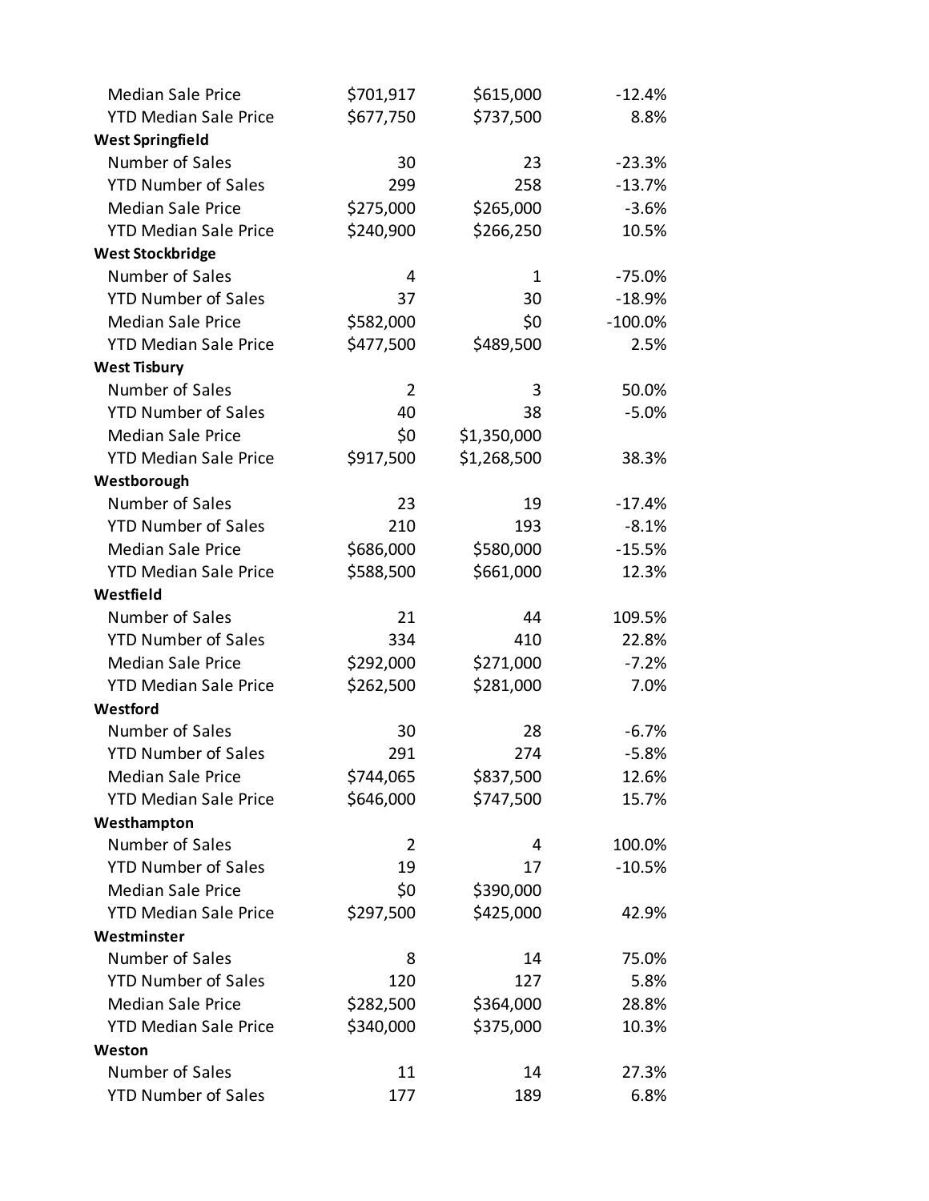| | | | |
|---|---|---|---|
| Median Sale Price | $701,917 | $615,000 | -12.4% |
| YTD Median Sale Price | $677,750 | $737,500 | 8.8% |
| **West Springfield** | | | |
| Number of Sales | 30 | 23 | -23.3% |
| YTD Number of Sales | 299 | 258 | -13.7% |
| Median Sale Price | $275,000 | $265,000 | -3.6% |
| YTD Median Sale Price | $240,900 | $266,250 | 10.5% |
| **West Stockbridge** | | | |
| Number of Sales | 4 | 1 | -75.0% |
| YTD Number of Sales | 37 | 30 | -18.9% |
| Median Sale Price | $582,000 | $0 | -100.0% |
| YTD Median Sale Price | $477,500 | $489,500 | 2.5% |
| **West Tisbury** | | | |
| Number of Sales | 2 | 3 | 50.0% |
| YTD Number of Sales | 40 | 38 | -5.0% |
| Median Sale Price | $0 | $1,350,000 | |
| YTD Median Sale Price | $917,500 | $1,268,500 | 38.3% |
| **Westborough** | | | |
| Number of Sales | 23 | 19 | -17.4% |
| YTD Number of Sales | 210 | 193 | -8.1% |
| Median Sale Price | $686,000 | $580,000 | -15.5% |
| YTD Median Sale Price | $588,500 | $661,000 | 12.3% |
| **Westfield** | | | |
| Number of Sales | 21 | 44 | 109.5% |
| YTD Number of Sales | 334 | 410 | 22.8% |
| Median Sale Price | $292,000 | $271,000 | -7.2% |
| YTD Median Sale Price | $262,500 | $281,000 | 7.0% |
| **Westford** | | | |
| Number of Sales | 30 | 28 | -6.7% |
| YTD Number of Sales | 291 | 274 | -5.8% |
| Median Sale Price | $744,065 | $837,500 | 12.6% |
| YTD Median Sale Price | $646,000 | $747,500 | 15.7% |
| **Westhampton** | | | |
| Number of Sales | 2 | 4 | 100.0% |
| YTD Number of Sales | 19 | 17 | -10.5% |
| Median Sale Price | $0 | $390,000 | |
| YTD Median Sale Price | $297,500 | $425,000 | 42.9% |
| **Westminster** | | | |
| Number of Sales | 8 | 14 | 75.0% |
| YTD Number of Sales | 120 | 127 | 5.8% |
| Median Sale Price | $282,500 | $364,000 | 28.8% |
| YTD Median Sale Price | $340,000 | $375,000 | 10.3% |
| **Weston** | | | |
| Number of Sales | 11 | 14 | 27.3% |
| YTD Number of Sales | 177 | 189 | 6.8% |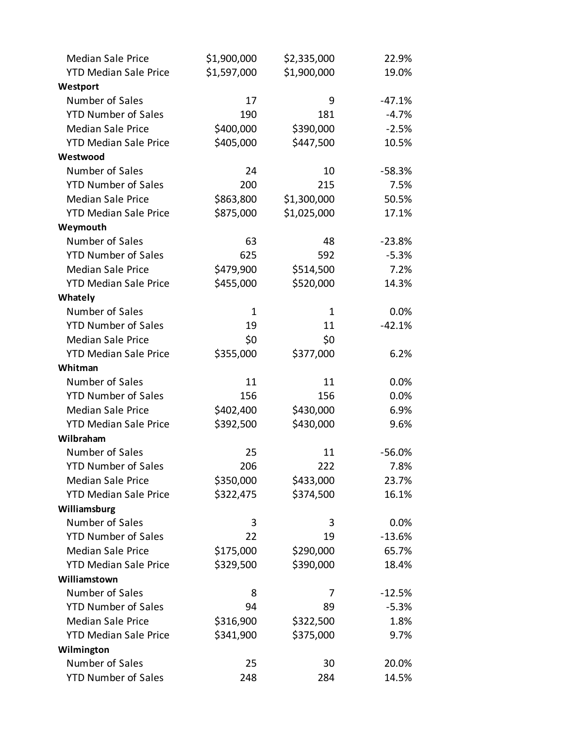| | | | |
|---|---|---|---|
| Median Sale Price | $1,900,000 | $2,335,000 | 22.9% |
| YTD Median Sale Price | $1,597,000 | $1,900,000 | 19.0% |
| **Westport** | | | |
| Number of Sales | 17 | 9 | -47.1% |
| YTD Number of Sales | 190 | 181 | -4.7% |
| Median Sale Price | $400,000 | $390,000 | -2.5% |
| YTD Median Sale Price | $405,000 | $447,500 | 10.5% |
| **Westwood** | | | |
| Number of Sales | 24 | 10 | -58.3% |
| YTD Number of Sales | 200 | 215 | 7.5% |
| Median Sale Price | $863,800 | $1,300,000 | 50.5% |
| YTD Median Sale Price | $875,000 | $1,025,000 | 17.1% |
| **Weymouth** | | | |
| Number of Sales | 63 | 48 | -23.8% |
| YTD Number of Sales | 625 | 592 | -5.3% |
| Median Sale Price | $479,900 | $514,500 | 7.2% |
| YTD Median Sale Price | $455,000 | $520,000 | 14.3% |
| **Whately** | | | |
| Number of Sales | 1 | 1 | 0.0% |
| YTD Number of Sales | 19 | 11 | -42.1% |
| Median Sale Price | $0 | $0 | |
| YTD Median Sale Price | $355,000 | $377,000 | 6.2% |
| **Whitman** | | | |
| Number of Sales | 11 | 11 | 0.0% |
| YTD Number of Sales | 156 | 156 | 0.0% |
| Median Sale Price | $402,400 | $430,000 | 6.9% |
| YTD Median Sale Price | $392,500 | $430,000 | 9.6% |
| **Wilbraham** | | | |
| Number of Sales | 25 | 11 | -56.0% |
| YTD Number of Sales | 206 | 222 | 7.8% |
| Median Sale Price | $350,000 | $433,000 | 23.7% |
| YTD Median Sale Price | $322,475 | $374,500 | 16.1% |
| **Williamsburg** | | | |
| Number of Sales | 3 | 3 | 0.0% |
| YTD Number of Sales | 22 | 19 | -13.6% |
| Median Sale Price | $175,000 | $290,000 | 65.7% |
| YTD Median Sale Price | $329,500 | $390,000 | 18.4% |
| **Williamstown** | | | |
| Number of Sales | 8 | 7 | -12.5% |
| YTD Number of Sales | 94 | 89 | -5.3% |
| Median Sale Price | $316,900 | $322,500 | 1.8% |
| YTD Median Sale Price | $341,900 | $375,000 | 9.7% |
| **Wilmington** | | | |
| Number of Sales | 25 | 30 | 20.0% |
| YTD Number of Sales | 248 | 284 | 14.5% |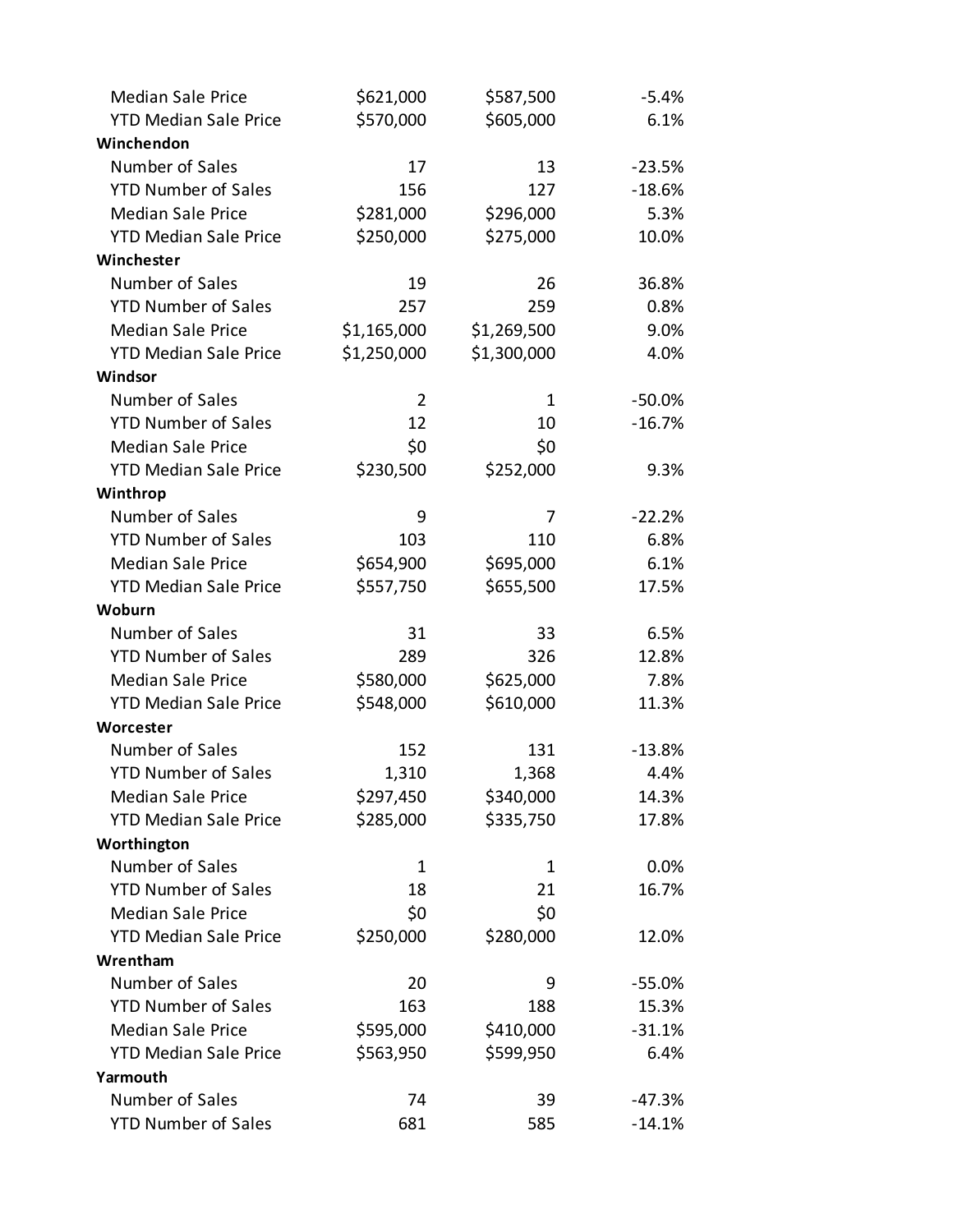| | | | |
|---|---|---|---|
| Median Sale Price | $621,000 | $587,500 | -5.4% |
| YTD Median Sale Price | $570,000 | $605,000 | 6.1% |
| **Winchendon** | | | |
| Number of Sales | 17 | 13 | -23.5% |
| YTD Number of Sales | 156 | 127 | -18.6% |
| Median Sale Price | $281,000 | $296,000 | 5.3% |
| YTD Median Sale Price | $250,000 | $275,000 | 10.0% |
| **Winchester** | | | |
| Number of Sales | 19 | 26 | 36.8% |
| YTD Number of Sales | 257 | 259 | 0.8% |
| Median Sale Price | $1,165,000 | $1,269,500 | 9.0% |
| YTD Median Sale Price | $1,250,000 | $1,300,000 | 4.0% |
| **Windsor** | | | |
| Number of Sales | 2 | 1 | -50.0% |
| YTD Number of Sales | 12 | 10 | -16.7% |
| Median Sale Price | $0 | $0 | |
| YTD Median Sale Price | $230,500 | $252,000 | 9.3% |
| **Winthrop** | | | |
| Number of Sales | 9 | 7 | -22.2% |
| YTD Number of Sales | 103 | 110 | 6.8% |
| Median Sale Price | $654,900 | $695,000 | 6.1% |
| YTD Median Sale Price | $557,750 | $655,500 | 17.5% |
| **Woburn** | | | |
| Number of Sales | 31 | 33 | 6.5% |
| YTD Number of Sales | 289 | 326 | 12.8% |
| Median Sale Price | $580,000 | $625,000 | 7.8% |
| YTD Median Sale Price | $548,000 | $610,000 | 11.3% |
| **Worcester** | | | |
| Number of Sales | 152 | 131 | -13.8% |
| YTD Number of Sales | 1,310 | 1,368 | 4.4% |
| Median Sale Price | $297,450 | $340,000 | 14.3% |
| YTD Median Sale Price | $285,000 | $335,750 | 17.8% |
| **Worthington** | | | |
| Number of Sales | 1 | 1 | 0.0% |
| YTD Number of Sales | 18 | 21 | 16.7% |
| Median Sale Price | $0 | $0 | |
| YTD Median Sale Price | $250,000 | $280,000 | 12.0% |
| **Wrentham** | | | |
| Number of Sales | 20 | 9 | -55.0% |
| YTD Number of Sales | 163 | 188 | 15.3% |
| Median Sale Price | $595,000 | $410,000 | -31.1% |
| YTD Median Sale Price | $563,950 | $599,950 | 6.4% |
| **Yarmouth** | | | |
| Number of Sales | 74 | 39 | -47.3% |
| YTD Number of Sales | 681 | 585 | -14.1% |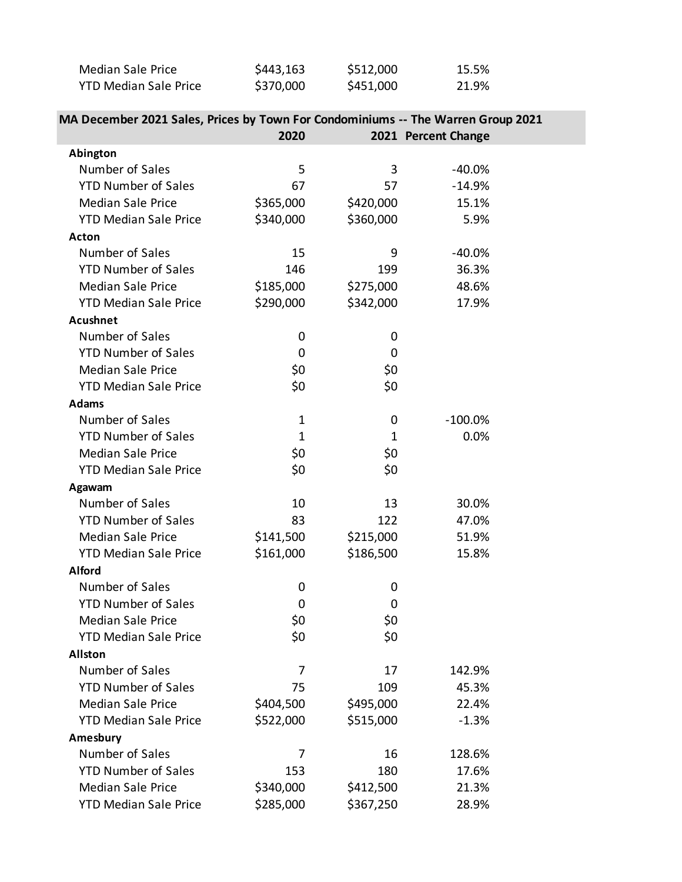| | | | |
|---|---|---|---|
| Median Sale Price | $443,163 | $512,000 | 15.5% |
| YTD Median Sale Price | $370,000 | $451,000 | 21.9% |

## MA December 2021 Sales, Prices by Town For Condominiums -- The Warren Group 2021

| | 2020 | 2021 | Percent Change |
|---|---|---|---|
| **Abington** | | | |
| Number of Sales | 5 | 3 | -40.0% |
| YTD Number of Sales | 67 | 57 | -14.9% |
| Median Sale Price | $365,000 | $420,000 | 15.1% |
| YTD Median Sale Price | $340,000 | $360,000 | 5.9% |
| **Acton** | | | |
| Number of Sales | 15 | 9 | -40.0% |
| YTD Number of Sales | 146 | 199 | 36.3% |
| Median Sale Price | $185,000 | $275,000 | 48.6% |
| YTD Median Sale Price | $290,000 | $342,000 | 17.9% |
| **Acushnet** | | | |
| Number of Sales | 0 | 0 | |
| YTD Number of Sales | 0 | 0 | |
| Median Sale Price | $0 | $0 | |
| YTD Median Sale Price | $0 | $0 | |
| **Adams** | | | |
| Number of Sales | 1 | 0 | -100.0% |
| YTD Number of Sales | 1 | 1 | 0.0% |
| Median Sale Price | $0 | $0 | |
| YTD Median Sale Price | $0 | $0 | |
| **Agawam** | | | |
| Number of Sales | 10 | 13 | 30.0% |
| YTD Number of Sales | 83 | 122 | 47.0% |
| Median Sale Price | $141,500 | $215,000 | 51.9% |
| YTD Median Sale Price | $161,000 | $186,500 | 15.8% |
| **Alford** | | | |
| Number of Sales | 0 | 0 | |
| YTD Number of Sales | 0 | 0 | |
| Median Sale Price | $0 | $0 | |
| YTD Median Sale Price | $0 | $0 | |
| **Allston** | | | |
| Number of Sales | 7 | 17 | 142.9% |
| YTD Number of Sales | 75 | 109 | 45.3% |
| Median Sale Price | $404,500 | $495,000 | 22.4% |
| YTD Median Sale Price | $522,000 | $515,000 | -1.3% |
| **Amesbury** | | | |
| Number of Sales | 7 | 16 | 128.6% |
| YTD Number of Sales | 153 | 180 | 17.6% |
| Median Sale Price | $340,000 | $412,500 | 21.3% |
| YTD Median Sale Price | $285,000 | $367,250 | 28.9% |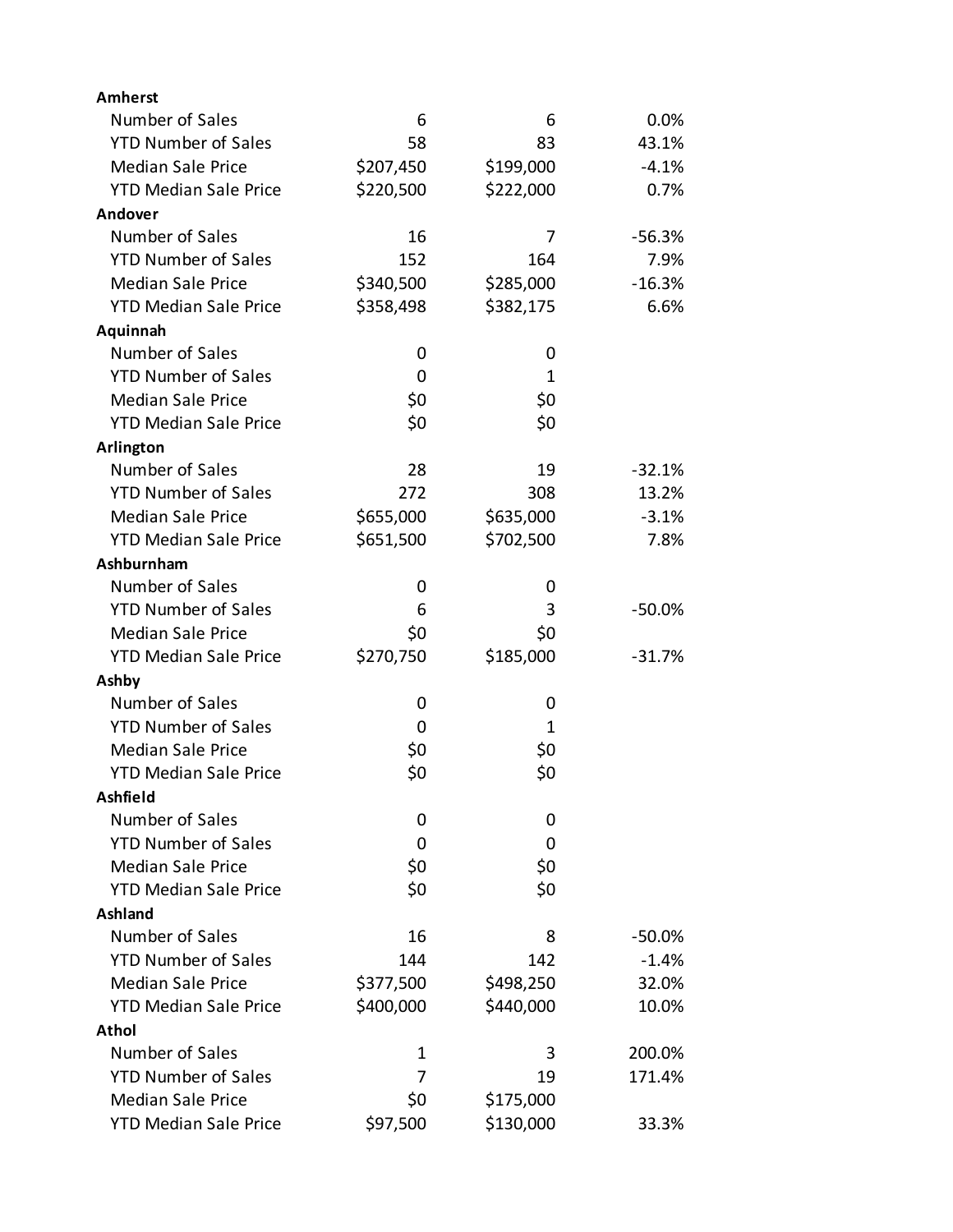| | | | |
|---|---|---|---|
| **Amherst** | | | |
| Number of Sales | 6 | 6 | 0.0% |
| YTD Number of Sales | 58 | 83 | 43.1% |
| Median Sale Price | $207,450 | $199,000 | -4.1% |
| YTD Median Sale Price | $220,500 | $222,000 | 0.7% |
| **Andover** | | | |
| Number of Sales | 16 | 7 | -56.3% |
| YTD Number of Sales | 152 | 164 | 7.9% |
| Median Sale Price | $340,500 | $285,000 | -16.3% |
| YTD Median Sale Price | $358,498 | $382,175 | 6.6% |
| **Aquinnah** | | | |
| Number of Sales | 0 | 0 | |
| YTD Number of Sales | 0 | 1 | |
| Median Sale Price | $0 | $0 | |
| YTD Median Sale Price | $0 | $0 | |
| **Arlington** | | | |
| Number of Sales | 28 | 19 | -32.1% |
| YTD Number of Sales | 272 | 308 | 13.2% |
| Median Sale Price | $655,000 | $635,000 | -3.1% |
| YTD Median Sale Price | $651,500 | $702,500 | 7.8% |
| **Ashburnham** | | | |
| Number of Sales | 0 | 0 | |
| YTD Number of Sales | 6 | 3 | -50.0% |
| Median Sale Price | $0 | $0 | |
| YTD Median Sale Price | $270,750 | $185,000 | -31.7% |
| **Ashby** | | | |
| Number of Sales | 0 | 0 | |
| YTD Number of Sales | 0 | 1 | |
| Median Sale Price | $0 | $0 | |
| YTD Median Sale Price | $0 | $0 | |
| **Ashfield** | | | |
| Number of Sales | 0 | 0 | |
| YTD Number of Sales | 0 | 0 | |
| Median Sale Price | $0 | $0 | |
| YTD Median Sale Price | $0 | $0 | |
| **Ashland** | | | |
| Number of Sales | 16 | 8 | -50.0% |
| YTD Number of Sales | 144 | 142 | -1.4% |
| Median Sale Price | $377,500 | $498,250 | 32.0% |
| YTD Median Sale Price | $400,000 | $440,000 | 10.0% |
| **Athol** | | | |
| Number of Sales | 1 | 3 | 200.0% |
| YTD Number of Sales | 7 | 19 | 171.4% |
| Median Sale Price | $0 | $175,000 | |
| YTD Median Sale Price | $97,500 | $130,000 | 33.3% |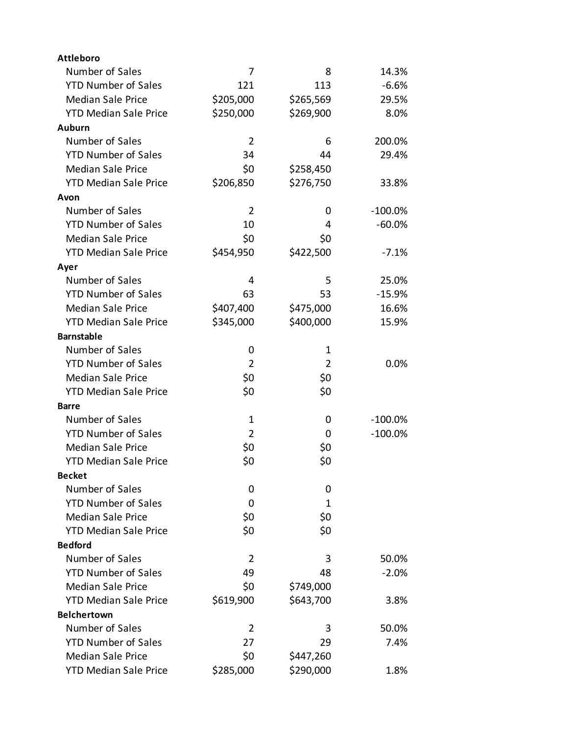| | | | |
|---|---|---|---|
| **Attleboro** | | | |
| Number of Sales | 7 | 8 | 14.3% |
| YTD Number of Sales | 121 | 113 | -6.6% |
| Median Sale Price | $205,000 | $265,569 | 29.5% |
| YTD Median Sale Price | $250,000 | $269,900 | 8.0% |
| **Auburn** | | | |
| Number of Sales | 2 | 6 | 200.0% |
| YTD Number of Sales | 34 | 44 | 29.4% |
| Median Sale Price | $0 | $258,450 | |
| YTD Median Sale Price | $206,850 | $276,750 | 33.8% |
| **Avon** | | | |
| Number of Sales | 2 | 0 | -100.0% |
| YTD Number of Sales | 10 | 4 | -60.0% |
| Median Sale Price | $0 | $0 | |
| YTD Median Sale Price | $454,950 | $422,500 | -7.1% |
| **Ayer** | | | |
| Number of Sales | 4 | 5 | 25.0% |
| YTD Number of Sales | 63 | 53 | -15.9% |
| Median Sale Price | $407,400 | $475,000 | 16.6% |
| YTD Median Sale Price | $345,000 | $400,000 | 15.9% |
| **Barnstable** | | | |
| Number of Sales | 0 | 1 | |
| YTD Number of Sales | 2 | 2 | 0.0% |
| Median Sale Price | $0 | $0 | |
| YTD Median Sale Price | $0 | $0 | |
| **Barre** | | | |
| Number of Sales | 1 | 0 | -100.0% |
| YTD Number of Sales | 2 | 0 | -100.0% |
| Median Sale Price | $0 | $0 | |
| YTD Median Sale Price | $0 | $0 | |
| **Becket** | | | |
| Number of Sales | 0 | 0 | |
| YTD Number of Sales | 0 | 1 | |
| Median Sale Price | $0 | $0 | |
| YTD Median Sale Price | $0 | $0 | |
| **Bedford** | | | |
| Number of Sales | 2 | 3 | 50.0% |
| YTD Number of Sales | 49 | 48 | -2.0% |
| Median Sale Price | $0 | $749,000 | |
| YTD Median Sale Price | $619,900 | $643,700 | 3.8% |
| **Belchertown** | | | |
| Number of Sales | 2 | 3 | 50.0% |
| YTD Number of Sales | 27 | 29 | 7.4% |
| Median Sale Price | $0 | $447,260 | |
| YTD Median Sale Price | $285,000 | $290,000 | 1.8% |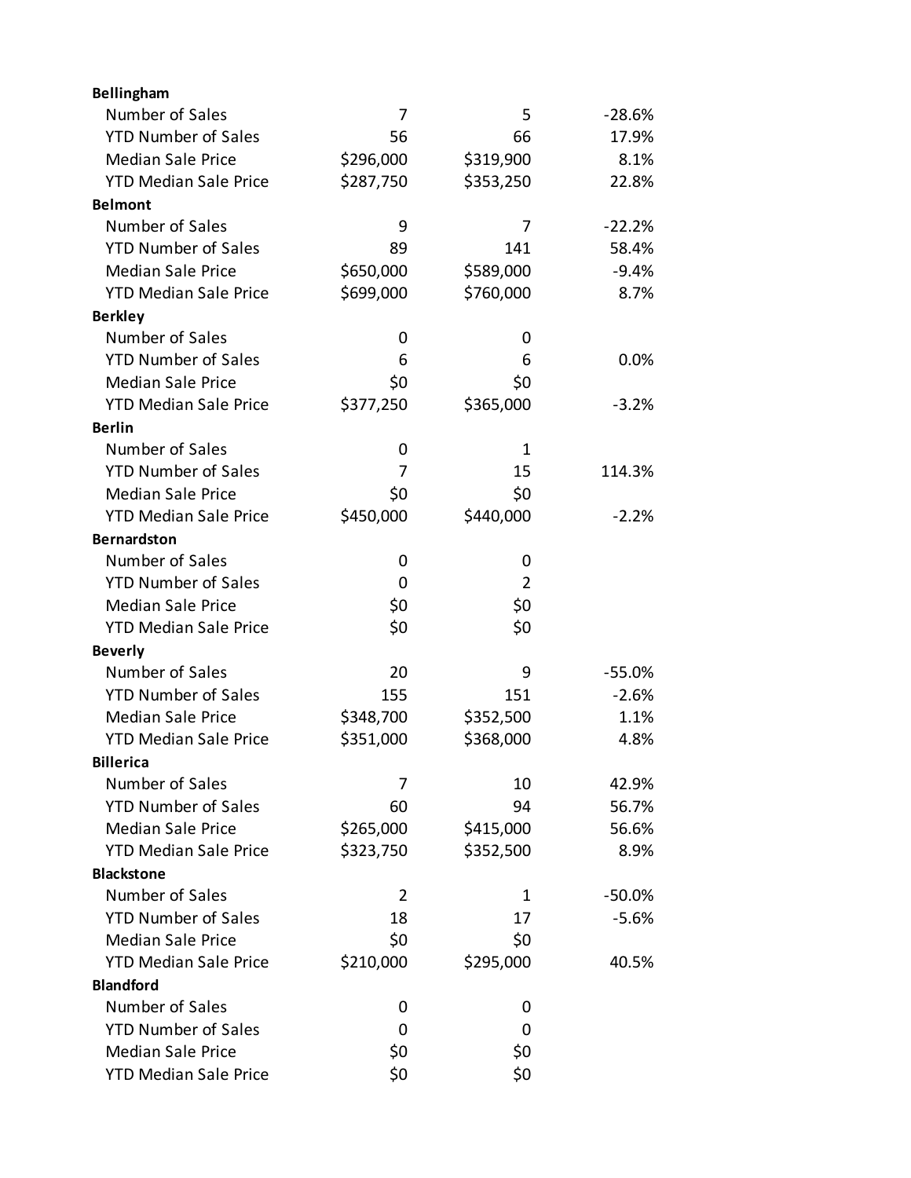| | | | |
|---|---|---|---|
| **Bellingham** | | | |
| Number of Sales | 7 | 5 | -28.6% |
| YTD Number of Sales | 56 | 66 | 17.9% |
| Median Sale Price | $296,000 | $319,900 | 8.1% |
| YTD Median Sale Price | $287,750 | $353,250 | 22.8% |
| **Belmont** | | | |
| Number of Sales | 9 | 7 | -22.2% |
| YTD Number of Sales | 89 | 141 | 58.4% |
| Median Sale Price | $650,000 | $589,000 | -9.4% |
| YTD Median Sale Price | $699,000 | $760,000 | 8.7% |
| **Berkley** | | | |
| Number of Sales | 0 | 0 | |
| YTD Number of Sales | 6 | 6 | 0.0% |
| Median Sale Price | $0 | $0 | |
| YTD Median Sale Price | $377,250 | $365,000 | -3.2% |
| **Berlin** | | | |
| Number of Sales | 0 | 1 | |
| YTD Number of Sales | 7 | 15 | 114.3% |
| Median Sale Price | $0 | $0 | |
| YTD Median Sale Price | $450,000 | $440,000 | -2.2% |
| **Bernardston** | | | |
| Number of Sales | 0 | 0 | |
| YTD Number of Sales | 0 | 2 | |
| Median Sale Price | $0 | $0 | |
| YTD Median Sale Price | $0 | $0 | |
| **Beverly** | | | |
| Number of Sales | 20 | 9 | -55.0% |
| YTD Number of Sales | 155 | 151 | -2.6% |
| Median Sale Price | $348,700 | $352,500 | 1.1% |
| YTD Median Sale Price | $351,000 | $368,000 | 4.8% |
| **Billerica** | | | |
| Number of Sales | 7 | 10 | 42.9% |
| YTD Number of Sales | 60 | 94 | 56.7% |
| Median Sale Price | $265,000 | $415,000 | 56.6% |
| YTD Median Sale Price | $323,750 | $352,500 | 8.9% |
| **Blackstone** | | | |
| Number of Sales | 2 | 1 | -50.0% |
| YTD Number of Sales | 18 | 17 | -5.6% |
| Median Sale Price | $0 | $0 | |
| YTD Median Sale Price | $210,000 | $295,000 | 40.5% |
| **Blandford** | | | |
| Number of Sales | 0 | 0 | |
| YTD Number of Sales | 0 | 0 | |
| Median Sale Price | $0 | $0 | |
| YTD Median Sale Price | $0 | $0 | |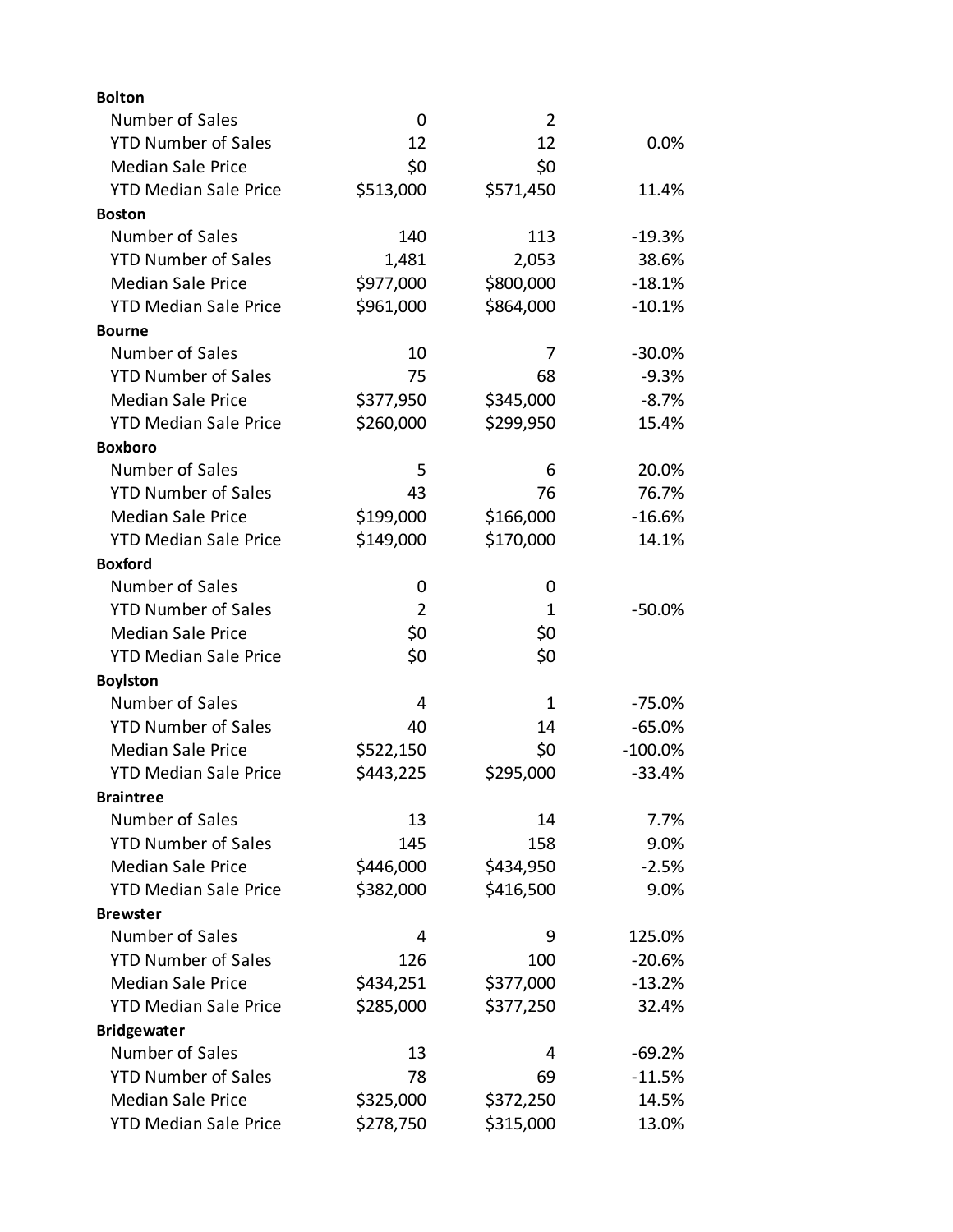| | | | |
|---|---|---|---|
| **Bolton** | | | |
| Number of Sales | 0 | 2 | |
| YTD Number of Sales | 12 | 12 | 0.0% |
| Median Sale Price | $0 | $0 | |
| YTD Median Sale Price | $513,000 | $571,450 | 11.4% |
| **Boston** | | | |
| Number of Sales | 140 | 113 | -19.3% |
| YTD Number of Sales | 1,481 | 2,053 | 38.6% |
| Median Sale Price | $977,000 | $800,000 | -18.1% |
| YTD Median Sale Price | $961,000 | $864,000 | -10.1% |
| **Bourne** | | | |
| Number of Sales | 10 | 7 | -30.0% |
| YTD Number of Sales | 75 | 68 | -9.3% |
| Median Sale Price | $377,950 | $345,000 | -8.7% |
| YTD Median Sale Price | $260,000 | $299,950 | 15.4% |
| **Boxboro** | | | |
| Number of Sales | 5 | 6 | 20.0% |
| YTD Number of Sales | 43 | 76 | 76.7% |
| Median Sale Price | $199,000 | $166,000 | -16.6% |
| YTD Median Sale Price | $149,000 | $170,000 | 14.1% |
| **Boxford** | | | |
| Number of Sales | 0 | 0 | |
| YTD Number of Sales | 2 | 1 | -50.0% |
| Median Sale Price | $0 | $0 | |
| YTD Median Sale Price | $0 | $0 | |
| **Boylston** | | | |
| Number of Sales | 4 | 1 | -75.0% |
| YTD Number of Sales | 40 | 14 | -65.0% |
| Median Sale Price | $522,150 | $0 | -100.0% |
| YTD Median Sale Price | $443,225 | $295,000 | -33.4% |
| **Braintree** | | | |
| Number of Sales | 13 | 14 | 7.7% |
| YTD Number of Sales | 145 | 158 | 9.0% |
| Median Sale Price | $446,000 | $434,950 | -2.5% |
| YTD Median Sale Price | $382,000 | $416,500 | 9.0% |
| **Brewster** | | | |
| Number of Sales | 4 | 9 | 125.0% |
| YTD Number of Sales | 126 | 100 | -20.6% |
| Median Sale Price | $434,251 | $377,000 | -13.2% |
| YTD Median Sale Price | $285,000 | $377,250 | 32.4% |
| **Bridgewater** | | | |
| Number of Sales | 13 | 4 | -69.2% |
| YTD Number of Sales | 78 | 69 | -11.5% |
| Median Sale Price | $325,000 | $372,250 | 14.5% |
| YTD Median Sale Price | $278,750 | $315,000 | 13.0% |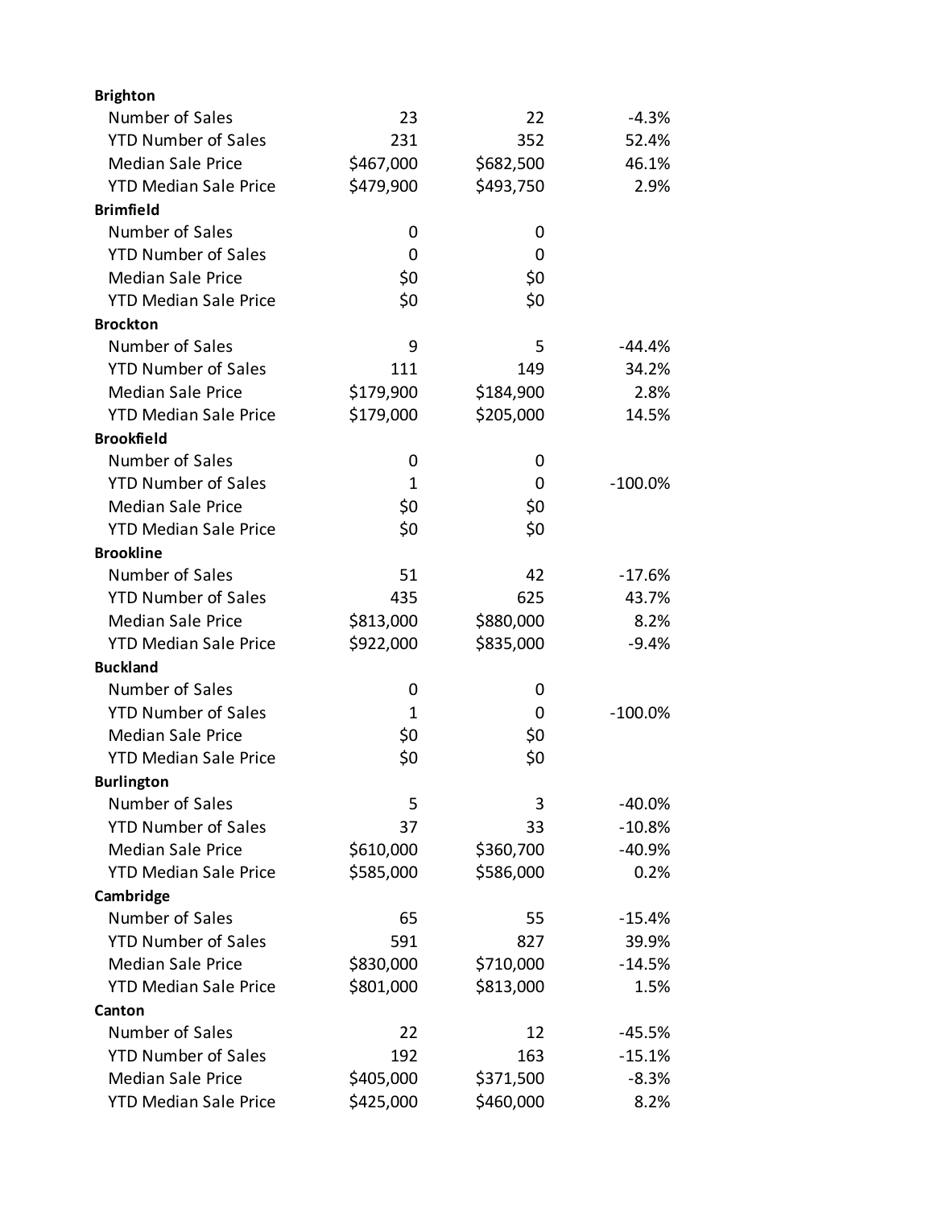| | | | |
|---|---|---|---|
| **Brighton** | | | |
| Number of Sales | 23 | 22 | -4.3% |
| YTD Number of Sales | 231 | 352 | 52.4% |
| Median Sale Price | $467,000 | $682,500 | 46.1% |
| YTD Median Sale Price | $479,900 | $493,750 | 2.9% |
| **Brimfield** | | | |
| Number of Sales | 0 | 0 | |
| YTD Number of Sales | 0 | 0 | |
| Median Sale Price | $0 | $0 | |
| YTD Median Sale Price | $0 | $0 | |
| **Brockton** | | | |
| Number of Sales | 9 | 5 | -44.4% |
| YTD Number of Sales | 111 | 149 | 34.2% |
| Median Sale Price | $179,900 | $184,900 | 2.8% |
| YTD Median Sale Price | $179,000 | $205,000 | 14.5% |
| **Brookfield** | | | |
| Number of Sales | 0 | 0 | |
| YTD Number of Sales | 1 | 0 | -100.0% |
| Median Sale Price | $0 | $0 | |
| YTD Median Sale Price | $0 | $0 | |
| **Brookline** | | | |
| Number of Sales | 51 | 42 | -17.6% |
| YTD Number of Sales | 435 | 625 | 43.7% |
| Median Sale Price | $813,000 | $880,000 | 8.2% |
| YTD Median Sale Price | $922,000 | $835,000 | -9.4% |
| **Buckland** | | | |
| Number of Sales | 0 | 0 | |
| YTD Number of Sales | 1 | 0 | -100.0% |
| Median Sale Price | $0 | $0 | |
| YTD Median Sale Price | $0 | $0 | |
| **Burlington** | | | |
| Number of Sales | 5 | 3 | -40.0% |
| YTD Number of Sales | 37 | 33 | -10.8% |
| Median Sale Price | $610,000 | $360,700 | -40.9% |
| YTD Median Sale Price | $585,000 | $586,000 | 0.2% |
| **Cambridge** | | | |
| Number of Sales | 65 | 55 | -15.4% |
| YTD Number of Sales | 591 | 827 | 39.9% |
| Median Sale Price | $830,000 | $710,000 | -14.5% |
| YTD Median Sale Price | $801,000 | $813,000 | 1.5% |
| **Canton** | | | |
| Number of Sales | 22 | 12 | -45.5% |
| YTD Number of Sales | 192 | 163 | -15.1% |
| Median Sale Price | $405,000 | $371,500 | -8.3% |
| YTD Median Sale Price | $425,000 | $460,000 | 8.2% |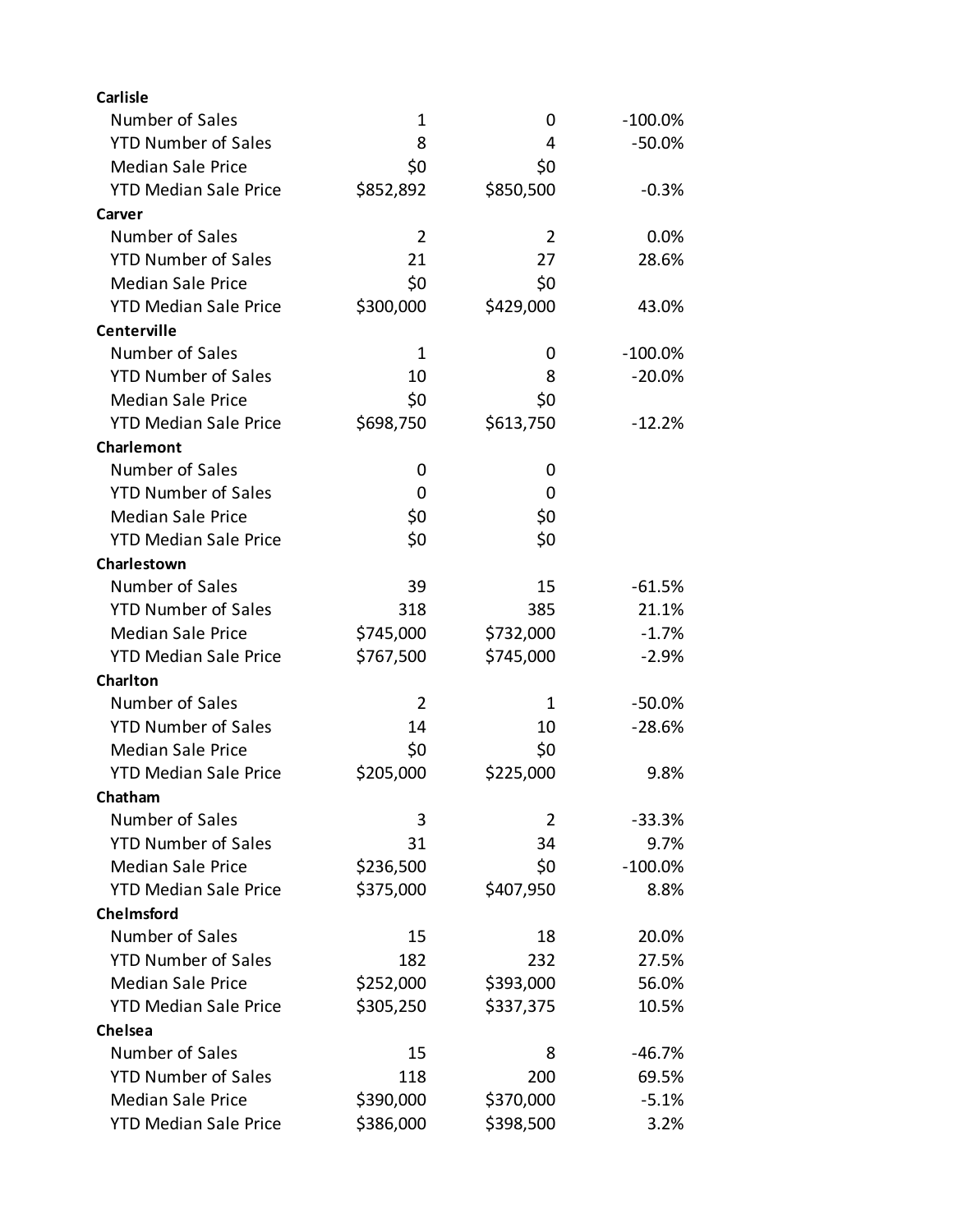| | | | |
|---|---|---|---|
| **Carlisle** | | | |
| Number of Sales | 1 | 0 | -100.0% |
| YTD Number of Sales | 8 | 4 | -50.0% |
| Median Sale Price | $0 | $0 | |
| YTD Median Sale Price | $852,892 | $850,500 | -0.3% |
| **Carver** | | | |
| Number of Sales | 2 | 2 | 0.0% |
| YTD Number of Sales | 21 | 27 | 28.6% |
| Median Sale Price | $0 | $0 | |
| YTD Median Sale Price | $300,000 | $429,000 | 43.0% |
| **Centerville** | | | |
| Number of Sales | 1 | 0 | -100.0% |
| YTD Number of Sales | 10 | 8 | -20.0% |
| Median Sale Price | $0 | $0 | |
| YTD Median Sale Price | $698,750 | $613,750 | -12.2% |
| **Charlemont** | | | |
| Number of Sales | 0 | 0 | |
| YTD Number of Sales | 0 | 0 | |
| Median Sale Price | $0 | $0 | |
| YTD Median Sale Price | $0 | $0 | |
| **Charlestown** | | | |
| Number of Sales | 39 | 15 | -61.5% |
| YTD Number of Sales | 318 | 385 | 21.1% |
| Median Sale Price | $745,000 | $732,000 | -1.7% |
| YTD Median Sale Price | $767,500 | $745,000 | -2.9% |
| **Charlton** | | | |
| Number of Sales | 2 | 1 | -50.0% |
| YTD Number of Sales | 14 | 10 | -28.6% |
| Median Sale Price | $0 | $0 | |
| YTD Median Sale Price | $205,000 | $225,000 | 9.8% |
| **Chatham** | | | |
| Number of Sales | 3 | 2 | -33.3% |
| YTD Number of Sales | 31 | 34 | 9.7% |
| Median Sale Price | $236,500 | $0 | -100.0% |
| YTD Median Sale Price | $375,000 | $407,950 | 8.8% |
| **Chelmsford** | | | |
| Number of Sales | 15 | 18 | 20.0% |
| YTD Number of Sales | 182 | 232 | 27.5% |
| Median Sale Price | $252,000 | $393,000 | 56.0% |
| YTD Median Sale Price | $305,250 | $337,375 | 10.5% |
| **Chelsea** | | | |
| Number of Sales | 15 | 8 | -46.7% |
| YTD Number of Sales | 118 | 200 | 69.5% |
| Median Sale Price | $390,000 | $370,000 | -5.1% |
| YTD Median Sale Price | $386,000 | $398,500 | 3.2% |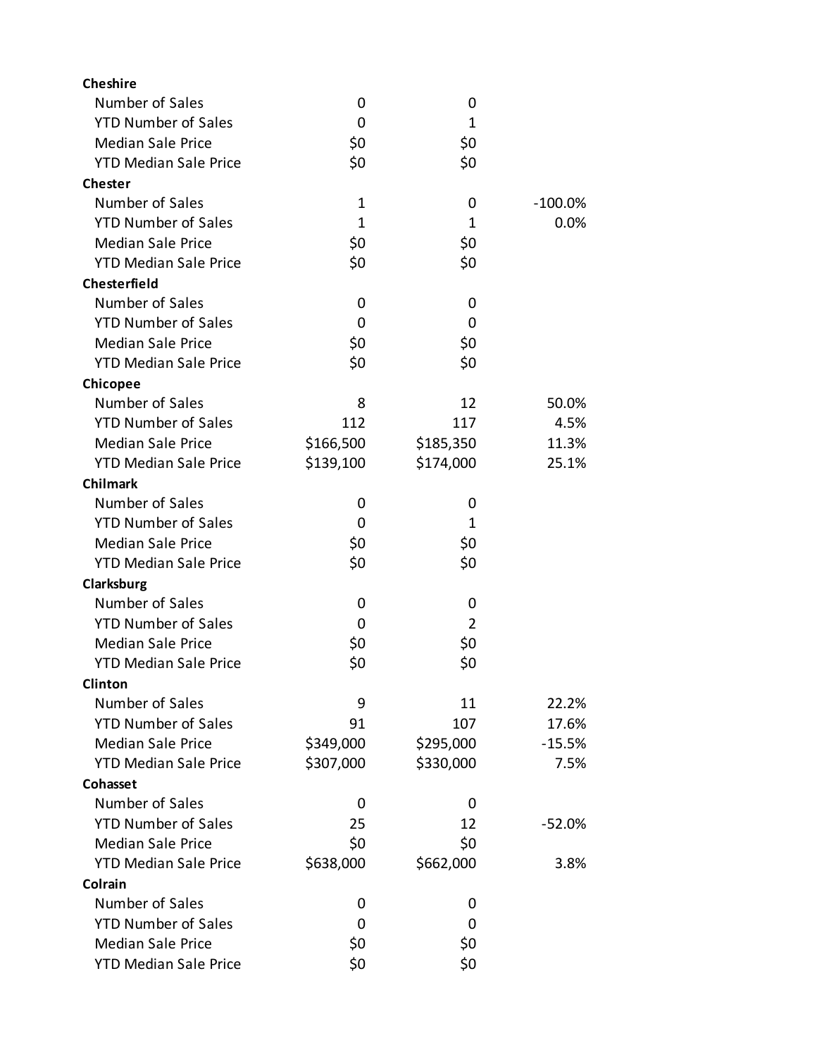| | | | |
|---|---|---|---|
| **Cheshire** | | | |
| Number of Sales | 0 | 0 | |
| YTD Number of Sales | 0 | 1 | |
| Median Sale Price | $0 | $0 | |
| YTD Median Sale Price | $0 | $0 | |
| **Chester** | | | |
| Number of Sales | 1 | 0 | -100.0% |
| YTD Number of Sales | 1 | 1 | 0.0% |
| Median Sale Price | $0 | $0 | |
| YTD Median Sale Price | $0 | $0 | |
| **Chesterfield** | | | |
| Number of Sales | 0 | 0 | |
| YTD Number of Sales | 0 | 0 | |
| Median Sale Price | $0 | $0 | |
| YTD Median Sale Price | $0 | $0 | |
| **Chicopee** | | | |
| Number of Sales | 8 | 12 | 50.0% |
| YTD Number of Sales | 112 | 117 | 4.5% |
| Median Sale Price | $166,500 | $185,350 | 11.3% |
| YTD Median Sale Price | $139,100 | $174,000 | 25.1% |
| **Chilmark** | | | |
| Number of Sales | 0 | 0 | |
| YTD Number of Sales | 0 | 1 | |
| Median Sale Price | $0 | $0 | |
| YTD Median Sale Price | $0 | $0 | |
| **Clarksburg** | | | |
| Number of Sales | 0 | 0 | |
| YTD Number of Sales | 0 | 2 | |
| Median Sale Price | $0 | $0 | |
| YTD Median Sale Price | $0 | $0 | |
| **Clinton** | | | |
| Number of Sales | 9 | 11 | 22.2% |
| YTD Number of Sales | 91 | 107 | 17.6% |
| Median Sale Price | $349,000 | $295,000 | -15.5% |
| YTD Median Sale Price | $307,000 | $330,000 | 7.5% |
| **Cohasset** | | | |
| Number of Sales | 0 | 0 | |
| YTD Number of Sales | 25 | 12 | -52.0% |
| Median Sale Price | $0 | $0 | |
| YTD Median Sale Price | $638,000 | $662,000 | 3.8% |
| **Colrain** | | | |
| Number of Sales | 0 | 0 | |
| YTD Number of Sales | 0 | 0 | |
| Median Sale Price | $0 | $0 | |
| YTD Median Sale Price | $0 | $0 | |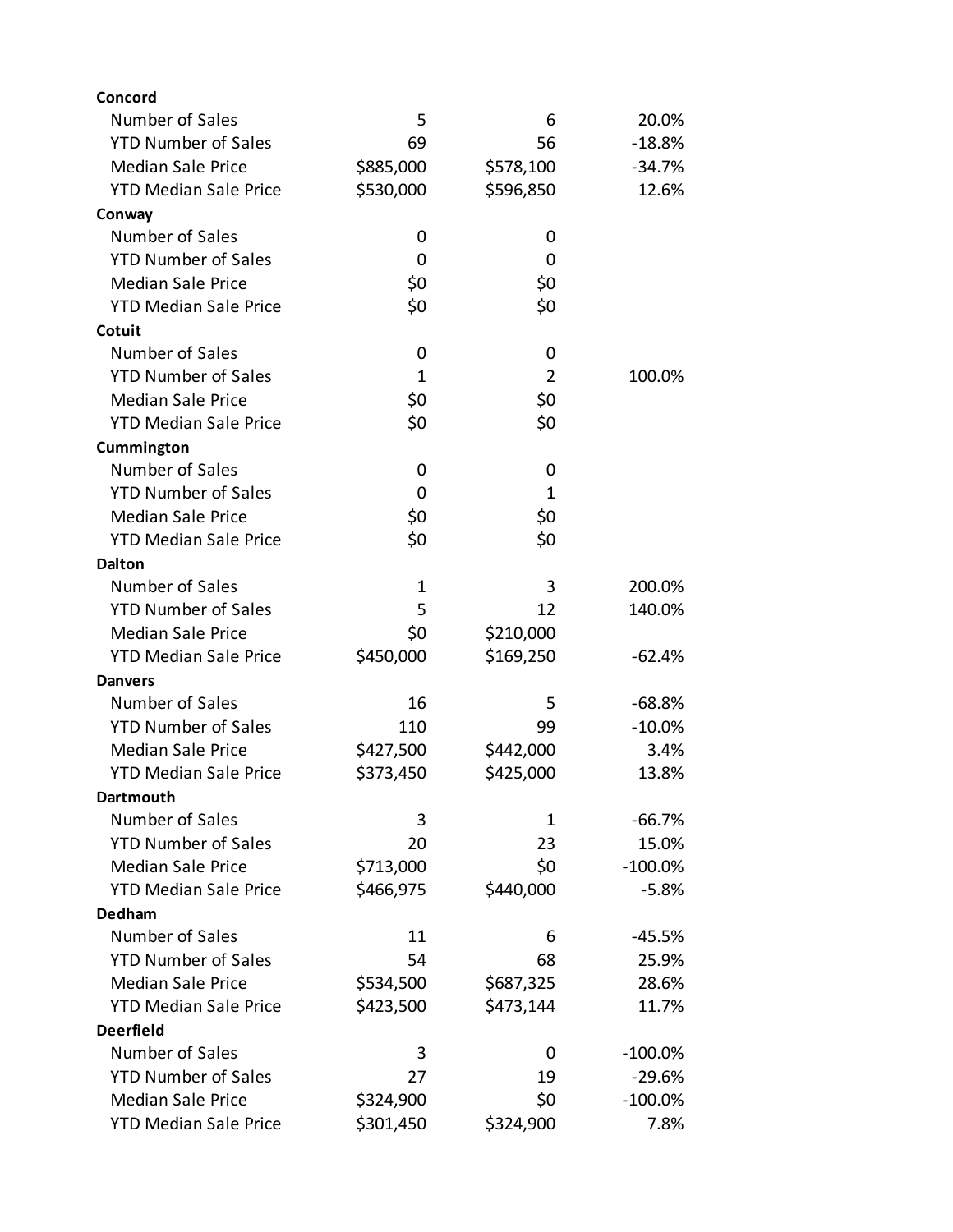| | | | |
|---|---|---|---|
| **Concord** | | | |
| Number of Sales | 5 | 6 | 20.0% |
| YTD Number of Sales | 69 | 56 | -18.8% |
| Median Sale Price | $885,000 | $578,100 | -34.7% |
| YTD Median Sale Price | $530,000 | $596,850 | 12.6% |
| **Conway** | | | |
| Number of Sales | 0 | 0 | |
| YTD Number of Sales | 0 | 0 | |
| Median Sale Price | $0 | $0 | |
| YTD Median Sale Price | $0 | $0 | |
| **Cotuit** | | | |
| Number of Sales | 0 | 0 | |
| YTD Number of Sales | 1 | 2 | 100.0% |
| Median Sale Price | $0 | $0 | |
| YTD Median Sale Price | $0 | $0 | |
| **Cummington** | | | |
| Number of Sales | 0 | 0 | |
| YTD Number of Sales | 0 | 1 | |
| Median Sale Price | $0 | $0 | |
| YTD Median Sale Price | $0 | $0 | |
| **Dalton** | | | |
| Number of Sales | 1 | 3 | 200.0% |
| YTD Number of Sales | 5 | 12 | 140.0% |
| Median Sale Price | $0 | $210,000 | |
| YTD Median Sale Price | $450,000 | $169,250 | -62.4% |
| **Danvers** | | | |
| Number of Sales | 16 | 5 | -68.8% |
| YTD Number of Sales | 110 | 99 | -10.0% |
| Median Sale Price | $427,500 | $442,000 | 3.4% |
| YTD Median Sale Price | $373,450 | $425,000 | 13.8% |
| **Dartmouth** | | | |
| Number of Sales | 3 | 1 | -66.7% |
| YTD Number of Sales | 20 | 23 | 15.0% |
| Median Sale Price | $713,000 | $0 | -100.0% |
| YTD Median Sale Price | $466,975 | $440,000 | -5.8% |
| **Dedham** | | | |
| Number of Sales | 11 | 6 | -45.5% |
| YTD Number of Sales | 54 | 68 | 25.9% |
| Median Sale Price | $534,500 | $687,325 | 28.6% |
| YTD Median Sale Price | $423,500 | $473,144 | 11.7% |
| **Deerfield** | | | |
| Number of Sales | 3 | 0 | -100.0% |
| YTD Number of Sales | 27 | 19 | -29.6% |
| Median Sale Price | $324,900 | $0 | -100.0% |
| YTD Median Sale Price | $301,450 | $324,900 | 7.8% |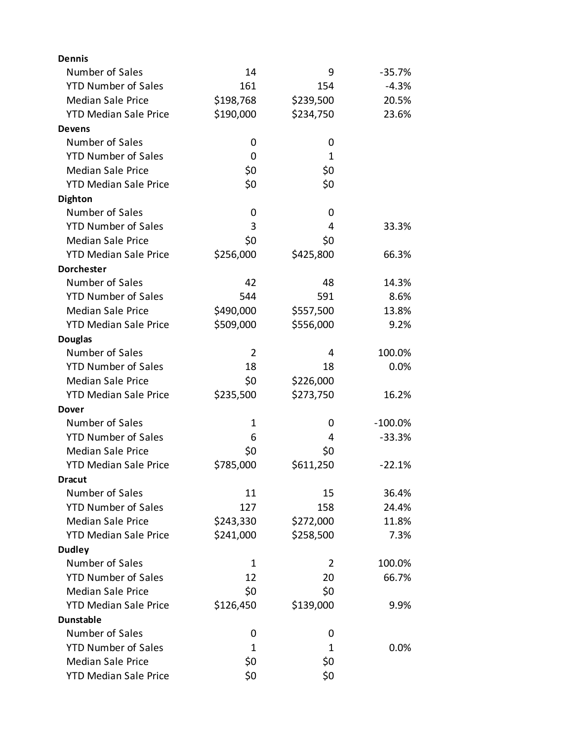| | | | |
|---|---|---|---|
| **Dennis** | | | |
| Number of Sales | 14 | 9 | -35.7% |
| YTD Number of Sales | 161 | 154 | -4.3% |
| Median Sale Price | $198,768 | $239,500 | 20.5% |
| YTD Median Sale Price | $190,000 | $234,750 | 23.6% |
| **Devens** | | | |
| Number of Sales | 0 | 0 | |
| YTD Number of Sales | 0 | 1 | |
| Median Sale Price | $0 | $0 | |
| YTD Median Sale Price | $0 | $0 | |
| **Dighton** | | | |
| Number of Sales | 0 | 0 | |
| YTD Number of Sales | 3 | 4 | 33.3% |
| Median Sale Price | $0 | $0 | |
| YTD Median Sale Price | $256,000 | $425,800 | 66.3% |
| **Dorchester** | | | |
| Number of Sales | 42 | 48 | 14.3% |
| YTD Number of Sales | 544 | 591 | 8.6% |
| Median Sale Price | $490,000 | $557,500 | 13.8% |
| YTD Median Sale Price | $509,000 | $556,000 | 9.2% |
| **Douglas** | | | |
| Number of Sales | 2 | 4 | 100.0% |
| YTD Number of Sales | 18 | 18 | 0.0% |
| Median Sale Price | $0 | $226,000 | |
| YTD Median Sale Price | $235,500 | $273,750 | 16.2% |
| **Dover** | | | |
| Number of Sales | 1 | 0 | -100.0% |
| YTD Number of Sales | 6 | 4 | -33.3% |
| Median Sale Price | $0 | $0 | |
| YTD Median Sale Price | $785,000 | $611,250 | -22.1% |
| **Dracut** | | | |
| Number of Sales | 11 | 15 | 36.4% |
| YTD Number of Sales | 127 | 158 | 24.4% |
| Median Sale Price | $243,330 | $272,000 | 11.8% |
| YTD Median Sale Price | $241,000 | $258,500 | 7.3% |
| **Dudley** | | | |
| Number of Sales | 1 | 2 | 100.0% |
| YTD Number of Sales | 12 | 20 | 66.7% |
| Median Sale Price | $0 | $0 | |
| YTD Median Sale Price | $126,450 | $139,000 | 9.9% |
| **Dunstable** | | | |
| Number of Sales | 0 | 0 | |
| YTD Number of Sales | 1 | 1 | 0.0% |
| Median Sale Price | $0 | $0 | |
| YTD Median Sale Price | $0 | $0 | |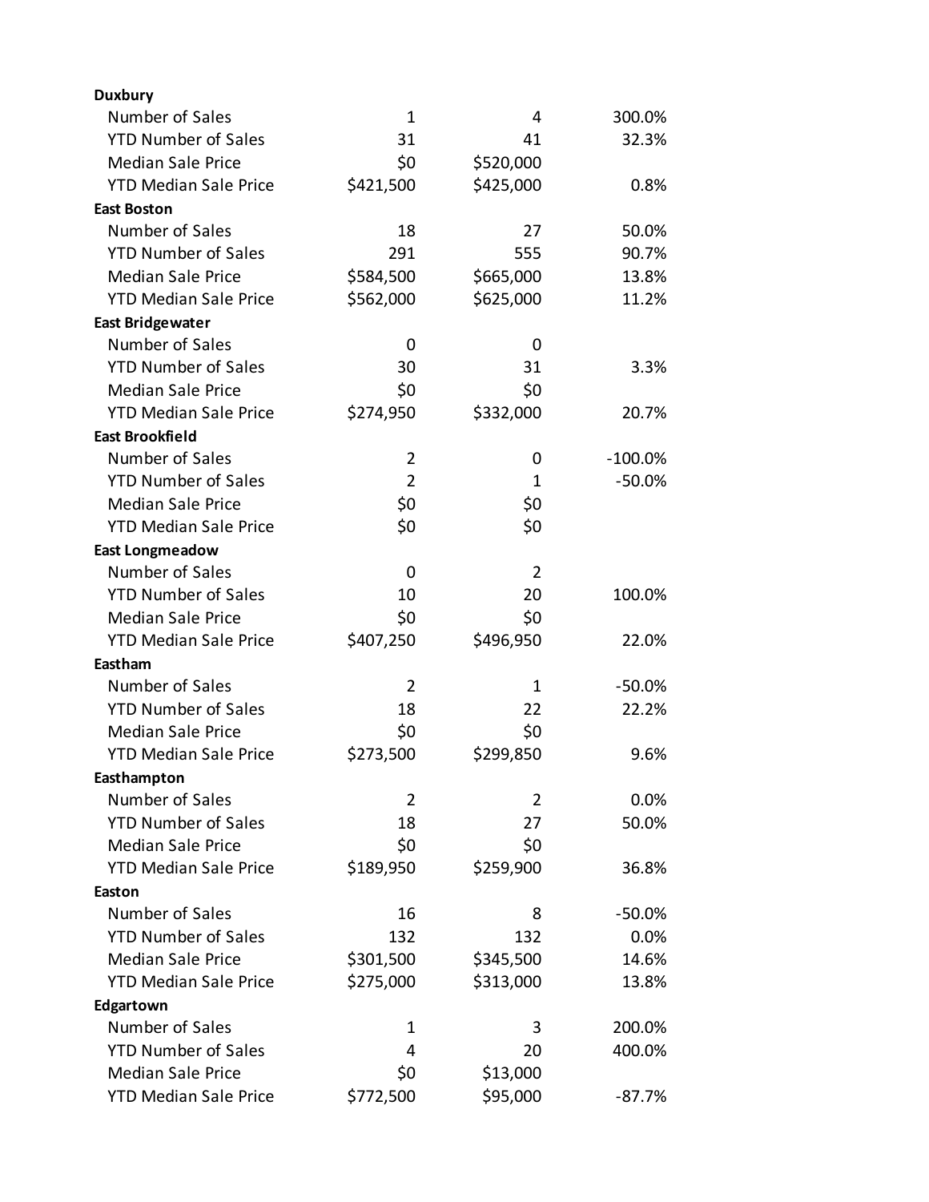| | | | |
|---|---|---|---|
| **Duxbury** | | | |
| Number of Sales | 1 | 4 | 300.0% |
| YTD Number of Sales | 31 | 41 | 32.3% |
| Median Sale Price | $0 | $520,000 | |
| YTD Median Sale Price | $421,500 | $425,000 | 0.8% |
| **East Boston** | | | |
| Number of Sales | 18 | 27 | 50.0% |
| YTD Number of Sales | 291 | 555 | 90.7% |
| Median Sale Price | $584,500 | $665,000 | 13.8% |
| YTD Median Sale Price | $562,000 | $625,000 | 11.2% |
| **East Bridgewater** | | | |
| Number of Sales | 0 | 0 | |
| YTD Number of Sales | 30 | 31 | 3.3% |
| Median Sale Price | $0 | $0 | |
| YTD Median Sale Price | $274,950 | $332,000 | 20.7% |
| **East Brookfield** | | | |
| Number of Sales | 2 | 0 | -100.0% |
| YTD Number of Sales | 2 | 1 | -50.0% |
| Median Sale Price | $0 | $0 | |
| YTD Median Sale Price | $0 | $0 | |
| **East Longmeadow** | | | |
| Number of Sales | 0 | 2 | |
| YTD Number of Sales | 10 | 20 | 100.0% |
| Median Sale Price | $0 | $0 | |
| YTD Median Sale Price | $407,250 | $496,950 | 22.0% |
| **Eastham** | | | |
| Number of Sales | 2 | 1 | -50.0% |
| YTD Number of Sales | 18 | 22 | 22.2% |
| Median Sale Price | $0 | $0 | |
| YTD Median Sale Price | $273,500 | $299,850 | 9.6% |
| **Easthampton** | | | |
| Number of Sales | 2 | 2 | 0.0% |
| YTD Number of Sales | 18 | 27 | 50.0% |
| Median Sale Price | $0 | $0 | |
| YTD Median Sale Price | $189,950 | $259,900 | 36.8% |
| **Easton** | | | |
| Number of Sales | 16 | 8 | -50.0% |
| YTD Number of Sales | 132 | 132 | 0.0% |
| Median Sale Price | $301,500 | $345,500 | 14.6% |
| YTD Median Sale Price | $275,000 | $313,000 | 13.8% |
| **Edgartown** | | | |
| Number of Sales | 1 | 3 | 200.0% |
| YTD Number of Sales | 4 | 20 | 400.0% |
| Median Sale Price | $0 | $13,000 | |
| YTD Median Sale Price | $772,500 | $95,000 | -87.7% |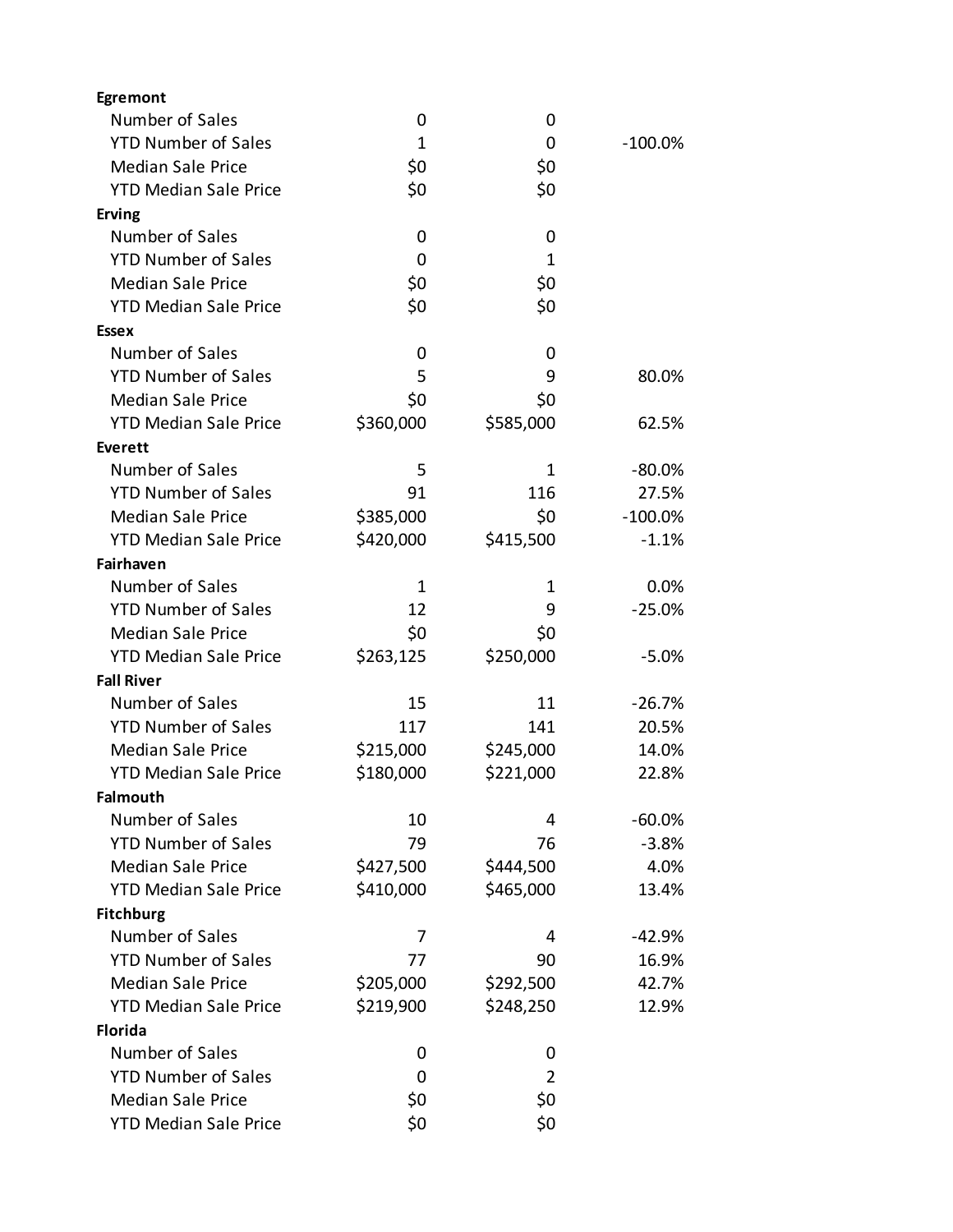| | | | |
|---|---|---|---|
| **Egremont** | | | |
| Number of Sales | 0 | 0 | |
| YTD Number of Sales | 1 | 0 | -100.0% |
| Median Sale Price | $0 | $0 | |
| YTD Median Sale Price | $0 | $0 | |
| **Erving** | | | |
| Number of Sales | 0 | 0 | |
| YTD Number of Sales | 0 | 1 | |
| Median Sale Price | $0 | $0 | |
| YTD Median Sale Price | $0 | $0 | |
| **Essex** | | | |
| Number of Sales | 0 | 0 | |
| YTD Number of Sales | 5 | 9 | 80.0% |
| Median Sale Price | $0 | $0 | |
| YTD Median Sale Price | $360,000 | $585,000 | 62.5% |
| **Everett** | | | |
| Number of Sales | 5 | 1 | -80.0% |
| YTD Number of Sales | 91 | 116 | 27.5% |
| Median Sale Price | $385,000 | $0 | -100.0% |
| YTD Median Sale Price | $420,000 | $415,500 | -1.1% |
| **Fairhaven** | | | |
| Number of Sales | 1 | 1 | 0.0% |
| YTD Number of Sales | 12 | 9 | -25.0% |
| Median Sale Price | $0 | $0 | |
| YTD Median Sale Price | $263,125 | $250,000 | -5.0% |
| **Fall River** | | | |
| Number of Sales | 15 | 11 | -26.7% |
| YTD Number of Sales | 117 | 141 | 20.5% |
| Median Sale Price | $215,000 | $245,000 | 14.0% |
| YTD Median Sale Price | $180,000 | $221,000 | 22.8% |
| **Falmouth** | | | |
| Number of Sales | 10 | 4 | -60.0% |
| YTD Number of Sales | 79 | 76 | -3.8% |
| Median Sale Price | $427,500 | $444,500 | 4.0% |
| YTD Median Sale Price | $410,000 | $465,000 | 13.4% |
| **Fitchburg** | | | |
| Number of Sales | 7 | 4 | -42.9% |
| YTD Number of Sales | 77 | 90 | 16.9% |
| Median Sale Price | $205,000 | $292,500 | 42.7% |
| YTD Median Sale Price | $219,900 | $248,250 | 12.9% |
| **Florida** | | | |
| Number of Sales | 0 | 0 | |
| YTD Number of Sales | 0 | 2 | |
| Median Sale Price | $0 | $0 | |
| YTD Median Sale Price | $0 | $0 | |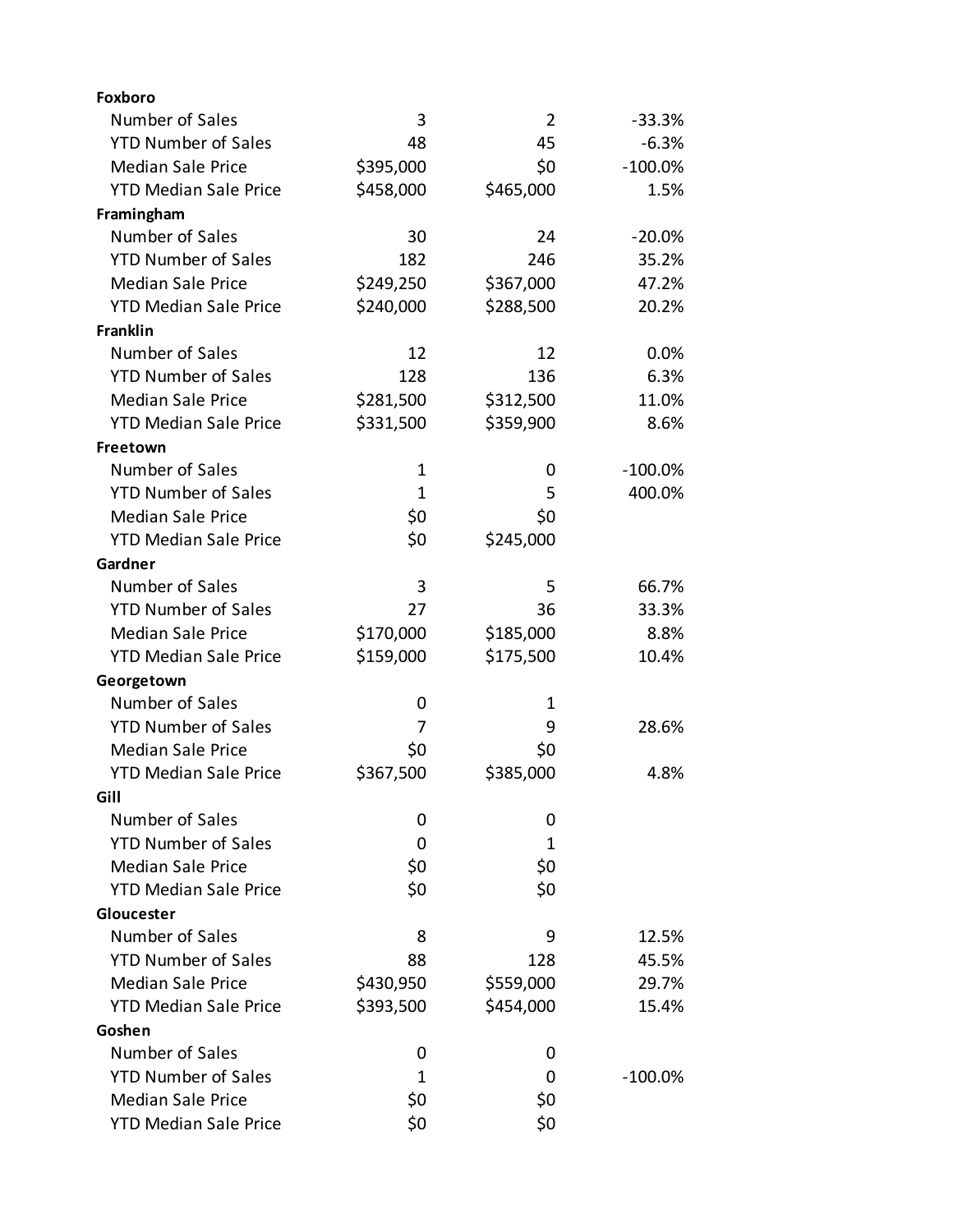| | | | |
|---|---|---|---|
| **Foxboro** | | | |
| Number of Sales | 3 | 2 | -33.3% |
| YTD Number of Sales | 48 | 45 | -6.3% |
| Median Sale Price | $395,000 | $0 | -100.0% |
| YTD Median Sale Price | $458,000 | $465,000 | 1.5% |
| **Framingham** | | | |
| Number of Sales | 30 | 24 | -20.0% |
| YTD Number of Sales | 182 | 246 | 35.2% |
| Median Sale Price | $249,250 | $367,000 | 47.2% |
| YTD Median Sale Price | $240,000 | $288,500 | 20.2% |
| **Franklin** | | | |
| Number of Sales | 12 | 12 | 0.0% |
| YTD Number of Sales | 128 | 136 | 6.3% |
| Median Sale Price | $281,500 | $312,500 | 11.0% |
| YTD Median Sale Price | $331,500 | $359,900 | 8.6% |
| **Freetown** | | | |
| Number of Sales | 1 | 0 | -100.0% |
| YTD Number of Sales | 1 | 5 | 400.0% |
| Median Sale Price | $0 | $0 | |
| YTD Median Sale Price | $0 | $245,000 | |
| **Gardner** | | | |
| Number of Sales | 3 | 5 | 66.7% |
| YTD Number of Sales | 27 | 36 | 33.3% |
| Median Sale Price | $170,000 | $185,000 | 8.8% |
| YTD Median Sale Price | $159,000 | $175,500 | 10.4% |
| **Georgetown** | | | |
| Number of Sales | 0 | 1 | |
| YTD Number of Sales | 7 | 9 | 28.6% |
| Median Sale Price | $0 | $0 | |
| YTD Median Sale Price | $367,500 | $385,000 | 4.8% |
| **Gill** | | | |
| Number of Sales | 0 | 0 | |
| YTD Number of Sales | 0 | 1 | |
| Median Sale Price | $0 | $0 | |
| YTD Median Sale Price | $0 | $0 | |
| **Gloucester** | | | |
| Number of Sales | 8 | 9 | 12.5% |
| YTD Number of Sales | 88 | 128 | 45.5% |
| Median Sale Price | $430,950 | $559,000 | 29.7% |
| YTD Median Sale Price | $393,500 | $454,000 | 15.4% |
| **Goshen** | | | |
| Number of Sales | 0 | 0 | |
| YTD Number of Sales | 1 | 0 | -100.0% |
| Median Sale Price | $0 | $0 | |
| YTD Median Sale Price | $0 | $0 | |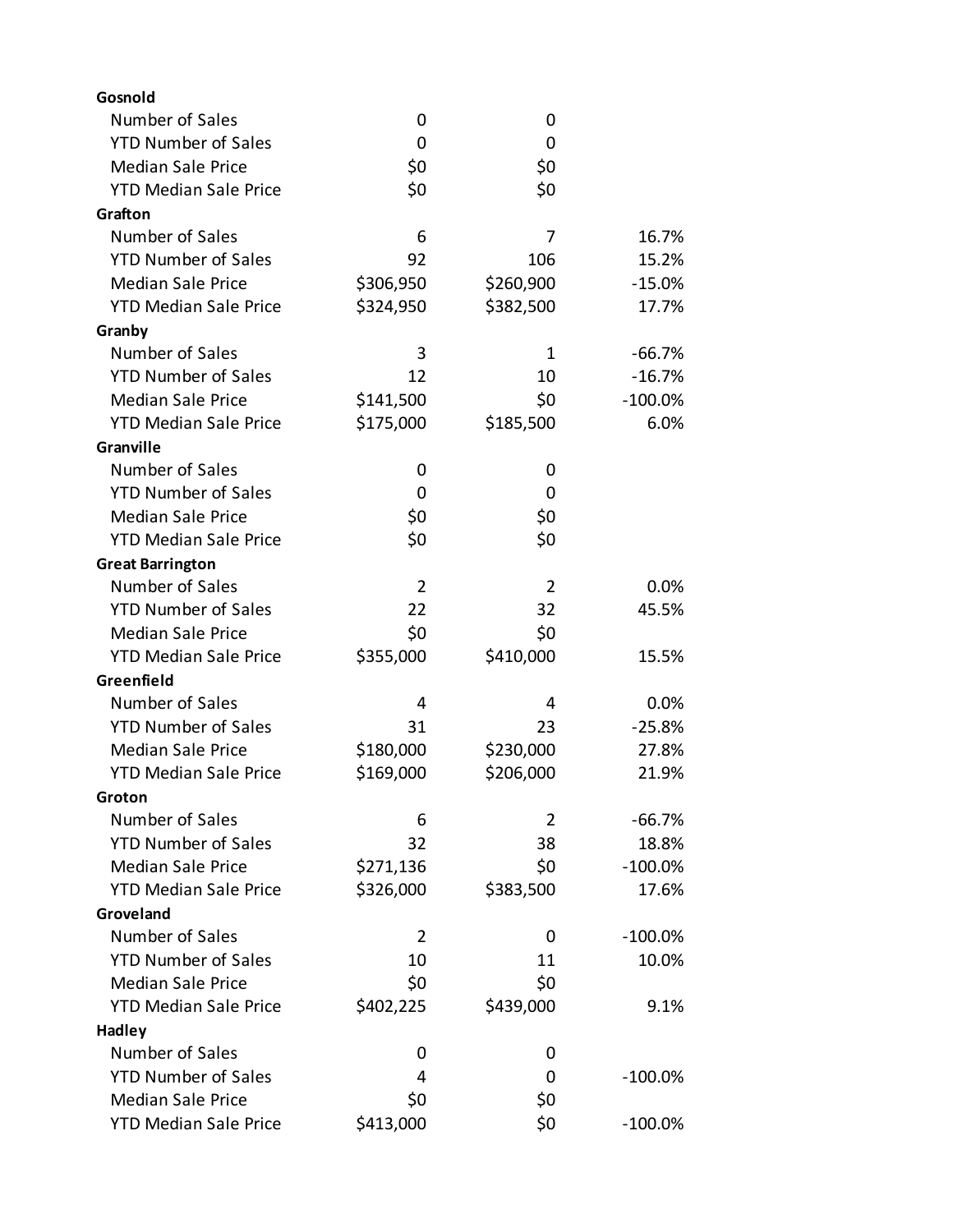| | | | |
|---|---|---|---|
| **Gosnold** | | | |
| Number of Sales | 0 | 0 | |
| YTD Number of Sales | 0 | 0 | |
| Median Sale Price | $0 | $0 | |
| YTD Median Sale Price | $0 | $0 | |
| **Grafton** | | | |
| Number of Sales | 6 | 7 | 16.7% |
| YTD Number of Sales | 92 | 106 | 15.2% |
| Median Sale Price | $306,950 | $260,900 | -15.0% |
| YTD Median Sale Price | $324,950 | $382,500 | 17.7% |
| **Granby** | | | |
| Number of Sales | 3 | 1 | -66.7% |
| YTD Number of Sales | 12 | 10 | -16.7% |
| Median Sale Price | $141,500 | $0 | -100.0% |
| YTD Median Sale Price | $175,000 | $185,500 | 6.0% |
| **Granville** | | | |
| Number of Sales | 0 | 0 | |
| YTD Number of Sales | 0 | 0 | |
| Median Sale Price | $0 | $0 | |
| YTD Median Sale Price | $0 | $0 | |
| **Great Barrington** | | | |
| Number of Sales | 2 | 2 | 0.0% |
| YTD Number of Sales | 22 | 32 | 45.5% |
| Median Sale Price | $0 | $0 | |
| YTD Median Sale Price | $355,000 | $410,000 | 15.5% |
| **Greenfield** | | | |
| Number of Sales | 4 | 4 | 0.0% |
| YTD Number of Sales | 31 | 23 | -25.8% |
| Median Sale Price | $180,000 | $230,000 | 27.8% |
| YTD Median Sale Price | $169,000 | $206,000 | 21.9% |
| **Groton** | | | |
| Number of Sales | 6 | 2 | -66.7% |
| YTD Number of Sales | 32 | 38 | 18.8% |
| Median Sale Price | $271,136 | $0 | -100.0% |
| YTD Median Sale Price | $326,000 | $383,500 | 17.6% |
| **Groveland** | | | |
| Number of Sales | 2 | 0 | -100.0% |
| YTD Number of Sales | 10 | 11 | 10.0% |
| Median Sale Price | $0 | $0 | |
| YTD Median Sale Price | $402,225 | $439,000 | 9.1% |
| **Hadley** | | | |
| Number of Sales | 0 | 0 | |
| YTD Number of Sales | 4 | 0 | -100.0% |
| Median Sale Price | $0 | $0 | |
| YTD Median Sale Price | $413,000 | $0 | -100.0% |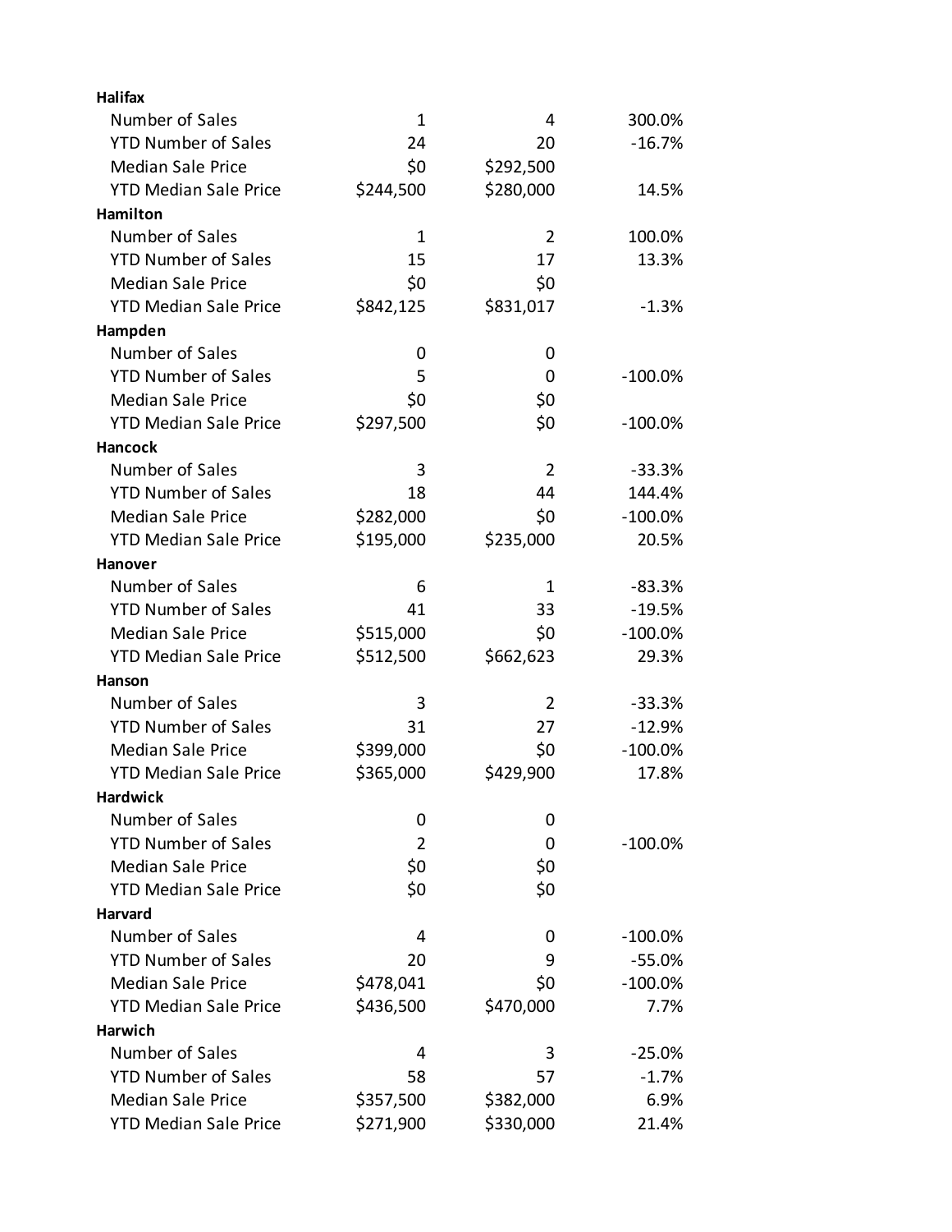| | | | |
|---|---|---|---|
| **Halifax** | | | |
| Number of Sales | 1 | 4 | 300.0% |
| YTD Number of Sales | 24 | 20 | -16.7% |
| Median Sale Price | $0 | $292,500 | |
| YTD Median Sale Price | $244,500 | $280,000 | 14.5% |
| **Hamilton** | | | |
| Number of Sales | 1 | 2 | 100.0% |
| YTD Number of Sales | 15 | 17 | 13.3% |
| Median Sale Price | $0 | $0 | |
| YTD Median Sale Price | $842,125 | $831,017 | -1.3% |
| **Hampden** | | | |
| Number of Sales | 0 | 0 | |
| YTD Number of Sales | 5 | 0 | -100.0% |
| Median Sale Price | $0 | $0 | |
| YTD Median Sale Price | $297,500 | $0 | -100.0% |
| **Hancock** | | | |
| Number of Sales | 3 | 2 | -33.3% |
| YTD Number of Sales | 18 | 44 | 144.4% |
| Median Sale Price | $282,000 | $0 | -100.0% |
| YTD Median Sale Price | $195,000 | $235,000 | 20.5% |
| **Hanover** | | | |
| Number of Sales | 6 | 1 | -83.3% |
| YTD Number of Sales | 41 | 33 | -19.5% |
| Median Sale Price | $515,000 | $0 | -100.0% |
| YTD Median Sale Price | $512,500 | $662,623 | 29.3% |
| **Hanson** | | | |
| Number of Sales | 3 | 2 | -33.3% |
| YTD Number of Sales | 31 | 27 | -12.9% |
| Median Sale Price | $399,000 | $0 | -100.0% |
| YTD Median Sale Price | $365,000 | $429,900 | 17.8% |
| **Hardwick** | | | |
| Number of Sales | 0 | 0 | |
| YTD Number of Sales | 2 | 0 | -100.0% |
| Median Sale Price | $0 | $0 | |
| YTD Median Sale Price | $0 | $0 | |
| **Harvard** | | | |
| Number of Sales | 4 | 0 | -100.0% |
| YTD Number of Sales | 20 | 9 | -55.0% |
| Median Sale Price | $478,041 | $0 | -100.0% |
| YTD Median Sale Price | $436,500 | $470,000 | 7.7% |
| **Harwich** | | | |
| Number of Sales | 4 | 3 | -25.0% |
| YTD Number of Sales | 58 | 57 | -1.7% |
| Median Sale Price | $357,500 | $382,000 | 6.9% |
| YTD Median Sale Price | $271,900 | $330,000 | 21.4% |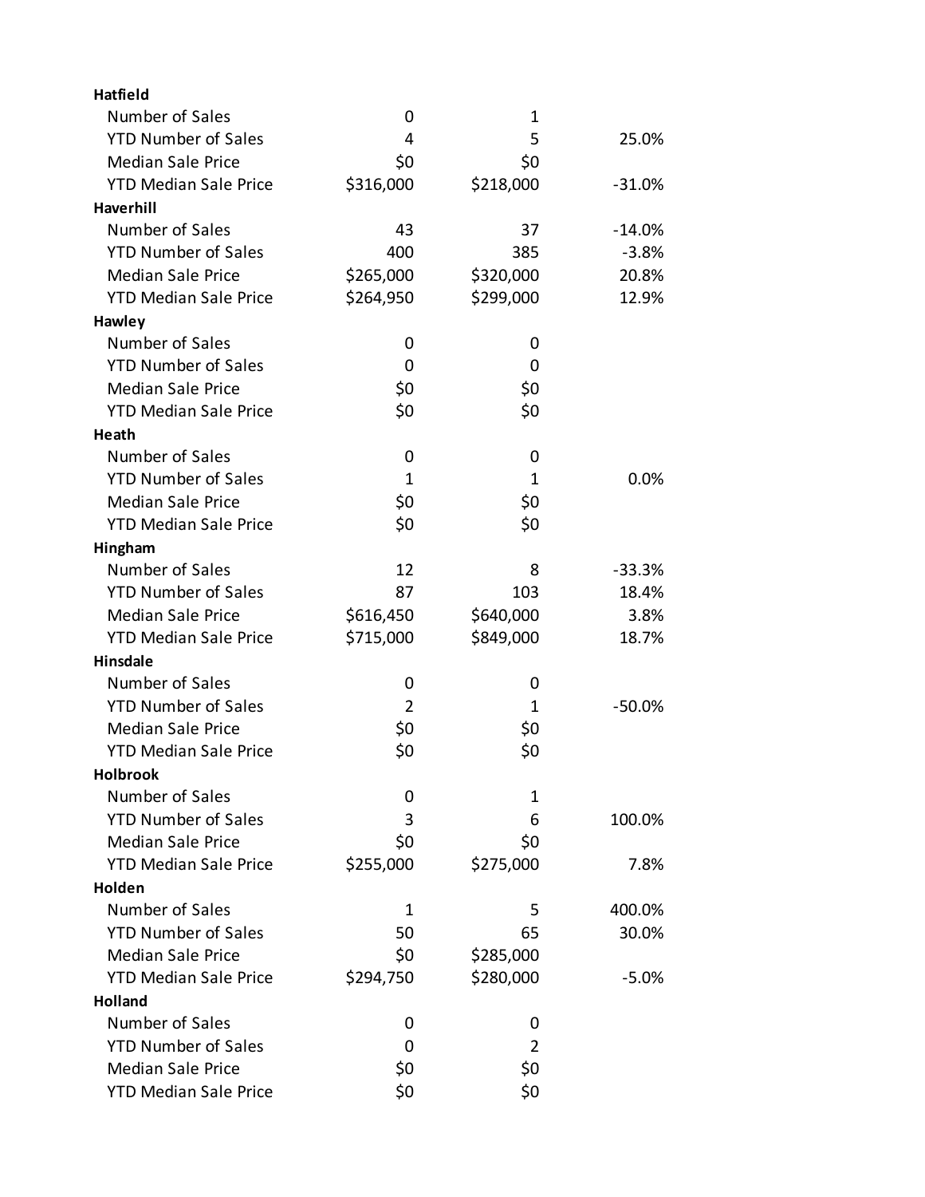| | | | |
|---|---|---|---|
| **Hatfield** | | | |
| Number of Sales | 0 | 1 | |
| YTD Number of Sales | 4 | 5 | 25.0% |
| Median Sale Price | $0 | $0 | |
| YTD Median Sale Price | $316,000 | $218,000 | -31.0% |
| **Haverhill** | | | |
| Number of Sales | 43 | 37 | -14.0% |
| YTD Number of Sales | 400 | 385 | -3.8% |
| Median Sale Price | $265,000 | $320,000 | 20.8% |
| YTD Median Sale Price | $264,950 | $299,000 | 12.9% |
| **Hawley** | | | |
| Number of Sales | 0 | 0 | |
| YTD Number of Sales | 0 | 0 | |
| Median Sale Price | $0 | $0 | |
| YTD Median Sale Price | $0 | $0 | |
| **Heath** | | | |
| Number of Sales | 0 | 0 | |
| YTD Number of Sales | 1 | 1 | 0.0% |
| Median Sale Price | $0 | $0 | |
| YTD Median Sale Price | $0 | $0 | |
| **Hingham** | | | |
| Number of Sales | 12 | 8 | -33.3% |
| YTD Number of Sales | 87 | 103 | 18.4% |
| Median Sale Price | $616,450 | $640,000 | 3.8% |
| YTD Median Sale Price | $715,000 | $849,000 | 18.7% |
| **Hinsdale** | | | |
| Number of Sales | 0 | 0 | |
| YTD Number of Sales | 2 | 1 | -50.0% |
| Median Sale Price | $0 | $0 | |
| YTD Median Sale Price | $0 | $0 | |
| **Holbrook** | | | |
| Number of Sales | 0 | 1 | |
| YTD Number of Sales | 3 | 6 | 100.0% |
| Median Sale Price | $0 | $0 | |
| YTD Median Sale Price | $255,000 | $275,000 | 7.8% |
| **Holden** | | | |
| Number of Sales | 1 | 5 | 400.0% |
| YTD Number of Sales | 50 | 65 | 30.0% |
| Median Sale Price | $0 | $285,000 | |
| YTD Median Sale Price | $294,750 | $280,000 | -5.0% |
| **Holland** | | | |
| Number of Sales | 0 | 0 | |
| YTD Number of Sales | 0 | 2 | |
| Median Sale Price | $0 | $0 | |
| YTD Median Sale Price | $0 | $0 | |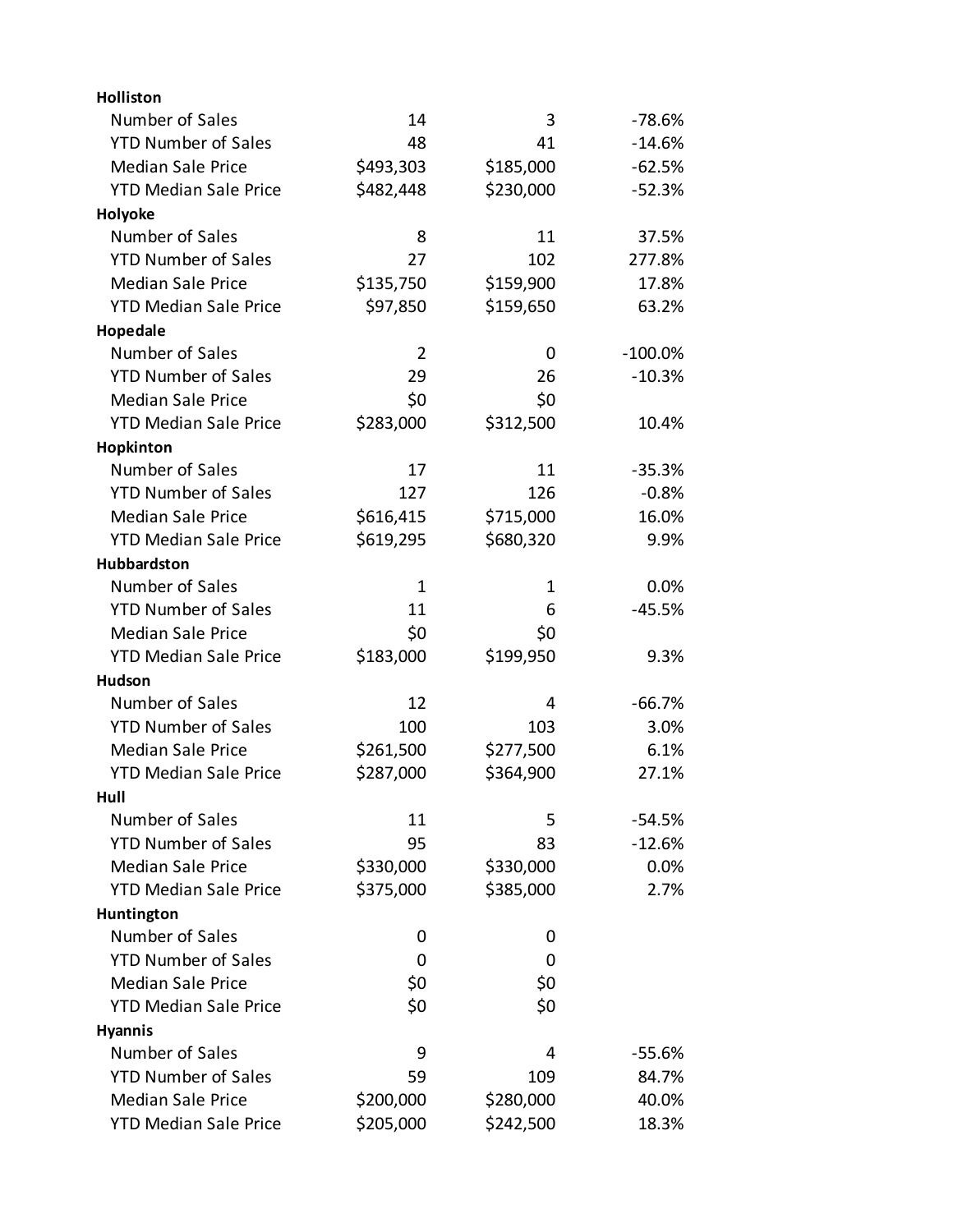| | | | |
|---|---|---|---|
| **Holliston** | | | |
| Number of Sales | 14 | 3 | -78.6% |
| YTD Number of Sales | 48 | 41 | -14.6% |
| Median Sale Price | $493,303 | $185,000 | -62.5% |
| YTD Median Sale Price | $482,448 | $230,000 | -52.3% |
| **Holyoke** | | | |
| Number of Sales | 8 | 11 | 37.5% |
| YTD Number of Sales | 27 | 102 | 277.8% |
| Median Sale Price | $135,750 | $159,900 | 17.8% |
| YTD Median Sale Price | $97,850 | $159,650 | 63.2% |
| **Hopedale** | | | |
| Number of Sales | 2 | 0 | -100.0% |
| YTD Number of Sales | 29 | 26 | -10.3% |
| Median Sale Price | $0 | $0 | |
| YTD Median Sale Price | $283,000 | $312,500 | 10.4% |
| **Hopkinton** | | | |
| Number of Sales | 17 | 11 | -35.3% |
| YTD Number of Sales | 127 | 126 | -0.8% |
| Median Sale Price | $616,415 | $715,000 | 16.0% |
| YTD Median Sale Price | $619,295 | $680,320 | 9.9% |
| **Hubbardston** | | | |
| Number of Sales | 1 | 1 | 0.0% |
| YTD Number of Sales | 11 | 6 | -45.5% |
| Median Sale Price | $0 | $0 | |
| YTD Median Sale Price | $183,000 | $199,950 | 9.3% |
| **Hudson** | | | |
| Number of Sales | 12 | 4 | -66.7% |
| YTD Number of Sales | 100 | 103 | 3.0% |
| Median Sale Price | $261,500 | $277,500 | 6.1% |
| YTD Median Sale Price | $287,000 | $364,900 | 27.1% |
| **Hull** | | | |
| Number of Sales | 11 | 5 | -54.5% |
| YTD Number of Sales | 95 | 83 | -12.6% |
| Median Sale Price | $330,000 | $330,000 | 0.0% |
| YTD Median Sale Price | $375,000 | $385,000 | 2.7% |
| **Huntington** | | | |
| Number of Sales | 0 | 0 | |
| YTD Number of Sales | 0 | 0 | |
| Median Sale Price | $0 | $0 | |
| YTD Median Sale Price | $0 | $0 | |
| **Hyannis** | | | |
| Number of Sales | 9 | 4 | -55.6% |
| YTD Number of Sales | 59 | 109 | 84.7% |
| Median Sale Price | $200,000 | $280,000 | 40.0% |
| YTD Median Sale Price | $205,000 | $242,500 | 18.3% |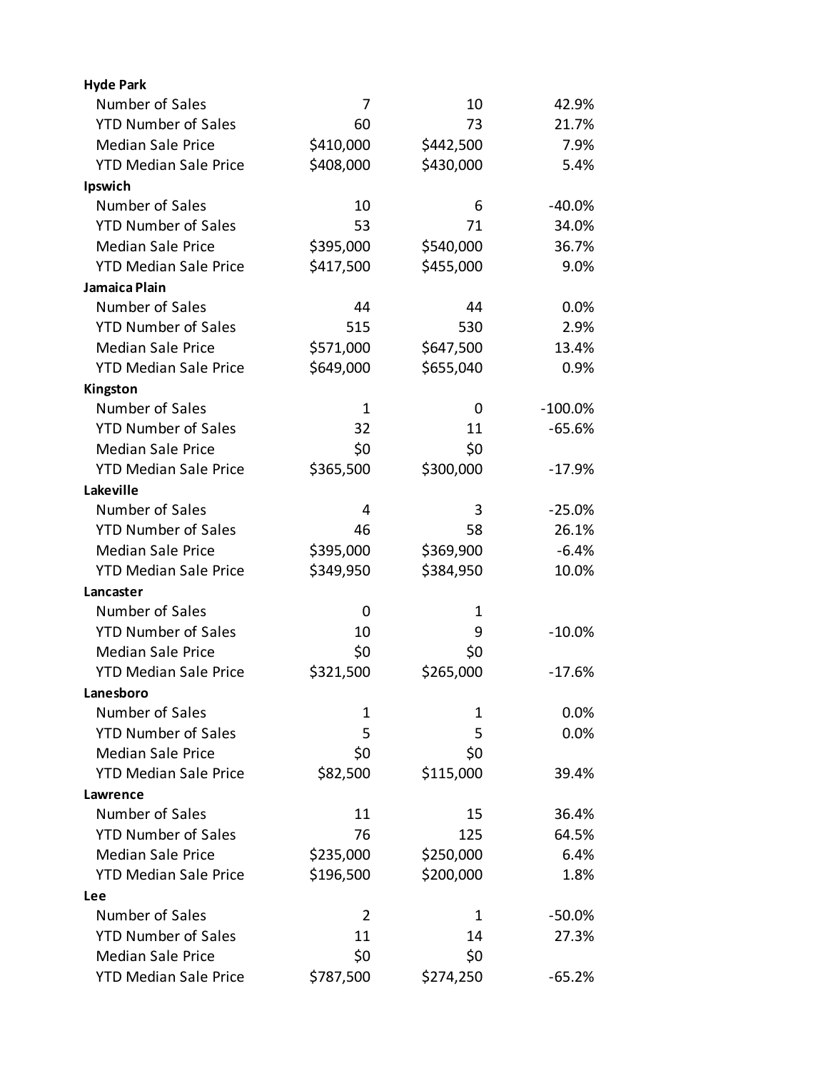| | | | |
|---|---|---|---|
| **Hyde Park** | | | |
| Number of Sales | 7 | 10 | 42.9% |
| YTD Number of Sales | 60 | 73 | 21.7% |
| Median Sale Price | $410,000 | $442,500 | 7.9% |
| YTD Median Sale Price | $408,000 | $430,000 | 5.4% |
| **Ipswich** | | | |
| Number of Sales | 10 | 6 | -40.0% |
| YTD Number of Sales | 53 | 71 | 34.0% |
| Median Sale Price | $395,000 | $540,000 | 36.7% |
| YTD Median Sale Price | $417,500 | $455,000 | 9.0% |
| **Jamaica Plain** | | | |
| Number of Sales | 44 | 44 | 0.0% |
| YTD Number of Sales | 515 | 530 | 2.9% |
| Median Sale Price | $571,000 | $647,500 | 13.4% |
| YTD Median Sale Price | $649,000 | $655,040 | 0.9% |
| **Kingston** | | | |
| Number of Sales | 1 | 0 | -100.0% |
| YTD Number of Sales | 32 | 11 | -65.6% |
| Median Sale Price | $0 | $0 | |
| YTD Median Sale Price | $365,500 | $300,000 | -17.9% |
| **Lakeville** | | | |
| Number of Sales | 4 | 3 | -25.0% |
| YTD Number of Sales | 46 | 58 | 26.1% |
| Median Sale Price | $395,000 | $369,900 | -6.4% |
| YTD Median Sale Price | $349,950 | $384,950 | 10.0% |
| **Lancaster** | | | |
| Number of Sales | 0 | 1 | |
| YTD Number of Sales | 10 | 9 | -10.0% |
| Median Sale Price | $0 | $0 | |
| YTD Median Sale Price | $321,500 | $265,000 | -17.6% |
| **Lanesboro** | | | |
| Number of Sales | 1 | 1 | 0.0% |
| YTD Number of Sales | 5 | 5 | 0.0% |
| Median Sale Price | $0 | $0 | |
| YTD Median Sale Price | $82,500 | $115,000 | 39.4% |
| **Lawrence** | | | |
| Number of Sales | 11 | 15 | 36.4% |
| YTD Number of Sales | 76 | 125 | 64.5% |
| Median Sale Price | $235,000 | $250,000 | 6.4% |
| YTD Median Sale Price | $196,500 | $200,000 | 1.8% |
| **Lee** | | | |
| Number of Sales | 2 | 1 | -50.0% |
| YTD Number of Sales | 11 | 14 | 27.3% |
| Median Sale Price | $0 | $0 | |
| YTD Median Sale Price | $787,500 | $274,250 | -65.2% |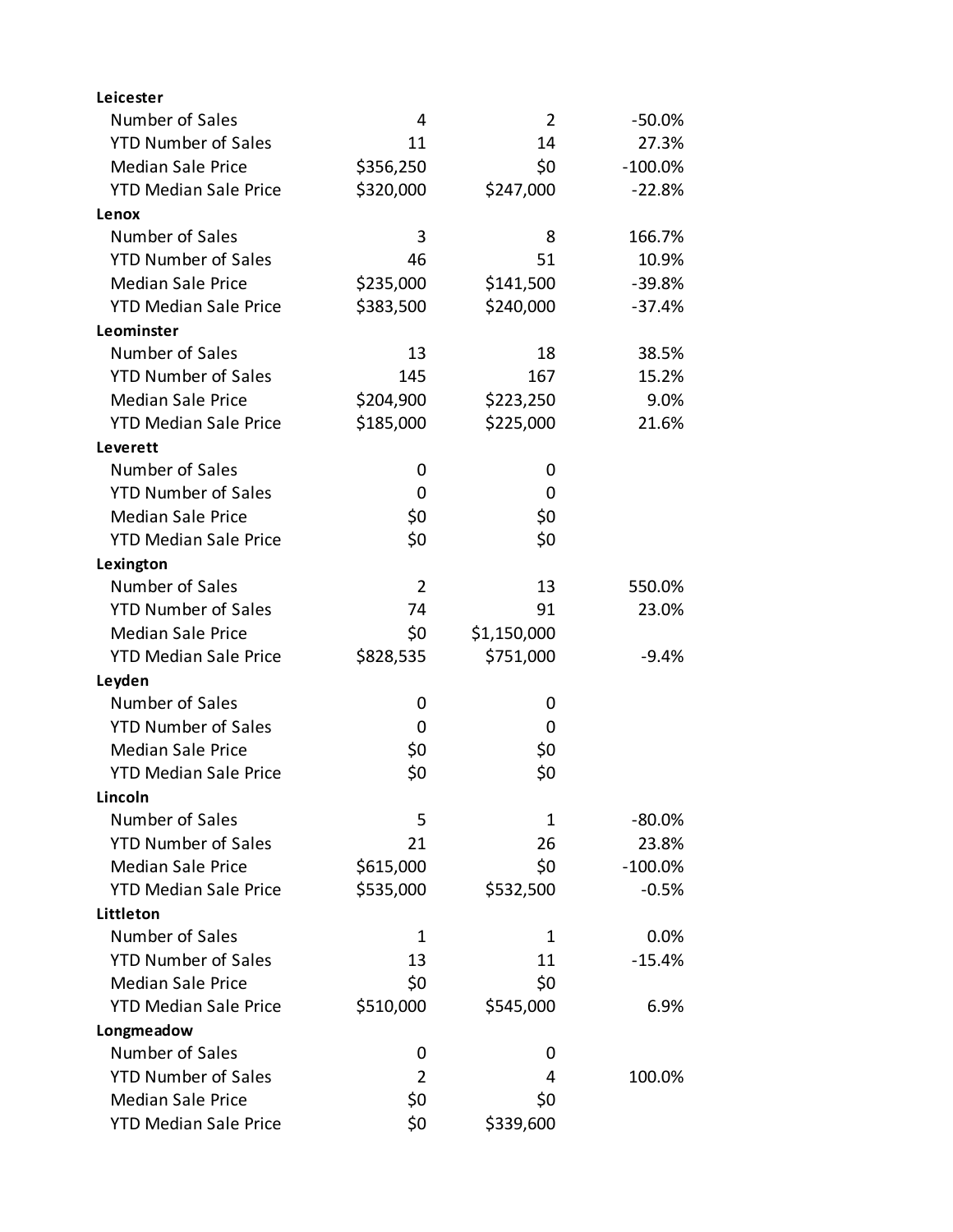| | | | |
|---|---|---|---|
| **Leicester** | | | |
| Number of Sales | 4 | 2 | -50.0% |
| YTD Number of Sales | 11 | 14 | 27.3% |
| Median Sale Price | $356,250 | $0 | -100.0% |
| YTD Median Sale Price | $320,000 | $247,000 | -22.8% |
| **Lenox** | | | |
| Number of Sales | 3 | 8 | 166.7% |
| YTD Number of Sales | 46 | 51 | 10.9% |
| Median Sale Price | $235,000 | $141,500 | -39.8% |
| YTD Median Sale Price | $383,500 | $240,000 | -37.4% |
| **Leominster** | | | |
| Number of Sales | 13 | 18 | 38.5% |
| YTD Number of Sales | 145 | 167 | 15.2% |
| Median Sale Price | $204,900 | $223,250 | 9.0% |
| YTD Median Sale Price | $185,000 | $225,000 | 21.6% |
| **Leverett** | | | |
| Number of Sales | 0 | 0 | |
| YTD Number of Sales | 0 | 0 | |
| Median Sale Price | $0 | $0 | |
| YTD Median Sale Price | $0 | $0 | |
| **Lexington** | | | |
| Number of Sales | 2 | 13 | 550.0% |
| YTD Number of Sales | 74 | 91 | 23.0% |
| Median Sale Price | $0 | $1,150,000 | |
| YTD Median Sale Price | $828,535 | $751,000 | -9.4% |
| **Leyden** | | | |
| Number of Sales | 0 | 0 | |
| YTD Number of Sales | 0 | 0 | |
| Median Sale Price | $0 | $0 | |
| YTD Median Sale Price | $0 | $0 | |
| **Lincoln** | | | |
| Number of Sales | 5 | 1 | -80.0% |
| YTD Number of Sales | 21 | 26 | 23.8% |
| Median Sale Price | $615,000 | $0 | -100.0% |
| YTD Median Sale Price | $535,000 | $532,500 | -0.5% |
| **Littleton** | | | |
| Number of Sales | 1 | 1 | 0.0% |
| YTD Number of Sales | 13 | 11 | -15.4% |
| Median Sale Price | $0 | $0 | |
| YTD Median Sale Price | $510,000 | $545,000 | 6.9% |
| **Longmeadow** | | | |
| Number of Sales | 0 | 0 | |
| YTD Number of Sales | 2 | 4 | 100.0% |
| Median Sale Price | $0 | $0 | |
| YTD Median Sale Price | $0 | $339,600 | |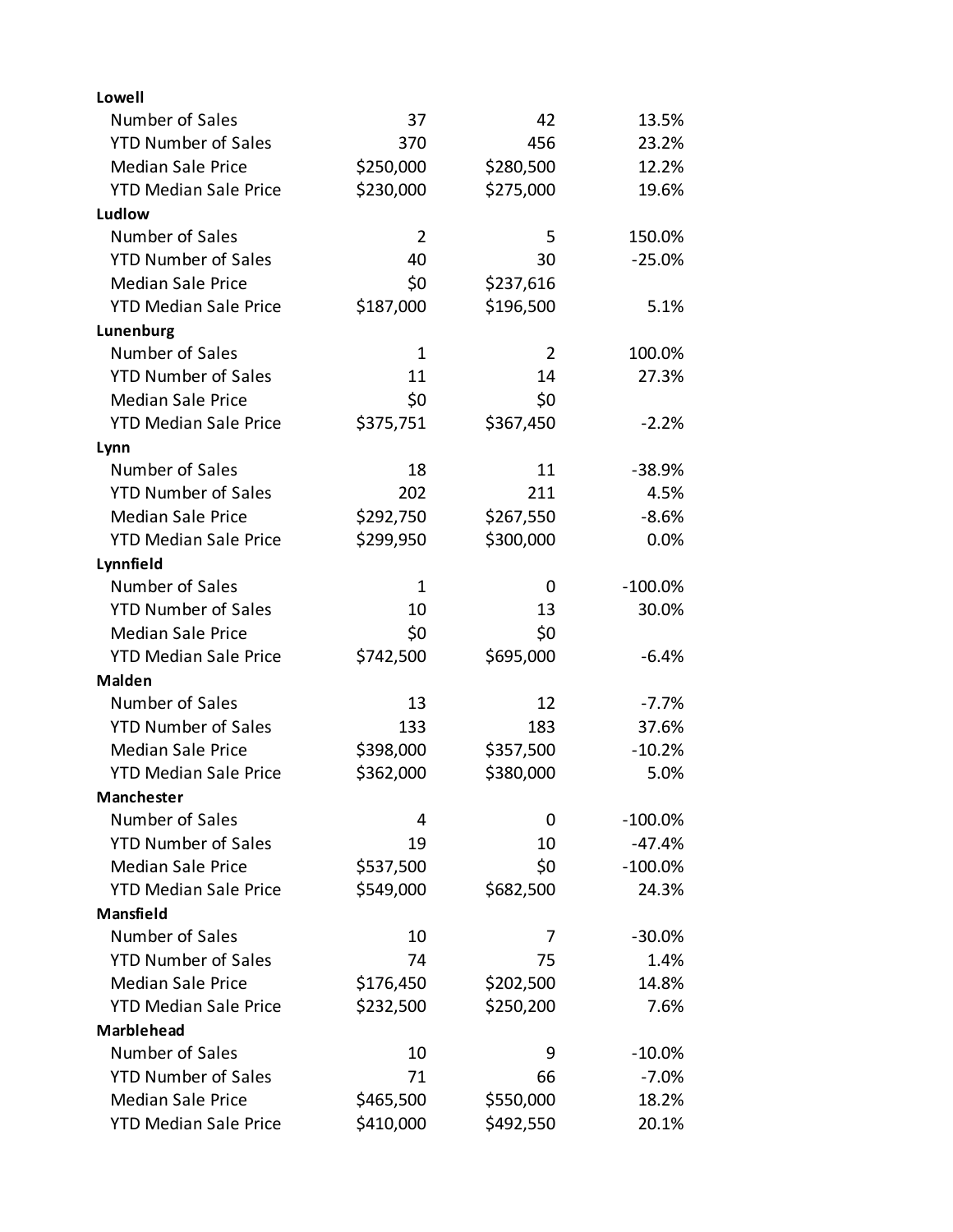| | | | |
|---|---|---|---|
| **Lowell** | | | |
| Number of Sales | 37 | 42 | 13.5% |
| YTD Number of Sales | 370 | 456 | 23.2% |
| Median Sale Price | $250,000 | $280,500 | 12.2% |
| YTD Median Sale Price | $230,000 | $275,000 | 19.6% |
| **Ludlow** | | | |
| Number of Sales | 2 | 5 | 150.0% |
| YTD Number of Sales | 40 | 30 | -25.0% |
| Median Sale Price | $0 | $237,616 | |
| YTD Median Sale Price | $187,000 | $196,500 | 5.1% |
| **Lunenburg** | | | |
| Number of Sales | 1 | 2 | 100.0% |
| YTD Number of Sales | 11 | 14 | 27.3% |
| Median Sale Price | $0 | $0 | |
| YTD Median Sale Price | $375,751 | $367,450 | -2.2% |
| **Lynn** | | | |
| Number of Sales | 18 | 11 | -38.9% |
| YTD Number of Sales | 202 | 211 | 4.5% |
| Median Sale Price | $292,750 | $267,550 | -8.6% |
| YTD Median Sale Price | $299,950 | $300,000 | 0.0% |
| **Lynnfield** | | | |
| Number of Sales | 1 | 0 | -100.0% |
| YTD Number of Sales | 10 | 13 | 30.0% |
| Median Sale Price | $0 | $0 | |
| YTD Median Sale Price | $742,500 | $695,000 | -6.4% |
| **Malden** | | | |
| Number of Sales | 13 | 12 | -7.7% |
| YTD Number of Sales | 133 | 183 | 37.6% |
| Median Sale Price | $398,000 | $357,500 | -10.2% |
| YTD Median Sale Price | $362,000 | $380,000 | 5.0% |
| **Manchester** | | | |
| Number of Sales | 4 | 0 | -100.0% |
| YTD Number of Sales | 19 | 10 | -47.4% |
| Median Sale Price | $537,500 | $0 | -100.0% |
| YTD Median Sale Price | $549,000 | $682,500 | 24.3% |
| **Mansfield** | | | |
| Number of Sales | 10 | 7 | -30.0% |
| YTD Number of Sales | 74 | 75 | 1.4% |
| Median Sale Price | $176,450 | $202,500 | 14.8% |
| YTD Median Sale Price | $232,500 | $250,200 | 7.6% |
| **Marblehead** | | | |
| Number of Sales | 10 | 9 | -10.0% |
| YTD Number of Sales | 71 | 66 | -7.0% |
| Median Sale Price | $465,500 | $550,000 | 18.2% |
| YTD Median Sale Price | $410,000 | $492,550 | 20.1% |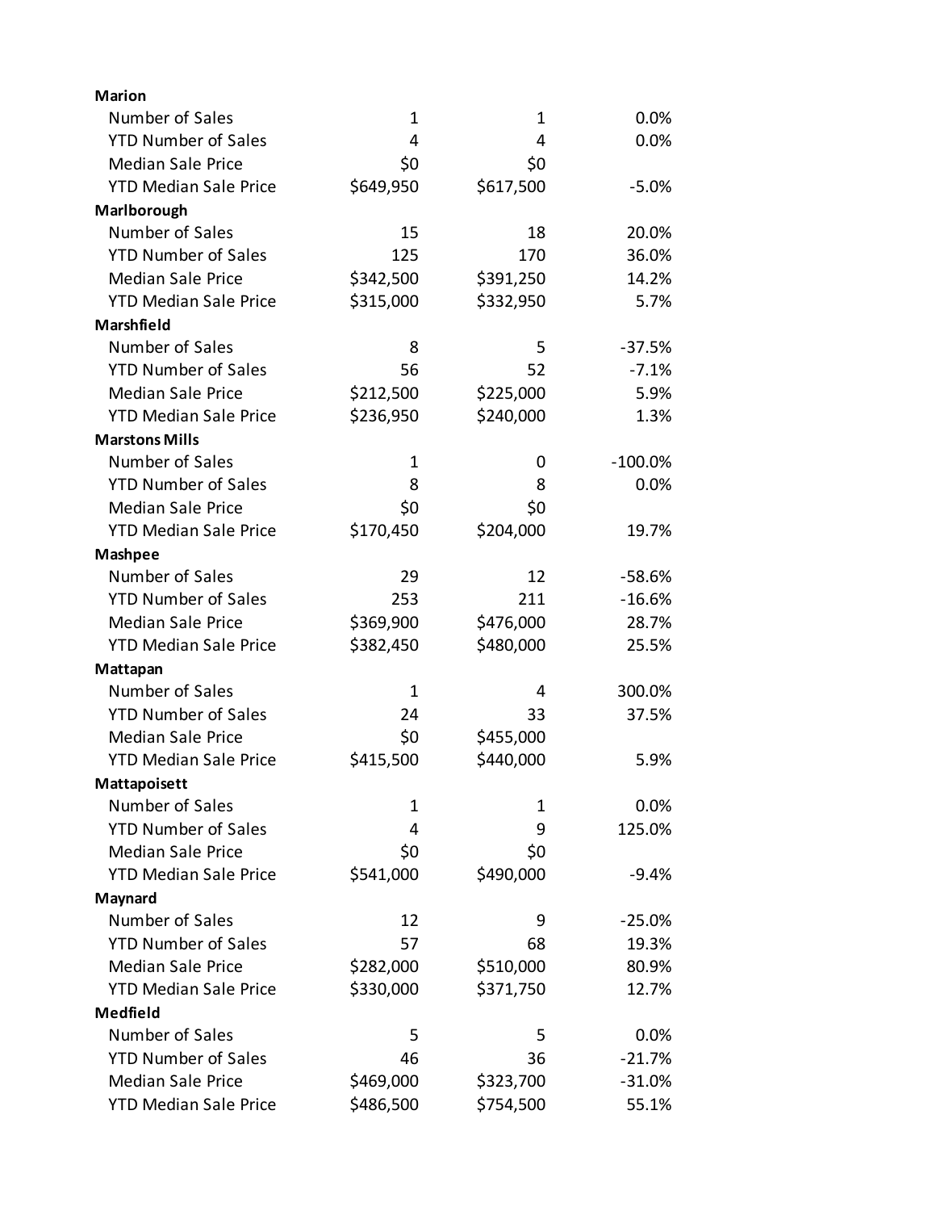| | | | |
|---|---|---|---|
| **Marion** | | | |
| Number of Sales | 1 | 1 | 0.0% |
| YTD Number of Sales | 4 | 4 | 0.0% |
| Median Sale Price | $0 | $0 | |
| YTD Median Sale Price | $649,950 | $617,500 | -5.0% |
| **Marlborough** | | | |
| Number of Sales | 15 | 18 | 20.0% |
| YTD Number of Sales | 125 | 170 | 36.0% |
| Median Sale Price | $342,500 | $391,250 | 14.2% |
| YTD Median Sale Price | $315,000 | $332,950 | 5.7% |
| **Marshfield** | | | |
| Number of Sales | 8 | 5 | -37.5% |
| YTD Number of Sales | 56 | 52 | -7.1% |
| Median Sale Price | $212,500 | $225,000 | 5.9% |
| YTD Median Sale Price | $236,950 | $240,000 | 1.3% |
| **Marstons Mills** | | | |
| Number of Sales | 1 | 0 | -100.0% |
| YTD Number of Sales | 8 | 8 | 0.0% |
| Median Sale Price | $0 | $0 | |
| YTD Median Sale Price | $170,450 | $204,000 | 19.7% |
| **Mashpee** | | | |
| Number of Sales | 29 | 12 | -58.6% |
| YTD Number of Sales | 253 | 211 | -16.6% |
| Median Sale Price | $369,900 | $476,000 | 28.7% |
| YTD Median Sale Price | $382,450 | $480,000 | 25.5% |
| **Mattapan** | | | |
| Number of Sales | 1 | 4 | 300.0% |
| YTD Number of Sales | 24 | 33 | 37.5% |
| Median Sale Price | $0 | $455,000 | |
| YTD Median Sale Price | $415,500 | $440,000 | 5.9% |
| **Mattapoisett** | | | |
| Number of Sales | 1 | 1 | 0.0% |
| YTD Number of Sales | 4 | 9 | 125.0% |
| Median Sale Price | $0 | $0 | |
| YTD Median Sale Price | $541,000 | $490,000 | -9.4% |
| **Maynard** | | | |
| Number of Sales | 12 | 9 | -25.0% |
| YTD Number of Sales | 57 | 68 | 19.3% |
| Median Sale Price | $282,000 | $510,000 | 80.9% |
| YTD Median Sale Price | $330,000 | $371,750 | 12.7% |
| **Medfield** | | | |
| Number of Sales | 5 | 5 | 0.0% |
| YTD Number of Sales | 46 | 36 | -21.7% |
| Median Sale Price | $469,000 | $323,700 | -31.0% |
| YTD Median Sale Price | $486,500 | $754,500 | 55.1% |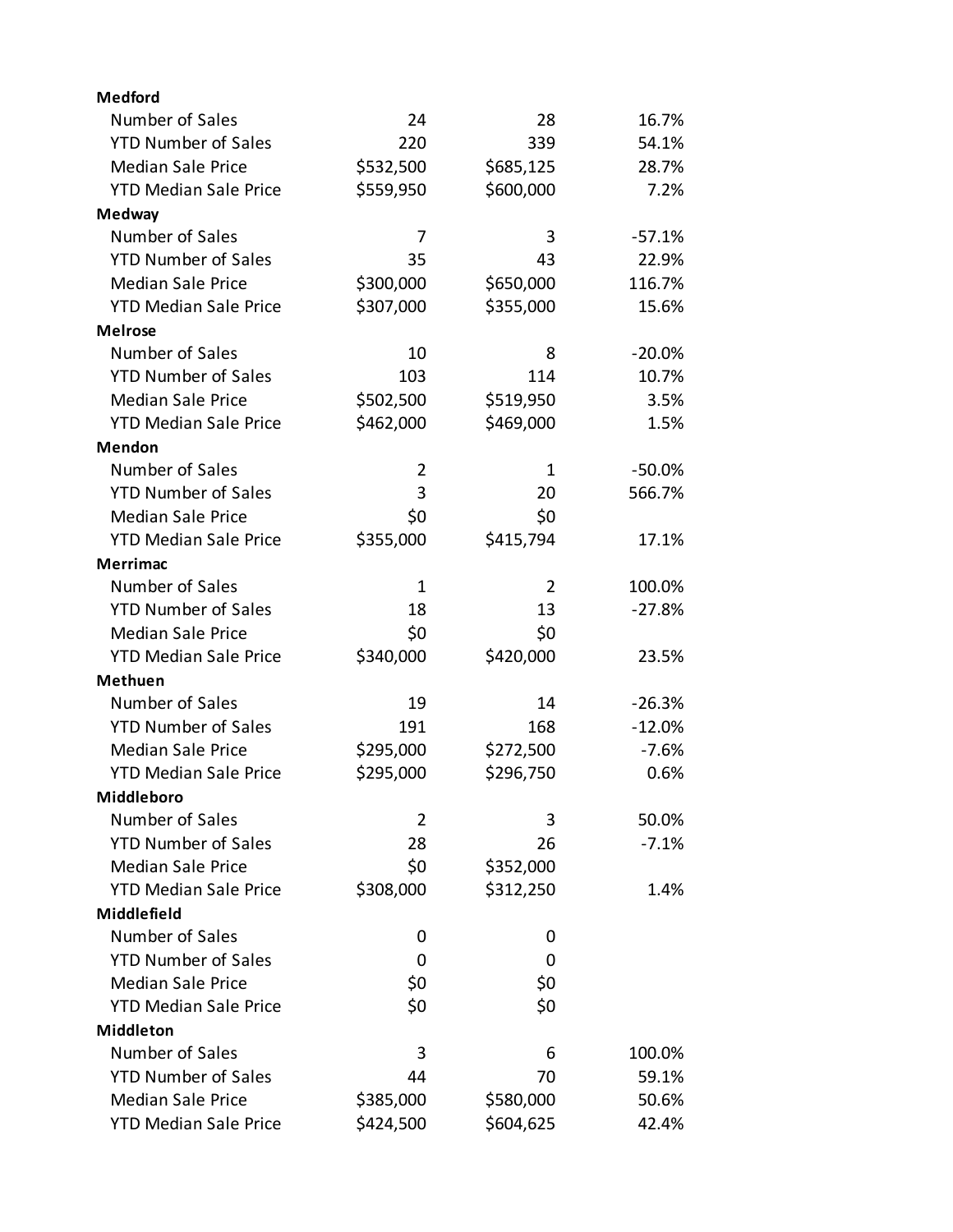| | | | |
|---|---|---|---|
| **Medford** | | | |
| Number of Sales | 24 | 28 | 16.7% |
| YTD Number of Sales | 220 | 339 | 54.1% |
| Median Sale Price | $532,500 | $685,125 | 28.7% |
| YTD Median Sale Price | $559,950 | $600,000 | 7.2% |
| **Medway** | | | |
| Number of Sales | 7 | 3 | -57.1% |
| YTD Number of Sales | 35 | 43 | 22.9% |
| Median Sale Price | $300,000 | $650,000 | 116.7% |
| YTD Median Sale Price | $307,000 | $355,000 | 15.6% |
| **Melrose** | | | |
| Number of Sales | 10 | 8 | -20.0% |
| YTD Number of Sales | 103 | 114 | 10.7% |
| Median Sale Price | $502,500 | $519,950 | 3.5% |
| YTD Median Sale Price | $462,000 | $469,000 | 1.5% |
| **Mendon** | | | |
| Number of Sales | 2 | 1 | -50.0% |
| YTD Number of Sales | 3 | 20 | 566.7% |
| Median Sale Price | $0 | $0 | |
| YTD Median Sale Price | $355,000 | $415,794 | 17.1% |
| **Merrimac** | | | |
| Number of Sales | 1 | 2 | 100.0% |
| YTD Number of Sales | 18 | 13 | -27.8% |
| Median Sale Price | $0 | $0 | |
| YTD Median Sale Price | $340,000 | $420,000 | 23.5% |
| **Methuen** | | | |
| Number of Sales | 19 | 14 | -26.3% |
| YTD Number of Sales | 191 | 168 | -12.0% |
| Median Sale Price | $295,000 | $272,500 | -7.6% |
| YTD Median Sale Price | $295,000 | $296,750 | 0.6% |
| **Middleboro** | | | |
| Number of Sales | 2 | 3 | 50.0% |
| YTD Number of Sales | 28 | 26 | -7.1% |
| Median Sale Price | $0 | $352,000 | |
| YTD Median Sale Price | $308,000 | $312,250 | 1.4% |
| **Middlefield** | | | |
| Number of Sales | 0 | 0 | |
| YTD Number of Sales | 0 | 0 | |
| Median Sale Price | $0 | $0 | |
| YTD Median Sale Price | $0 | $0 | |
| **Middleton** | | | |
| Number of Sales | 3 | 6 | 100.0% |
| YTD Number of Sales | 44 | 70 | 59.1% |
| Median Sale Price | $385,000 | $580,000 | 50.6% |
| YTD Median Sale Price | $424,500 | $604,625 | 42.4% |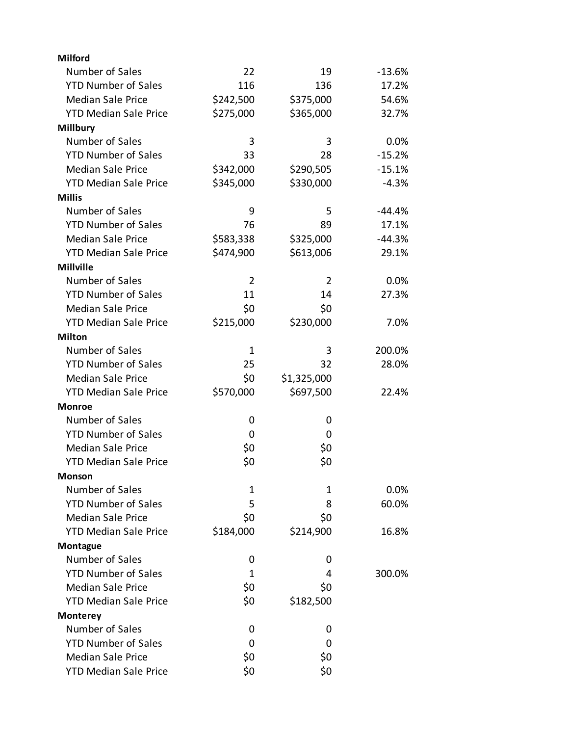| | | | |
|---|---|---|---|
| **Milford** | | | |
| Number of Sales | 22 | 19 | -13.6% |
| YTD Number of Sales | 116 | 136 | 17.2% |
| Median Sale Price | $242,500 | $375,000 | 54.6% |
| YTD Median Sale Price | $275,000 | $365,000 | 32.7% |
| **Millbury** | | | |
| Number of Sales | 3 | 3 | 0.0% |
| YTD Number of Sales | 33 | 28 | -15.2% |
| Median Sale Price | $342,000 | $290,505 | -15.1% |
| YTD Median Sale Price | $345,000 | $330,000 | -4.3% |
| **Millis** | | | |
| Number of Sales | 9 | 5 | -44.4% |
| YTD Number of Sales | 76 | 89 | 17.1% |
| Median Sale Price | $583,338 | $325,000 | -44.3% |
| YTD Median Sale Price | $474,900 | $613,006 | 29.1% |
| **Millville** | | | |
| Number of Sales | 2 | 2 | 0.0% |
| YTD Number of Sales | 11 | 14 | 27.3% |
| Median Sale Price | $0 | $0 | |
| YTD Median Sale Price | $215,000 | $230,000 | 7.0% |
| **Milton** | | | |
| Number of Sales | 1 | 3 | 200.0% |
| YTD Number of Sales | 25 | 32 | 28.0% |
| Median Sale Price | $0 | $1,325,000 | |
| YTD Median Sale Price | $570,000 | $697,500 | 22.4% |
| **Monroe** | | | |
| Number of Sales | 0 | 0 | |
| YTD Number of Sales | 0 | 0 | |
| Median Sale Price | $0 | $0 | |
| YTD Median Sale Price | $0 | $0 | |
| **Monson** | | | |
| Number of Sales | 1 | 1 | 0.0% |
| YTD Number of Sales | 5 | 8 | 60.0% |
| Median Sale Price | $0 | $0 | |
| YTD Median Sale Price | $184,000 | $214,900 | 16.8% |
| **Montague** | | | |
| Number of Sales | 0 | 0 | |
| YTD Number of Sales | 1 | 4 | 300.0% |
| Median Sale Price | $0 | $0 | |
| YTD Median Sale Price | $0 | $182,500 | |
| **Monterey** | | | |
| Number of Sales | 0 | 0 | |
| YTD Number of Sales | 0 | 0 | |
| Median Sale Price | $0 | $0 | |
| YTD Median Sale Price | $0 | $0 | |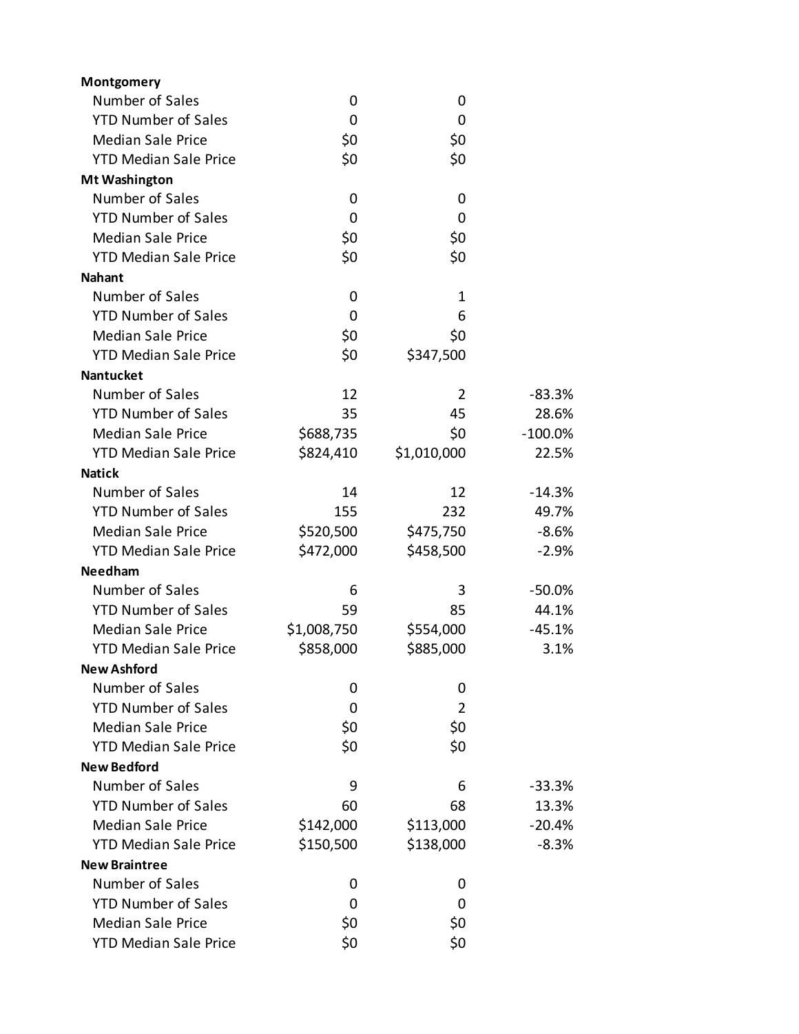| | | | |
|---|---|---|---|
| **Montgomery** | | | |
| Number of Sales | 0 | 0 | |
| YTD Number of Sales | 0 | 0 | |
| Median Sale Price | $0 | $0 | |
| YTD Median Sale Price | $0 | $0 | |
| **Mt Washington** | | | |
| Number of Sales | 0 | 0 | |
| YTD Number of Sales | 0 | 0 | |
| Median Sale Price | $0 | $0 | |
| YTD Median Sale Price | $0 | $0 | |
| **Nahant** | | | |
| Number of Sales | 0 | 1 | |
| YTD Number of Sales | 0 | 6 | |
| Median Sale Price | $0 | $0 | |
| YTD Median Sale Price | $0 | $347,500 | |
| **Nantucket** | | | |
| Number of Sales | 12 | 2 | -83.3% |
| YTD Number of Sales | 35 | 45 | 28.6% |
| Median Sale Price | $688,735 | $0 | -100.0% |
| YTD Median Sale Price | $824,410 | $1,010,000 | 22.5% |
| **Natick** | | | |
| Number of Sales | 14 | 12 | -14.3% |
| YTD Number of Sales | 155 | 232 | 49.7% |
| Median Sale Price | $520,500 | $475,750 | -8.6% |
| YTD Median Sale Price | $472,000 | $458,500 | -2.9% |
| **Needham** | | | |
| Number of Sales | 6 | 3 | -50.0% |
| YTD Number of Sales | 59 | 85 | 44.1% |
| Median Sale Price | $1,008,750 | $554,000 | -45.1% |
| YTD Median Sale Price | $858,000 | $885,000 | 3.1% |
| **New Ashford** | | | |
| Number of Sales | 0 | 0 | |
| YTD Number of Sales | 0 | 2 | |
| Median Sale Price | $0 | $0 | |
| YTD Median Sale Price | $0 | $0 | |
| **New Bedford** | | | |
| Number of Sales | 9 | 6 | -33.3% |
| YTD Number of Sales | 60 | 68 | 13.3% |
| Median Sale Price | $142,000 | $113,000 | -20.4% |
| YTD Median Sale Price | $150,500 | $138,000 | -8.3% |
| **New Braintree** | | | |
| Number of Sales | 0 | 0 | |
| YTD Number of Sales | 0 | 0 | |
| Median Sale Price | $0 | $0 | |
| YTD Median Sale Price | $0 | $0 | |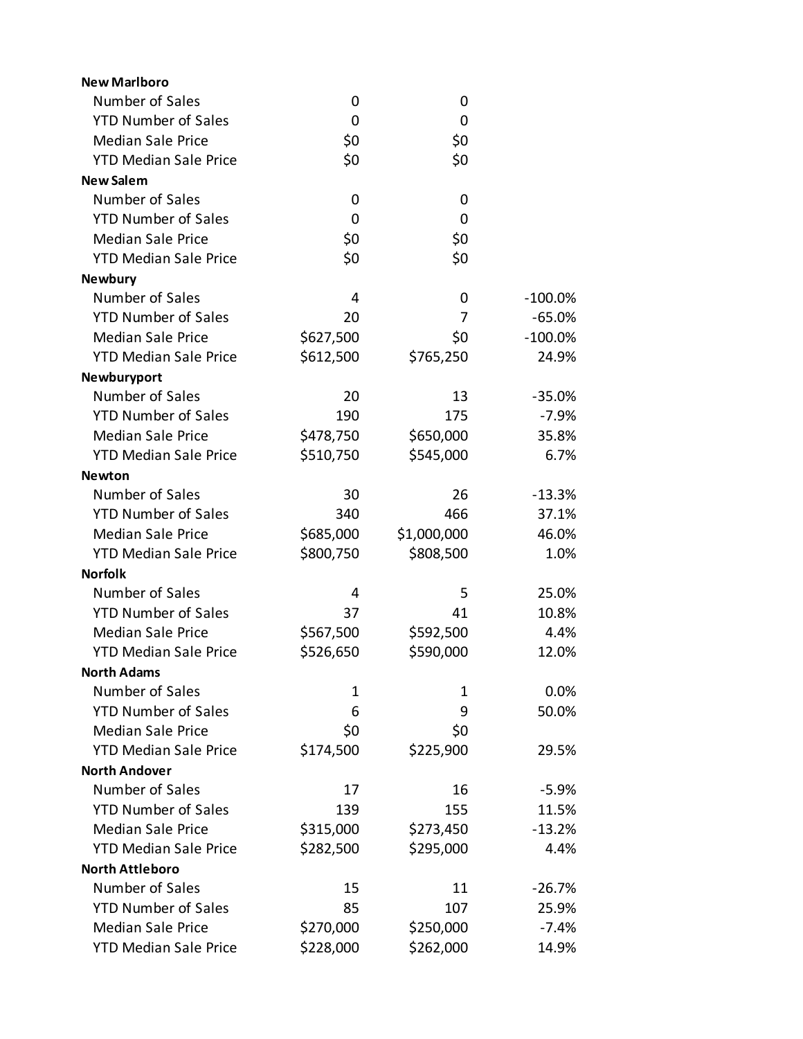| | | | |
|---|---|---|---|
| **New Marlboro** | | | |
| Number of Sales | 0 | 0 | |
| YTD Number of Sales | 0 | 0 | |
| Median Sale Price | $0 | $0 | |
| YTD Median Sale Price | $0 | $0 | |
| **New Salem** | | | |
| Number of Sales | 0 | 0 | |
| YTD Number of Sales | 0 | 0 | |
| Median Sale Price | $0 | $0 | |
| YTD Median Sale Price | $0 | $0 | |
| **Newbury** | | | |
| Number of Sales | 4 | 0 | -100.0% |
| YTD Number of Sales | 20 | 7 | -65.0% |
| Median Sale Price | $627,500 | $0 | -100.0% |
| YTD Median Sale Price | $612,500 | $765,250 | 24.9% |
| **Newburyport** | | | |
| Number of Sales | 20 | 13 | -35.0% |
| YTD Number of Sales | 190 | 175 | -7.9% |
| Median Sale Price | $478,750 | $650,000 | 35.8% |
| YTD Median Sale Price | $510,750 | $545,000 | 6.7% |
| **Newton** | | | |
| Number of Sales | 30 | 26 | -13.3% |
| YTD Number of Sales | 340 | 466 | 37.1% |
| Median Sale Price | $685,000 | $1,000,000 | 46.0% |
| YTD Median Sale Price | $800,750 | $808,500 | 1.0% |
| **Norfolk** | | | |
| Number of Sales | 4 | 5 | 25.0% |
| YTD Number of Sales | 37 | 41 | 10.8% |
| Median Sale Price | $567,500 | $592,500 | 4.4% |
| YTD Median Sale Price | $526,650 | $590,000 | 12.0% |
| **North Adams** | | | |
| Number of Sales | 1 | 1 | 0.0% |
| YTD Number of Sales | 6 | 9 | 50.0% |
| Median Sale Price | $0 | $0 | |
| YTD Median Sale Price | $174,500 | $225,900 | 29.5% |
| **North Andover** | | | |
| Number of Sales | 17 | 16 | -5.9% |
| YTD Number of Sales | 139 | 155 | 11.5% |
| Median Sale Price | $315,000 | $273,450 | -13.2% |
| YTD Median Sale Price | $282,500 | $295,000 | 4.4% |
| **North Attleboro** | | | |
| Number of Sales | 15 | 11 | -26.7% |
| YTD Number of Sales | 85 | 107 | 25.9% |
| Median Sale Price | $270,000 | $250,000 | -7.4% |
| YTD Median Sale Price | $228,000 | $262,000 | 14.9% |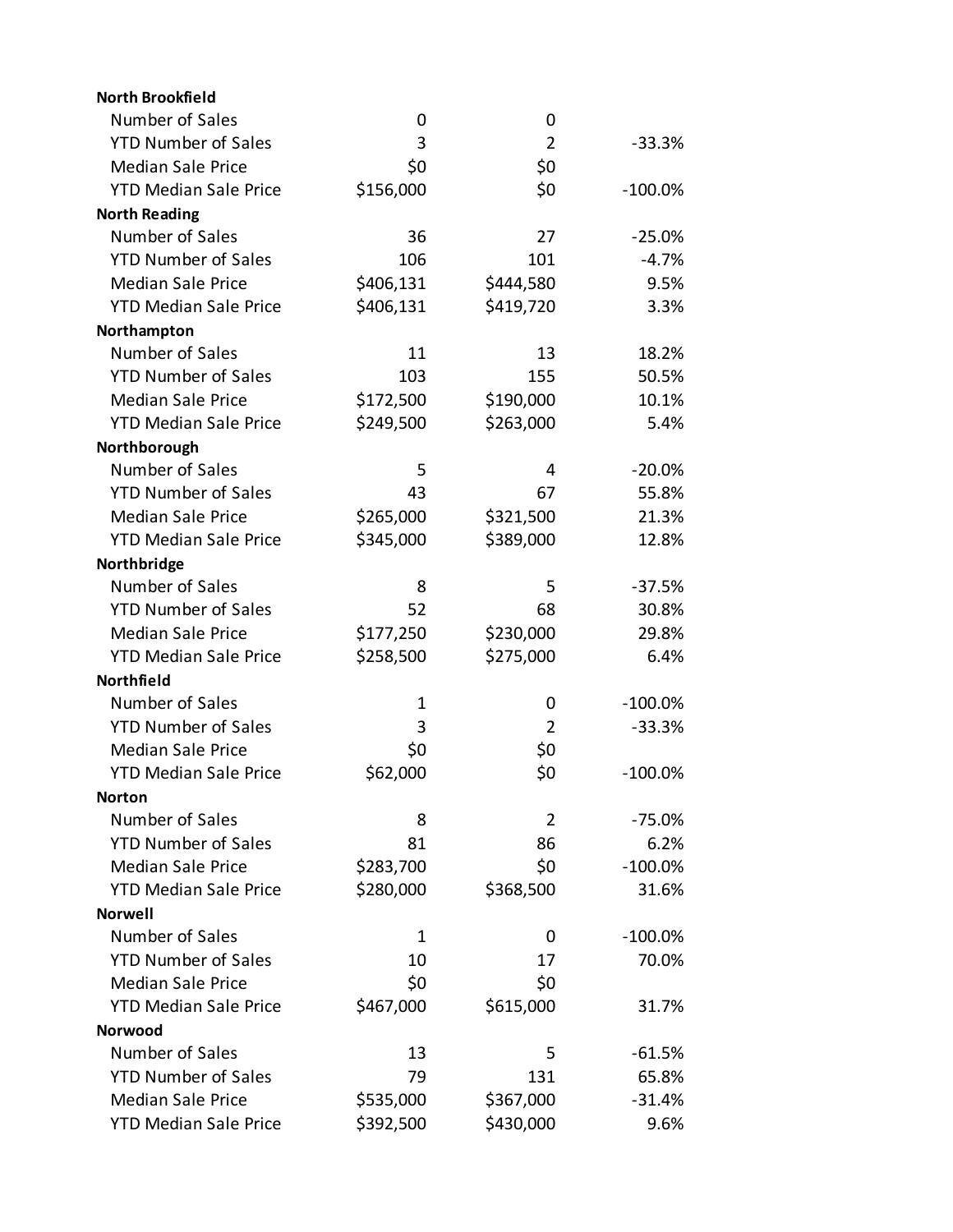| | | | |
|---|---|---|---|
| **North Brookfield** | | | |
| Number of Sales | 0 | 0 | |
| YTD Number of Sales | 3 | 2 | -33.3% |
| Median Sale Price | $0 | $0 | |
| YTD Median Sale Price | $156,000 | $0 | -100.0% |
| **North Reading** | | | |
| Number of Sales | 36 | 27 | -25.0% |
| YTD Number of Sales | 106 | 101 | -4.7% |
| Median Sale Price | $406,131 | $444,580 | 9.5% |
| YTD Median Sale Price | $406,131 | $419,720 | 3.3% |
| **Northampton** | | | |
| Number of Sales | 11 | 13 | 18.2% |
| YTD Number of Sales | 103 | 155 | 50.5% |
| Median Sale Price | $172,500 | $190,000 | 10.1% |
| YTD Median Sale Price | $249,500 | $263,000 | 5.4% |
| **Northborough** | | | |
| Number of Sales | 5 | 4 | -20.0% |
| YTD Number of Sales | 43 | 67 | 55.8% |
| Median Sale Price | $265,000 | $321,500 | 21.3% |
| YTD Median Sale Price | $345,000 | $389,000 | 12.8% |
| **Northbridge** | | | |
| Number of Sales | 8 | 5 | -37.5% |
| YTD Number of Sales | 52 | 68 | 30.8% |
| Median Sale Price | $177,250 | $230,000 | 29.8% |
| YTD Median Sale Price | $258,500 | $275,000 | 6.4% |
| **Northfield** | | | |
| Number of Sales | 1 | 0 | -100.0% |
| YTD Number of Sales | 3 | 2 | -33.3% |
| Median Sale Price | $0 | $0 | |
| YTD Median Sale Price | $62,000 | $0 | -100.0% |
| **Norton** | | | |
| Number of Sales | 8 | 2 | -75.0% |
| YTD Number of Sales | 81 | 86 | 6.2% |
| Median Sale Price | $283,700 | $0 | -100.0% |
| YTD Median Sale Price | $280,000 | $368,500 | 31.6% |
| **Norwell** | | | |
| Number of Sales | 1 | 0 | -100.0% |
| YTD Number of Sales | 10 | 17 | 70.0% |
| Median Sale Price | $0 | $0 | |
| YTD Median Sale Price | $467,000 | $615,000 | 31.7% |
| **Norwood** | | | |
| Number of Sales | 13 | 5 | -61.5% |
| YTD Number of Sales | 79 | 131 | 65.8% |
| Median Sale Price | $535,000 | $367,000 | -31.4% |
| YTD Median Sale Price | $392,500 | $430,000 | 9.6% |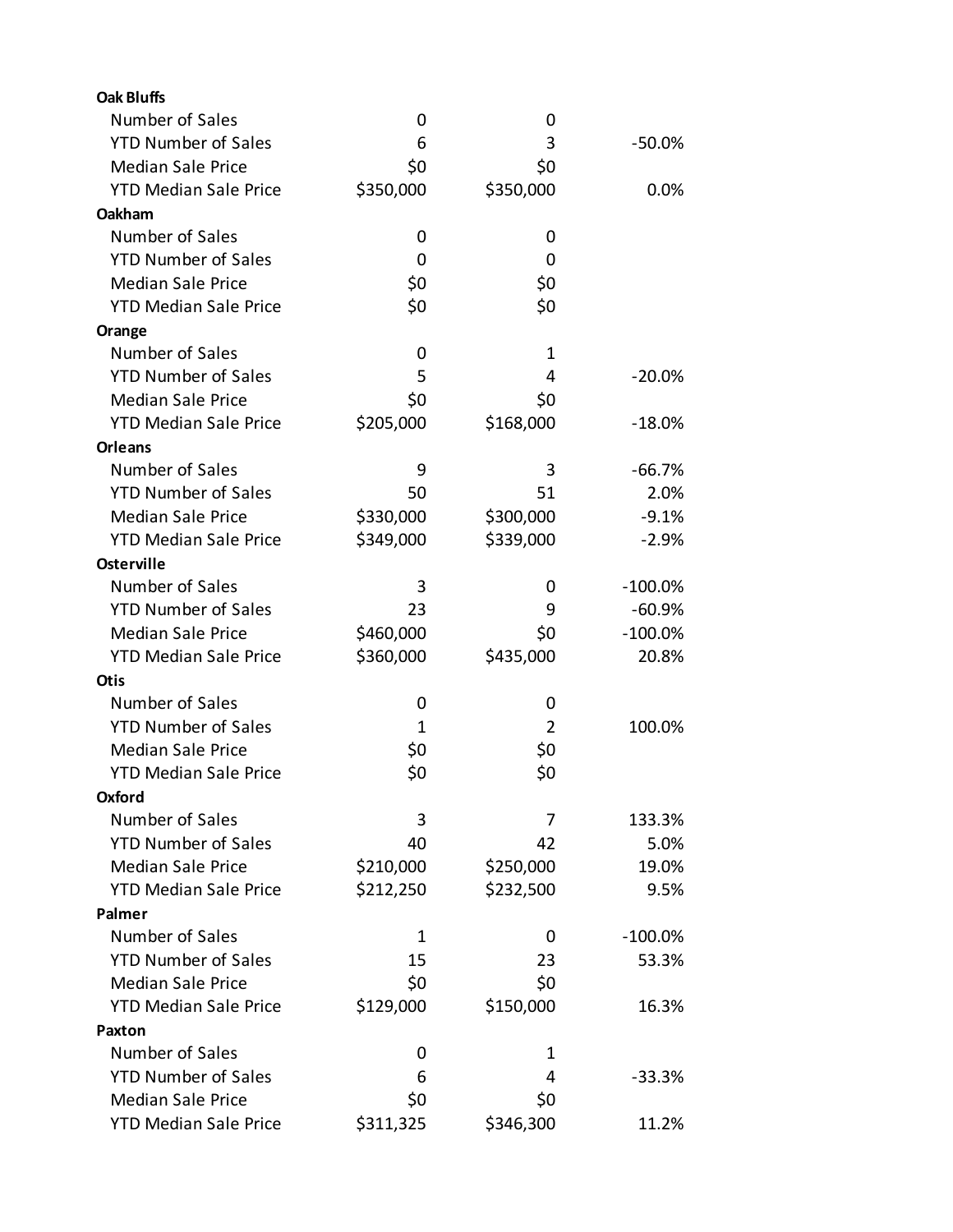| | | | |
|---|---|---|---|
| **Oak Bluffs** | | | |
| Number of Sales | 0 | 0 | |
| YTD Number of Sales | 6 | 3 | -50.0% |
| Median Sale Price | $0 | $0 | |
| YTD Median Sale Price | $350,000 | $350,000 | 0.0% |
| **Oakham** | | | |
| Number of Sales | 0 | 0 | |
| YTD Number of Sales | 0 | 0 | |
| Median Sale Price | $0 | $0 | |
| YTD Median Sale Price | $0 | $0 | |
| **Orange** | | | |
| Number of Sales | 0 | 1 | |
| YTD Number of Sales | 5 | 4 | -20.0% |
| Median Sale Price | $0 | $0 | |
| YTD Median Sale Price | $205,000 | $168,000 | -18.0% |
| **Orleans** | | | |
| Number of Sales | 9 | 3 | -66.7% |
| YTD Number of Sales | 50 | 51 | 2.0% |
| Median Sale Price | $330,000 | $300,000 | -9.1% |
| YTD Median Sale Price | $349,000 | $339,000 | -2.9% |
| **Osterville** | | | |
| Number of Sales | 3 | 0 | -100.0% |
| YTD Number of Sales | 23 | 9 | -60.9% |
| Median Sale Price | $460,000 | $0 | -100.0% |
| YTD Median Sale Price | $360,000 | $435,000 | 20.8% |
| **Otis** | | | |
| Number of Sales | 0 | 0 | |
| YTD Number of Sales | 1 | 2 | 100.0% |
| Median Sale Price | $0 | $0 | |
| YTD Median Sale Price | $0 | $0 | |
| **Oxford** | | | |
| Number of Sales | 3 | 7 | 133.3% |
| YTD Number of Sales | 40 | 42 | 5.0% |
| Median Sale Price | $210,000 | $250,000 | 19.0% |
| YTD Median Sale Price | $212,250 | $232,500 | 9.5% |
| **Palmer** | | | |
| Number of Sales | 1 | 0 | -100.0% |
| YTD Number of Sales | 15 | 23 | 53.3% |
| Median Sale Price | $0 | $0 | |
| YTD Median Sale Price | $129,000 | $150,000 | 16.3% |
| **Paxton** | | | |
| Number of Sales | 0 | 1 | |
| YTD Number of Sales | 6 | 4 | -33.3% |
| Median Sale Price | $0 | $0 | |
| YTD Median Sale Price | $311,325 | $346,300 | 11.2% |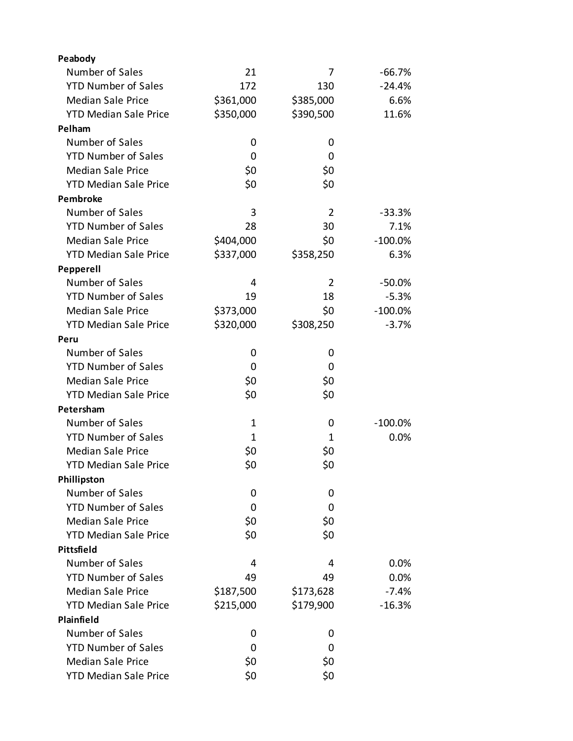| | | | |
|---|---|---|---|
| **Peabody** | | | |
| Number of Sales | 21 | 7 | -66.7% |
| YTD Number of Sales | 172 | 130 | -24.4% |
| Median Sale Price | $361,000 | $385,000 | 6.6% |
| YTD Median Sale Price | $350,000 | $390,500 | 11.6% |
| **Pelham** | | | |
| Number of Sales | 0 | 0 | |
| YTD Number of Sales | 0 | 0 | |
| Median Sale Price | $0 | $0 | |
| YTD Median Sale Price | $0 | $0 | |
| **Pembroke** | | | |
| Number of Sales | 3 | 2 | -33.3% |
| YTD Number of Sales | 28 | 30 | 7.1% |
| Median Sale Price | $404,000 | $0 | -100.0% |
| YTD Median Sale Price | $337,000 | $358,250 | 6.3% |
| **Pepperell** | | | |
| Number of Sales | 4 | 2 | -50.0% |
| YTD Number of Sales | 19 | 18 | -5.3% |
| Median Sale Price | $373,000 | $0 | -100.0% |
| YTD Median Sale Price | $320,000 | $308,250 | -3.7% |
| **Peru** | | | |
| Number of Sales | 0 | 0 | |
| YTD Number of Sales | 0 | 0 | |
| Median Sale Price | $0 | $0 | |
| YTD Median Sale Price | $0 | $0 | |
| **Petersham** | | | |
| Number of Sales | 1 | 0 | -100.0% |
| YTD Number of Sales | 1 | 1 | 0.0% |
| Median Sale Price | $0 | $0 | |
| YTD Median Sale Price | $0 | $0 | |
| **Phillipston** | | | |
| Number of Sales | 0 | 0 | |
| YTD Number of Sales | 0 | 0 | |
| Median Sale Price | $0 | $0 | |
| YTD Median Sale Price | $0 | $0 | |
| **Pittsfield** | | | |
| Number of Sales | 4 | 4 | 0.0% |
| YTD Number of Sales | 49 | 49 | 0.0% |
| Median Sale Price | $187,500 | $173,628 | -7.4% |
| YTD Median Sale Price | $215,000 | $179,900 | -16.3% |
| **Plainfield** | | | |
| Number of Sales | 0 | 0 | |
| YTD Number of Sales | 0 | 0 | |
| Median Sale Price | $0 | $0 | |
| YTD Median Sale Price | $0 | $0 | |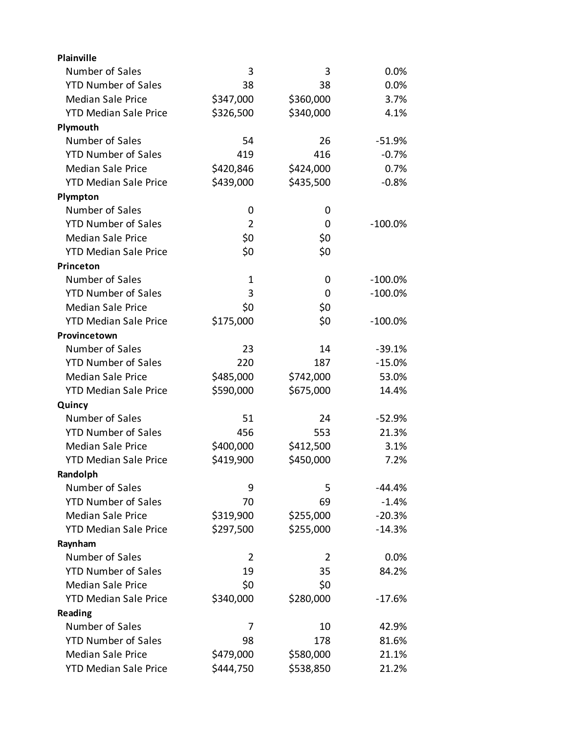| | | | |
|---|---|---|---|
| **Plainville** | | | |
| Number of Sales | 3 | 3 | 0.0% |
| YTD Number of Sales | 38 | 38 | 0.0% |
| Median Sale Price | $347,000 | $360,000 | 3.7% |
| YTD Median Sale Price | $326,500 | $340,000 | 4.1% |
| **Plymouth** | | | |
| Number of Sales | 54 | 26 | -51.9% |
| YTD Number of Sales | 419 | 416 | -0.7% |
| Median Sale Price | $420,846 | $424,000 | 0.7% |
| YTD Median Sale Price | $439,000 | $435,500 | -0.8% |
| **Plympton** | | | |
| Number of Sales | 0 | 0 | |
| YTD Number of Sales | 2 | 0 | -100.0% |
| Median Sale Price | $0 | $0 | |
| YTD Median Sale Price | $0 | $0 | |
| **Princeton** | | | |
| Number of Sales | 1 | 0 | -100.0% |
| YTD Number of Sales | 3 | 0 | -100.0% |
| Median Sale Price | $0 | $0 | |
| YTD Median Sale Price | $175,000 | $0 | -100.0% |
| **Provincetown** | | | |
| Number of Sales | 23 | 14 | -39.1% |
| YTD Number of Sales | 220 | 187 | -15.0% |
| Median Sale Price | $485,000 | $742,000 | 53.0% |
| YTD Median Sale Price | $590,000 | $675,000 | 14.4% |
| **Quincy** | | | |
| Number of Sales | 51 | 24 | -52.9% |
| YTD Number of Sales | 456 | 553 | 21.3% |
| Median Sale Price | $400,000 | $412,500 | 3.1% |
| YTD Median Sale Price | $419,900 | $450,000 | 7.2% |
| **Randolph** | | | |
| Number of Sales | 9 | 5 | -44.4% |
| YTD Number of Sales | 70 | 69 | -1.4% |
| Median Sale Price | $319,900 | $255,000 | -20.3% |
| YTD Median Sale Price | $297,500 | $255,000 | -14.3% |
| **Raynham** | | | |
| Number of Sales | 2 | 2 | 0.0% |
| YTD Number of Sales | 19 | 35 | 84.2% |
| Median Sale Price | $0 | $0 | |
| YTD Median Sale Price | $340,000 | $280,000 | -17.6% |
| **Reading** | | | |
| Number of Sales | 7 | 10 | 42.9% |
| YTD Number of Sales | 98 | 178 | 81.6% |
| Median Sale Price | $479,000 | $580,000 | 21.1% |
| YTD Median Sale Price | $444,750 | $538,850 | 21.2% |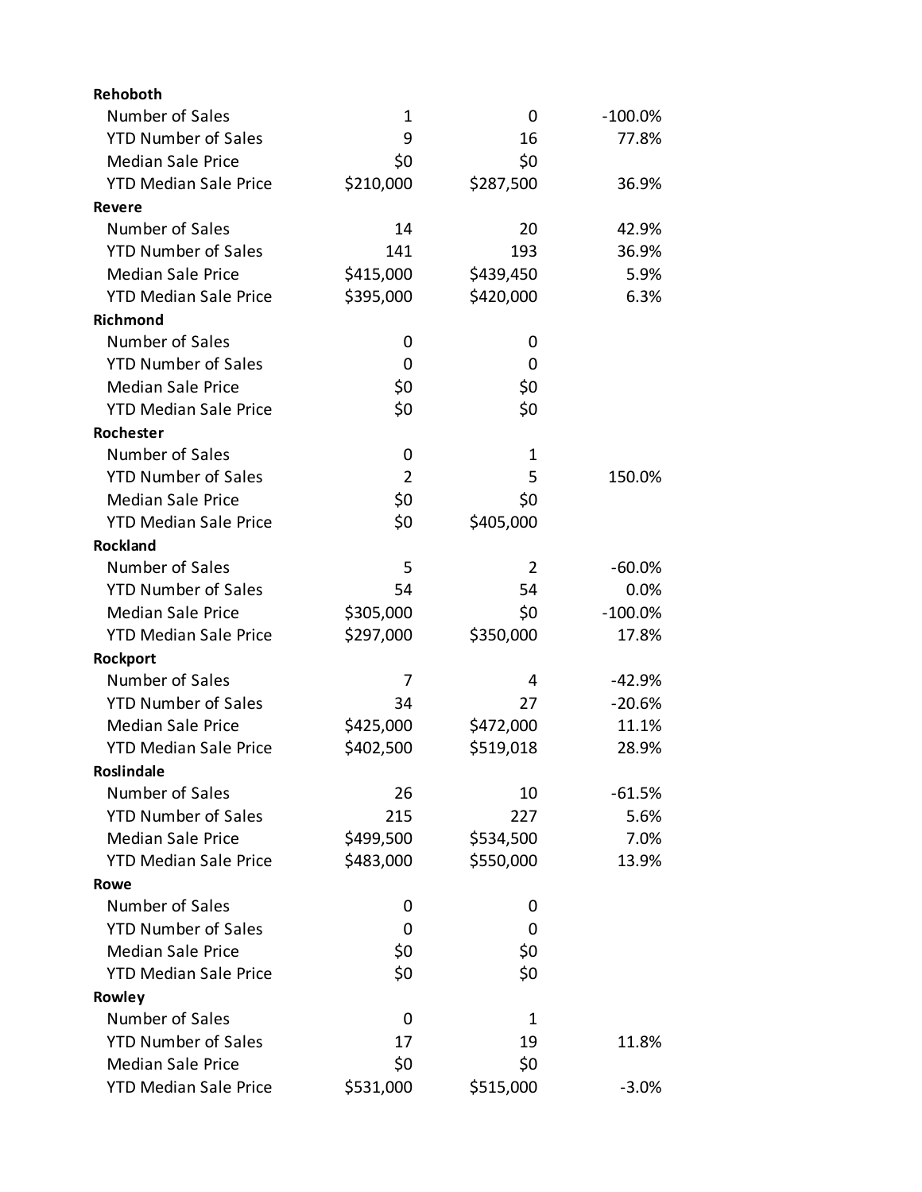| | | | |
|---|---|---|---|
| **Rehoboth** | | | |
| Number of Sales | 1 | 0 | -100.0% |
| YTD Number of Sales | 9 | 16 | 77.8% |
| Median Sale Price | $0 | $0 | |
| YTD Median Sale Price | $210,000 | $287,500 | 36.9% |
| **Revere** | | | |
| Number of Sales | 14 | 20 | 42.9% |
| YTD Number of Sales | 141 | 193 | 36.9% |
| Median Sale Price | $415,000 | $439,450 | 5.9% |
| YTD Median Sale Price | $395,000 | $420,000 | 6.3% |
| **Richmond** | | | |
| Number of Sales | 0 | 0 | |
| YTD Number of Sales | 0 | 0 | |
| Median Sale Price | $0 | $0 | |
| YTD Median Sale Price | $0 | $0 | |
| **Rochester** | | | |
| Number of Sales | 0 | 1 | |
| YTD Number of Sales | 2 | 5 | 150.0% |
| Median Sale Price | $0 | $0 | |
| YTD Median Sale Price | $0 | $405,000 | |
| **Rockland** | | | |
| Number of Sales | 5 | 2 | -60.0% |
| YTD Number of Sales | 54 | 54 | 0.0% |
| Median Sale Price | $305,000 | $0 | -100.0% |
| YTD Median Sale Price | $297,000 | $350,000 | 17.8% |
| **Rockport** | | | |
| Number of Sales | 7 | 4 | -42.9% |
| YTD Number of Sales | 34 | 27 | -20.6% |
| Median Sale Price | $425,000 | $472,000 | 11.1% |
| YTD Median Sale Price | $402,500 | $519,018 | 28.9% |
| **Roslindale** | | | |
| Number of Sales | 26 | 10 | -61.5% |
| YTD Number of Sales | 215 | 227 | 5.6% |
| Median Sale Price | $499,500 | $534,500 | 7.0% |
| YTD Median Sale Price | $483,000 | $550,000 | 13.9% |
| **Rowe** | | | |
| Number of Sales | 0 | 0 | |
| YTD Number of Sales | 0 | 0 | |
| Median Sale Price | $0 | $0 | |
| YTD Median Sale Price | $0 | $0 | |
| **Rowley** | | | |
| Number of Sales | 0 | 1 | |
| YTD Number of Sales | 17 | 19 | 11.8% |
| Median Sale Price | $0 | $0 | |
| YTD Median Sale Price | $531,000 | $515,000 | -3.0% |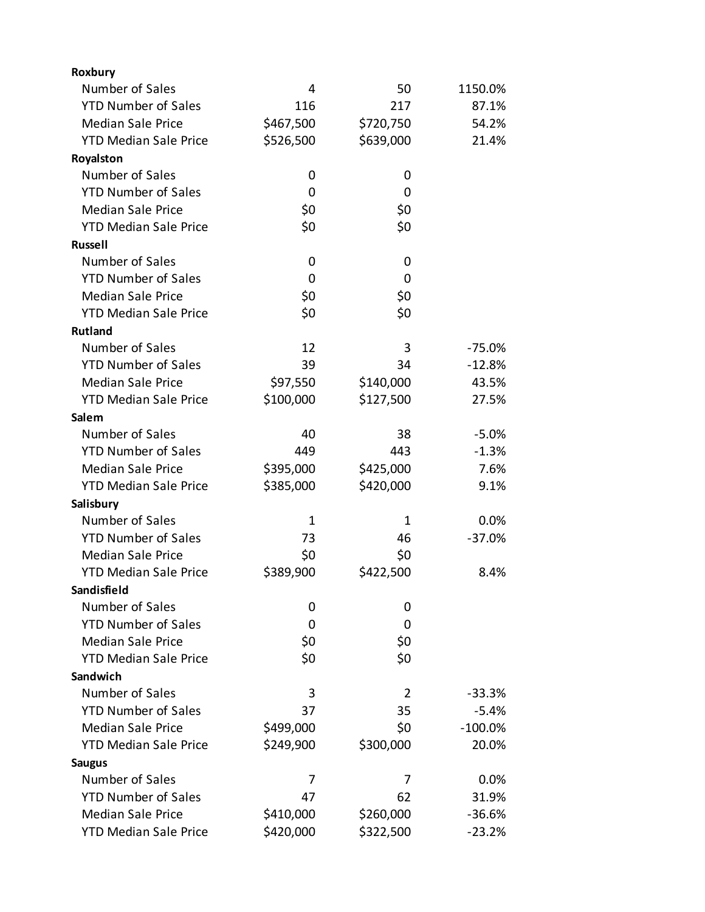| | | | |
|---|---|---|---|
| **Roxbury** | | | |
| Number of Sales | 4 | 50 | 1150.0% |
| YTD Number of Sales | 116 | 217 | 87.1% |
| Median Sale Price | $467,500 | $720,750 | 54.2% |
| YTD Median Sale Price | $526,500 | $639,000 | 21.4% |
| **Royalston** | | | |
| Number of Sales | 0 | 0 | |
| YTD Number of Sales | 0 | 0 | |
| Median Sale Price | $0 | $0 | |
| YTD Median Sale Price | $0 | $0 | |
| **Russell** | | | |
| Number of Sales | 0 | 0 | |
| YTD Number of Sales | 0 | 0 | |
| Median Sale Price | $0 | $0 | |
| YTD Median Sale Price | $0 | $0 | |
| **Rutland** | | | |
| Number of Sales | 12 | 3 | -75.0% |
| YTD Number of Sales | 39 | 34 | -12.8% |
| Median Sale Price | $97,550 | $140,000 | 43.5% |
| YTD Median Sale Price | $100,000 | $127,500 | 27.5% |
| **Salem** | | | |
| Number of Sales | 40 | 38 | -5.0% |
| YTD Number of Sales | 449 | 443 | -1.3% |
| Median Sale Price | $395,000 | $425,000 | 7.6% |
| YTD Median Sale Price | $385,000 | $420,000 | 9.1% |
| **Salisbury** | | | |
| Number of Sales | 1 | 1 | 0.0% |
| YTD Number of Sales | 73 | 46 | -37.0% |
| Median Sale Price | $0 | $0 | |
| YTD Median Sale Price | $389,900 | $422,500 | 8.4% |
| **Sandisfield** | | | |
| Number of Sales | 0 | 0 | |
| YTD Number of Sales | 0 | 0 | |
| Median Sale Price | $0 | $0 | |
| YTD Median Sale Price | $0 | $0 | |
| **Sandwich** | | | |
| Number of Sales | 3 | 2 | -33.3% |
| YTD Number of Sales | 37 | 35 | -5.4% |
| Median Sale Price | $499,000 | $0 | -100.0% |
| YTD Median Sale Price | $249,900 | $300,000 | 20.0% |
| **Saugus** | | | |
| Number of Sales | 7 | 7 | 0.0% |
| YTD Number of Sales | 47 | 62 | 31.9% |
| Median Sale Price | $410,000 | $260,000 | -36.6% |
| YTD Median Sale Price | $420,000 | $322,500 | -23.2% |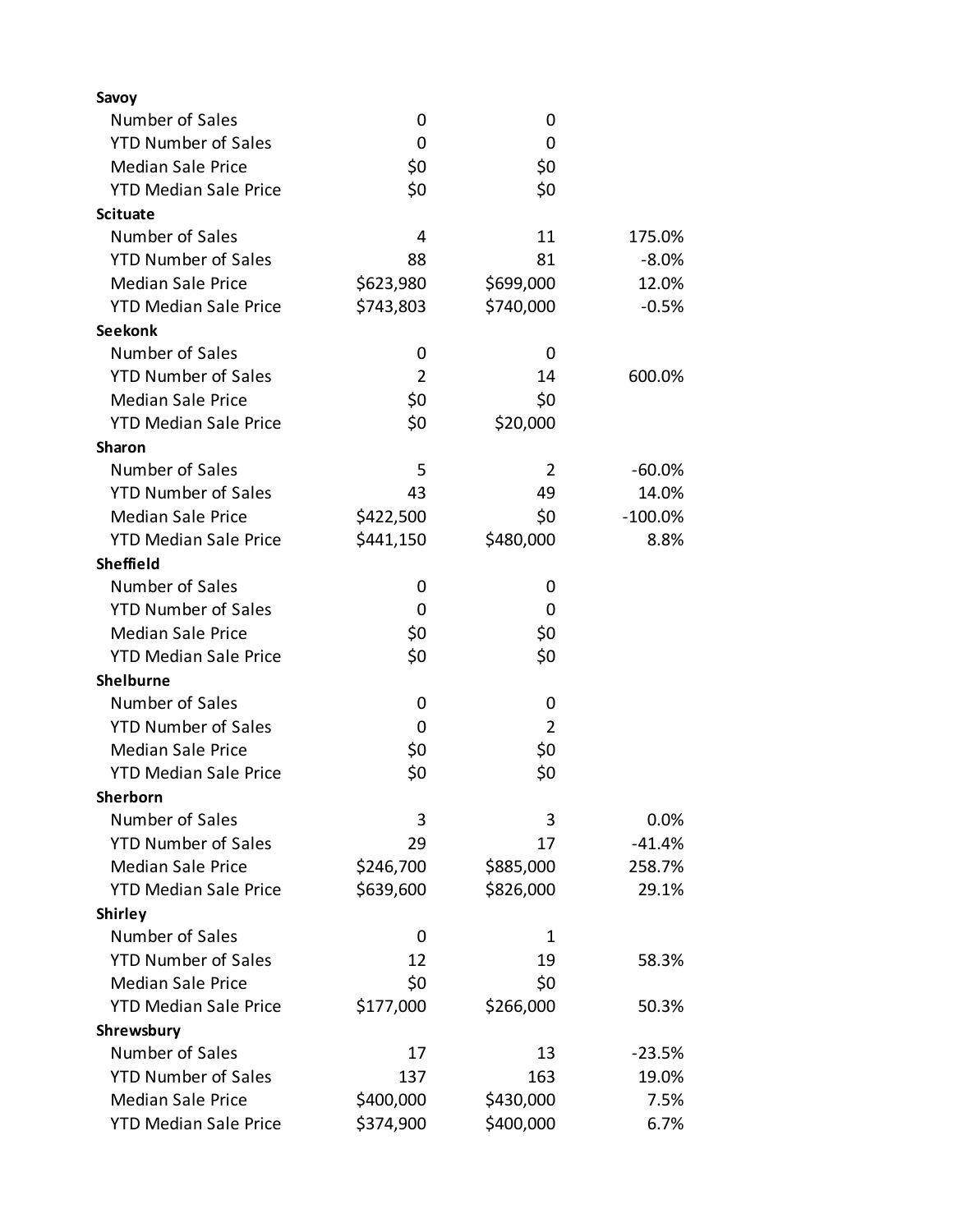| | | | |
|---|---|---|---|
| **Savoy** | | | |
| Number of Sales | 0 | 0 | |
| YTD Number of Sales | 0 | 0 | |
| Median Sale Price | $0 | $0 | |
| YTD Median Sale Price | $0 | $0 | |
| **Scituate** | | | |
| Number of Sales | 4 | 11 | 175.0% |
| YTD Number of Sales | 88 | 81 | -8.0% |
| Median Sale Price | $623,980 | $699,000 | 12.0% |
| YTD Median Sale Price | $743,803 | $740,000 | -0.5% |
| **Seekonk** | | | |
| Number of Sales | 0 | 0 | |
| YTD Number of Sales | 2 | 14 | 600.0% |
| Median Sale Price | $0 | $0 | |
| YTD Median Sale Price | $0 | $20,000 | |
| **Sharon** | | | |
| Number of Sales | 5 | 2 | -60.0% |
| YTD Number of Sales | 43 | 49 | 14.0% |
| Median Sale Price | $422,500 | $0 | -100.0% |
| YTD Median Sale Price | $441,150 | $480,000 | 8.8% |
| **Sheffield** | | | |
| Number of Sales | 0 | 0 | |
| YTD Number of Sales | 0 | 0 | |
| Median Sale Price | $0 | $0 | |
| YTD Median Sale Price | $0 | $0 | |
| **Shelburne** | | | |
| Number of Sales | 0 | 0 | |
| YTD Number of Sales | 0 | 2 | |
| Median Sale Price | $0 | $0 | |
| YTD Median Sale Price | $0 | $0 | |
| **Sherborn** | | | |
| Number of Sales | 3 | 3 | 0.0% |
| YTD Number of Sales | 29 | 17 | -41.4% |
| Median Sale Price | $246,700 | $885,000 | 258.7% |
| YTD Median Sale Price | $639,600 | $826,000 | 29.1% |
| **Shirley** | | | |
| Number of Sales | 0 | 1 | |
| YTD Number of Sales | 12 | 19 | 58.3% |
| Median Sale Price | $0 | $0 | |
| YTD Median Sale Price | $177,000 | $266,000 | 50.3% |
| **Shrewsbury** | | | |
| Number of Sales | 17 | 13 | -23.5% |
| YTD Number of Sales | 137 | 163 | 19.0% |
| Median Sale Price | $400,000 | $430,000 | 7.5% |
| YTD Median Sale Price | $374,900 | $400,000 | 6.7% |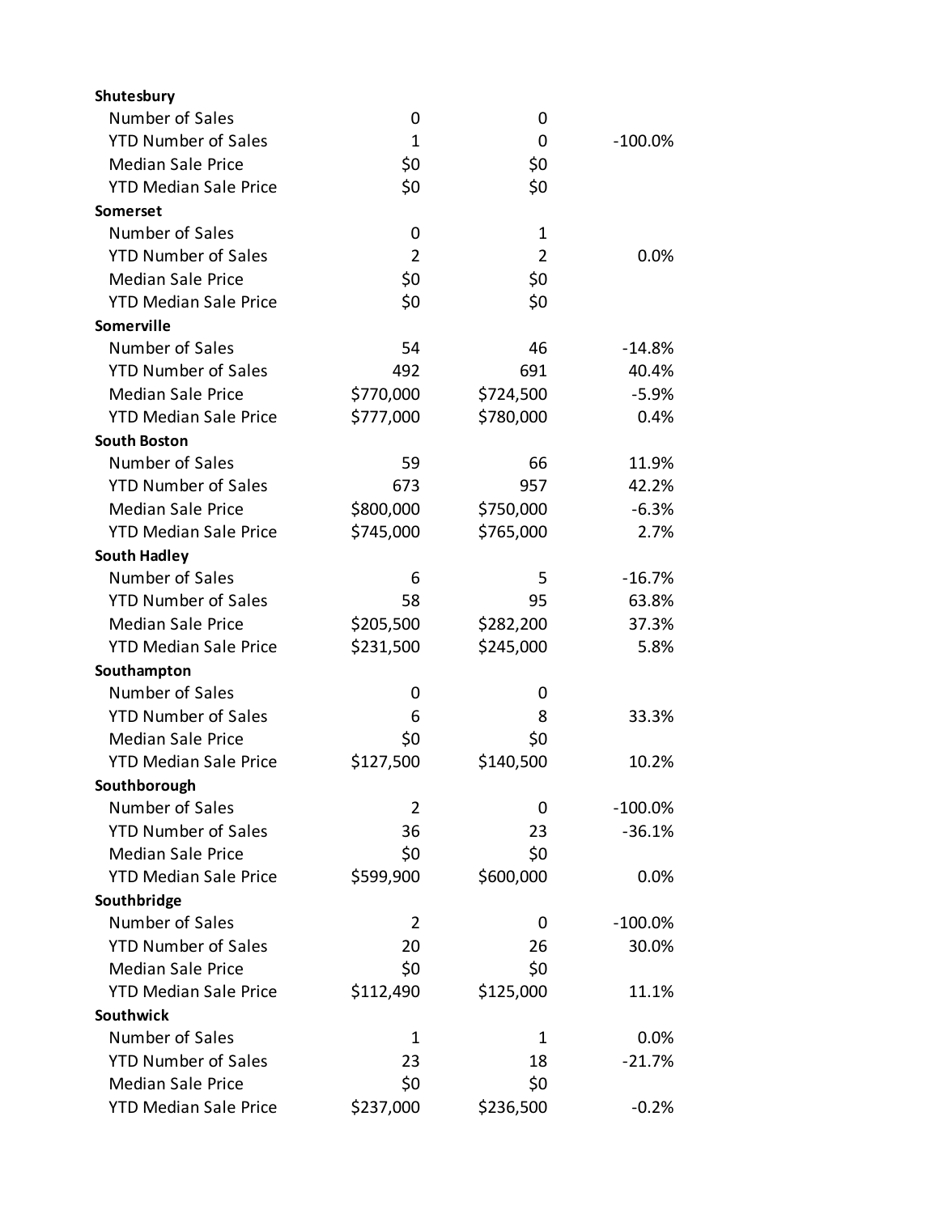| | | | |
|---|---|---|---|
| **Shutesbury** | | | |
| Number of Sales | 0 | 0 | |
| YTD Number of Sales | 1 | 0 | -100.0% |
| Median Sale Price | $0 | $0 | |
| YTD Median Sale Price | $0 | $0 | |
| **Somerset** | | | |
| Number of Sales | 0 | 1 | |
| YTD Number of Sales | 2 | 2 | 0.0% |
| Median Sale Price | $0 | $0 | |
| YTD Median Sale Price | $0 | $0 | |
| **Somerville** | | | |
| Number of Sales | 54 | 46 | -14.8% |
| YTD Number of Sales | 492 | 691 | 40.4% |
| Median Sale Price | $770,000 | $724,500 | -5.9% |
| YTD Median Sale Price | $777,000 | $780,000 | 0.4% |
| **South Boston** | | | |
| Number of Sales | 59 | 66 | 11.9% |
| YTD Number of Sales | 673 | 957 | 42.2% |
| Median Sale Price | $800,000 | $750,000 | -6.3% |
| YTD Median Sale Price | $745,000 | $765,000 | 2.7% |
| **South Hadley** | | | |
| Number of Sales | 6 | 5 | -16.7% |
| YTD Number of Sales | 58 | 95 | 63.8% |
| Median Sale Price | $205,500 | $282,200 | 37.3% |
| YTD Median Sale Price | $231,500 | $245,000 | 5.8% |
| **Southampton** | | | |
| Number of Sales | 0 | 0 | |
| YTD Number of Sales | 6 | 8 | 33.3% |
| Median Sale Price | $0 | $0 | |
| YTD Median Sale Price | $127,500 | $140,500 | 10.2% |
| **Southborough** | | | |
| Number of Sales | 2 | 0 | -100.0% |
| YTD Number of Sales | 36 | 23 | -36.1% |
| Median Sale Price | $0 | $0 | |
| YTD Median Sale Price | $599,900 | $600,000 | 0.0% |
| **Southbridge** | | | |
| Number of Sales | 2 | 0 | -100.0% |
| YTD Number of Sales | 20 | 26 | 30.0% |
| Median Sale Price | $0 | $0 | |
| YTD Median Sale Price | $112,490 | $125,000 | 11.1% |
| **Southwick** | | | |
| Number of Sales | 1 | 1 | 0.0% |
| YTD Number of Sales | 23 | 18 | -21.7% |
| Median Sale Price | $0 | $0 | |
| YTD Median Sale Price | $237,000 | $236,500 | -0.2% |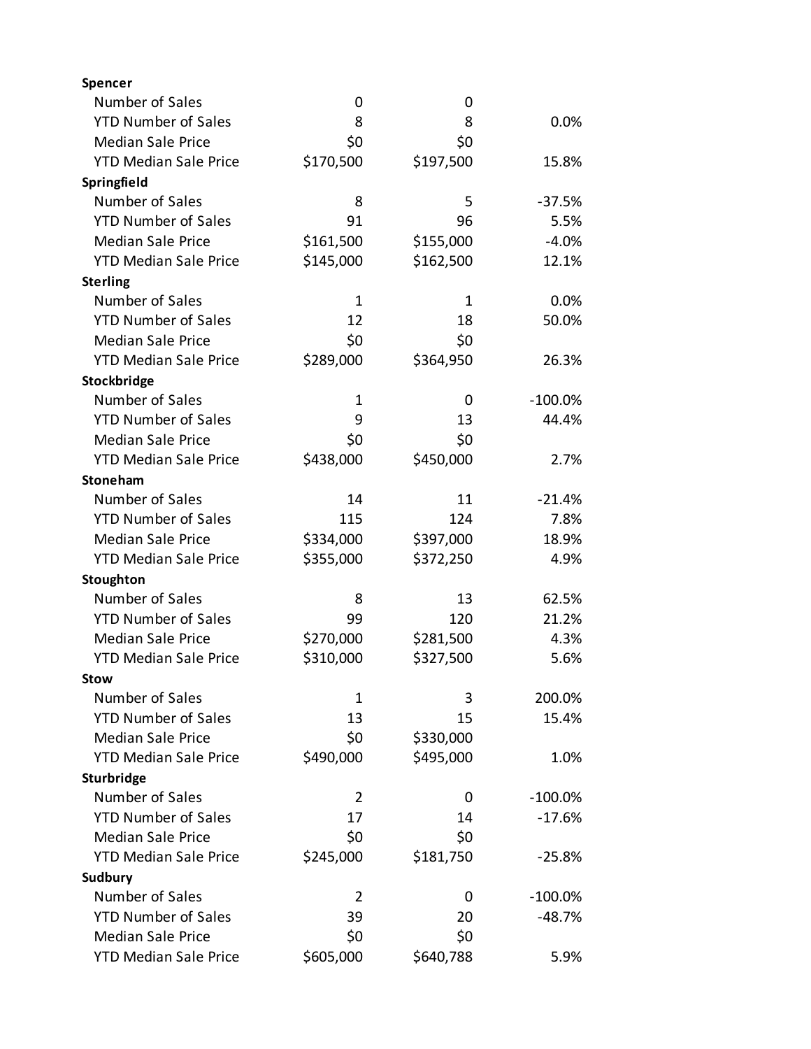| | | | |
|---|---|---|---|
| **Spencer** | | | |
| Number of Sales | 0 | 0 | |
| YTD Number of Sales | 8 | 8 | 0.0% |
| Median Sale Price | $0 | $0 | |
| YTD Median Sale Price | $170,500 | $197,500 | 15.8% |
| **Springfield** | | | |
| Number of Sales | 8 | 5 | -37.5% |
| YTD Number of Sales | 91 | 96 | 5.5% |
| Median Sale Price | $161,500 | $155,000 | -4.0% |
| YTD Median Sale Price | $145,000 | $162,500 | 12.1% |
| **Sterling** | | | |
| Number of Sales | 1 | 1 | 0.0% |
| YTD Number of Sales | 12 | 18 | 50.0% |
| Median Sale Price | $0 | $0 | |
| YTD Median Sale Price | $289,000 | $364,950 | 26.3% |
| **Stockbridge** | | | |
| Number of Sales | 1 | 0 | -100.0% |
| YTD Number of Sales | 9 | 13 | 44.4% |
| Median Sale Price | $0 | $0 | |
| YTD Median Sale Price | $438,000 | $450,000 | 2.7% |
| **Stoneham** | | | |
| Number of Sales | 14 | 11 | -21.4% |
| YTD Number of Sales | 115 | 124 | 7.8% |
| Median Sale Price | $334,000 | $397,000 | 18.9% |
| YTD Median Sale Price | $355,000 | $372,250 | 4.9% |
| **Stoughton** | | | |
| Number of Sales | 8 | 13 | 62.5% |
| YTD Number of Sales | 99 | 120 | 21.2% |
| Median Sale Price | $270,000 | $281,500 | 4.3% |
| YTD Median Sale Price | $310,000 | $327,500 | 5.6% |
| **Stow** | | | |
| Number of Sales | 1 | 3 | 200.0% |
| YTD Number of Sales | 13 | 15 | 15.4% |
| Median Sale Price | $0 | $330,000 | |
| YTD Median Sale Price | $490,000 | $495,000 | 1.0% |
| **Sturbridge** | | | |
| Number of Sales | 2 | 0 | -100.0% |
| YTD Number of Sales | 17 | 14 | -17.6% |
| Median Sale Price | $0 | $0 | |
| YTD Median Sale Price | $245,000 | $181,750 | -25.8% |
| **Sudbury** | | | |
| Number of Sales | 2 | 0 | -100.0% |
| YTD Number of Sales | 39 | 20 | -48.7% |
| Median Sale Price | $0 | $0 | |
| YTD Median Sale Price | $605,000 | $640,788 | 5.9% |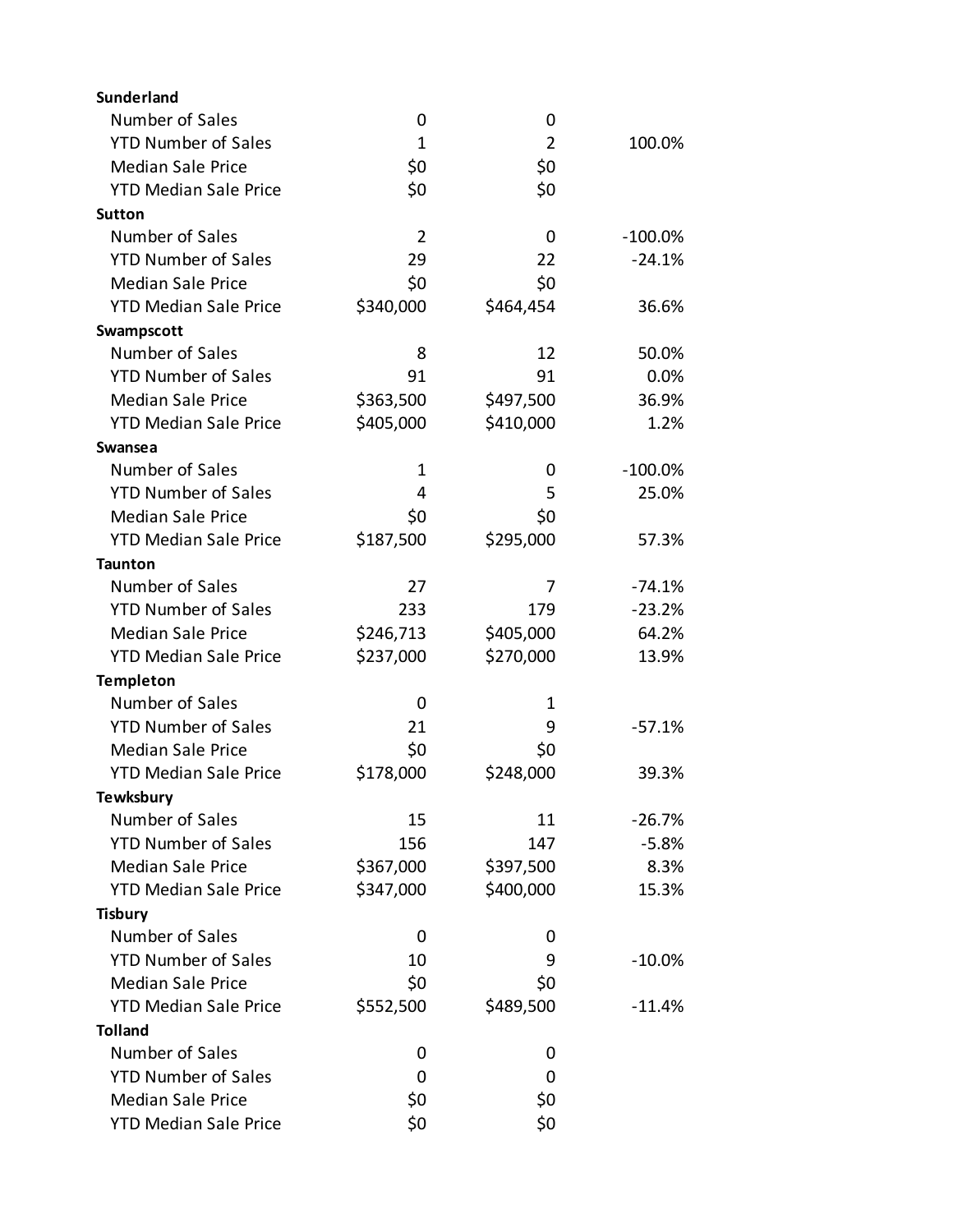| | | | |
|---|---|---|---|
| **Sunderland** | | | |
| Number of Sales | 0 | 0 | |
| YTD Number of Sales | 1 | 2 | 100.0% |
| Median Sale Price | $0 | $0 | |
| YTD Median Sale Price | $0 | $0 | |
| **Sutton** | | | |
| Number of Sales | 2 | 0 | -100.0% |
| YTD Number of Sales | 29 | 22 | -24.1% |
| Median Sale Price | $0 | $0 | |
| YTD Median Sale Price | $340,000 | $464,454 | 36.6% |
| **Swampscott** | | | |
| Number of Sales | 8 | 12 | 50.0% |
| YTD Number of Sales | 91 | 91 | 0.0% |
| Median Sale Price | $363,500 | $497,500 | 36.9% |
| YTD Median Sale Price | $405,000 | $410,000 | 1.2% |
| **Swansea** | | | |
| Number of Sales | 1 | 0 | -100.0% |
| YTD Number of Sales | 4 | 5 | 25.0% |
| Median Sale Price | $0 | $0 | |
| YTD Median Sale Price | $187,500 | $295,000 | 57.3% |
| **Taunton** | | | |
| Number of Sales | 27 | 7 | -74.1% |
| YTD Number of Sales | 233 | 179 | -23.2% |
| Median Sale Price | $246,713 | $405,000 | 64.2% |
| YTD Median Sale Price | $237,000 | $270,000 | 13.9% |
| **Templeton** | | | |
| Number of Sales | 0 | 1 | |
| YTD Number of Sales | 21 | 9 | -57.1% |
| Median Sale Price | $0 | $0 | |
| YTD Median Sale Price | $178,000 | $248,000 | 39.3% |
| **Tewksbury** | | | |
| Number of Sales | 15 | 11 | -26.7% |
| YTD Number of Sales | 156 | 147 | -5.8% |
| Median Sale Price | $367,000 | $397,500 | 8.3% |
| YTD Median Sale Price | $347,000 | $400,000 | 15.3% |
| **Tisbury** | | | |
| Number of Sales | 0 | 0 | |
| YTD Number of Sales | 10 | 9 | -10.0% |
| Median Sale Price | $0 | $0 | |
| YTD Median Sale Price | $552,500 | $489,500 | -11.4% |
| **Tolland** | | | |
| Number of Sales | 0 | 0 | |
| YTD Number of Sales | 0 | 0 | |
| Median Sale Price | $0 | $0 | |
| YTD Median Sale Price | $0 | $0 | |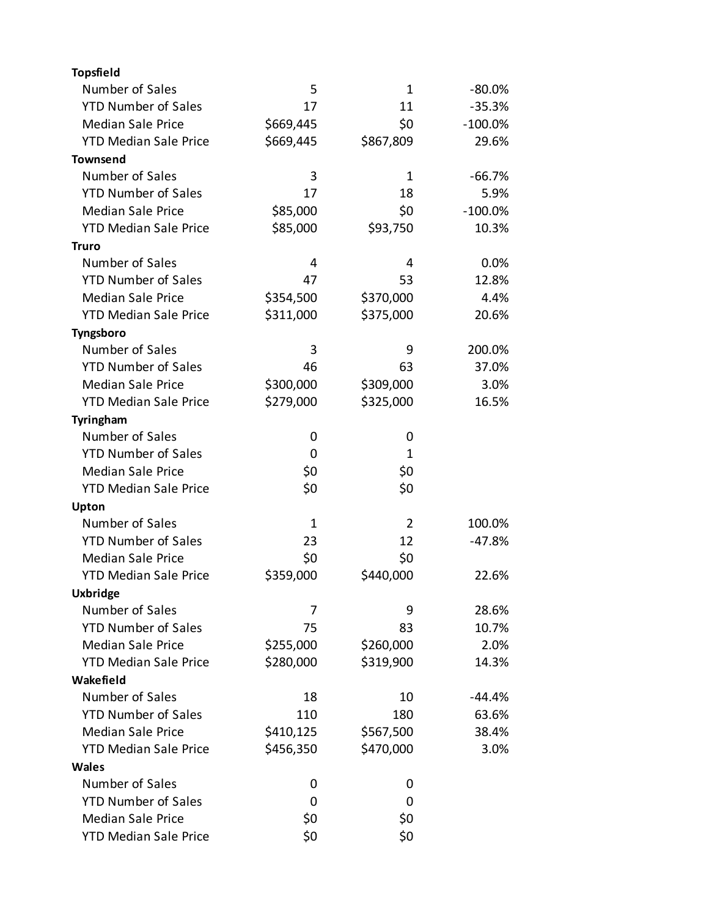| | | | |
|---|---|---|---|
| **Topsfield** | | | |
| Number of Sales | 5 | 1 | -80.0% |
| YTD Number of Sales | 17 | 11 | -35.3% |
| Median Sale Price | $669,445 | $0 | -100.0% |
| YTD Median Sale Price | $669,445 | $867,809 | 29.6% |
| **Townsend** | | | |
| Number of Sales | 3 | 1 | -66.7% |
| YTD Number of Sales | 17 | 18 | 5.9% |
| Median Sale Price | $85,000 | $0 | -100.0% |
| YTD Median Sale Price | $85,000 | $93,750 | 10.3% |
| **Truro** | | | |
| Number of Sales | 4 | 4 | 0.0% |
| YTD Number of Sales | 47 | 53 | 12.8% |
| Median Sale Price | $354,500 | $370,000 | 4.4% |
| YTD Median Sale Price | $311,000 | $375,000 | 20.6% |
| **Tyngsboro** | | | |
| Number of Sales | 3 | 9 | 200.0% |
| YTD Number of Sales | 46 | 63 | 37.0% |
| Median Sale Price | $300,000 | $309,000 | 3.0% |
| YTD Median Sale Price | $279,000 | $325,000 | 16.5% |
| **Tyringham** | | | |
| Number of Sales | 0 | 0 | |
| YTD Number of Sales | 0 | 1 | |
| Median Sale Price | $0 | $0 | |
| YTD Median Sale Price | $0 | $0 | |
| **Upton** | | | |
| Number of Sales | 1 | 2 | 100.0% |
| YTD Number of Sales | 23 | 12 | -47.8% |
| Median Sale Price | $0 | $0 | |
| YTD Median Sale Price | $359,000 | $440,000 | 22.6% |
| **Uxbridge** | | | |
| Number of Sales | 7 | 9 | 28.6% |
| YTD Number of Sales | 75 | 83 | 10.7% |
| Median Sale Price | $255,000 | $260,000 | 2.0% |
| YTD Median Sale Price | $280,000 | $319,900 | 14.3% |
| **Wakefield** | | | |
| Number of Sales | 18 | 10 | -44.4% |
| YTD Number of Sales | 110 | 180 | 63.6% |
| Median Sale Price | $410,125 | $567,500 | 38.4% |
| YTD Median Sale Price | $456,350 | $470,000 | 3.0% |
| **Wales** | | | |
| Number of Sales | 0 | 0 | |
| YTD Number of Sales | 0 | 0 | |
| Median Sale Price | $0 | $0 | |
| YTD Median Sale Price | $0 | $0 | |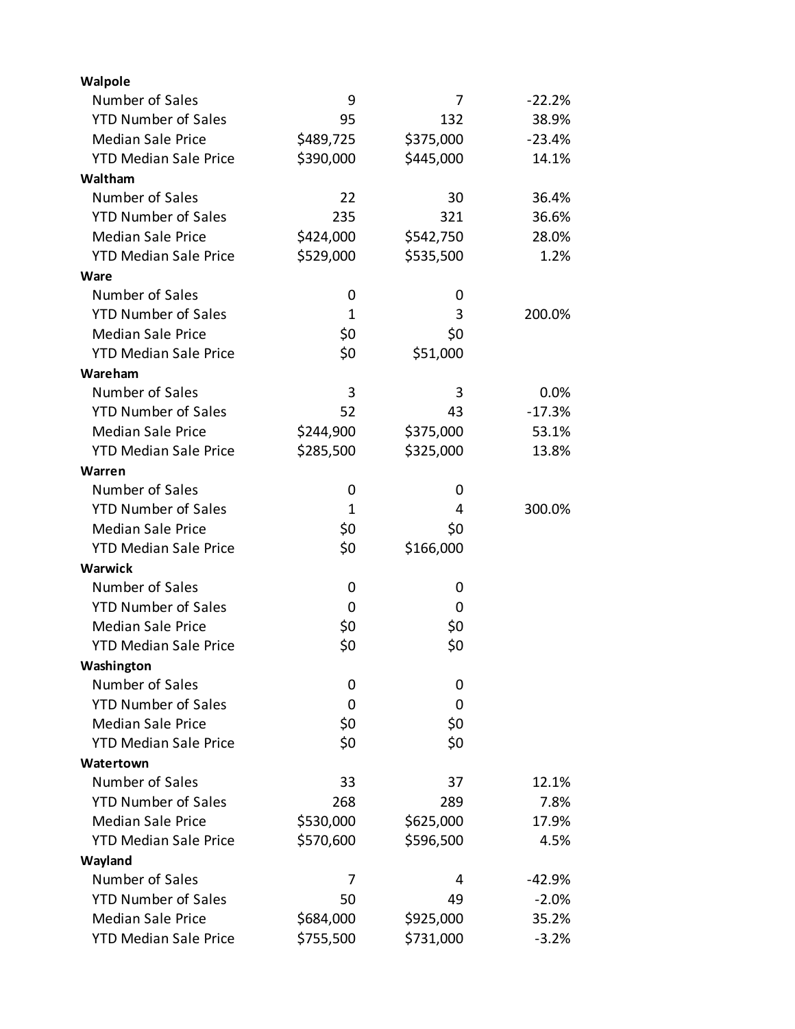| | | | |
|---|---|---|---|
| **Walpole** | | | |
| Number of Sales | 9 | 7 | -22.2% |
| YTD Number of Sales | 95 | 132 | 38.9% |
| Median Sale Price | $489,725 | $375,000 | -23.4% |
| YTD Median Sale Price | $390,000 | $445,000 | 14.1% |
| **Waltham** | | | |
| Number of Sales | 22 | 30 | 36.4% |
| YTD Number of Sales | 235 | 321 | 36.6% |
| Median Sale Price | $424,000 | $542,750 | 28.0% |
| YTD Median Sale Price | $529,000 | $535,500 | 1.2% |
| **Ware** | | | |
| Number of Sales | 0 | 0 | |
| YTD Number of Sales | 1 | 3 | 200.0% |
| Median Sale Price | $0 | $0 | |
| YTD Median Sale Price | $0 | $51,000 | |
| **Wareham** | | | |
| Number of Sales | 3 | 3 | 0.0% |
| YTD Number of Sales | 52 | 43 | -17.3% |
| Median Sale Price | $244,900 | $375,000 | 53.1% |
| YTD Median Sale Price | $285,500 | $325,000 | 13.8% |
| **Warren** | | | |
| Number of Sales | 0 | 0 | |
| YTD Number of Sales | 1 | 4 | 300.0% |
| Median Sale Price | $0 | $0 | |
| YTD Median Sale Price | $0 | $166,000 | |
| **Warwick** | | | |
| Number of Sales | 0 | 0 | |
| YTD Number of Sales | 0 | 0 | |
| Median Sale Price | $0 | $0 | |
| YTD Median Sale Price | $0 | $0 | |
| **Washington** | | | |
| Number of Sales | 0 | 0 | |
| YTD Number of Sales | 0 | 0 | |
| Median Sale Price | $0 | $0 | |
| YTD Median Sale Price | $0 | $0 | |
| **Watertown** | | | |
| Number of Sales | 33 | 37 | 12.1% |
| YTD Number of Sales | 268 | 289 | 7.8% |
| Median Sale Price | $530,000 | $625,000 | 17.9% |
| YTD Median Sale Price | $570,600 | $596,500 | 4.5% |
| **Wayland** | | | |
| Number of Sales | 7 | 4 | -42.9% |
| YTD Number of Sales | 50 | 49 | -2.0% |
| Median Sale Price | $684,000 | $925,000 | 35.2% |
| YTD Median Sale Price | $755,500 | $731,000 | -3.2% |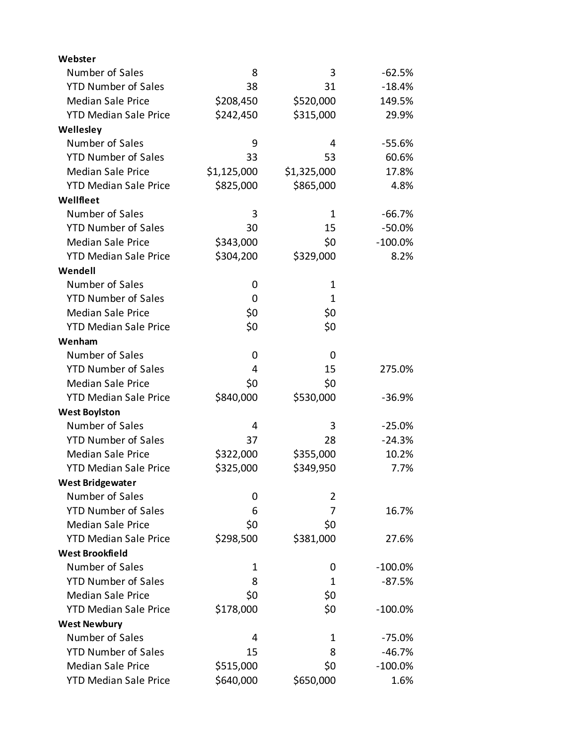| | | | |
|---|---|---|---|
| **Webster** | | | |
| Number of Sales | 8 | 3 | -62.5% |
| YTD Number of Sales | 38 | 31 | -18.4% |
| Median Sale Price | $208,450 | $520,000 | 149.5% |
| YTD Median Sale Price | $242,450 | $315,000 | 29.9% |
| **Wellesley** | | | |
| Number of Sales | 9 | 4 | -55.6% |
| YTD Number of Sales | 33 | 53 | 60.6% |
| Median Sale Price | $1,125,000 | $1,325,000 | 17.8% |
| YTD Median Sale Price | $825,000 | $865,000 | 4.8% |
| **Wellfleet** | | | |
| Number of Sales | 3 | 1 | -66.7% |
| YTD Number of Sales | 30 | 15 | -50.0% |
| Median Sale Price | $343,000 | $0 | -100.0% |
| YTD Median Sale Price | $304,200 | $329,000 | 8.2% |
| **Wendell** | | | |
| Number of Sales | 0 | 1 | |
| YTD Number of Sales | 0 | 1 | |
| Median Sale Price | $0 | $0 | |
| YTD Median Sale Price | $0 | $0 | |
| **Wenham** | | | |
| Number of Sales | 0 | 0 | |
| YTD Number of Sales | 4 | 15 | 275.0% |
| Median Sale Price | $0 | $0 | |
| YTD Median Sale Price | $840,000 | $530,000 | -36.9% |
| **West Boylston** | | | |
| Number of Sales | 4 | 3 | -25.0% |
| YTD Number of Sales | 37 | 28 | -24.3% |
| Median Sale Price | $322,000 | $355,000 | 10.2% |
| YTD Median Sale Price | $325,000 | $349,950 | 7.7% |
| **West Bridgewater** | | | |
| Number of Sales | 0 | 2 | |
| YTD Number of Sales | 6 | 7 | 16.7% |
| Median Sale Price | $0 | $0 | |
| YTD Median Sale Price | $298,500 | $381,000 | 27.6% |
| **West Brookfield** | | | |
| Number of Sales | 1 | 0 | -100.0% |
| YTD Number of Sales | 8 | 1 | -87.5% |
| Median Sale Price | $0 | $0 | |
| YTD Median Sale Price | $178,000 | $0 | -100.0% |
| **West Newbury** | | | |
| Number of Sales | 4 | 1 | -75.0% |
| YTD Number of Sales | 15 | 8 | -46.7% |
| Median Sale Price | $515,000 | $0 | -100.0% |
| YTD Median Sale Price | $640,000 | $650,000 | 1.6% |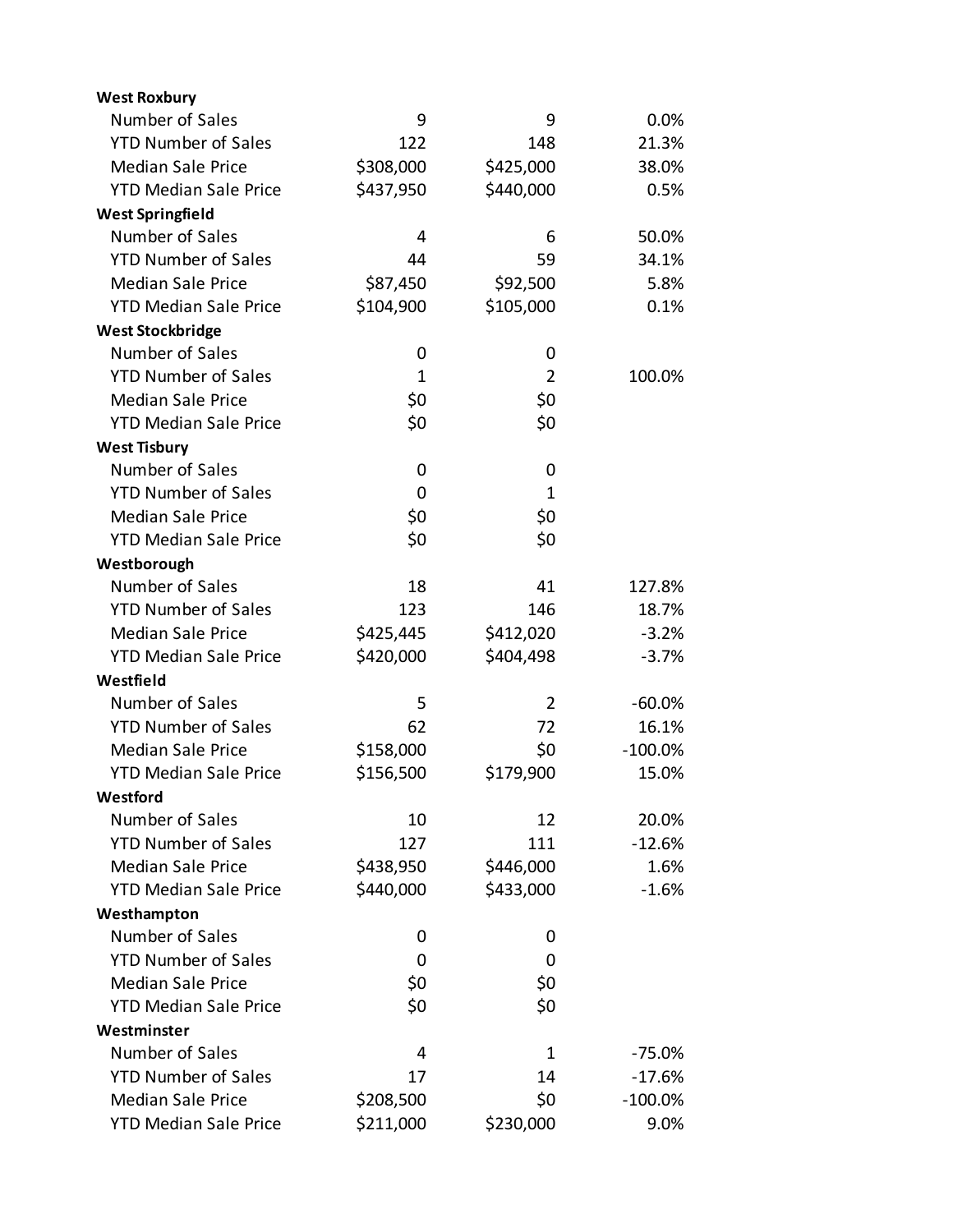| | | | |
|---|---|---|---|
| **West Roxbury** | | | |
| Number of Sales | 9 | 9 | 0.0% |
| YTD Number of Sales | 122 | 148 | 21.3% |
| Median Sale Price | $308,000 | $425,000 | 38.0% |
| YTD Median Sale Price | $437,950 | $440,000 | 0.5% |
| **West Springfield** | | | |
| Number of Sales | 4 | 6 | 50.0% |
| YTD Number of Sales | 44 | 59 | 34.1% |
| Median Sale Price | $87,450 | $92,500 | 5.8% |
| YTD Median Sale Price | $104,900 | $105,000 | 0.1% |
| **West Stockbridge** | | | |
| Number of Sales | 0 | 0 | |
| YTD Number of Sales | 1 | 2 | 100.0% |
| Median Sale Price | $0 | $0 | |
| YTD Median Sale Price | $0 | $0 | |
| **West Tisbury** | | | |
| Number of Sales | 0 | 0 | |
| YTD Number of Sales | 0 | 1 | |
| Median Sale Price | $0 | $0 | |
| YTD Median Sale Price | $0 | $0 | |
| **Westborough** | | | |
| Number of Sales | 18 | 41 | 127.8% |
| YTD Number of Sales | 123 | 146 | 18.7% |
| Median Sale Price | $425,445 | $412,020 | -3.2% |
| YTD Median Sale Price | $420,000 | $404,498 | -3.7% |
| **Westfield** | | | |
| Number of Sales | 5 | 2 | -60.0% |
| YTD Number of Sales | 62 | 72 | 16.1% |
| Median Sale Price | $158,000 | $0 | -100.0% |
| YTD Median Sale Price | $156,500 | $179,900 | 15.0% |
| **Westford** | | | |
| Number of Sales | 10 | 12 | 20.0% |
| YTD Number of Sales | 127 | 111 | -12.6% |
| Median Sale Price | $438,950 | $446,000 | 1.6% |
| YTD Median Sale Price | $440,000 | $433,000 | -1.6% |
| **Westhampton** | | | |
| Number of Sales | 0 | 0 | |
| YTD Number of Sales | 0 | 0 | |
| Median Sale Price | $0 | $0 | |
| YTD Median Sale Price | $0 | $0 | |
| **Westminster** | | | |
| Number of Sales | 4 | 1 | -75.0% |
| YTD Number of Sales | 17 | 14 | -17.6% |
| Median Sale Price | $208,500 | $0 | -100.0% |
| YTD Median Sale Price | $211,000 | $230,000 | 9.0% |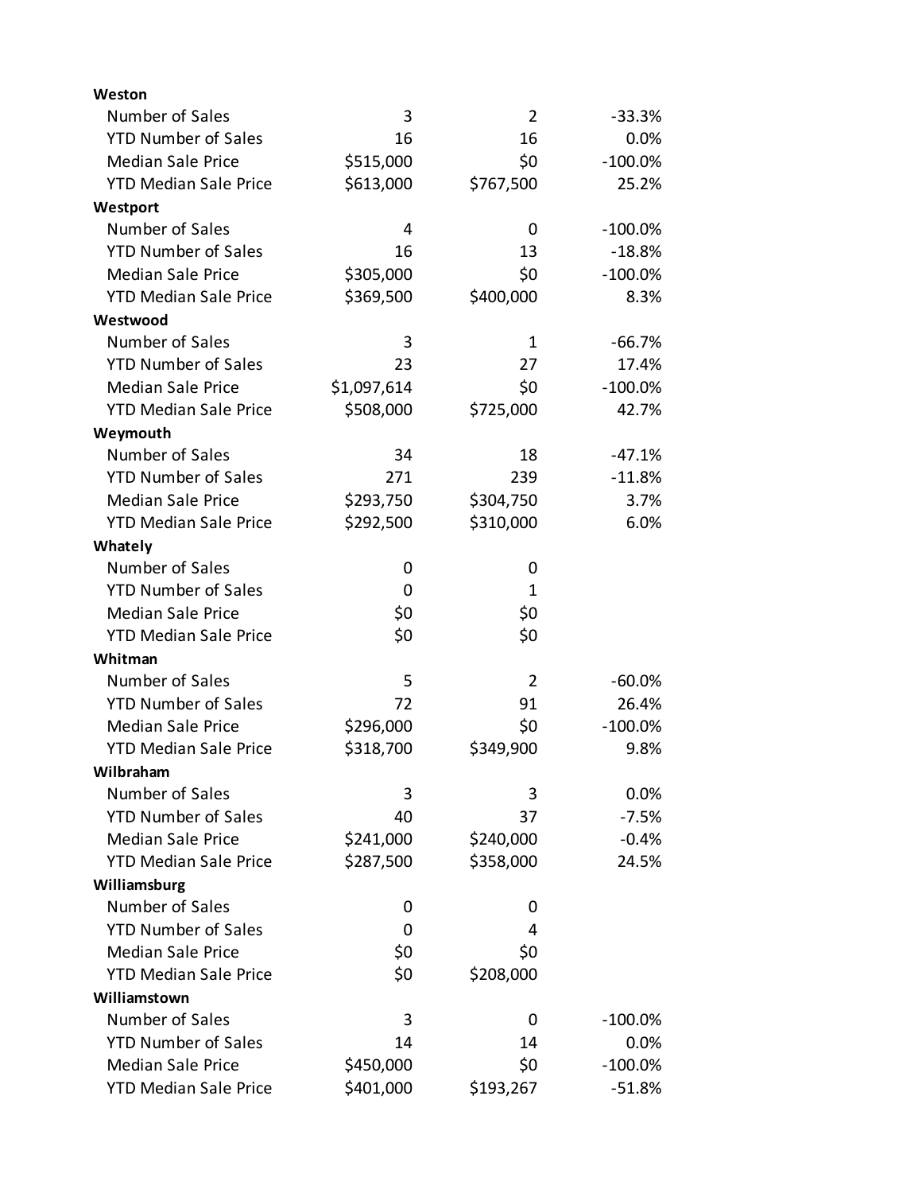| | | | |
|---|---|---|---|
| **Weston** | | | |
| Number of Sales | 3 | 2 | -33.3% |
| YTD Number of Sales | 16 | 16 | 0.0% |
| Median Sale Price | $515,000 | $0 | -100.0% |
| YTD Median Sale Price | $613,000 | $767,500 | 25.2% |
| **Westport** | | | |
| Number of Sales | 4 | 0 | -100.0% |
| YTD Number of Sales | 16 | 13 | -18.8% |
| Median Sale Price | $305,000 | $0 | -100.0% |
| YTD Median Sale Price | $369,500 | $400,000 | 8.3% |
| **Westwood** | | | |
| Number of Sales | 3 | 1 | -66.7% |
| YTD Number of Sales | 23 | 27 | 17.4% |
| Median Sale Price | $1,097,614 | $0 | -100.0% |
| YTD Median Sale Price | $508,000 | $725,000 | 42.7% |
| **Weymouth** | | | |
| Number of Sales | 34 | 18 | -47.1% |
| YTD Number of Sales | 271 | 239 | -11.8% |
| Median Sale Price | $293,750 | $304,750 | 3.7% |
| YTD Median Sale Price | $292,500 | $310,000 | 6.0% |
| **Whately** | | | |
| Number of Sales | 0 | 0 | |
| YTD Number of Sales | 0 | 1 | |
| Median Sale Price | $0 | $0 | |
| YTD Median Sale Price | $0 | $0 | |
| **Whitman** | | | |
| Number of Sales | 5 | 2 | -60.0% |
| YTD Number of Sales | 72 | 91 | 26.4% |
| Median Sale Price | $296,000 | $0 | -100.0% |
| YTD Median Sale Price | $318,700 | $349,900 | 9.8% |
| **Wilbraham** | | | |
| Number of Sales | 3 | 3 | 0.0% |
| YTD Number of Sales | 40 | 37 | -7.5% |
| Median Sale Price | $241,000 | $240,000 | -0.4% |
| YTD Median Sale Price | $287,500 | $358,000 | 24.5% |
| **Williamsburg** | | | |
| Number of Sales | 0 | 0 | |
| YTD Number of Sales | 0 | 4 | |
| Median Sale Price | $0 | $0 | |
| YTD Median Sale Price | $0 | $208,000 | |
| **Williamstown** | | | |
| Number of Sales | 3 | 0 | -100.0% |
| YTD Number of Sales | 14 | 14 | 0.0% |
| Median Sale Price | $450,000 | $0 | -100.0% |
| YTD Median Sale Price | $401,000 | $193,267 | -51.8% |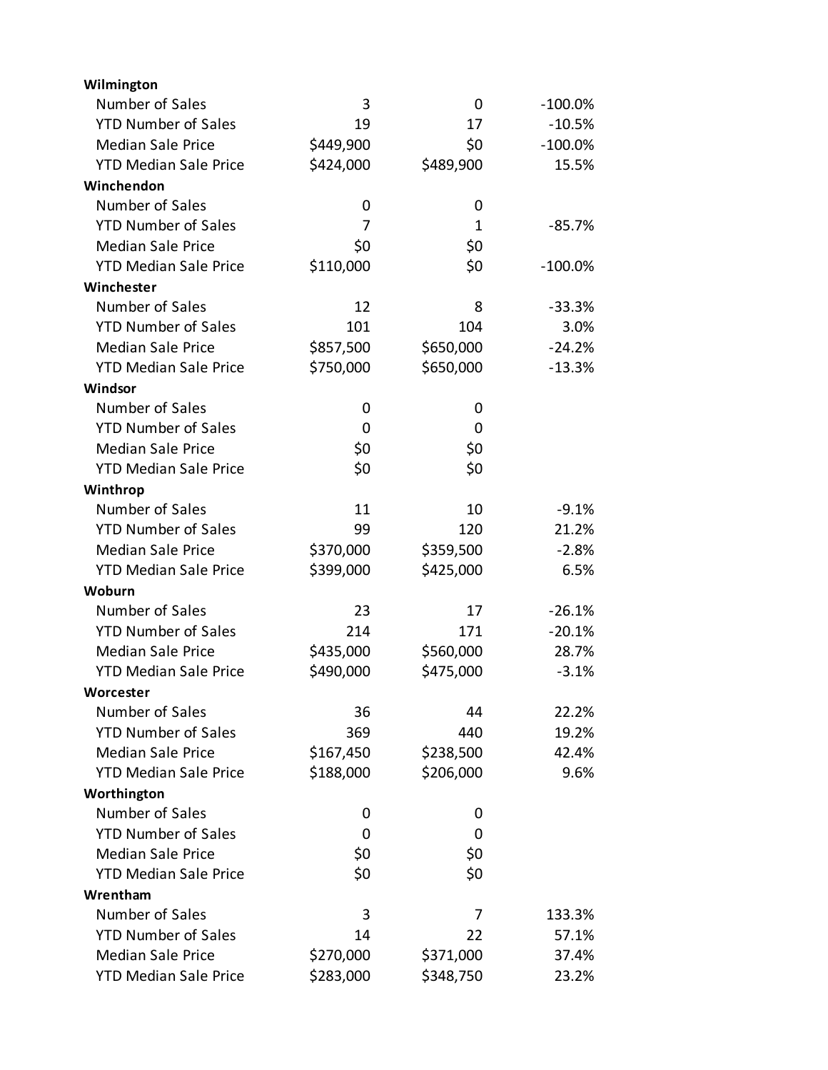| | | | |
|---|---|---|---|
| **Wilmington** | | | |
| Number of Sales | 3 | 0 | -100.0% |
| YTD Number of Sales | 19 | 17 | -10.5% |
| Median Sale Price | $449,900 | $0 | -100.0% |
| YTD Median Sale Price | $424,000 | $489,900 | 15.5% |
| **Winchendon** | | | |
| Number of Sales | 0 | 0 | |
| YTD Number of Sales | 7 | 1 | -85.7% |
| Median Sale Price | $0 | $0 | |
| YTD Median Sale Price | $110,000 | $0 | -100.0% |
| **Winchester** | | | |
| Number of Sales | 12 | 8 | -33.3% |
| YTD Number of Sales | 101 | 104 | 3.0% |
| Median Sale Price | $857,500 | $650,000 | -24.2% |
| YTD Median Sale Price | $750,000 | $650,000 | -13.3% |
| **Windsor** | | | |
| Number of Sales | 0 | 0 | |
| YTD Number of Sales | 0 | 0 | |
| Median Sale Price | $0 | $0 | |
| YTD Median Sale Price | $0 | $0 | |
| **Winthrop** | | | |
| Number of Sales | 11 | 10 | -9.1% |
| YTD Number of Sales | 99 | 120 | 21.2% |
| Median Sale Price | $370,000 | $359,500 | -2.8% |
| YTD Median Sale Price | $399,000 | $425,000 | 6.5% |
| **Woburn** | | | |
| Number of Sales | 23 | 17 | -26.1% |
| YTD Number of Sales | 214 | 171 | -20.1% |
| Median Sale Price | $435,000 | $560,000 | 28.7% |
| YTD Median Sale Price | $490,000 | $475,000 | -3.1% |
| **Worcester** | | | |
| Number of Sales | 36 | 44 | 22.2% |
| YTD Number of Sales | 369 | 440 | 19.2% |
| Median Sale Price | $167,450 | $238,500 | 42.4% |
| YTD Median Sale Price | $188,000 | $206,000 | 9.6% |
| **Worthington** | | | |
| Number of Sales | 0 | 0 | |
| YTD Number of Sales | 0 | 0 | |
| Median Sale Price | $0 | $0 | |
| YTD Median Sale Price | $0 | $0 | |
| **Wrentham** | | | |
| Number of Sales | 3 | 7 | 133.3% |
| YTD Number of Sales | 14 | 22 | 57.1% |
| Median Sale Price | $270,000 | $371,000 | 37.4% |
| YTD Median Sale Price | $283,000 | $348,750 | 23.2% |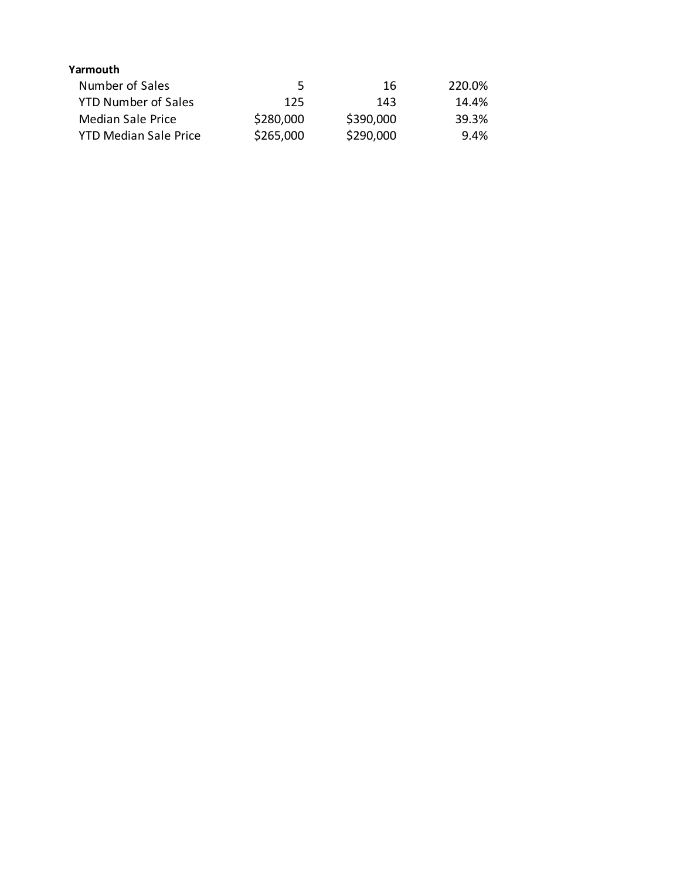**Yarmouth**

| | | | |
|---|---|---|---|
| Number of Sales | 5 | 16 | 220.0% |
| YTD Number of Sales | 125 | 143 | 14.4% |
| Median Sale Price | $280,000 | $390,000 | 39.3% |
| YTD Median Sale Price | $265,000 | $290,000 | 9.4% |